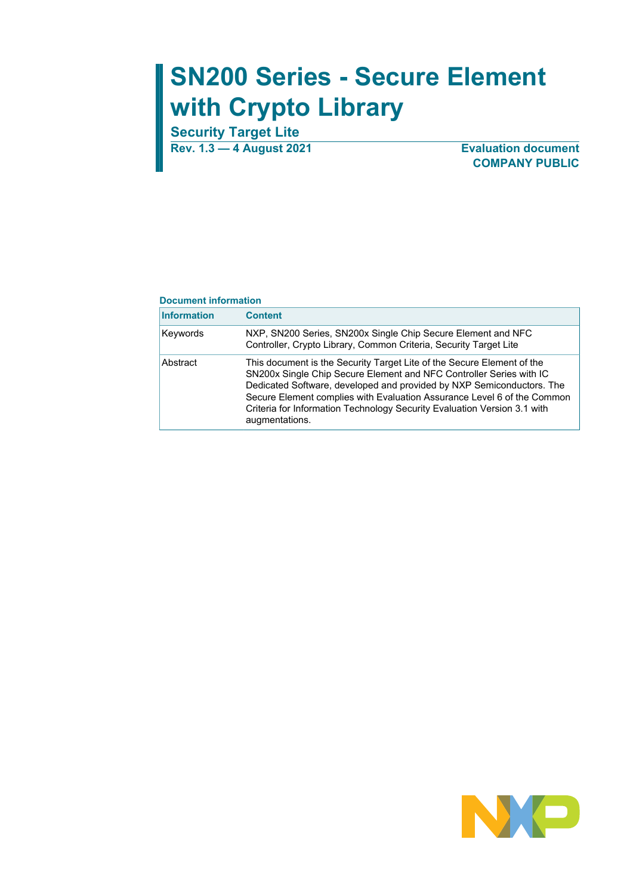# SN200 Series - Secure Element with Crypto Library

## Security Target Lite

**Rev. 1.3 — 4 August 2021**

**Evaluation document**
**COMPANY PUBLIC**

**Document information**

| Information | Content |
|---|---|
| Keywords | NXP, SN200 Series, SN200x Single Chip Secure Element and NFC Controller, Crypto Library, Common Criteria, Security Target Lite |
| Abstract | This document is the Security Target Lite of the Secure Element of the SN200x Single Chip Secure Element and NFC Controller Series with IC Dedicated Software, developed and provided by NXP Semiconductors. The Secure Element complies with Evaluation Assurance Level 6 of the Common Criteria for Information Technology Security Evaluation Version 3.1 with augmentations. |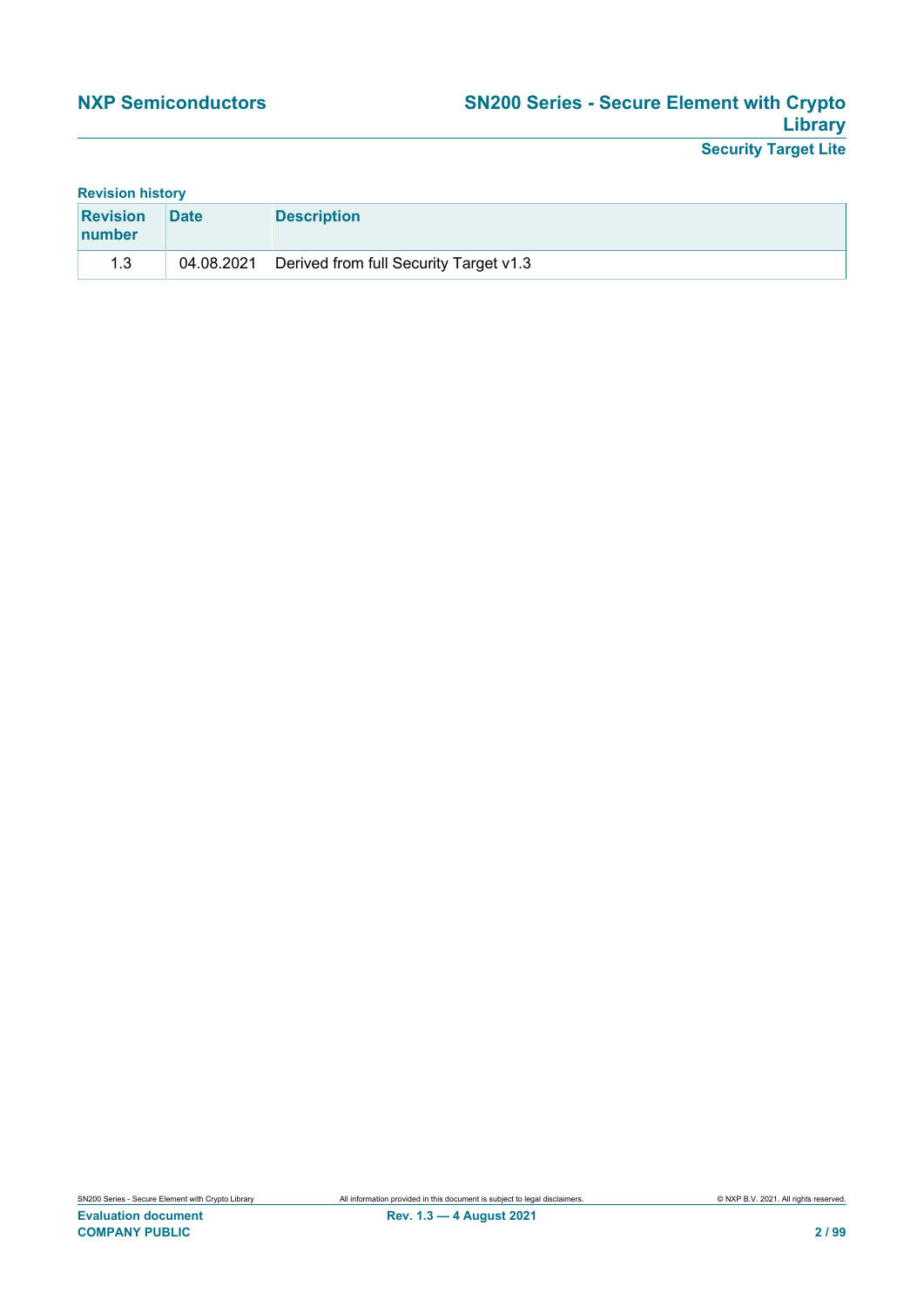**Revision history**

| Revision number | Date | Description |
|---|---|---|
| 1.3 | 04.08.2021 | Derived from full Security Target v1.3 |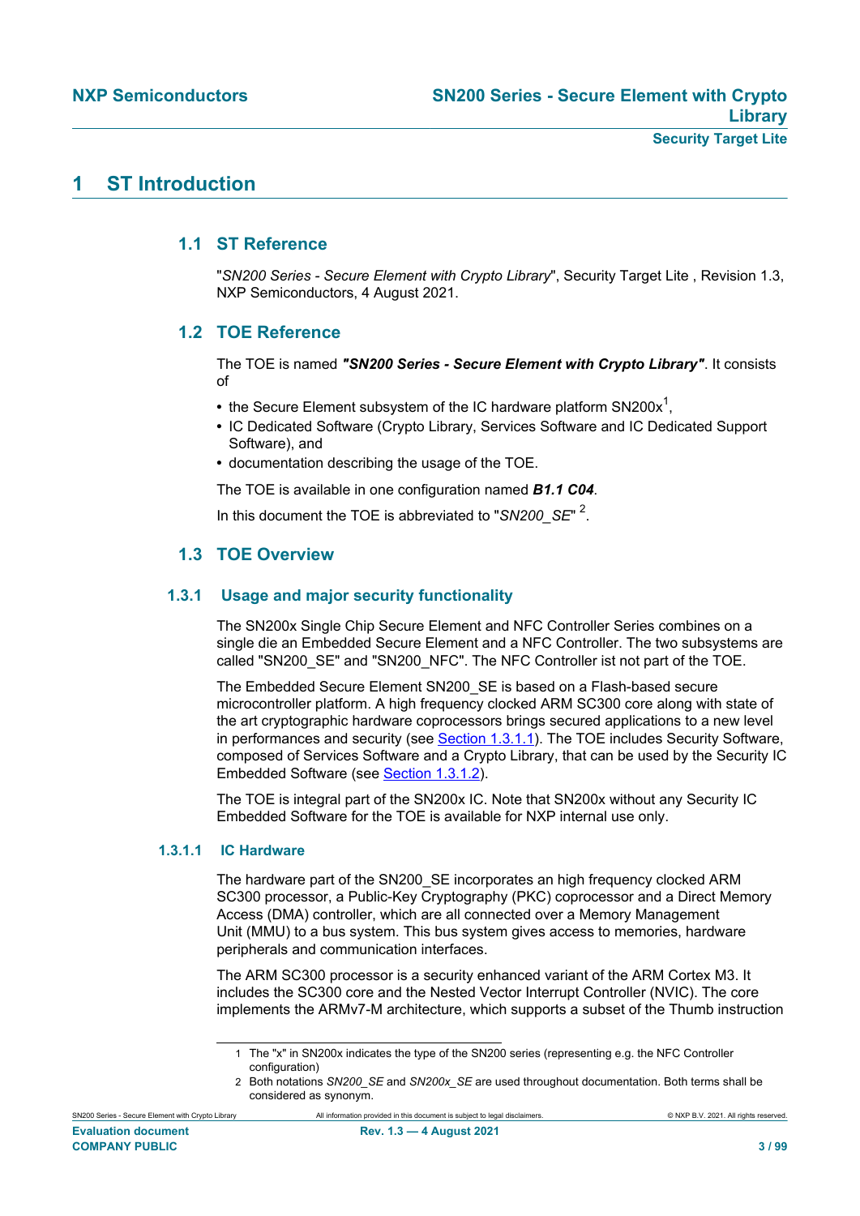# 1 ST Introduction

## 1.1 ST Reference

"*SN200 Series - Secure Element with Crypto Library*", Security Target Lite , Revision 1.3, NXP Semiconductors, 4 August 2021.

## 1.2 TOE Reference

The TOE is named ***"SN200 Series - Secure Element with Crypto Library"***. It consists of

- the Secure Element subsystem of the IC hardware platform SN200x[1],
- IC Dedicated Software (Crypto Library, Services Software and IC Dedicated Support Software), and
- documentation describing the usage of the TOE.

The TOE is available in one configuration named ***B1.1 C04***.

In this document the TOE is abbreviated to "*SN200_SE*" [2].

## 1.3 TOE Overview

### 1.3.1 Usage and major security functionality

The SN200x Single Chip Secure Element and NFC Controller Series combines on a single die an Embedded Secure Element and a NFC Controller. The two subsystems are called "SN200_SE" and "SN200_NFC". The NFC Controller ist not part of the TOE.

The Embedded Secure Element SN200_SE is based on a Flash-based secure microcontroller platform. A high frequency clocked ARM SC300 core along with state of the art cryptographic hardware coprocessors brings secured applications to a new level in performances and security (see Section 1.3.1.1). The TOE includes Security Software, composed of Services Software and a Crypto Library, that can be used by the Security IC Embedded Software (see Section 1.3.1.2).

The TOE is integral part of the SN200x IC. Note that SN200x without any Security IC Embedded Software for the TOE is available for NXP internal use only.

#### 1.3.1.1 IC Hardware

The hardware part of the SN200_SE incorporates an high frequency clocked ARM SC300 processor, a Public-Key Cryptography (PKC) coprocessor and a Direct Memory Access (DMA) controller, which are all connected over a Memory Management Unit (MMU) to a bus system. This bus system gives access to memories, hardware peripherals and communication interfaces.

The ARM SC300 processor is a security enhanced variant of the ARM Cortex M3. It includes the SC300 core and the Nested Vector Interrupt Controller (NVIC). The core implements the ARMv7-M architecture, which supports a subset of the Thumb instruction

---

1 The "x" in SN200x indicates the type of the SN200 series (representing e.g. the NFC Controller configuration)

2 Both notations *SN200_SE* and *SN200x_SE* are used throughout documentation. Both terms shall be considered as synonym.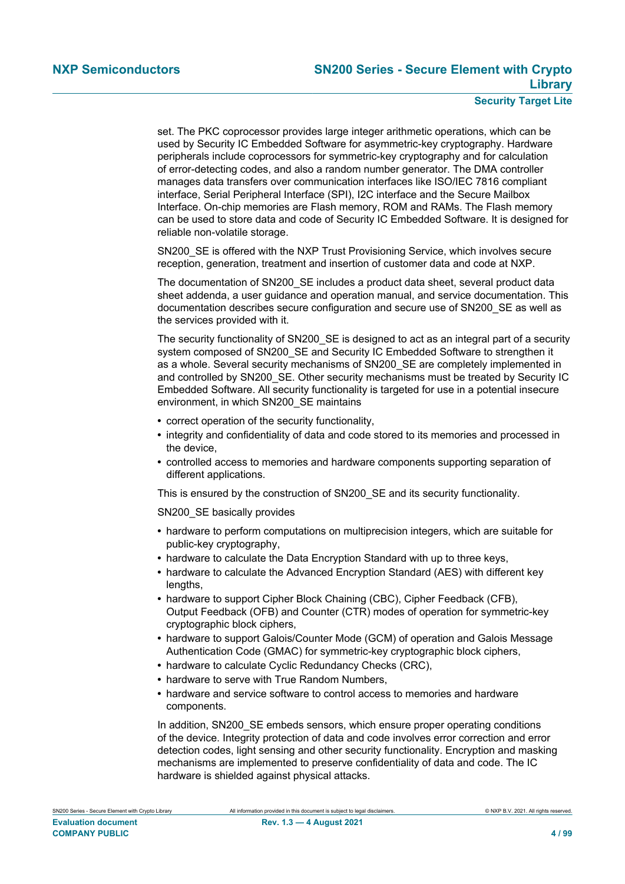set. The PKC coprocessor provides large integer arithmetic operations, which can be used by Security IC Embedded Software for asymmetric-key cryptography. Hardware peripherals include coprocessors for symmetric-key cryptography and for calculation of error-detecting codes, and also a random number generator. The DMA controller manages data transfers over communication interfaces like ISO/IEC 7816 compliant interface, Serial Peripheral Interface (SPI), I2C interface and the Secure Mailbox Interface. On-chip memories are Flash memory, ROM and RAMs. The Flash memory can be used to store data and code of Security IC Embedded Software. It is designed for reliable non-volatile storage.

SN200_SE is offered with the NXP Trust Provisioning Service, which involves secure reception, generation, treatment and insertion of customer data and code at NXP.

The documentation of SN200_SE includes a product data sheet, several product data sheet addenda, a user guidance and operation manual, and service documentation. This documentation describes secure configuration and secure use of SN200_SE as well as the services provided with it.

The security functionality of SN200_SE is designed to act as an integral part of a security system composed of SN200_SE and Security IC Embedded Software to strengthen it as a whole. Several security mechanisms of SN200_SE are completely implemented in and controlled by SN200_SE. Other security mechanisms must be treated by Security IC Embedded Software. All security functionality is targeted for use in a potential insecure environment, in which SN200_SE maintains

- correct operation of the security functionality,
- integrity and confidentiality of data and code stored to its memories and processed in the device,
- controlled access to memories and hardware components supporting separation of different applications.

This is ensured by the construction of SN200_SE and its security functionality.

SN200_SE basically provides

- hardware to perform computations on multiprecision integers, which are suitable for public-key cryptography,
- hardware to calculate the Data Encryption Standard with up to three keys,
- hardware to calculate the Advanced Encryption Standard (AES) with different key lengths,
- hardware to support Cipher Block Chaining (CBC), Cipher Feedback (CFB), Output Feedback (OFB) and Counter (CTR) modes of operation for symmetric-key cryptographic block ciphers,
- hardware to support Galois/Counter Mode (GCM) of operation and Galois Message Authentication Code (GMAC) for symmetric-key cryptographic block ciphers,
- hardware to calculate Cyclic Redundancy Checks (CRC),
- hardware to serve with True Random Numbers,
- hardware and service software to control access to memories and hardware components.

In addition, SN200_SE embeds sensors, which ensure proper operating conditions of the device. Integrity protection of data and code involves error correction and error detection codes, light sensing and other security functionality. Encryption and masking mechanisms are implemented to preserve confidentiality of data and code. The IC hardware is shielded against physical attacks.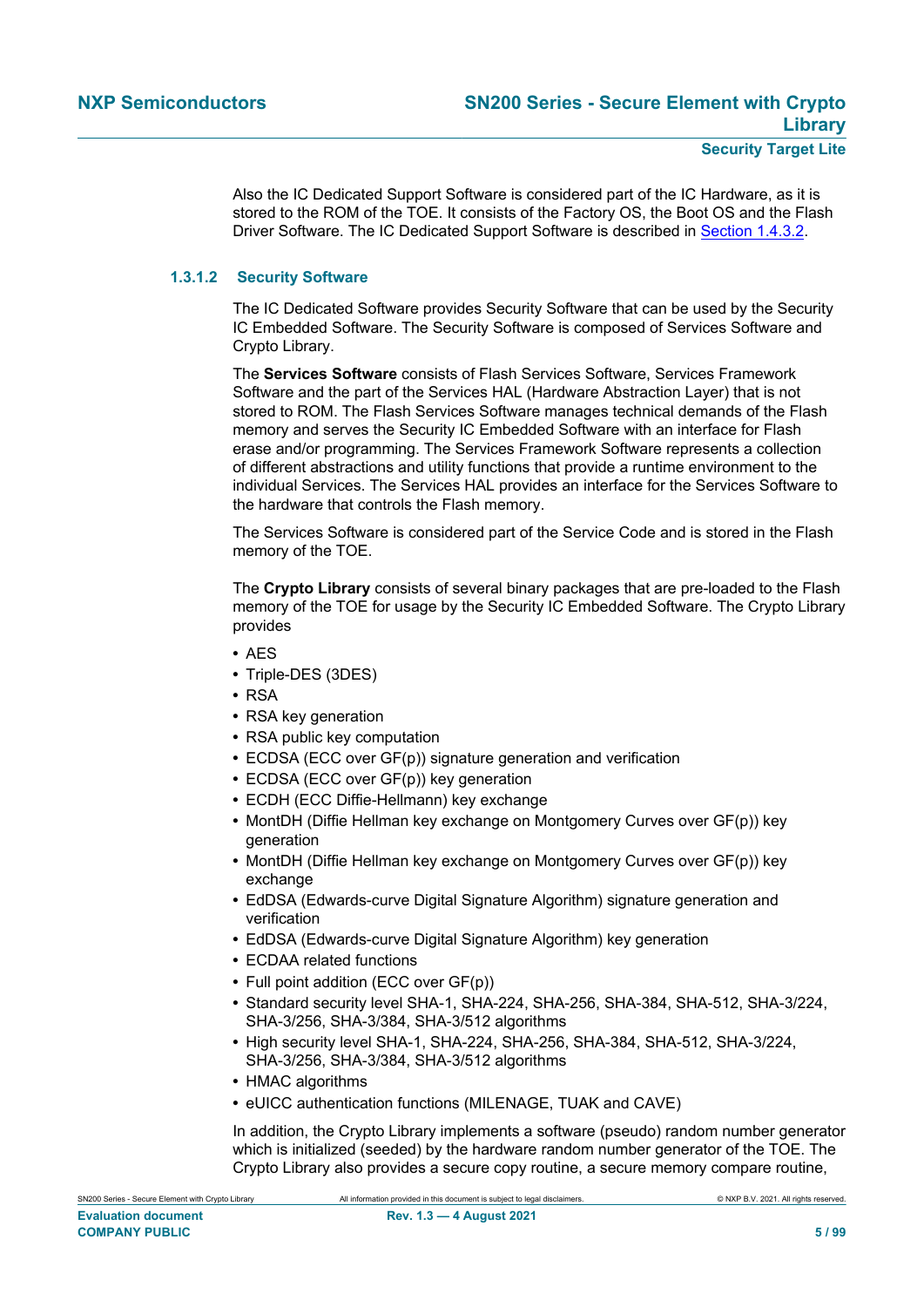Also the IC Dedicated Support Software is considered part of the IC Hardware, as it is stored to the ROM of the TOE. It consists of the Factory OS, the Boot OS and the Flash Driver Software. The IC Dedicated Support Software is described in Section 1.4.3.2.

#### 1.3.1.2 Security Software

The IC Dedicated Software provides Security Software that can be used by the Security IC Embedded Software. The Security Software is composed of Services Software and Crypto Library.

The **Services Software** consists of Flash Services Software, Services Framework Software and the part of the Services HAL (Hardware Abstraction Layer) that is not stored to ROM. The Flash Services Software manages technical demands of the Flash memory and serves the Security IC Embedded Software with an interface for Flash erase and/or programming. The Services Framework Software represents a collection of different abstractions and utility functions that provide a runtime environment to the individual Services. The Services HAL provides an interface for the Services Software to the hardware that controls the Flash memory.

The Services Software is considered part of the Service Code and is stored in the Flash memory of the TOE.

The **Crypto Library** consists of several binary packages that are pre-loaded to the Flash memory of the TOE for usage by the Security IC Embedded Software. The Crypto Library provides

- AES
- Triple-DES (3DES)
- RSA
- RSA key generation
- RSA public key computation
- ECDSA (ECC over GF(p)) signature generation and verification
- ECDSA (ECC over GF(p)) key generation
- ECDH (ECC Diffie-Hellmann) key exchange
- MontDH (Diffie Hellman key exchange on Montgomery Curves over GF(p)) key generation
- MontDH (Diffie Hellman key exchange on Montgomery Curves over GF(p)) key exchange
- EdDSA (Edwards-curve Digital Signature Algorithm) signature generation and verification
- EdDSA (Edwards-curve Digital Signature Algorithm) key generation
- ECDAA related functions
- Full point addition (ECC over GF(p))
- Standard security level SHA-1, SHA-224, SHA-256, SHA-384, SHA-512, SHA-3/224, SHA-3/256, SHA-3/384, SHA-3/512 algorithms
- High security level SHA-1, SHA-224, SHA-256, SHA-384, SHA-512, SHA-3/224, SHA-3/256, SHA-3/384, SHA-3/512 algorithms
- HMAC algorithms
- eUICC authentication functions (MILENAGE, TUAK and CAVE)

In addition, the Crypto Library implements a software (pseudo) random number generator which is initialized (seeded) by the hardware random number generator of the TOE. The Crypto Library also provides a secure copy routine, a secure memory compare routine,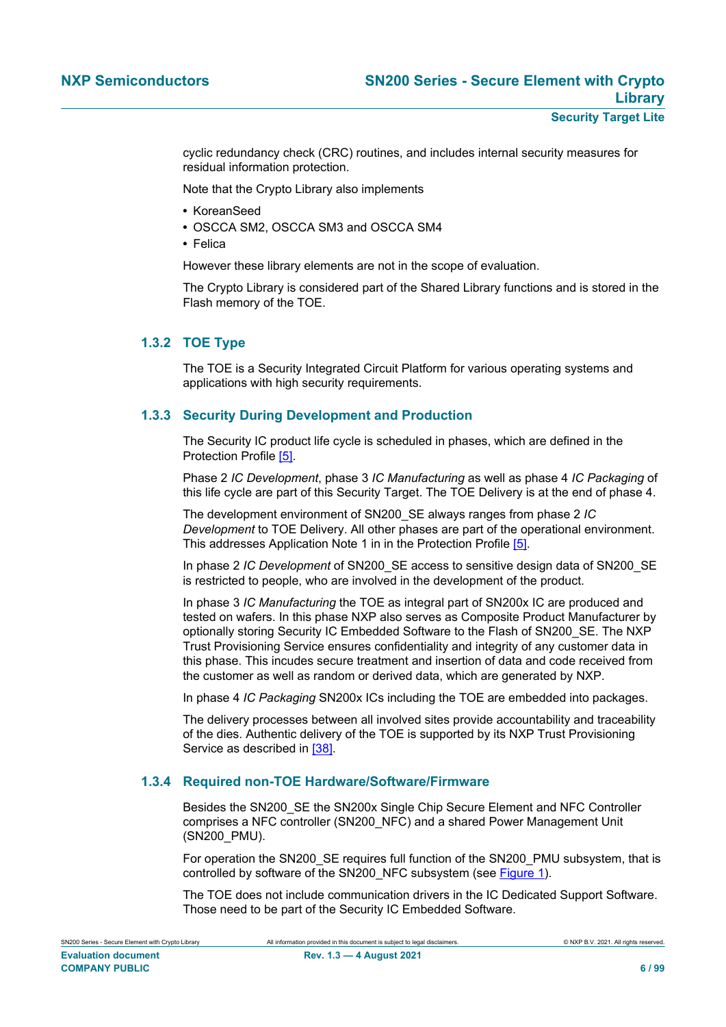cyclic redundancy check (CRC) routines, and includes internal security measures for residual information protection.

Note that the Crypto Library also implements

- KoreanSeed
- OSCCA SM2, OSCCA SM3 and OSCCA SM4
- Felica

However these library elements are not in the scope of evaluation.

The Crypto Library is considered part of the Shared Library functions and is stored in the Flash memory of the TOE.

### 1.3.2 TOE Type

The TOE is a Security Integrated Circuit Platform for various operating systems and applications with high security requirements.

### 1.3.3 Security During Development and Production

The Security IC product life cycle is scheduled in phases, which are defined in the Protection Profile [5].

Phase 2 *IC Development*, phase 3 *IC Manufacturing* as well as phase 4 *IC Packaging* of this life cycle are part of this Security Target. The TOE Delivery is at the end of phase 4.

The development environment of SN200_SE always ranges from phase 2 *IC Development* to TOE Delivery. All other phases are part of the operational environment. This addresses Application Note 1 in in the Protection Profile [5].

In phase 2 *IC Development* of SN200_SE access to sensitive design data of SN200_SE is restricted to people, who are involved in the development of the product.

In phase 3 *IC Manufacturing* the TOE as integral part of SN200x IC are produced and tested on wafers. In this phase NXP also serves as Composite Product Manufacturer by optionally storing Security IC Embedded Software to the Flash of SN200_SE. The NXP Trust Provisioning Service ensures confidentiality and integrity of any customer data in this phase. This incudes secure treatment and insertion of data and code received from the customer as well as random or derived data, which are generated by NXP.

In phase 4 *IC Packaging* SN200x ICs including the TOE are embedded into packages.

The delivery processes between all involved sites provide accountability and traceability of the dies. Authentic delivery of the TOE is supported by its NXP Trust Provisioning Service as described in [38].

### 1.3.4 Required non-TOE Hardware/Software/Firmware

Besides the SN200_SE the SN200x Single Chip Secure Element and NFC Controller comprises a NFC controller (SN200_NFC) and a shared Power Management Unit (SN200_PMU).

For operation the SN200_SE requires full function of the SN200_PMU subsystem, that is controlled by software of the SN200_NFC subsystem (see Figure 1).

The TOE does not include communication drivers in the IC Dedicated Support Software. Those need to be part of the Security IC Embedded Software.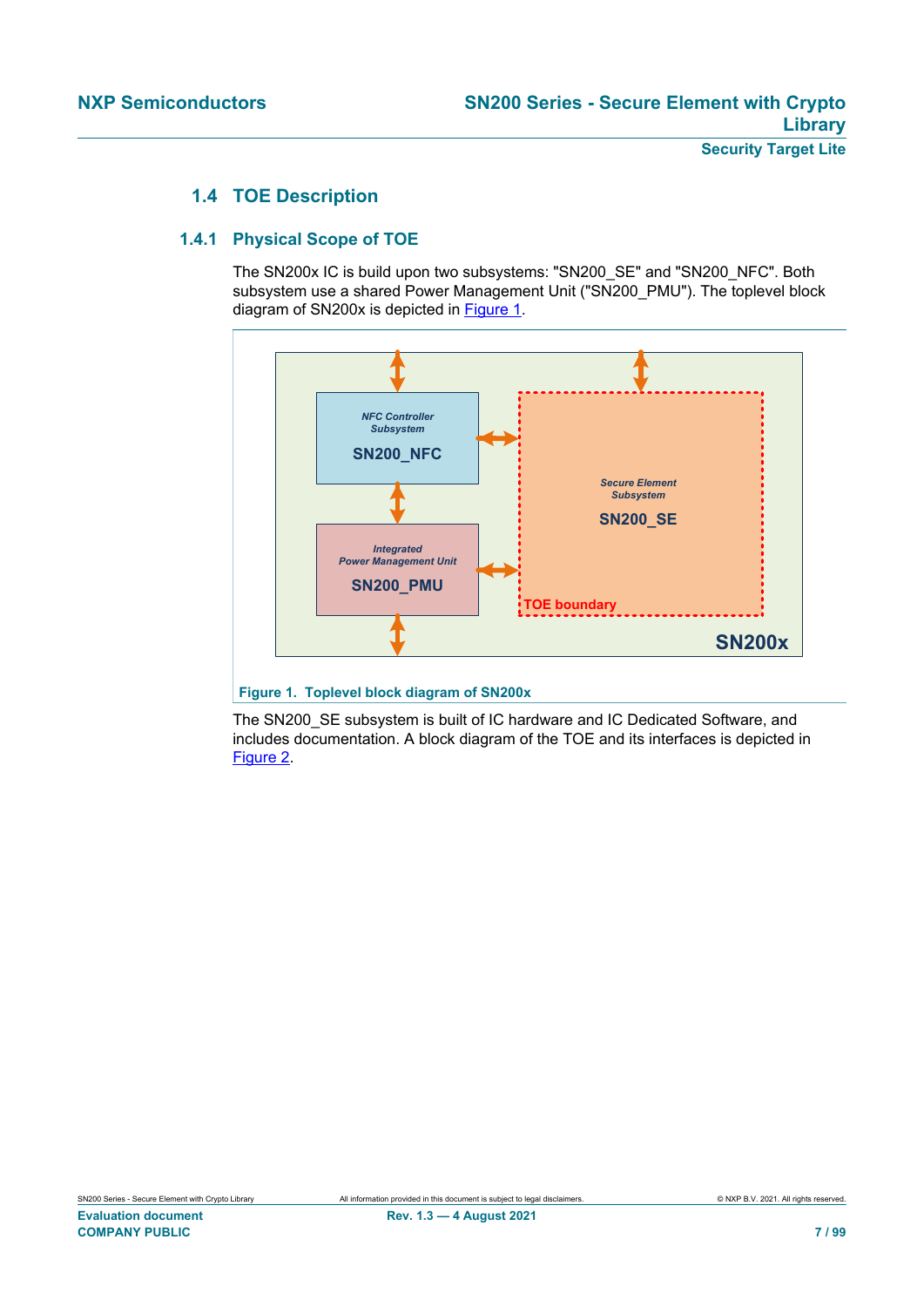## 1.4 TOE Description

### 1.4.1 Physical Scope of TOE

The SN200x IC is build upon two subsystems: "SN200_SE" and "SN200_NFC". Both subsystem use a shared Power Management Unit ("SN200_PMU"). The toplevel block diagram of SN200x is depicted in Figure 1.

**Figure 1. Toplevel block diagram of SN200x**

The SN200_SE subsystem is built of IC hardware and IC Dedicated Software, and includes documentation. A block diagram of the TOE and its interfaces is depicted in Figure 2.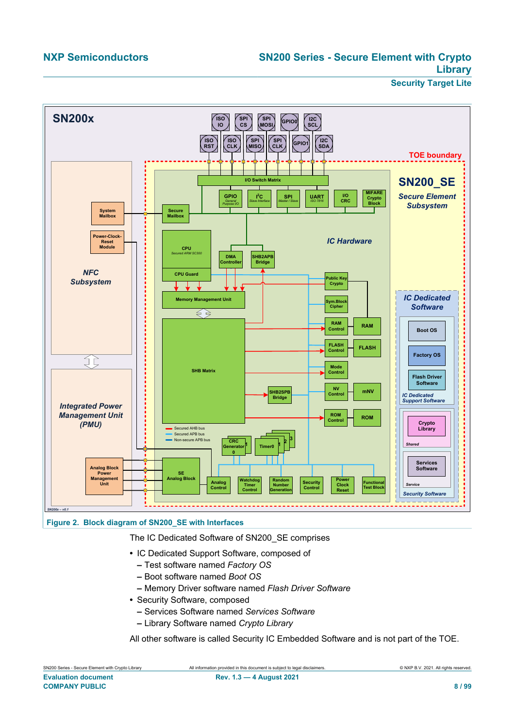**Figure 2. Block diagram of SN200_SE with Interfaces**

The IC Dedicated Software of SN200_SE comprises

- IC Dedicated Support Software, composed of
  - Test software named *Factory OS*
  - Boot software named *Boot OS*
  - Memory Driver software named *Flash Driver Software*
- Security Software, composed
  - Services Software named *Services Software*
  - Library Software named *Crypto Library*

All other software is called Security IC Embedded Software and is not part of the TOE.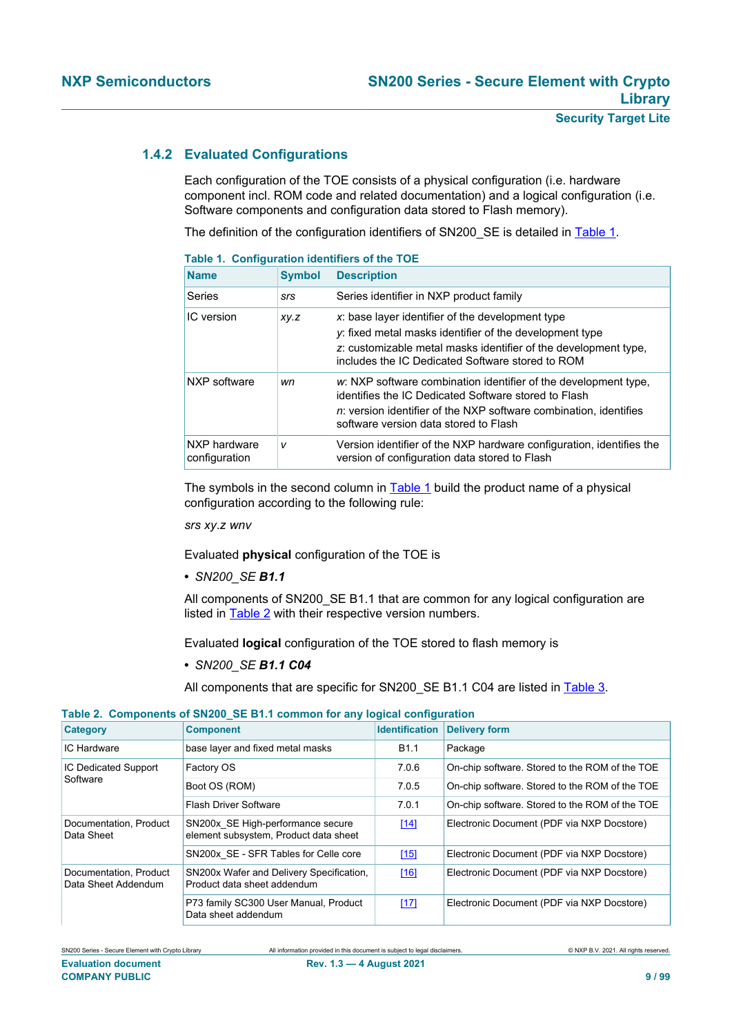### 1.4.2 Evaluated Configurations

Each configuration of the TOE consists of a physical configuration (i.e. hardware component incl. ROM code and related documentation) and a logical configuration (i.e. Software components and configuration data stored to Flash memory).

The definition of the configuration identifiers of SN200_SE is detailed in Table 1.

**Table 1. Configuration identifiers of the TOE**

| Name | Symbol | Description |
|---|---|---|
| Series | *srs* | Series identifier in NXP product family |
| IC version | *xy.z* | *x*: base layer identifier of the development type<br>*y*: fixed metal masks identifier of the development type<br>*z*: customizable metal masks identifier of the development type, includes the IC Dedicated Software stored to ROM |
| NXP software | *wn* | *w*: NXP software combination identifier of the development type, identifies the IC Dedicated Software stored to Flash<br>*n*: version identifier of the NXP software combination, identifies software version data stored to Flash |
| NXP hardware configuration | *v* | Version identifier of the NXP hardware configuration, identifies the version of configuration data stored to Flash |

The symbols in the second column in Table 1 build the product name of a physical configuration according to the following rule:

*srs xy.z wnv*

Evaluated **physical** configuration of the TOE is

- *SN200_SE **B1.1***

All components of SN200_SE B1.1 that are common for any logical configuration are listed in Table 2 with their respective version numbers.

Evaluated **logical** configuration of the TOE stored to flash memory is

- *SN200_SE **B1.1 C04***

All components that are specific for SN200_SE B1.1 C04 are listed in Table 3.

**Table 2. Components of SN200_SE B1.1 common for any logical configuration**

| Category | Component | Identification | Delivery form |
|---|---|---|---|
| IC Hardware | base layer and fixed metal masks | B1.1 | Package |
| IC Dedicated Support Software | Factory OS | 7.0.6 | On-chip software. Stored to the ROM of the TOE |
| | Boot OS (ROM) | 7.0.5 | On-chip software. Stored to the ROM of the TOE |
| | Flash Driver Software | 7.0.1 | On-chip software. Stored to the ROM of the TOE |
| Documentation, Product Data Sheet | SN200x_SE High-performance secure element subsystem, Product data sheet | [14] | Electronic Document (PDF via NXP Docstore) |
| | SN200x_SE - SFR Tables for Celle core | [15] | Electronic Document (PDF via NXP Docstore) |
| Documentation, Product Data Sheet Addendum | SN200x Wafer and Delivery Specification, Product data sheet addendum | [16] | Electronic Document (PDF via NXP Docstore) |
| | P73 family SC300 User Manual, Product Data sheet addendum | [17] | Electronic Document (PDF via NXP Docstore) |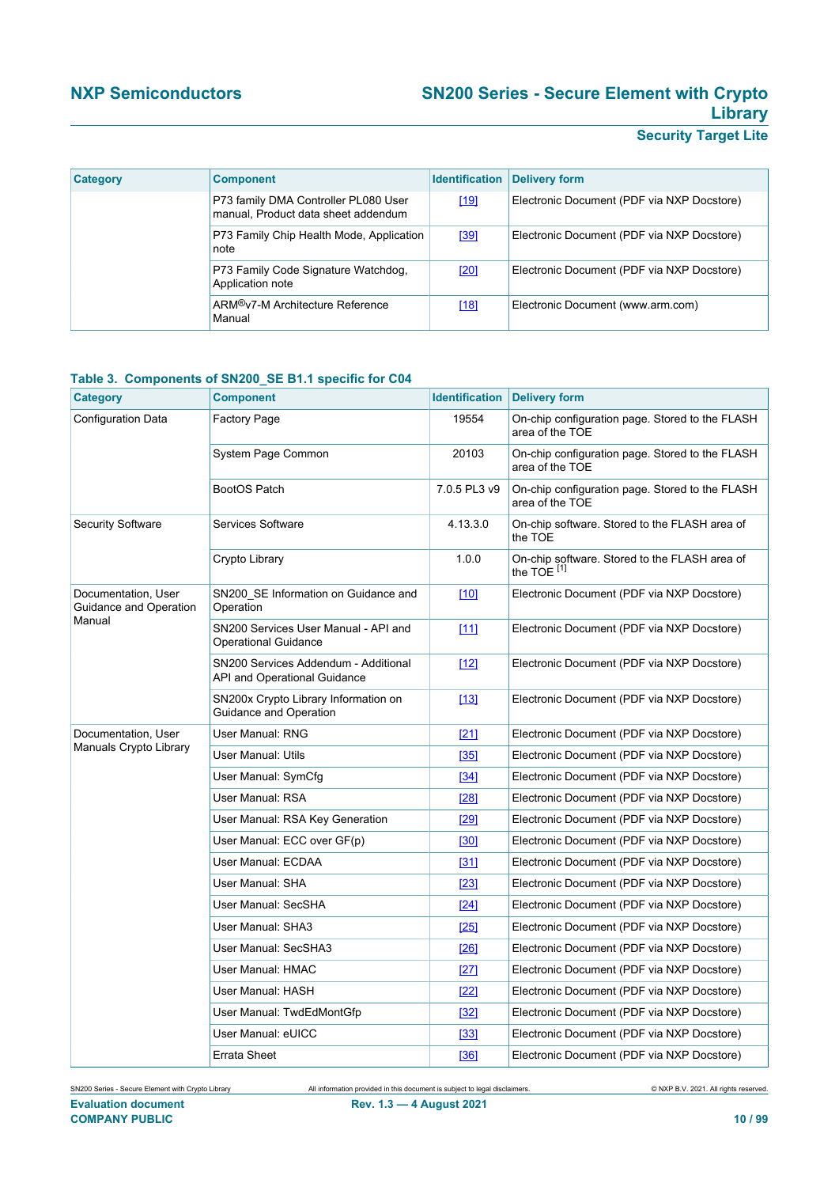| Category | Component | Identification | Delivery form |
|---|---|---|---|
| | P73 family DMA Controller PL080 User manual, Product data sheet addendum | [19] | Electronic Document (PDF via NXP Docstore) |
| | P73 Family Chip Health Mode, Application note | [39] | Electronic Document (PDF via NXP Docstore) |
| | P73 Family Code Signature Watchdog, Application note | [20] | Electronic Document (PDF via NXP Docstore) |
| | ARM®v7-M Architecture Reference Manual | [18] | Electronic Document (www.arm.com) |

**Table 3. Components of SN200_SE B1.1 specific for C04**

| Category | Component | Identification | Delivery form |
|---|---|---|---|
| Configuration Data | Factory Page | 19554 | On-chip configuration page. Stored to the FLASH area of the TOE |
| | System Page Common | 20103 | On-chip configuration page. Stored to the FLASH area of the TOE |
| | BootOS Patch | 7.0.5 PL3 v9 | On-chip configuration page. Stored to the FLASH area of the TOE |
| Security Software | Services Software | 4.13.3.0 | On-chip software. Stored to the FLASH area of the TOE |
| | Crypto Library | 1.0.0 | On-chip software. Stored to the FLASH area of the TOE [1] |
| Documentation, User Guidance and Operation Manual | SN200_SE Information on Guidance and Operation | [10] | Electronic Document (PDF via NXP Docstore) |
| | SN200 Services User Manual - API and Operational Guidance | [11] | Electronic Document (PDF via NXP Docstore) |
| | SN200 Services Addendum - Additional API and Operational Guidance | [12] | Electronic Document (PDF via NXP Docstore) |
| | SN200x Crypto Library Information on Guidance and Operation | [13] | Electronic Document (PDF via NXP Docstore) |
| Documentation, User Manuals Crypto Library | User Manual: RNG | [21] | Electronic Document (PDF via NXP Docstore) |
| | User Manual: Utils | [35] | Electronic Document (PDF via NXP Docstore) |
| | User Manual: SymCfg | [34] | Electronic Document (PDF via NXP Docstore) |
| | User Manual: RSA | [28] | Electronic Document (PDF via NXP Docstore) |
| | User Manual: RSA Key Generation | [29] | Electronic Document (PDF via NXP Docstore) |
| | User Manual: ECC over GF(p) | [30] | Electronic Document (PDF via NXP Docstore) |
| | User Manual: ECDAA | [31] | Electronic Document (PDF via NXP Docstore) |
| | User Manual: SHA | [23] | Electronic Document (PDF via NXP Docstore) |
| | User Manual: SecSHA | [24] | Electronic Document (PDF via NXP Docstore) |
| | User Manual: SHA3 | [25] | Electronic Document (PDF via NXP Docstore) |
| | User Manual: SecSHA3 | [26] | Electronic Document (PDF via NXP Docstore) |
| | User Manual: HMAC | [27] | Electronic Document (PDF via NXP Docstore) |
| | User Manual: HASH | [22] | Electronic Document (PDF via NXP Docstore) |
| | User Manual: TwdEdMontGfp | [32] | Electronic Document (PDF via NXP Docstore) |
| | User Manual: eUICC | [33] | Electronic Document (PDF via NXP Docstore) |
| | Errata Sheet | [36] | Electronic Document (PDF via NXP Docstore) |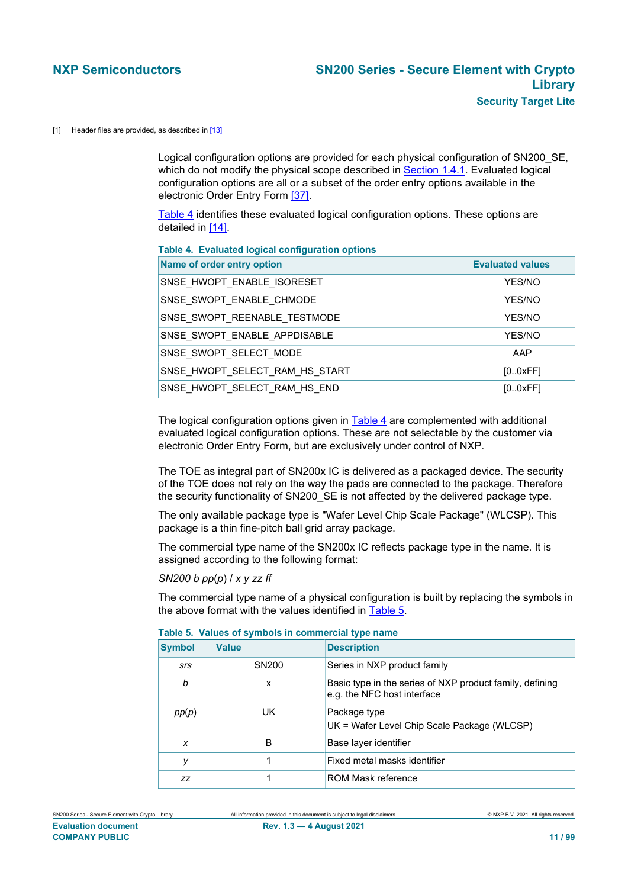[1] Header files are provided, as described in [13]

Logical configuration options are provided for each physical configuration of SN200_SE, which do not modify the physical scope described in Section 1.4.1. Evaluated logical configuration options are all or a subset of the order entry options available in the electronic Order Entry Form [37].

Table 4 identifies these evaluated logical configuration options. These options are detailed in [14].

**Table 4. Evaluated logical configuration options**

| Name of order entry option | Evaluated values |
|---|---|
| SNSE_HWOPT_ENABLE_ISORESET | YES/NO |
| SNSE_SWOPT_ENABLE_CHMODE | YES/NO |
| SNSE_SWOPT_REENABLE_TESTMODE | YES/NO |
| SNSE_SWOPT_ENABLE_APPDISABLE | YES/NO |
| SNSE_SWOPT_SELECT_MODE | AAP |
| SNSE_HWOPT_SELECT_RAM_HS_START | [0..0xFF] |
| SNSE_HWOPT_SELECT_RAM_HS_END | [0..0xFF] |

The logical configuration options given in Table 4 are complemented with additional evaluated logical configuration options. These are not selectable by the customer via electronic Order Entry Form, but are exclusively under control of NXP.

The TOE as integral part of SN200x IC is delivered as a packaged device. The security of the TOE does not rely on the way the pads are connected to the package. Therefore the security functionality of SN200_SE is not affected by the delivered package type.

The only available package type is "Wafer Level Chip Scale Package" (WLCSP). This package is a thin fine-pitch ball grid array package.

The commercial type name of the SN200x IC reflects package type in the name. It is assigned according to the following format:

*SN200 b pp*(*p*) / *x y zz ff*

The commercial type name of a physical configuration is built by replacing the symbols in the above format with the values identified in Table 5.

**Table 5. Values of symbols in commercial type name**

| Symbol | Value | Description |
|---|---|---|
| *srs* | SN200 | Series in NXP product family |
| *b* | x | Basic type in the series of NXP product family, defining e.g. the NFC host interface |
| *pp*(*p*) | UK | Package type<br>UK = Wafer Level Chip Scale Package (WLCSP) |
| *x* | B | Base layer identifier |
| *y* | 1 | Fixed metal masks identifier |
| *zz* | 1 | ROM Mask reference |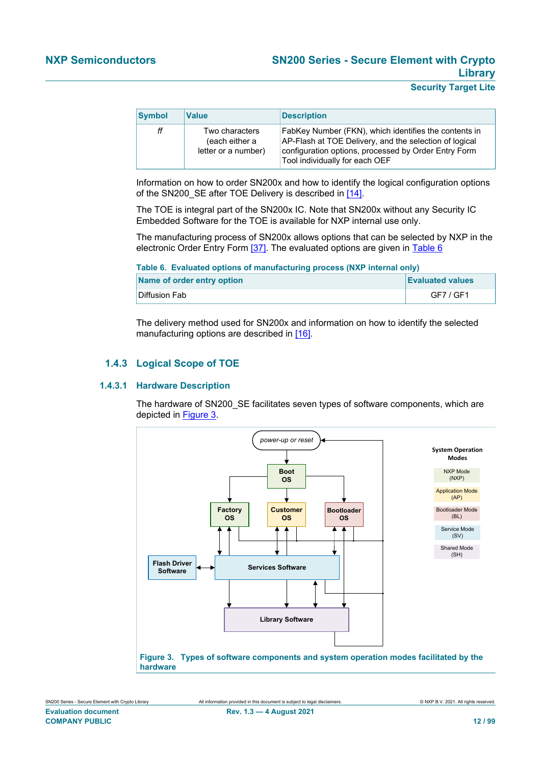| Symbol | Value | Description |
|---|---|---|
| *ff* | Two characters (each either a letter or a number) | FabKey Number (FKN), which identifies the contents in AP-Flash at TOE Delivery, and the selection of logical configuration options, processed by Order Entry Form Tool individually for each OEF |

Information on how to order SN200x and how to identify the logical configuration options of the SN200_SE after TOE Delivery is described in [14].

The TOE is integral part of the SN200x IC. Note that SN200x without any Security IC Embedded Software for the TOE is available for NXP internal use only.

The manufacturing process of SN200x allows options that can be selected by NXP in the electronic Order Entry Form [37]. The evaluated options are given in Table 6

**Table 6. Evaluated options of manufacturing process (NXP internal only)**

| Name of order entry option | Evaluated values |
|---|---|
| Diffusion Fab | GF7 / GF1 |

The delivery method used for SN200x and information on how to identify the selected manufacturing options are described in [16].

### 1.4.3 Logical Scope of TOE

#### 1.4.3.1 Hardware Description

The hardware of SN200_SE facilitates seven types of software components, which are depicted in Figure 3.

power-up or reset

Boot OS

Factory OS | Customer OS | Bootloader OS

Flash Driver Software | Services Software

Library Software

System Operation Modes: NXP Mode (NXP), Application Mode (AP), Bootloader Mode (BL), Service Mode (SV), Shared Mode (SH)

**Figure 3. Types of software components and system operation modes facilitated by the hardware**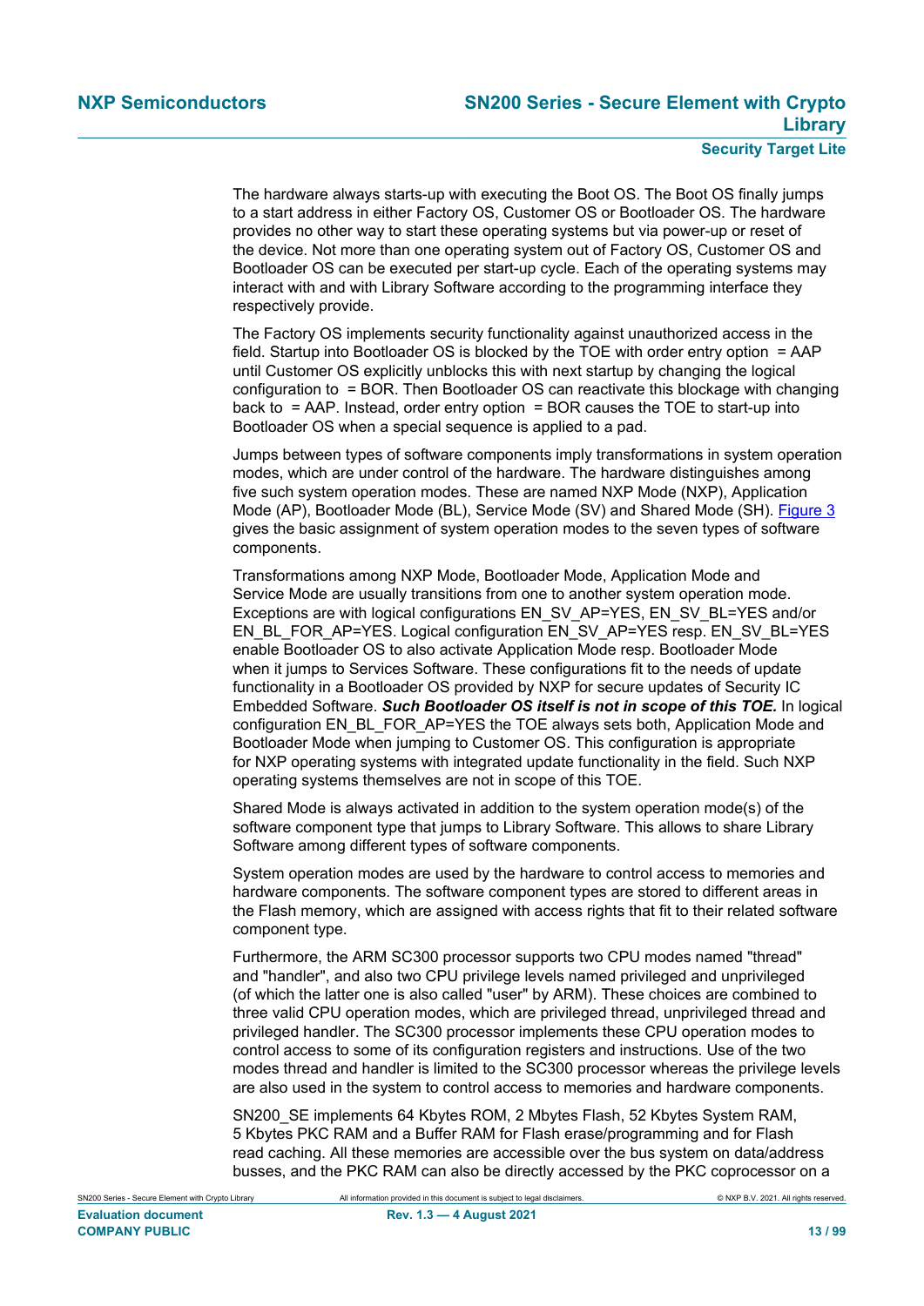The hardware always starts-up with executing the Boot OS. The Boot OS finally jumps to a start address in either Factory OS, Customer OS or Bootloader OS. The hardware provides no other way to start these operating systems but via power-up or reset of the device. Not more than one operating system out of Factory OS, Customer OS and Bootloader OS can be executed per start-up cycle. Each of the operating systems may interact with and with Library Software according to the programming interface they respectively provide.

The Factory OS implements security functionality against unauthorized access in the field. Startup into Bootloader OS is blocked by the TOE with order entry option  = AAP until Customer OS explicitly unblocks this with next startup by changing the logical configuration to  = BOR. Then Bootloader OS can reactivate this blockage with changing back to  = AAP. Instead, order entry option  = BOR causes the TOE to start-up into Bootloader OS when a special sequence is applied to a pad.

Jumps between types of software components imply transformations in system operation modes, which are under control of the hardware. The hardware distinguishes among five such system operation modes. These are named NXP Mode (NXP), Application Mode (AP), Bootloader Mode (BL), Service Mode (SV) and Shared Mode (SH). Figure 3 gives the basic assignment of system operation modes to the seven types of software components.

Transformations among NXP Mode, Bootloader Mode, Application Mode and Service Mode are usually transitions from one to another system operation mode. Exceptions are with logical configurations EN_SV_AP=YES, EN_SV_BL=YES and/or EN_BL_FOR_AP=YES. Logical configuration EN_SV_AP=YES resp. EN_SV_BL=YES enable Bootloader OS to also activate Application Mode resp. Bootloader Mode when it jumps to Services Software. These configurations fit to the needs of update functionality in a Bootloader OS provided by NXP for secure updates of Security IC Embedded Software. ***Such Bootloader OS itself is not in scope of this TOE.*** In logical configuration EN_BL_FOR_AP=YES the TOE always sets both, Application Mode and Bootloader Mode when jumping to Customer OS. This configuration is appropriate for NXP operating systems with integrated update functionality in the field. Such NXP operating systems themselves are not in scope of this TOE.

Shared Mode is always activated in addition to the system operation mode(s) of the software component type that jumps to Library Software. This allows to share Library Software among different types of software components.

System operation modes are used by the hardware to control access to memories and hardware components. The software component types are stored to different areas in the Flash memory, which are assigned with access rights that fit to their related software component type.

Furthermore, the ARM SC300 processor supports two CPU modes named "thread" and "handler", and also two CPU privilege levels named privileged and unprivileged (of which the latter one is also called "user" by ARM). These choices are combined to three valid CPU operation modes, which are privileged thread, unprivileged thread and privileged handler. The SC300 processor implements these CPU operation modes to control access to some of its configuration registers and instructions. Use of the two modes thread and handler is limited to the SC300 processor whereas the privilege levels are also used in the system to control access to memories and hardware components.

SN200_SE implements 64 Kbytes ROM, 2 Mbytes Flash, 52 Kbytes System RAM, 5 Kbytes PKC RAM and a Buffer RAM for Flash erase/programming and for Flash read caching. All these memories are accessible over the bus system on data/address busses, and the PKC RAM can also be directly accessed by the PKC coprocessor on a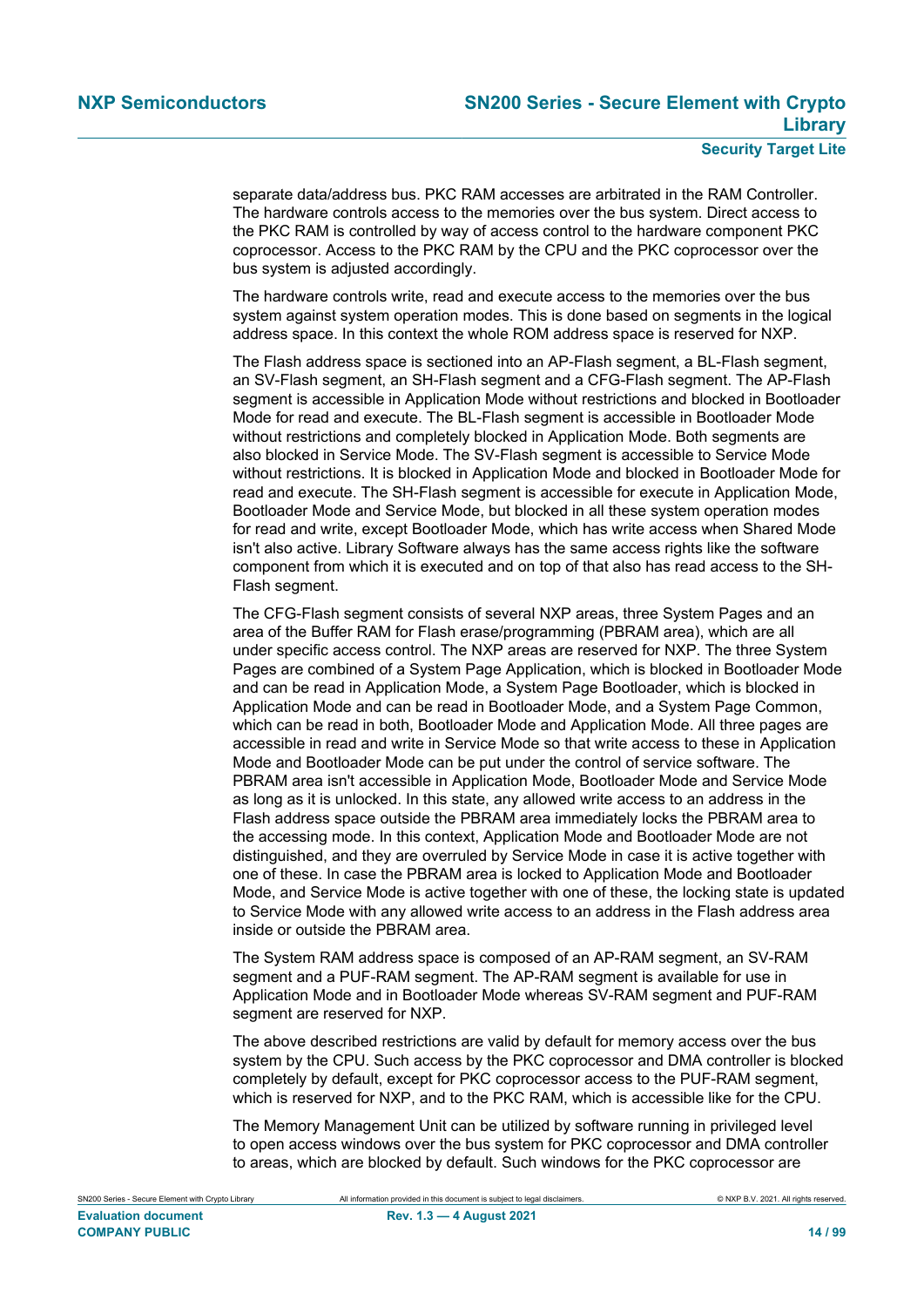separate data/address bus. PKC RAM accesses are arbitrated in the RAM Controller. The hardware controls access to the memories over the bus system. Direct access to the PKC RAM is controlled by way of access control to the hardware component PKC coprocessor. Access to the PKC RAM by the CPU and the PKC coprocessor over the bus system is adjusted accordingly.

The hardware controls write, read and execute access to the memories over the bus system against system operation modes. This is done based on segments in the logical address space. In this context the whole ROM address space is reserved for NXP.

The Flash address space is sectioned into an AP-Flash segment, a BL-Flash segment, an SV-Flash segment, an SH-Flash segment and a CFG-Flash segment. The AP-Flash segment is accessible in Application Mode without restrictions and blocked in Bootloader Mode for read and execute. The BL-Flash segment is accessible in Bootloader Mode without restrictions and completely blocked in Application Mode. Both segments are also blocked in Service Mode. The SV-Flash segment is accessible to Service Mode without restrictions. It is blocked in Application Mode and blocked in Bootloader Mode for read and execute. The SH-Flash segment is accessible for execute in Application Mode, Bootloader Mode and Service Mode, but blocked in all these system operation modes for read and write, except Bootloader Mode, which has write access when Shared Mode isn't also active. Library Software always has the same access rights like the software component from which it is executed and on top of that also has read access to the SH-Flash segment.

The CFG-Flash segment consists of several NXP areas, three System Pages and an area of the Buffer RAM for Flash erase/programming (PBRAM area), which are all under specific access control. The NXP areas are reserved for NXP. The three System Pages are combined of a System Page Application, which is blocked in Bootloader Mode and can be read in Application Mode, a System Page Bootloader, which is blocked in Application Mode and can be read in Bootloader Mode, and a System Page Common, which can be read in both, Bootloader Mode and Application Mode. All three pages are accessible in read and write in Service Mode so that write access to these in Application Mode and Bootloader Mode can be put under the control of service software. The PBRAM area isn't accessible in Application Mode, Bootloader Mode and Service Mode as long as it is unlocked. In this state, any allowed write access to an address in the Flash address space outside the PBRAM area immediately locks the PBRAM area to the accessing mode. In this context, Application Mode and Bootloader Mode are not distinguished, and they are overruled by Service Mode in case it is active together with one of these. In case the PBRAM area is locked to Application Mode and Bootloader Mode, and Service Mode is active together with one of these, the locking state is updated to Service Mode with any allowed write access to an address in the Flash address area inside or outside the PBRAM area.

The System RAM address space is composed of an AP-RAM segment, an SV-RAM segment and a PUF-RAM segment. The AP-RAM segment is available for use in Application Mode and in Bootloader Mode whereas SV-RAM segment and PUF-RAM segment are reserved for NXP.

The above described restrictions are valid by default for memory access over the bus system by the CPU. Such access by the PKC coprocessor and DMA controller is blocked completely by default, except for PKC coprocessor access to the PUF-RAM segment, which is reserved for NXP, and to the PKC RAM, which is accessible like for the CPU.

The Memory Management Unit can be utilized by software running in privileged level to open access windows over the bus system for PKC coprocessor and DMA controller to areas, which are blocked by default. Such windows for the PKC coprocessor are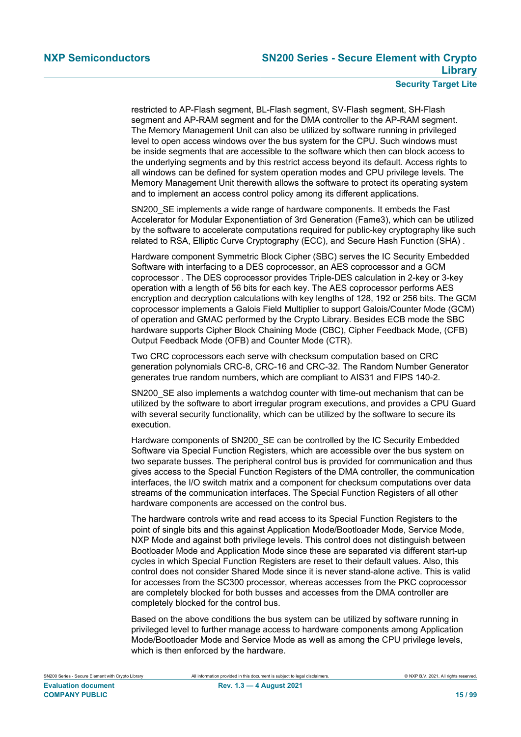restricted to AP-Flash segment, BL-Flash segment, SV-Flash segment, SH-Flash segment and AP-RAM segment and for the DMA controller to the AP-RAM segment. The Memory Management Unit can also be utilized by software running in privileged level to open access windows over the bus system for the CPU. Such windows must be inside segments that are accessible to the software which then can block access to the underlying segments and by this restrict access beyond its default. Access rights to all windows can be defined for system operation modes and CPU privilege levels. The Memory Management Unit therewith allows the software to protect its operating system and to implement an access control policy among its different applications.

SN200_SE implements a wide range of hardware components. It embeds the Fast Accelerator for Modular Exponentiation of 3rd Generation (Fame3), which can be utilized by the software to accelerate computations required for public-key cryptography like such related to RSA, Elliptic Curve Cryptography (ECC), and Secure Hash Function (SHA) .

Hardware component Symmetric Block Cipher (SBC) serves the IC Security Embedded Software with interfacing to a DES coprocessor, an AES coprocessor and a GCM coprocessor . The DES coprocessor provides Triple-DES calculation in 2-key or 3-key operation with a length of 56 bits for each key. The AES coprocessor performs AES encryption and decryption calculations with key lengths of 128, 192 or 256 bits. The GCM coprocessor implements a Galois Field Multiplier to support Galois/Counter Mode (GCM) of operation and GMAC performed by the Crypto Library. Besides ECB mode the SBC hardware supports Cipher Block Chaining Mode (CBC), Cipher Feedback Mode, (CFB) Output Feedback Mode (OFB) and Counter Mode (CTR).

Two CRC coprocessors each serve with checksum computation based on CRC generation polynomials CRC-8, CRC-16 and CRC-32. The Random Number Generator generates true random numbers, which are compliant to AIS31 and FIPS 140-2.

SN200_SE also implements a watchdog counter with time-out mechanism that can be utilized by the software to abort irregular program executions, and provides a CPU Guard with several security functionality, which can be utilized by the software to secure its execution.

Hardware components of SN200_SE can be controlled by the IC Security Embedded Software via Special Function Registers, which are accessible over the bus system on two separate busses. The peripheral control bus is provided for communication and thus gives access to the Special Function Registers of the DMA controller, the communication interfaces, the I/O switch matrix and a component for checksum computations over data streams of the communication interfaces. The Special Function Registers of all other hardware components are accessed on the control bus.

The hardware controls write and read access to its Special Function Registers to the point of single bits and this against Application Mode/Bootloader Mode, Service Mode, NXP Mode and against both privilege levels. This control does not distinguish between Bootloader Mode and Application Mode since these are separated via different start-up cycles in which Special Function Registers are reset to their default values. Also, this control does not consider Shared Mode since it is never stand-alone active. This is valid for accesses from the SC300 processor, whereas accesses from the PKC coprocessor are completely blocked for both busses and accesses from the DMA controller are completely blocked for the control bus.

Based on the above conditions the bus system can be utilized by software running in privileged level to further manage access to hardware components among Application Mode/Bootloader Mode and Service Mode as well as among the CPU privilege levels, which is then enforced by the hardware.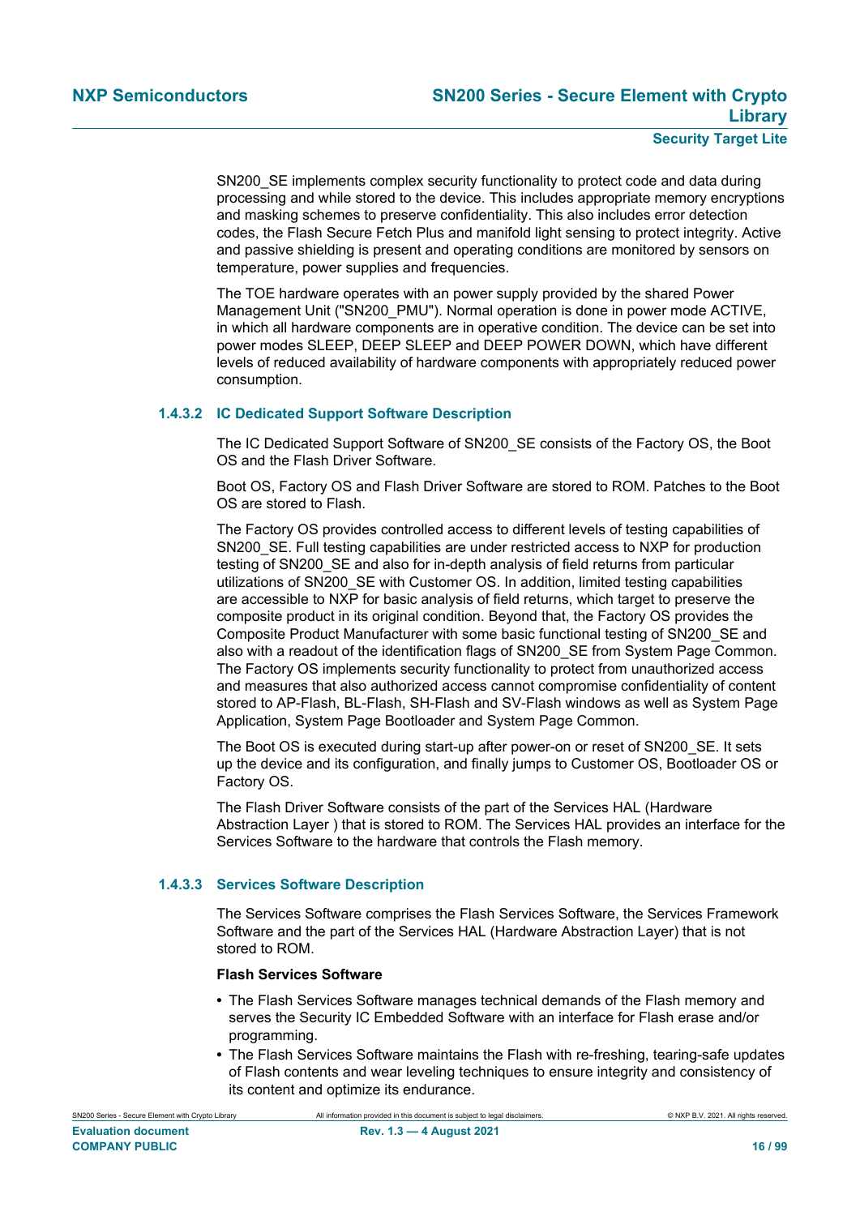SN200_SE implements complex security functionality to protect code and data during processing and while stored to the device. This includes appropriate memory encryptions and masking schemes to preserve confidentiality. This also includes error detection codes, the Flash Secure Fetch Plus and manifold light sensing to protect integrity. Active and passive shielding is present and operating conditions are monitored by sensors on temperature, power supplies and frequencies.

The TOE hardware operates with an power supply provided by the shared Power Management Unit ("SN200_PMU"). Normal operation is done in power mode ACTIVE, in which all hardware components are in operative condition. The device can be set into power modes SLEEP, DEEP SLEEP and DEEP POWER DOWN, which have different levels of reduced availability of hardware components with appropriately reduced power consumption.

#### 1.4.3.2 IC Dedicated Support Software Description

The IC Dedicated Support Software of SN200_SE consists of the Factory OS, the Boot OS and the Flash Driver Software.

Boot OS, Factory OS and Flash Driver Software are stored to ROM. Patches to the Boot OS are stored to Flash.

The Factory OS provides controlled access to different levels of testing capabilities of SN200_SE. Full testing capabilities are under restricted access to NXP for production testing of SN200_SE and also for in-depth analysis of field returns from particular utilizations of SN200_SE with Customer OS. In addition, limited testing capabilities are accessible to NXP for basic analysis of field returns, which target to preserve the composite product in its original condition. Beyond that, the Factory OS provides the Composite Product Manufacturer with some basic functional testing of SN200_SE and also with a readout of the identification flags of SN200_SE from System Page Common. The Factory OS implements security functionality to protect from unauthorized access and measures that also authorized access cannot compromise confidentiality of content stored to AP-Flash, BL-Flash, SH-Flash and SV-Flash windows as well as System Page Application, System Page Bootloader and System Page Common.

The Boot OS is executed during start-up after power-on or reset of SN200_SE. It sets up the device and its configuration, and finally jumps to Customer OS, Bootloader OS or Factory OS.

The Flash Driver Software consists of the part of the Services HAL (Hardware Abstraction Layer ) that is stored to ROM. The Services HAL provides an interface for the Services Software to the hardware that controls the Flash memory.

#### 1.4.3.3 Services Software Description

The Services Software comprises the Flash Services Software, the Services Framework Software and the part of the Services HAL (Hardware Abstraction Layer) that is not stored to ROM.

**Flash Services Software**

- The Flash Services Software manages technical demands of the Flash memory and serves the Security IC Embedded Software with an interface for Flash erase and/or programming.
- The Flash Services Software maintains the Flash with re-freshing, tearing-safe updates of Flash contents and wear leveling techniques to ensure integrity and consistency of its content and optimize its endurance.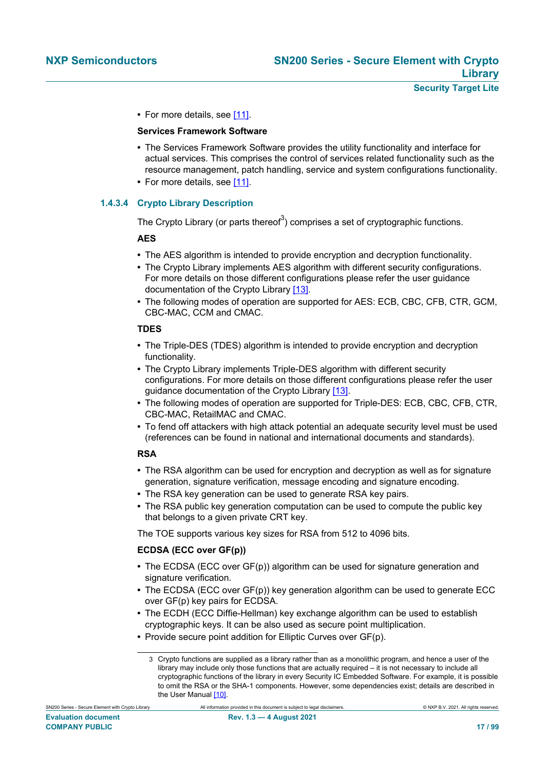- For more details, see [11].

**Services Framework Software**

- The Services Framework Software provides the utility functionality and interface for actual services. This comprises the control of services related functionality such as the resource management, patch handling, service and system configurations functionality.
- For more details, see [11].

### 1.4.3.4 Crypto Library Description

The Crypto Library (or parts thereof[3]) comprises a set of cryptographic functions.

**AES**

- The AES algorithm is intended to provide encryption and decryption functionality.
- The Crypto Library implements AES algorithm with different security configurations. For more details on those different configurations please refer the user guidance documentation of the Crypto Library [13].
- The following modes of operation are supported for AES: ECB, CBC, CFB, CTR, GCM, CBC-MAC, CCM and CMAC.

**TDES**

- The Triple-DES (TDES) algorithm is intended to provide encryption and decryption functionality.
- The Crypto Library implements Triple-DES algorithm with different security configurations. For more details on those different configurations please refer the user guidance documentation of the Crypto Library [13].
- The following modes of operation are supported for Triple-DES: ECB, CBC, CFB, CTR, CBC-MAC, RetailMAC and CMAC.
- To fend off attackers with high attack potential an adequate security level must be used (references can be found in national and international documents and standards).

**RSA**

- The RSA algorithm can be used for encryption and decryption as well as for signature generation, signature verification, message encoding and signature encoding.
- The RSA key generation can be used to generate RSA key pairs.
- The RSA public key generation computation can be used to compute the public key that belongs to a given private CRT key.

The TOE supports various key sizes for RSA from 512 to 4096 bits.

**ECDSA (ECC over GF(p))**

- The ECDSA (ECC over GF(p)) algorithm can be used for signature generation and signature verification.
- The ECDSA (ECC over GF(p)) key generation algorithm can be used to generate ECC over GF(p) key pairs for ECDSA.
- The ECDH (ECC Diffie-Hellman) key exchange algorithm can be used to establish cryptographic keys. It can be also used as secure point multiplication.
- Provide secure point addition for Elliptic Curves over GF(p).

---

3 Crypto functions are supplied as a library rather than as a monolithic program, and hence a user of the library may include only those functions that are actually required – it is not necessary to include all cryptographic functions of the library in every Security IC Embedded Software. For example, it is possible to omit the RSA or the SHA-1 components. However, some dependencies exist; details are described in the User Manual [10].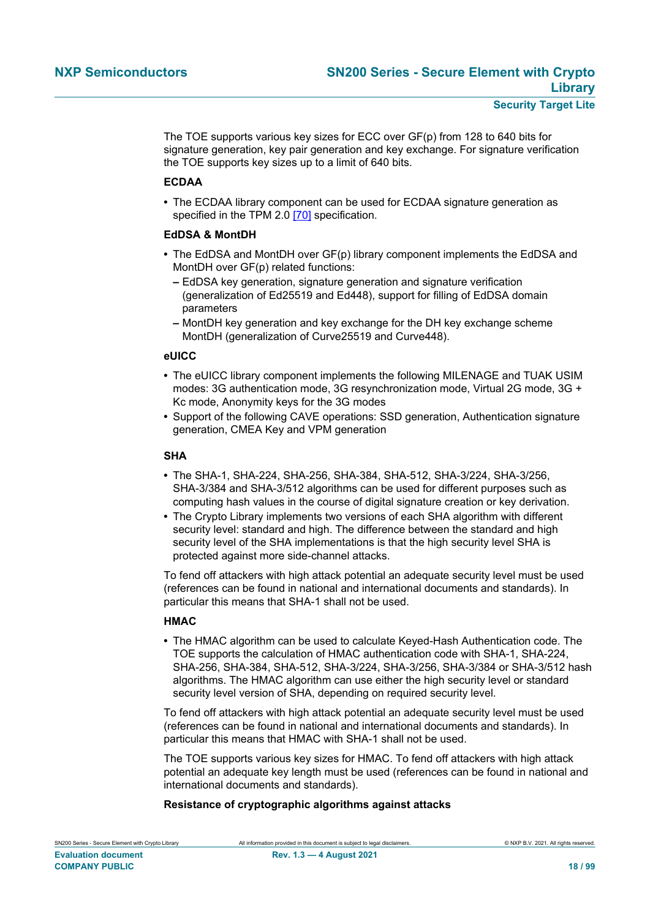The TOE supports various key sizes for ECC over GF(p) from 128 to 640 bits for signature generation, key pair generation and key exchange. For signature verification the TOE supports key sizes up to a limit of 640 bits.

**ECDAA**

- The ECDAA library component can be used for ECDAA signature generation as specified in the TPM 2.0 [70] specification.

**EdDSA & MontDH**

- The EdDSA and MontDH over GF(p) library component implements the EdDSA and MontDH over GF(p) related functions:
  - EdDSA key generation, signature generation and signature verification (generalization of Ed25519 and Ed448), support for filling of EdDSA domain parameters
  - MontDH key generation and key exchange for the DH key exchange scheme MontDH (generalization of Curve25519 and Curve448).

**eUICC**

- The eUICC library component implements the following MILENAGE and TUAK USIM modes: 3G authentication mode, 3G resynchronization mode, Virtual 2G mode, 3G + Kc mode, Anonymity keys for the 3G modes
- Support of the following CAVE operations: SSD generation, Authentication signature generation, CMEA Key and VPM generation

**SHA**

- The SHA-1, SHA-224, SHA-256, SHA-384, SHA-512, SHA-3/224, SHA-3/256, SHA-3/384 and SHA-3/512 algorithms can be used for different purposes such as computing hash values in the course of digital signature creation or key derivation.
- The Crypto Library implements two versions of each SHA algorithm with different security level: standard and high. The difference between the standard and high security level of the SHA implementations is that the high security level SHA is protected against more side-channel attacks.

To fend off attackers with high attack potential an adequate security level must be used (references can be found in national and international documents and standards). In particular this means that SHA-1 shall not be used.

**HMAC**

- The HMAC algorithm can be used to calculate Keyed-Hash Authentication code. The TOE supports the calculation of HMAC authentication code with SHA-1, SHA-224, SHA-256, SHA-384, SHA-512, SHA-3/224, SHA-3/256, SHA-3/384 or SHA-3/512 hash algorithms. The HMAC algorithm can use either the high security level or standard security level version of SHA, depending on required security level.

To fend off attackers with high attack potential an adequate security level must be used (references can be found in national and international documents and standards). In particular this means that HMAC with SHA-1 shall not be used.

The TOE supports various key sizes for HMAC. To fend off attackers with high attack potential an adequate key length must be used (references can be found in national and international documents and standards).

**Resistance of cryptographic algorithms against attacks**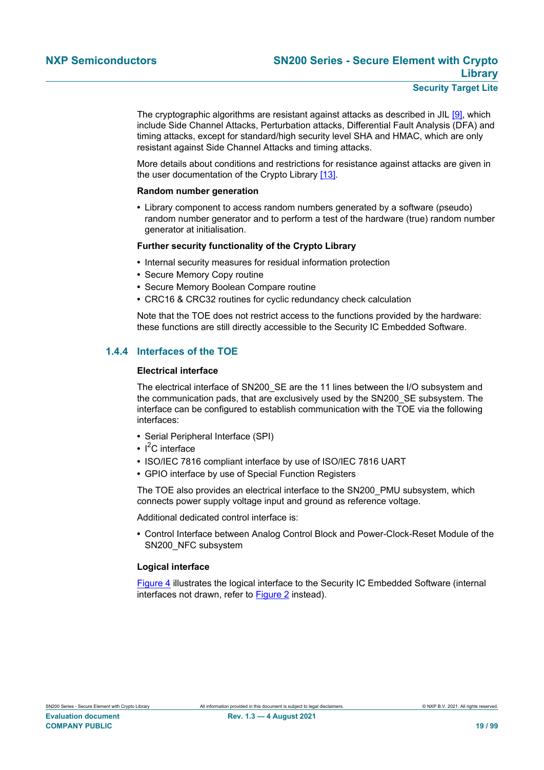The cryptographic algorithms are resistant against attacks as described in JIL [9], which include Side Channel Attacks, Perturbation attacks, Differential Fault Analysis (DFA) and timing attacks, except for standard/high security level SHA and HMAC, which are only resistant against Side Channel Attacks and timing attacks.

More details about conditions and restrictions for resistance against attacks are given in the user documentation of the Crypto Library [13].

**Random number generation**

- Library component to access random numbers generated by a software (pseudo) random number generator and to perform a test of the hardware (true) random number generator at initialisation.

**Further security functionality of the Crypto Library**

- Internal security measures for residual information protection
- Secure Memory Copy routine
- Secure Memory Boolean Compare routine
- CRC16 & CRC32 routines for cyclic redundancy check calculation

Note that the TOE does not restrict access to the functions provided by the hardware: these functions are still directly accessible to the Security IC Embedded Software.

### 1.4.4 Interfaces of the TOE

**Electrical interface**

The electrical interface of SN200_SE are the 11 lines between the I/O subsystem and the communication pads, that are exclusively used by the SN200_SE subsystem. The interface can be configured to establish communication with the TOE via the following interfaces:

- Serial Peripheral Interface (SPI)
- $I^2C$ interface
- ISO/IEC 7816 compliant interface by use of ISO/IEC 7816 UART
- GPIO interface by use of Special Function Registers

The TOE also provides an electrical interface to the SN200_PMU subsystem, which connects power supply voltage input and ground as reference voltage.

Additional dedicated control interface is:

- Control Interface between Analog Control Block and Power-Clock-Reset Module of the SN200_NFC subsystem

**Logical interface**

Figure 4 illustrates the logical interface to the Security IC Embedded Software (internal interfaces not drawn, refer to Figure 2 instead).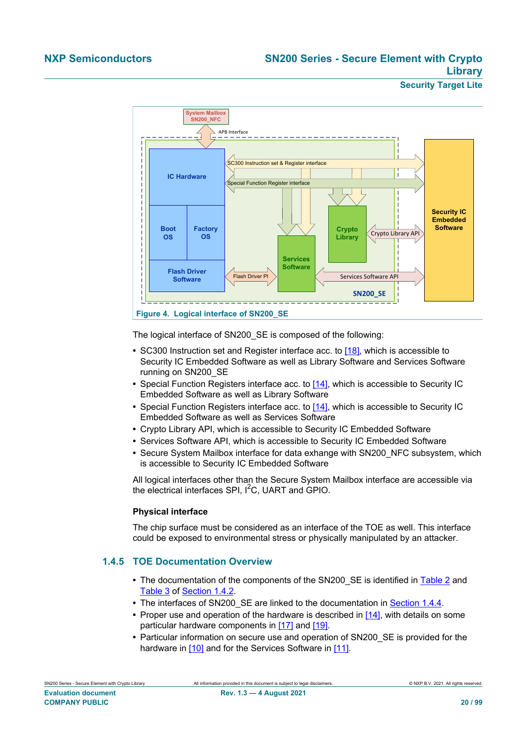Figure 4. Logical interface of SN200_SE

The logical interface of SN200_SE is composed of the following:

- SC300 Instruction set and Register interface acc. to [18], which is accessible to Security IC Embedded Software as well as Library Software and Services Software running on SN200_SE
- Special Function Registers interface acc. to [14], which is accessible to Security IC Embedded Software as well as Library Software
- Special Function Registers interface acc. to [14], which is accessible to Security IC Embedded Software as well as Services Software
- Crypto Library API, which is accessible to Security IC Embedded Software
- Services Software API, which is accessible to Security IC Embedded Software
- Secure System Mailbox interface for data exhange with SN200_NFC subsystem, which is accessible to Security IC Embedded Software

All logical interfaces other than the Secure System Mailbox interface are accessible via the electrical interfaces SPI, I$^2$C, UART and GPIO.

**Physical interface**

The chip surface must be considered as an interface of the TOE as well. This interface could be exposed to environmental stress or physically manipulated by an attacker.

### 1.4.5 TOE Documentation Overview

- The documentation of the components of the SN200_SE is identified in Table 2 and Table 3 of Section 1.4.2.
- The interfaces of SN200_SE are linked to the documentation in Section 1.4.4.
- Proper use and operation of the hardware is described in [14], with details on some particular hardware components in [17] and [19].
- Particular information on secure use and operation of SN200_SE is provided for the hardware in [10] and for the Services Software in [11].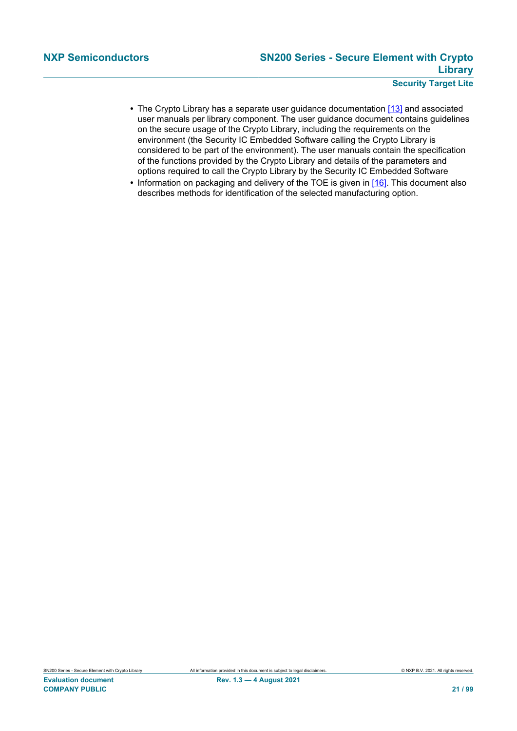- The Crypto Library has a separate user guidance documentation [13] and associated user manuals per library component. The user guidance document contains guidelines on the secure usage of the Crypto Library, including the requirements on the environment (the Security IC Embedded Software calling the Crypto Library is considered to be part of the environment). The user manuals contain the specification of the functions provided by the Crypto Library and details of the parameters and options required to call the Crypto Library by the Security IC Embedded Software
- Information on packaging and delivery of the TOE is given in [16]. This document also describes methods for identification of the selected manufacturing option.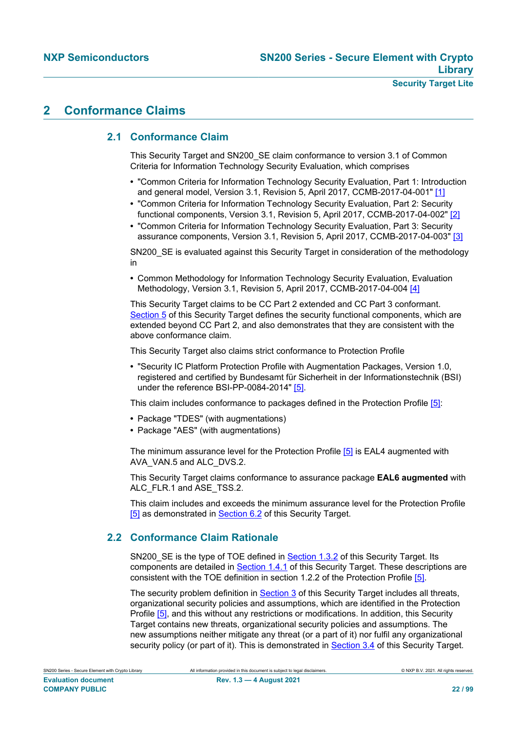# 2 Conformance Claims

## 2.1 Conformance Claim

This Security Target and SN200_SE claim conformance to version 3.1 of Common Criteria for Information Technology Security Evaluation, which comprises

- "Common Criteria for Information Technology Security Evaluation, Part 1: Introduction and general model, Version 3.1, Revision 5, April 2017, CCMB-2017-04-001" [1]
- "Common Criteria for Information Technology Security Evaluation, Part 2: Security functional components, Version 3.1, Revision 5, April 2017, CCMB-2017-04-002" [2]
- "Common Criteria for Information Technology Security Evaluation, Part 3: Security assurance components, Version 3.1, Revision 5, April 2017, CCMB-2017-04-003" [3]

SN200_SE is evaluated against this Security Target in consideration of the methodology in

- Common Methodology for Information Technology Security Evaluation, Evaluation Methodology, Version 3.1, Revision 5, April 2017, CCMB-2017-04-004 [4]

This Security Target claims to be CC Part 2 extended and CC Part 3 conformant. Section 5 of this Security Target defines the security functional components, which are extended beyond CC Part 2, and also demonstrates that they are consistent with the above conformance claim.

This Security Target also claims strict conformance to Protection Profile

- "Security IC Platform Protection Profile with Augmentation Packages, Version 1.0, registered and certified by Bundesamt für Sicherheit in der Informationstechnik (BSI) under the reference BSI-PP-0084-2014" [5].

This claim includes conformance to packages defined in the Protection Profile [5]:

- Package "TDES" (with augmentations)
- Package "AES" (with augmentations)

The minimum assurance level for the Protection Profile [5] is EAL4 augmented with AVA_VAN.5 and ALC_DVS.2.

This Security Target claims conformance to assurance package **EAL6 augmented** with ALC_FLR.1 and ASE_TSS.2.

This claim includes and exceeds the minimum assurance level for the Protection Profile [5] as demonstrated in Section 6.2 of this Security Target.

## 2.2 Conformance Claim Rationale

SN200_SE is the type of TOE defined in Section 1.3.2 of this Security Target. Its components are detailed in Section 1.4.1 of this Security Target. These descriptions are consistent with the TOE definition in section 1.2.2 of the Protection Profile [5].

The security problem definition in Section 3 of this Security Target includes all threats, organizational security policies and assumptions, which are identified in the Protection Profile [5], and this without any restrictions or modifications. In addition, this Security Target contains new threats, organizational security policies and assumptions. The new assumptions neither mitigate any threat (or a part of it) nor fulfil any organizational security policy (or part of it). This is demonstrated in Section 3.4 of this Security Target.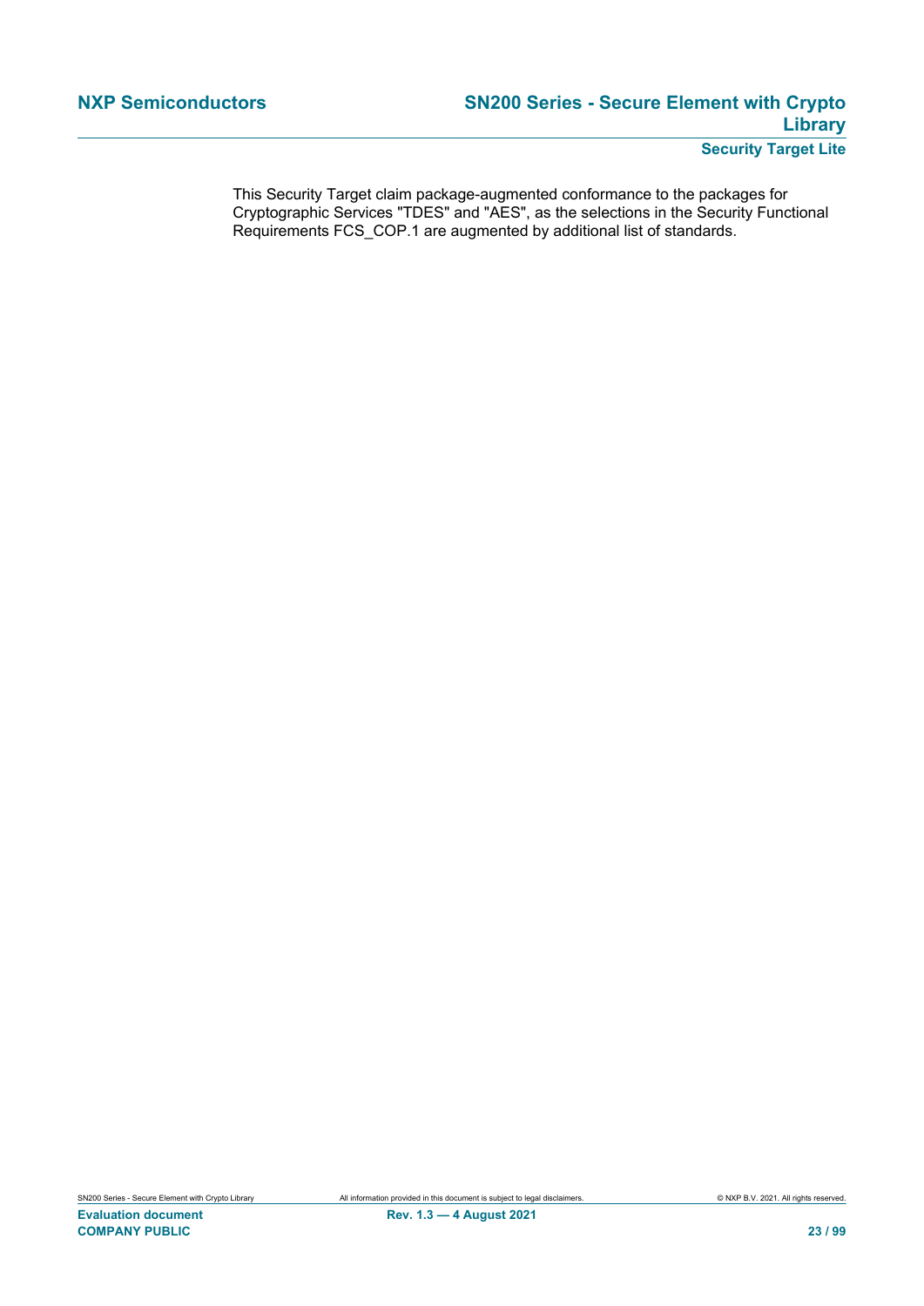This Security Target claim package-augmented conformance to the packages for Cryptographic Services "TDES" and "AES", as the selections in the Security Functional Requirements FCS_COP.1 are augmented by additional list of standards.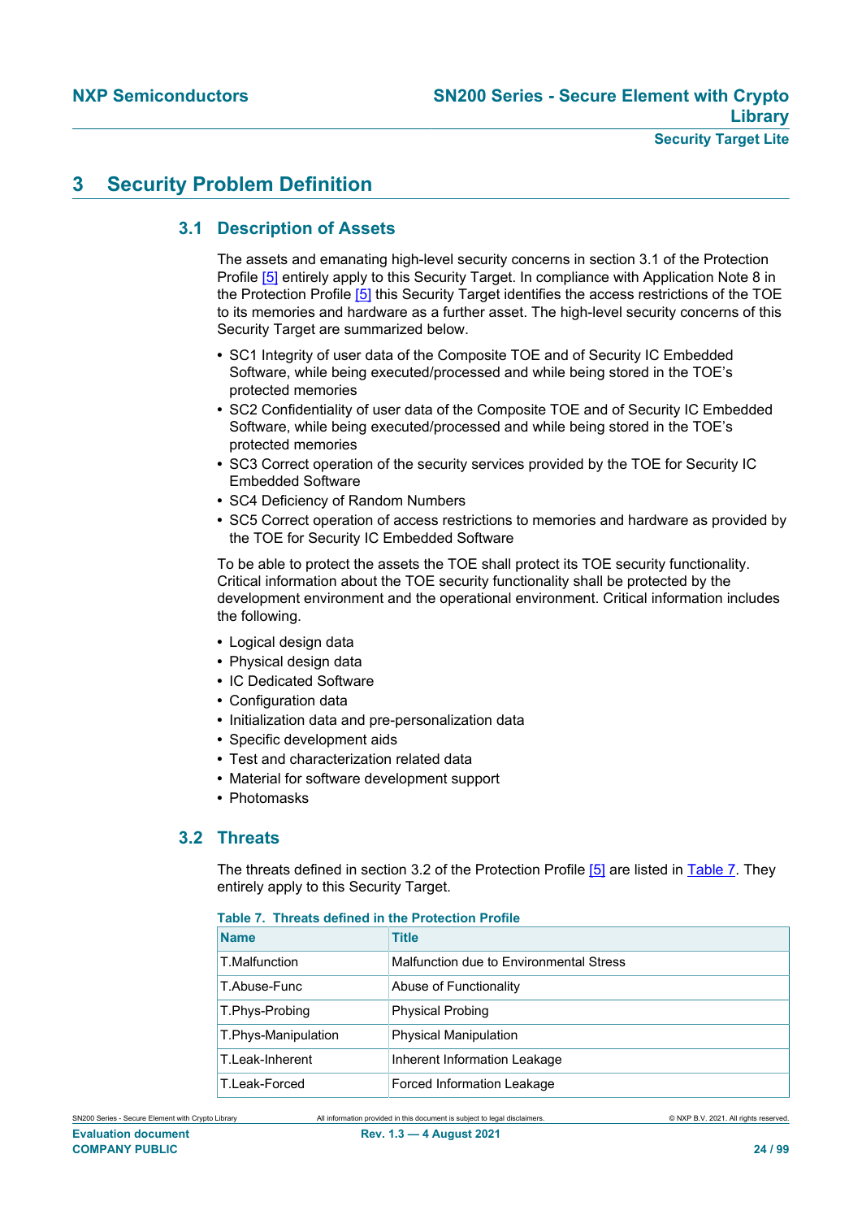# 3 Security Problem Definition

## 3.1 Description of Assets

The assets and emanating high-level security concerns in section 3.1 of the Protection Profile [5] entirely apply to this Security Target. In compliance with Application Note 8 in the Protection Profile [5] this Security Target identifies the access restrictions of the TOE to its memories and hardware as a further asset. The high-level security concerns of this Security Target are summarized below.

- SC1 Integrity of user data of the Composite TOE and of Security IC Embedded Software, while being executed/processed and while being stored in the TOE's protected memories
- SC2 Confidentiality of user data of the Composite TOE and of Security IC Embedded Software, while being executed/processed and while being stored in the TOE's protected memories
- SC3 Correct operation of the security services provided by the TOE for Security IC Embedded Software
- SC4 Deficiency of Random Numbers
- SC5 Correct operation of access restrictions to memories and hardware as provided by the TOE for Security IC Embedded Software

To be able to protect the assets the TOE shall protect its TOE security functionality. Critical information about the TOE security functionality shall be protected by the development environment and the operational environment. Critical information includes the following.

- Logical design data
- Physical design data
- IC Dedicated Software
- Configuration data
- Initialization data and pre-personalization data
- Specific development aids
- Test and characterization related data
- Material for software development support
- Photomasks

## 3.2 Threats

The threats defined in section 3.2 of the Protection Profile [5] are listed in Table 7. They entirely apply to this Security Target.

**Table 7. Threats defined in the Protection Profile**

| Name | Title |
|---|---|
| T.Malfunction | Malfunction due to Environmental Stress |
| T.Abuse-Func | Abuse of Functionality |
| T.Phys-Probing | Physical Probing |
| T.Phys-Manipulation | Physical Manipulation |
| T.Leak-Inherent | Inherent Information Leakage |
| T.Leak-Forced | Forced Information Leakage |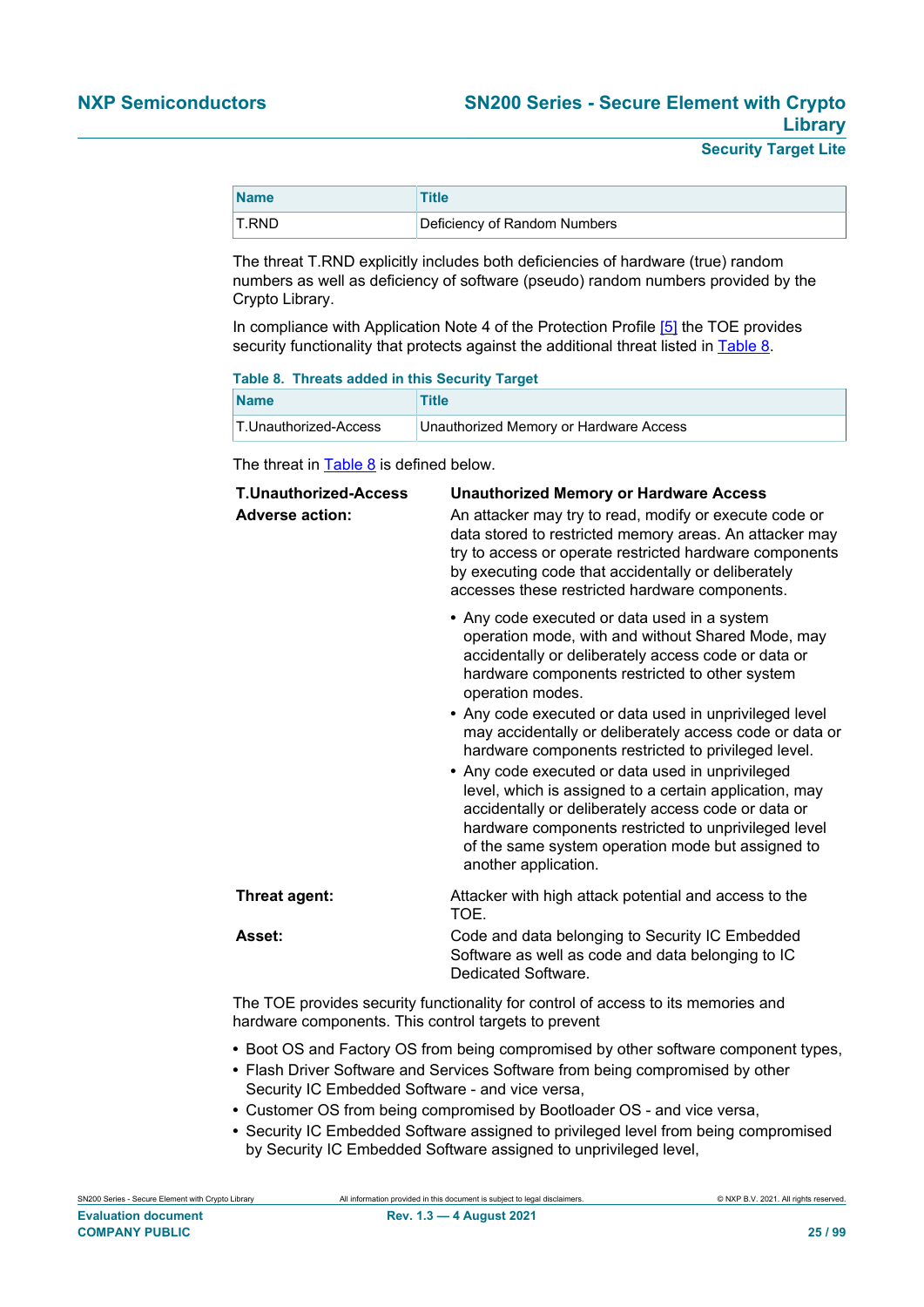| Name | Title |
| --- | --- |
| T.RND | Deficiency of Random Numbers |

The threat T.RND explicitly includes both deficiencies of hardware (true) random numbers as well as deficiency of software (pseudo) random numbers provided by the Crypto Library.

In compliance with Application Note 4 of the Protection Profile [5] the TOE provides security functionality that protects against the additional threat listed in Table 8.

**Table 8. Threats added in this Security Target**

| Name | Title |
| --- | --- |
| T.Unauthorized-Access | Unauthorized Memory or Hardware Access |

The threat in Table 8 is defined below.

**T.Unauthorized-Access** — **Unauthorized Memory or Hardware Access**

**Adverse action:** An attacker may try to read, modify or execute code or data stored to restricted memory areas. An attacker may try to access or operate restricted hardware components by executing code that accidentally or deliberately accesses these restricted hardware components.

- Any code executed or data used in a system operation mode, with and without Shared Mode, may accidentally or deliberately access code or data or hardware components restricted to other system operation modes.
- Any code executed or data used in unprivileged level may accidentally or deliberately access code or data or hardware components restricted to privileged level.
- Any code executed or data used in unprivileged level, which is assigned to a certain application, may accidentally or deliberately access code or data or hardware components restricted to unprivileged level of the same system operation mode but assigned to another application.

**Threat agent:** Attacker with high attack potential and access to the TOE.

**Asset:** Code and data belonging to Security IC Embedded Software as well as code and data belonging to IC Dedicated Software.

The TOE provides security functionality for control of access to its memories and hardware components. This control targets to prevent

- Boot OS and Factory OS from being compromised by other software component types,
- Flash Driver Software and Services Software from being compromised by other Security IC Embedded Software - and vice versa,
- Customer OS from being compromised by Bootloader OS - and vice versa,
- Security IC Embedded Software assigned to privileged level from being compromised by Security IC Embedded Software assigned to unprivileged level,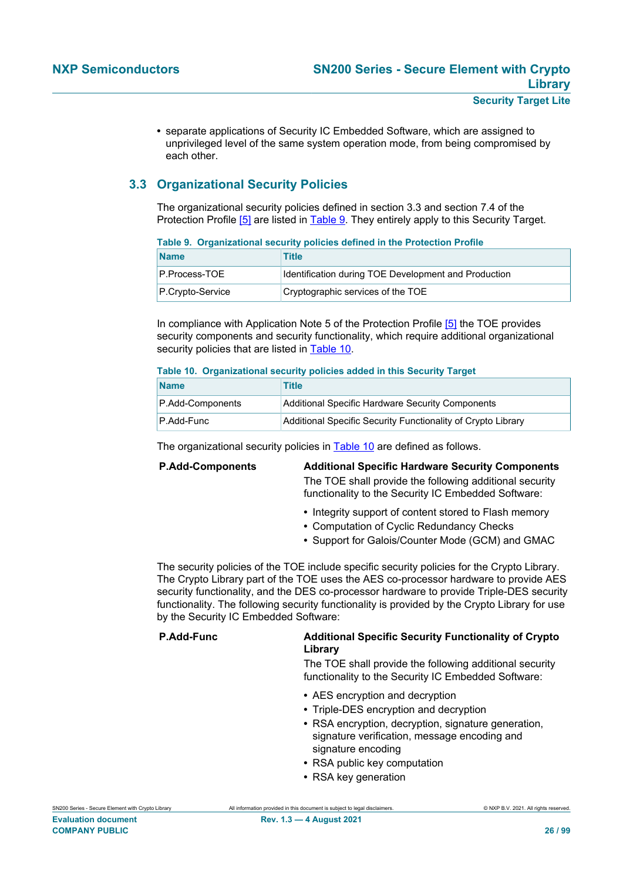- separate applications of Security IC Embedded Software, which are assigned to unprivileged level of the same system operation mode, from being compromised by each other.

## 3.3 Organizational Security Policies

The organizational security policies defined in section 3.3 and section 7.4 of the Protection Profile [5] are listed in Table 9. They entirely apply to this Security Target.

**Table 9. Organizational security policies defined in the Protection Profile**

| Name | Title |
|---|---|
| P.Process-TOE | Identification during TOE Development and Production |
| P.Crypto-Service | Cryptographic services of the TOE |

In compliance with Application Note 5 of the Protection Profile [5] the TOE provides security components and security functionality, which require additional organizational security policies that are listed in Table 10.

**Table 10. Organizational security policies added in this Security Target**

| Name | Title |
|---|---|
| P.Add-Components | Additional Specific Hardware Security Components |
| P.Add-Func | Additional Specific Security Functionality of Crypto Library |

The organizational security policies in Table 10 are defined as follows.

**P.Add-Components** — **Additional Specific Hardware Security Components**

The TOE shall provide the following additional security functionality to the Security IC Embedded Software:

- Integrity support of content stored to Flash memory
- Computation of Cyclic Redundancy Checks
- Support for Galois/Counter Mode (GCM) and GMAC

The security policies of the TOE include specific security policies for the Crypto Library. The Crypto Library part of the TOE uses the AES co-processor hardware to provide AES security functionality, and the DES co-processor hardware to provide Triple-DES security functionality. The following security functionality is provided by the Crypto Library for use by the Security IC Embedded Software:

**P.Add-Func** — **Additional Specific Security Functionality of Crypto Library**

The TOE shall provide the following additional security functionality to the Security IC Embedded Software:

- AES encryption and decryption
- Triple-DES encryption and decryption
- RSA encryption, decryption, signature generation, signature verification, message encoding and signature encoding
- RSA public key computation
- RSA key generation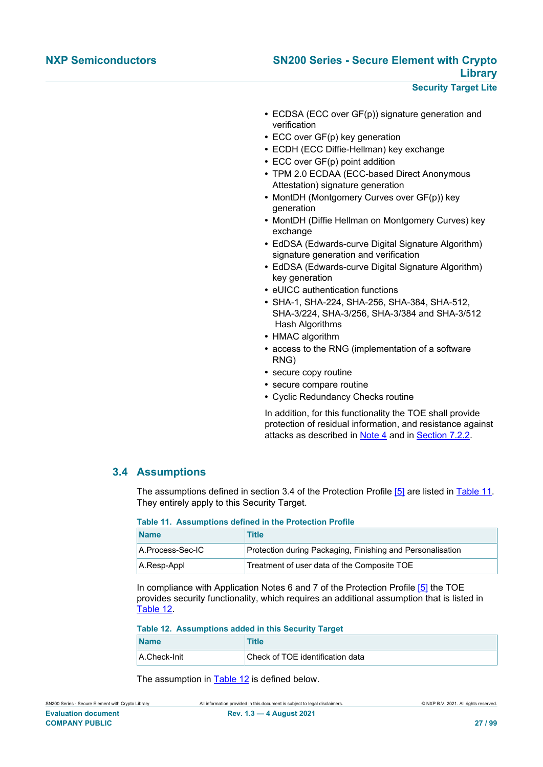- ECDSA (ECC over GF(p)) signature generation and verification
- ECC over GF(p) key generation
- ECDH (ECC Diffie-Hellman) key exchange
- ECC over GF(p) point addition
- TPM 2.0 ECDAA (ECC-based Direct Anonymous Attestation) signature generation
- MontDH (Montgomery Curves over GF(p)) key generation
- MontDH (Diffie Hellman on Montgomery Curves) key exchange
- EdDSA (Edwards-curve Digital Signature Algorithm) signature generation and verification
- EdDSA (Edwards-curve Digital Signature Algorithm) key generation
- eUICC authentication functions
- SHA-1, SHA-224, SHA-256, SHA-384, SHA-512, SHA-3/224, SHA-3/256, SHA-3/384 and SHA-3/512 Hash Algorithms
- HMAC algorithm
- access to the RNG (implementation of a software RNG)
- secure copy routine
- secure compare routine
- Cyclic Redundancy Checks routine

In addition, for this functionality the TOE shall provide protection of residual information, and resistance against attacks as described in Note 4 and in Section 7.2.2.

## 3.4 Assumptions

The assumptions defined in section 3.4 of the Protection Profile [5] are listed in Table 11. They entirely apply to this Security Target.

**Table 11. Assumptions defined in the Protection Profile**

| Name | Title |
|---|---|
| A.Process-Sec-IC | Protection during Packaging, Finishing and Personalisation |
| A.Resp-Appl | Treatment of user data of the Composite TOE |

In compliance with Application Notes 6 and 7 of the Protection Profile [5] the TOE provides security functionality, which requires an additional assumption that is listed in Table 12.

**Table 12. Assumptions added in this Security Target**

| Name | Title |
|---|---|
| A.Check-Init | Check of TOE identification data |

The assumption in Table 12 is defined below.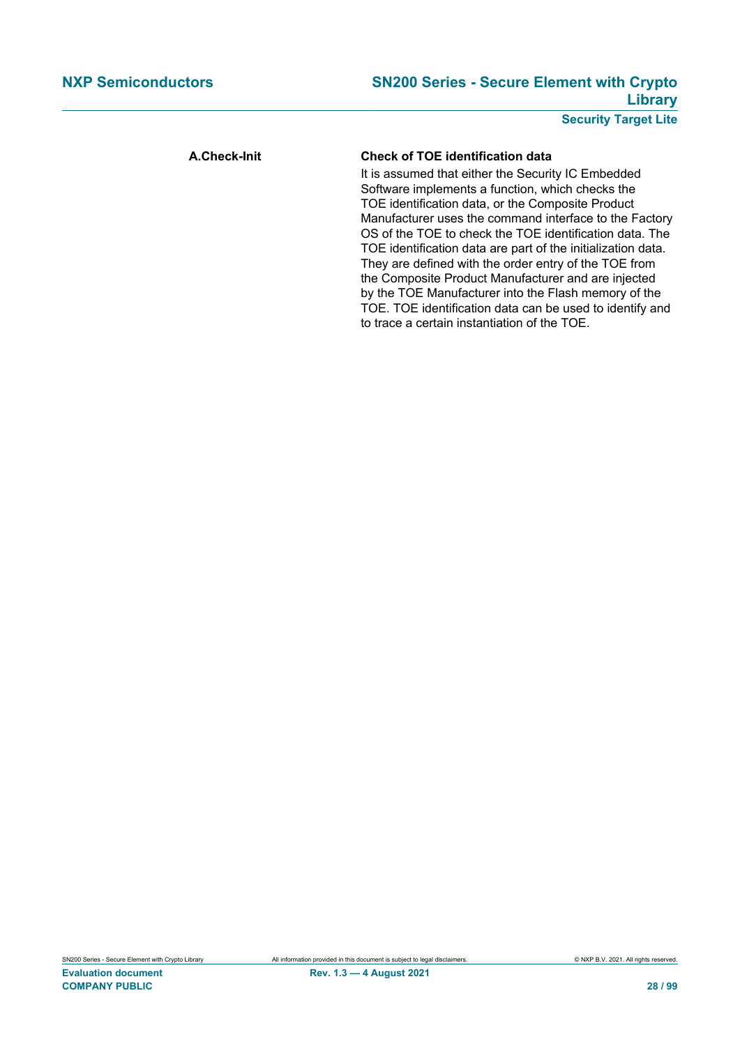**A.Check-Init**

**Check of TOE identification data**

It is assumed that either the Security IC Embedded Software implements a function, which checks the TOE identification data, or the Composite Product Manufacturer uses the command interface to the Factory OS of the TOE to check the TOE identification data. The TOE identification data are part of the initialization data. They are defined with the order entry of the TOE from the Composite Product Manufacturer and are injected by the TOE Manufacturer into the Flash memory of the TOE. TOE identification data can be used to identify and to trace a certain instantiation of the TOE.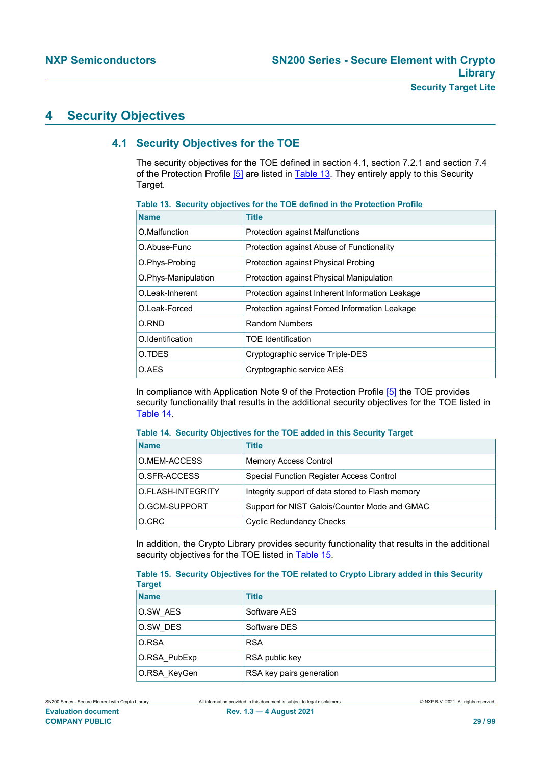# 4 Security Objectives

## 4.1 Security Objectives for the TOE

The security objectives for the TOE defined in section 4.1, section 7.2.1 and section 7.4 of the Protection Profile [5] are listed in Table 13. They entirely apply to this Security Target.

**Table 13. Security objectives for the TOE defined in the Protection Profile**

| Name | Title |
|---|---|
| O.Malfunction | Protection against Malfunctions |
| O.Abuse-Func | Protection against Abuse of Functionality |
| O.Phys-Probing | Protection against Physical Probing |
| O.Phys-Manipulation | Protection against Physical Manipulation |
| O.Leak-Inherent | Protection against Inherent Information Leakage |
| O.Leak-Forced | Protection against Forced Information Leakage |
| O.RND | Random Numbers |
| O.Identification | TOE Identification |
| O.TDES | Cryptographic service Triple-DES |
| O.AES | Cryptographic service AES |

In compliance with Application Note 9 of the Protection Profile [5] the TOE provides security functionality that results in the additional security objectives for the TOE listed in Table 14.

**Table 14. Security Objectives for the TOE added in this Security Target**

| Name | Title |
|---|---|
| O.MEM-ACCESS | Memory Access Control |
| O.SFR-ACCESS | Special Function Register Access Control |
| O.FLASH-INTEGRITY | Integrity support of data stored to Flash memory |
| O.GCM-SUPPORT | Support for NIST Galois/Counter Mode and GMAC |
| O.CRC | Cyclic Redundancy Checks |

In addition, the Crypto Library provides security functionality that results in the additional security objectives for the TOE listed in Table 15.

**Table 15. Security Objectives for the TOE related to Crypto Library added in this Security Target**

| Name | Title |
|---|---|
| O.SW_AES | Software AES |
| O.SW_DES | Software DES |
| O.RSA | RSA |
| O.RSA_PubExp | RSA public key |
| O.RSA_KeyGen | RSA key pairs generation |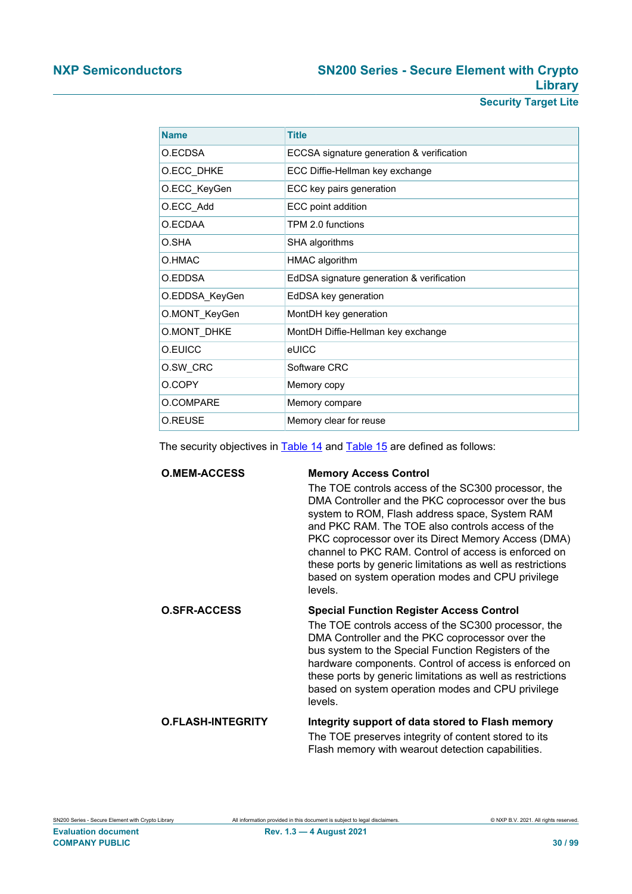| Name | Title |
| --- | --- |
| O.ECDSA | ECCSA signature generation & verification |
| O.ECC_DHKE | ECC Diffie-Hellman key exchange |
| O.ECC_KeyGen | ECC key pairs generation |
| O.ECC_Add | ECC point addition |
| O.ECDAA | TPM 2.0 functions |
| O.SHA | SHA algorithms |
| O.HMAC | HMAC algorithm |
| O.EDDSA | EdDSA signature generation & verification |
| O.EDDSA_KeyGen | EdDSA key generation |
| O.MONT_KeyGen | MontDH key generation |
| O.MONT_DHKE | MontDH Diffie-Hellman key exchange |
| O.EUICC | eUICC |
| O.SW_CRC | Software CRC |
| O.COPY | Memory copy |
| O.COMPARE | Memory compare |
| O.REUSE | Memory clear for reuse |

The security objectives in Table 14 and Table 15 are defined as follows:

**O.MEM-ACCESS** **Memory Access Control**

The TOE controls access of the SC300 processor, the DMA Controller and the PKC coprocessor over the bus system to ROM, Flash address space, System RAM and PKC RAM. The TOE also controls access of the PKC coprocessor over its Direct Memory Access (DMA) channel to PKC RAM. Control of access is enforced on these ports by generic limitations as well as restrictions based on system operation modes and CPU privilege levels.

**O.SFR-ACCESS** **Special Function Register Access Control**

The TOE controls access of the SC300 processor, the DMA Controller and the PKC coprocessor over the bus system to the Special Function Registers of the hardware components. Control of access is enforced on these ports by generic limitations as well as restrictions based on system operation modes and CPU privilege levels.

**O.FLASH-INTEGRITY** **Integrity support of data stored to Flash memory**

The TOE preserves integrity of content stored to its Flash memory with wearout detection capabilities.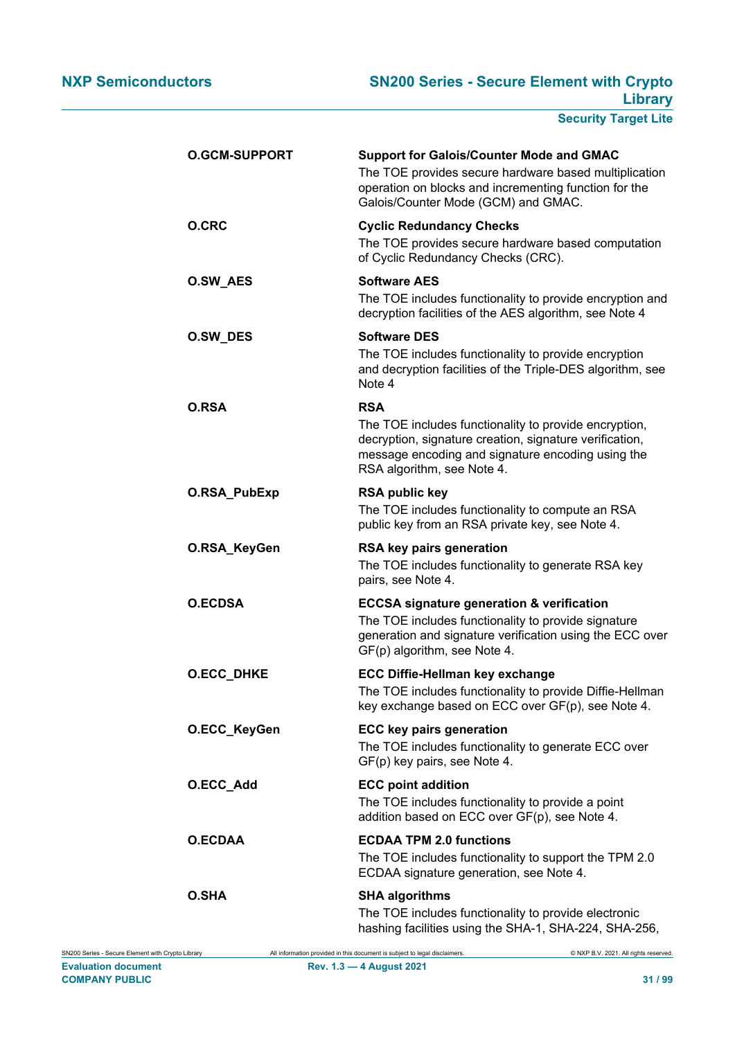| | |
|---|---|
| **O.GCM-SUPPORT** | **Support for Galois/Counter Mode and GMAC**<br>The TOE provides secure hardware based multiplication operation on blocks and incrementing function for the Galois/Counter Mode (GCM) and GMAC. |
| **O.CRC** | **Cyclic Redundancy Checks**<br>The TOE provides secure hardware based computation of Cyclic Redundancy Checks (CRC). |
| **O.SW_AES** | **Software AES**<br>The TOE includes functionality to provide encryption and decryption facilities of the AES algorithm, see Note 4 |
| **O.SW_DES** | **Software DES**<br>The TOE includes functionality to provide encryption and decryption facilities of the Triple-DES algorithm, see Note 4 |
| **O.RSA** | **RSA**<br>The TOE includes functionality to provide encryption, decryption, signature creation, signature verification, message encoding and signature encoding using the RSA algorithm, see Note 4. |
| **O.RSA_PubExp** | **RSA public key**<br>The TOE includes functionality to compute an RSA public key from an RSA private key, see Note 4. |
| **O.RSA_KeyGen** | **RSA key pairs generation**<br>The TOE includes functionality to generate RSA key pairs, see Note 4. |
| **O.ECDSA** | **ECCSA signature generation & verification**<br>The TOE includes functionality to provide signature generation and signature verification using the ECC over GF(p) algorithm, see Note 4. |
| **O.ECC_DHKE** | **ECC Diffie-Hellman key exchange**<br>The TOE includes functionality to provide Diffie-Hellman key exchange based on ECC over GF(p), see Note 4. |
| **O.ECC_KeyGen** | **ECC key pairs generation**<br>The TOE includes functionality to generate ECC over GF(p) key pairs, see Note 4. |
| **O.ECC_Add** | **ECC point addition**<br>The TOE includes functionality to provide a point addition based on ECC over GF(p), see Note 4. |
| **O.ECDAA** | **ECDAA TPM 2.0 functions**<br>The TOE includes functionality to support the TPM 2.0 ECDAA signature generation, see Note 4. |
| **O.SHA** | **SHA algorithms**<br>The TOE includes functionality to provide electronic hashing facilities using the SHA-1, SHA-224, SHA-256, |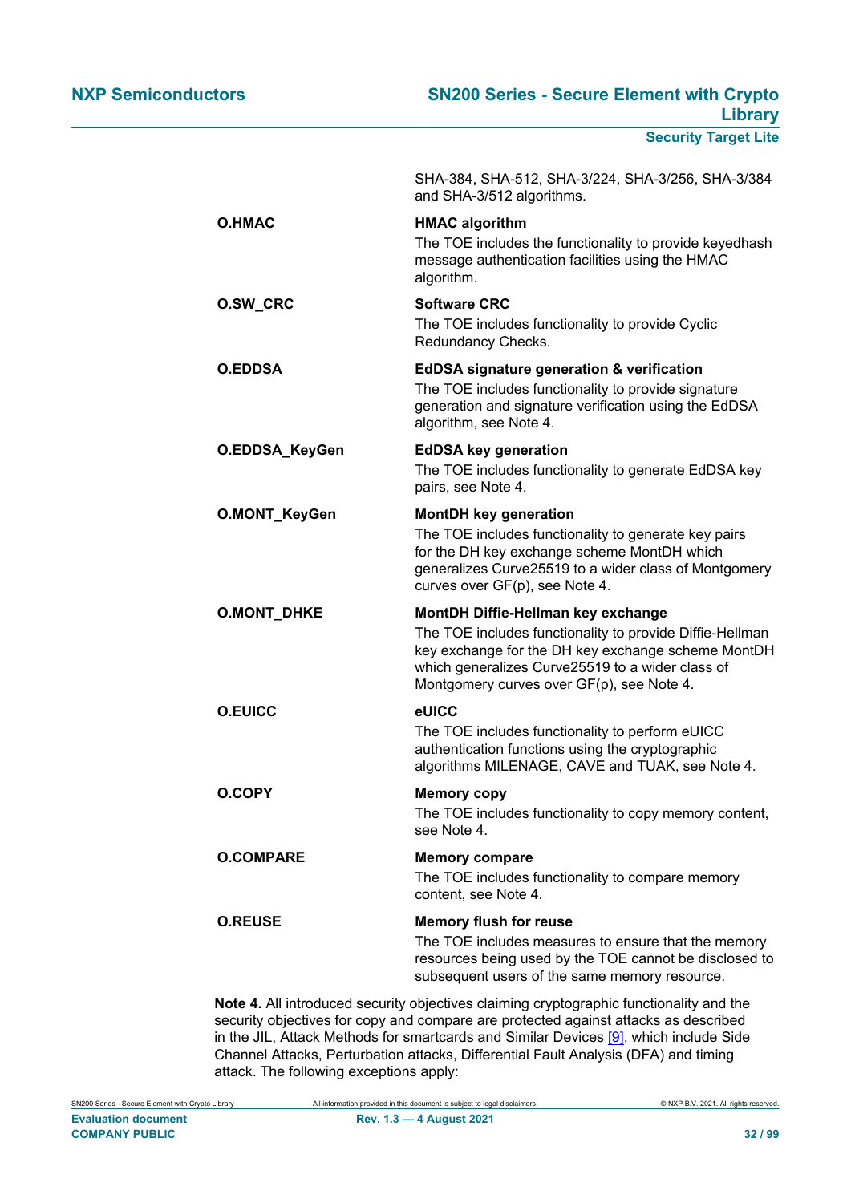| | |
|---|---|
| | SHA-384, SHA-512, SHA-3/224, SHA-3/256, SHA-3/384 and SHA-3/512 algorithms. |
| **O.HMAC** | **HMAC algorithm**<br>The TOE includes the functionality to provide keyedhash message authentication facilities using the HMAC algorithm. |
| **O.SW_CRC** | **Software CRC**<br>The TOE includes functionality to provide Cyclic Redundancy Checks. |
| **O.EDDSA** | **EdDSA signature generation & verification**<br>The TOE includes functionality to provide signature generation and signature verification using the EdDSA algorithm, see Note 4. |
| **O.EDDSA_KeyGen** | **EdDSA key generation**<br>The TOE includes functionality to generate EdDSA key pairs, see Note 4. |
| **O.MONT_KeyGen** | **MontDH key generation**<br>The TOE includes functionality to generate key pairs for the DH key exchange scheme MontDH which generalizes Curve25519 to a wider class of Montgomery curves over GF(p), see Note 4. |
| **O.MONT_DHKE** | **MontDH Diffie-Hellman key exchange**<br>The TOE includes functionality to provide Diffie-Hellman key exchange for the DH key exchange scheme MontDH which generalizes Curve25519 to a wider class of Montgomery curves over GF(p), see Note 4. |
| **O.EUICC** | **eUICC**<br>The TOE includes functionality to perform eUICC authentication functions using the cryptographic algorithms MILENAGE, CAVE and TUAK, see Note 4. |
| **O.COPY** | **Memory copy**<br>The TOE includes functionality to copy memory content, see Note 4. |
| **O.COMPARE** | **Memory compare**<br>The TOE includes functionality to compare memory content, see Note 4. |
| **O.REUSE** | **Memory flush for reuse**<br>The TOE includes measures to ensure that the memory resources being used by the TOE cannot be disclosed to subsequent users of the same memory resource. |

**Note 4.** All introduced security objectives claiming cryptographic functionality and the security objectives for copy and compare are protected against attacks as described in the JIL, Attack Methods for smartcards and Similar Devices [9], which include Side Channel Attacks, Perturbation attacks, Differential Fault Analysis (DFA) and timing attack. The following exceptions apply: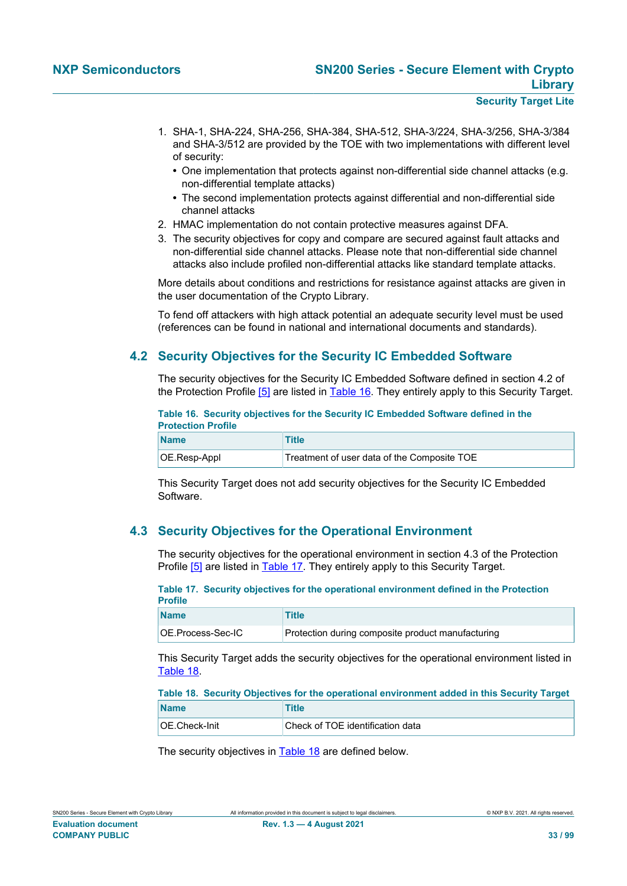1. SHA-1, SHA-224, SHA-256, SHA-384, SHA-512, SHA-3/224, SHA-3/256, SHA-3/384 and SHA-3/512 are provided by the TOE with two implementations with different level of security:
   - One implementation that protects against non-differential side channel attacks (e.g. non-differential template attacks)
   - The second implementation protects against differential and non-differential side channel attacks
2. HMAC implementation do not contain protective measures against DFA.
3. The security objectives for copy and compare are secured against fault attacks and non-differential side channel attacks. Please note that non-differential side channel attacks also include profiled non-differential attacks like standard template attacks.

More details about conditions and restrictions for resistance against attacks are given in the user documentation of the Crypto Library.

To fend off attackers with high attack potential an adequate security level must be used (references can be found in national and international documents and standards).

## 4.2 Security Objectives for the Security IC Embedded Software

The security objectives for the Security IC Embedded Software defined in section 4.2 of the Protection Profile [5] are listed in Table 16. They entirely apply to this Security Target.

**Table 16. Security objectives for the Security IC Embedded Software defined in the Protection Profile**

| Name | Title |
|---|---|
| OE.Resp-Appl | Treatment of user data of the Composite TOE |

This Security Target does not add security objectives for the Security IC Embedded Software.

## 4.3 Security Objectives for the Operational Environment

The security objectives for the operational environment in section 4.3 of the Protection Profile [5] are listed in Table 17. They entirely apply to this Security Target.

**Table 17. Security objectives for the operational environment defined in the Protection Profile**

| Name | Title |
|---|---|
| OE.Process-Sec-IC | Protection during composite product manufacturing |

This Security Target adds the security objectives for the operational environment listed in Table 18.

**Table 18. Security Objectives for the operational environment added in this Security Target**

| Name | Title |
|---|---|
| OE.Check-Init | Check of TOE identification data |

The security objectives in Table 18 are defined below.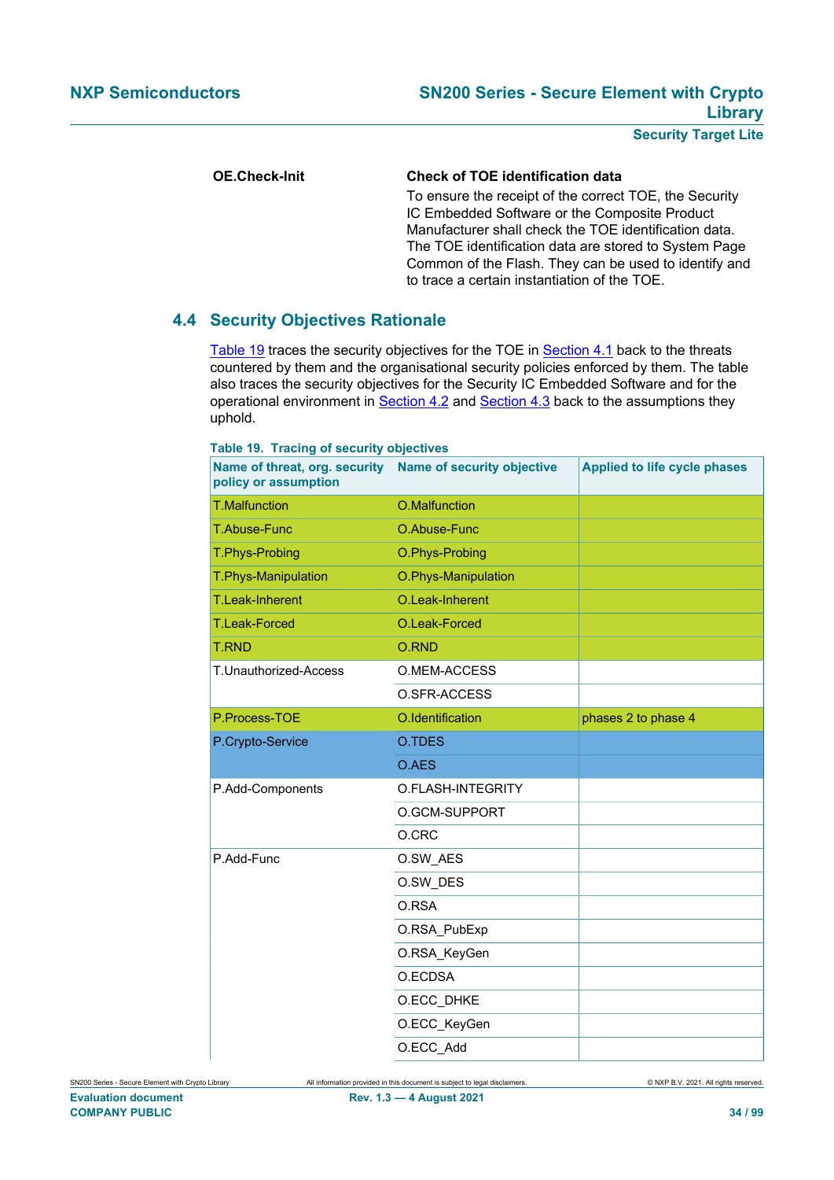**OE.Check-Init** — **Check of TOE identification data**

To ensure the receipt of the correct TOE, the Security IC Embedded Software or the Composite Product Manufacturer shall check the TOE identification data. The TOE identification data are stored to System Page Common of the Flash. They can be used to identify and to trace a certain instantiation of the TOE.

## 4.4 Security Objectives Rationale

Table 19 traces the security objectives for the TOE in Section 4.1 back to the threats countered by them and the organisational security policies enforced by them. The table also traces the security objectives for the Security IC Embedded Software and for the operational environment in Section 4.2 and Section 4.3 back to the assumptions they uphold.

**Table 19. Tracing of security objectives**

| Name of threat, org. security policy or assumption | Name of security objective | Applied to life cycle phases |
|---|---|---|
| T.Malfunction | O.Malfunction | |
| T.Abuse-Func | O.Abuse-Func | |
| T.Phys-Probing | O.Phys-Probing | |
| T.Phys-Manipulation | O.Phys-Manipulation | |
| T.Leak-Inherent | O.Leak-Inherent | |
| T.Leak-Forced | O.Leak-Forced | |
| T.RND | O.RND | |
| T.Unauthorized-Access | O.MEM-ACCESS | |
| | O.SFR-ACCESS | |
| P.Process-TOE | O.Identification | phases 2 to phase 4 |
| P.Crypto-Service | O.TDES | |
| | O.AES | |
| P.Add-Components | O.FLASH-INTEGRITY | |
| | O.GCM-SUPPORT | |
| | O.CRC | |
| P.Add-Func | O.SW_AES | |
| | O.SW_DES | |
| | O.RSA | |
| | O.RSA_PubExp | |
| | O.RSA_KeyGen | |
| | O.ECDSA | |
| | O.ECC_DHKE | |
| | O.ECC_KeyGen | |
| | O.ECC_Add | |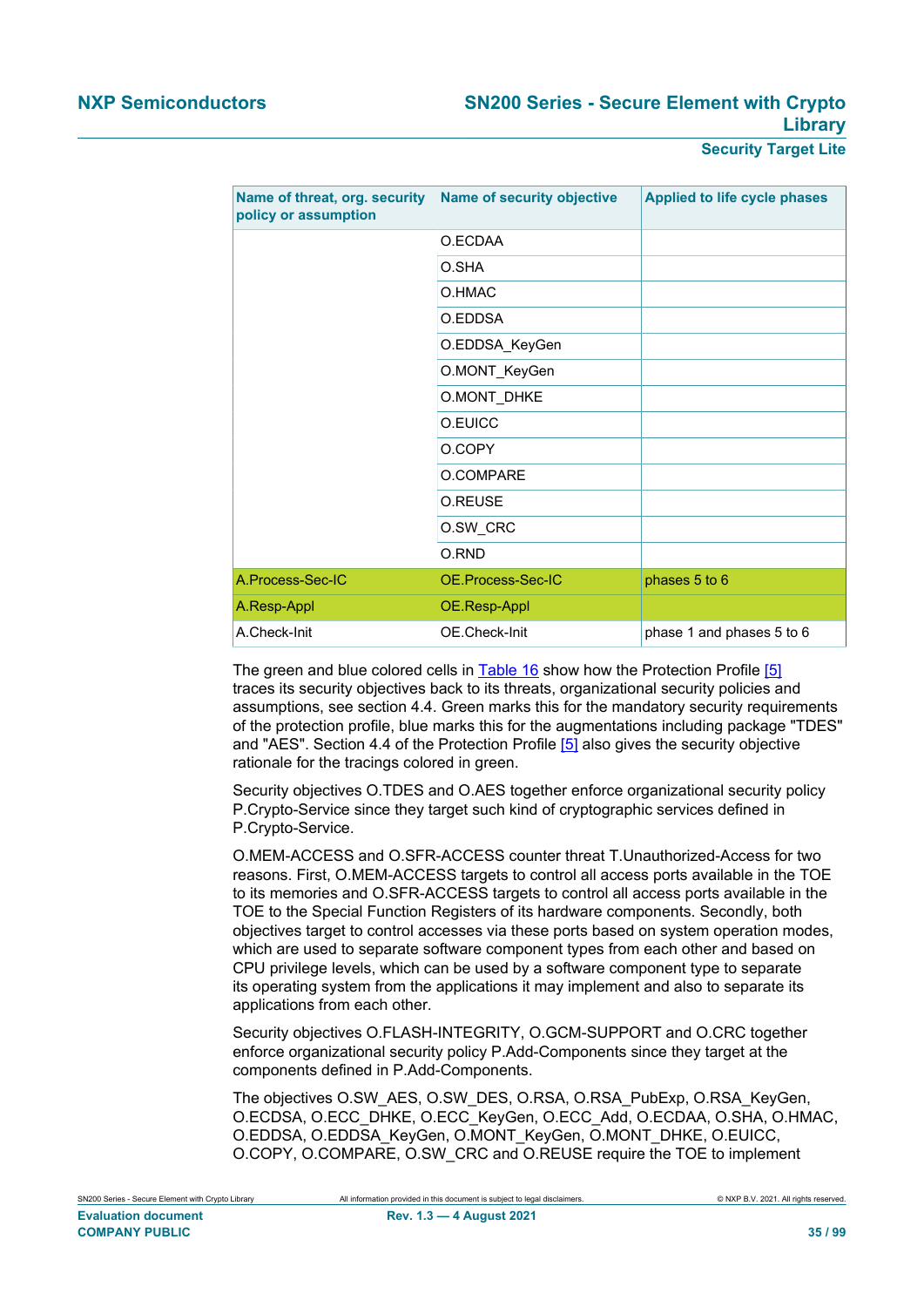| Name of threat, org. security policy or assumption | Name of security objective | Applied to life cycle phases |
|---|---|---|
| | O.ECDAA | |
| | O.SHA | |
| | O.HMAC | |
| | O.EDDSA | |
| | O.EDDSA_KeyGen | |
| | O.MONT_KeyGen | |
| | O.MONT_DHKE | |
| | O.EUICC | |
| | O.COPY | |
| | O.COMPARE | |
| | O.REUSE | |
| | O.SW_CRC | |
| | O.RND | |
| A.Process-Sec-IC | OE.Process-Sec-IC | phases 5 to 6 |
| A.Resp-Appl | OE.Resp-Appl | |
| A.Check-Init | OE.Check-Init | phase 1 and phases 5 to 6 |

The green and blue colored cells in Table 16 show how the Protection Profile [5] traces its security objectives back to its threats, organizational security policies and assumptions, see section 4.4. Green marks this for the mandatory security requirements of the protection profile, blue marks this for the augmentations including package "TDES" and "AES". Section 4.4 of the Protection Profile [5] also gives the security objective rationale for the tracings colored in green.

Security objectives O.TDES and O.AES together enforce organizational security policy P.Crypto-Service since they target such kind of cryptographic services defined in P.Crypto-Service.

O.MEM-ACCESS and O.SFR-ACCESS counter threat T.Unauthorized-Access for two reasons. First, O.MEM-ACCESS targets to control all access ports available in the TOE to its memories and O.SFR-ACCESS targets to control all access ports available in the TOE to the Special Function Registers of its hardware components. Secondly, both objectives target to control accesses via these ports based on system operation modes, which are used to separate software component types from each other and based on CPU privilege levels, which can be used by a software component type to separate its operating system from the applications it may implement and also to separate its applications from each other.

Security objectives O.FLASH-INTEGRITY, O.GCM-SUPPORT and O.CRC together enforce organizational security policy P.Add-Components since they target at the components defined in P.Add-Components.

The objectives O.SW_AES, O.SW_DES, O.RSA, O.RSA_PubExp, O.RSA_KeyGen, O.ECDSA, O.ECC_DHKE, O.ECC_KeyGen, O.ECC_Add, O.ECDAA, O.SHA, O.HMAC, O.EDDSA, O.EDDSA_KeyGen, O.MONT_KeyGen, O.MONT_DHKE, O.EUICC, O.COPY, O.COMPARE, O.SW_CRC and O.REUSE require the TOE to implement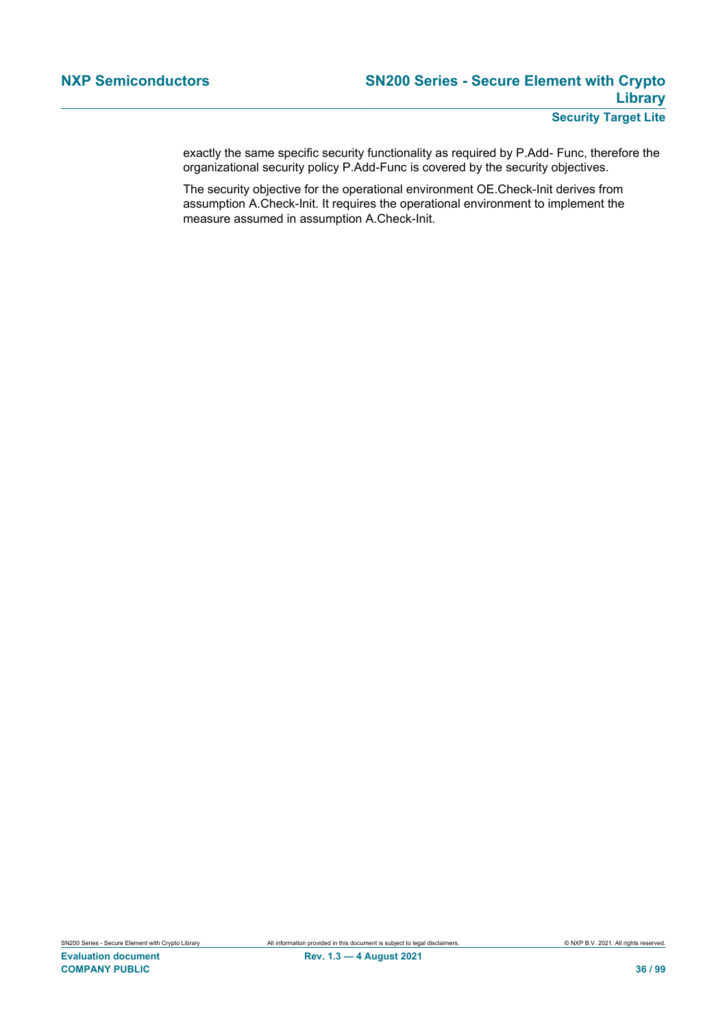exactly the same specific security functionality as required by P.Add- Func, therefore the organizational security policy P.Add-Func is covered by the security objectives.

The security objective for the operational environment OE.Check-Init derives from assumption A.Check-Init. It requires the operational environment to implement the measure assumed in assumption A.Check-Init.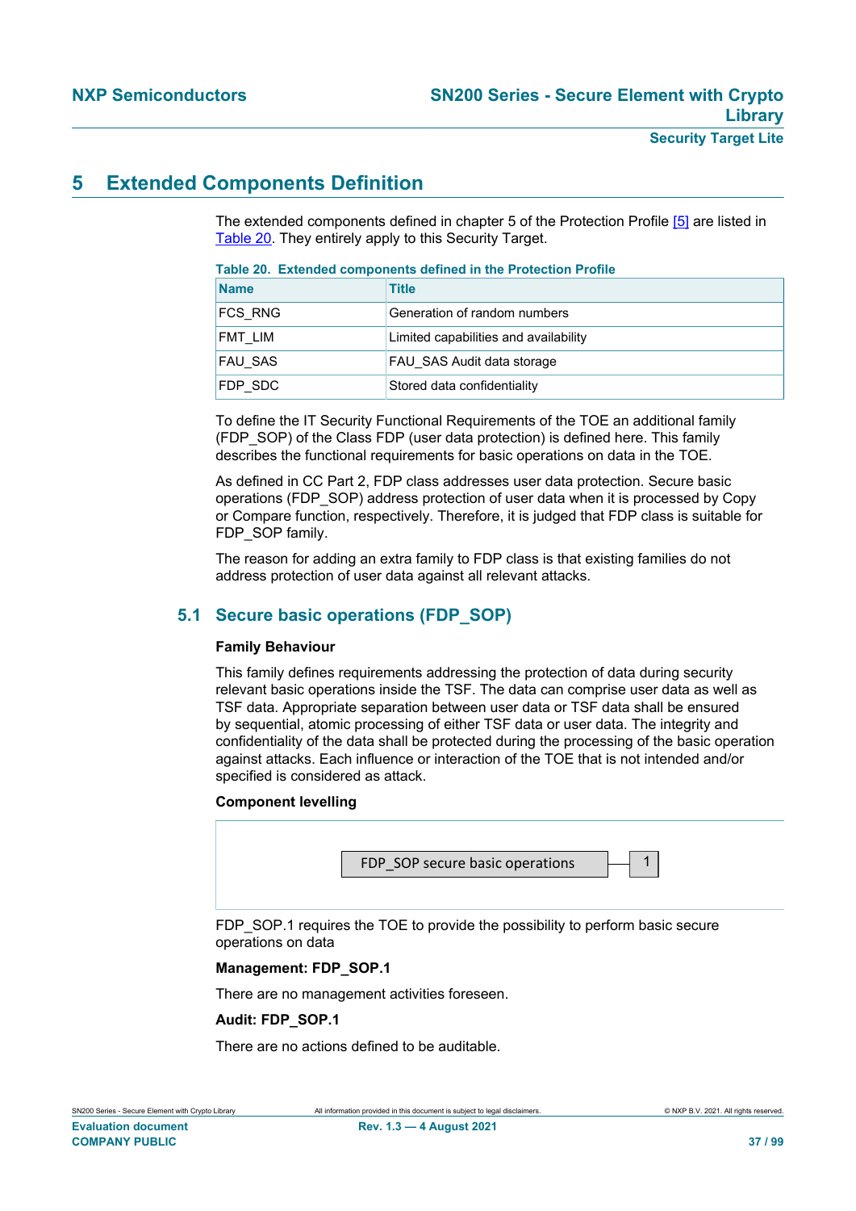# 5 Extended Components Definition

The extended components defined in chapter 5 of the Protection Profile [5] are listed in Table 20. They entirely apply to this Security Target.

**Table 20. Extended components defined in the Protection Profile**

| Name | Title |
|---|---|
| FCS_RNG | Generation of random numbers |
| FMT_LIM | Limited capabilities and availability |
| FAU_SAS | FAU_SAS Audit data storage |
| FDP_SDC | Stored data confidentiality |

To define the IT Security Functional Requirements of the TOE an additional family (FDP_SOP) of the Class FDP (user data protection) is defined here. This family describes the functional requirements for basic operations on data in the TOE.

As defined in CC Part 2, FDP class addresses user data protection. Secure basic operations (FDP_SOP) address protection of user data when it is processed by Copy or Compare function, respectively. Therefore, it is judged that FDP class is suitable for FDP_SOP family.

The reason for adding an extra family to FDP class is that existing families do not address protection of user data against all relevant attacks.

## 5.1 Secure basic operations (FDP_SOP)

**Family Behaviour**

This family defines requirements addressing the protection of data during security relevant basic operations inside the TSF. The data can comprise user data as well as TSF data. Appropriate separation between user data or TSF data shall be ensured by sequential, atomic processing of either TSF data or user data. The integrity and confidentiality of the data shall be protected during the processing of the basic operation against attacks. Each influence or interaction of the TOE that is not intended and/or specified is considered as attack.

**Component levelling**

FDP_SOP secure basic operations — 1

FDP_SOP.1 requires the TOE to provide the possibility to perform basic secure operations on data

**Management: FDP_SOP.1**

There are no management activities foreseen.

**Audit: FDP_SOP.1**

There are no actions defined to be auditable.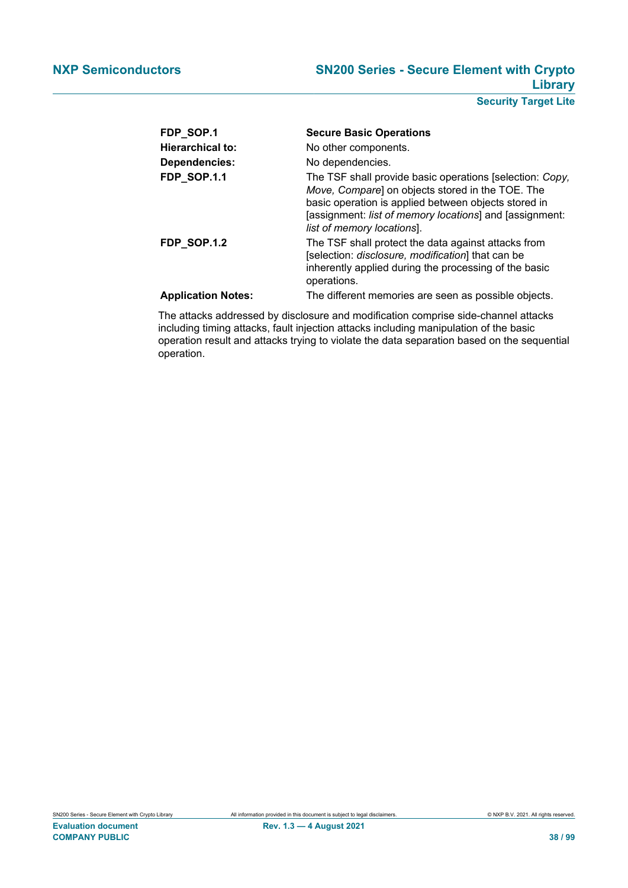| | |
|---|---|
| **FDP_SOP.1** | **Secure Basic Operations** |
| **Hierarchical to:** | No other components. |
| **Dependencies:** | No dependencies. |
| **FDP_SOP.1.1** | The TSF shall provide basic operations [selection: *Copy, Move, Compare*] on objects stored in the TOE. The basic operation is applied between objects stored in [assignment: *list of memory locations*] and [assignment: *list of memory locations*]. |
| **FDP_SOP.1.2** | The TSF shall protect the data against attacks from [selection: *disclosure, modification*] that can be inherently applied during the processing of the basic operations. |
| **Application Notes:** | The different memories are seen as possible objects. |

The attacks addressed by disclosure and modification comprise side-channel attacks including timing attacks, fault injection attacks including manipulation of the basic operation result and attacks trying to violate the data separation based on the sequential operation.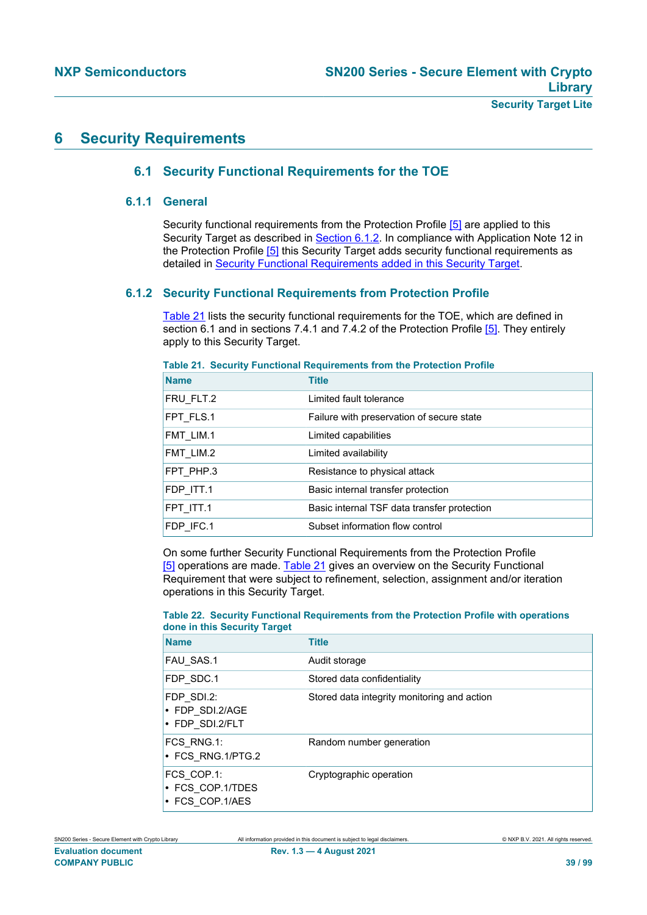# 6 Security Requirements

## 6.1 Security Functional Requirements for the TOE

### 6.1.1 General

Security functional requirements from the Protection Profile [5] are applied to this Security Target as described in Section 6.1.2. In compliance with Application Note 12 in the Protection Profile [5] this Security Target adds security functional requirements as detailed in Security Functional Requirements added in this Security Target.

### 6.1.2 Security Functional Requirements from Protection Profile

Table 21 lists the security functional requirements for the TOE, which are defined in section 6.1 and in sections 7.4.1 and 7.4.2 of the Protection Profile [5]. They entirely apply to this Security Target.

**Table 21. Security Functional Requirements from the Protection Profile**

| Name | Title |
|---|---|
| FRU_FLT.2 | Limited fault tolerance |
| FPT_FLS.1 | Failure with preservation of secure state |
| FMT_LIM.1 | Limited capabilities |
| FMT_LIM.2 | Limited availability |
| FPT_PHP.3 | Resistance to physical attack |
| FDP_ITT.1 | Basic internal transfer protection |
| FPT_ITT.1 | Basic internal TSF data transfer protection |
| FDP_IFC.1 | Subset information flow control |

On some further Security Functional Requirements from the Protection Profile [5] operations are made. Table 21 gives an overview on the Security Functional Requirement that were subject to refinement, selection, assignment and/or iteration operations in this Security Target.

**Table 22. Security Functional Requirements from the Protection Profile with operations done in this Security Target**

| Name | Title |
|---|---|
| FAU_SAS.1 | Audit storage |
| FDP_SDC.1 | Stored data confidentiality |
| FDP_SDI.2:<br>• FDP_SDI.2/AGE<br>• FDP_SDI.2/FLT | Stored data integrity monitoring and action |
| FCS_RNG.1:<br>• FCS_RNG.1/PTG.2 | Random number generation |
| FCS_COP.1:<br>• FCS_COP.1/TDES<br>• FCS_COP.1/AES | Cryptographic operation |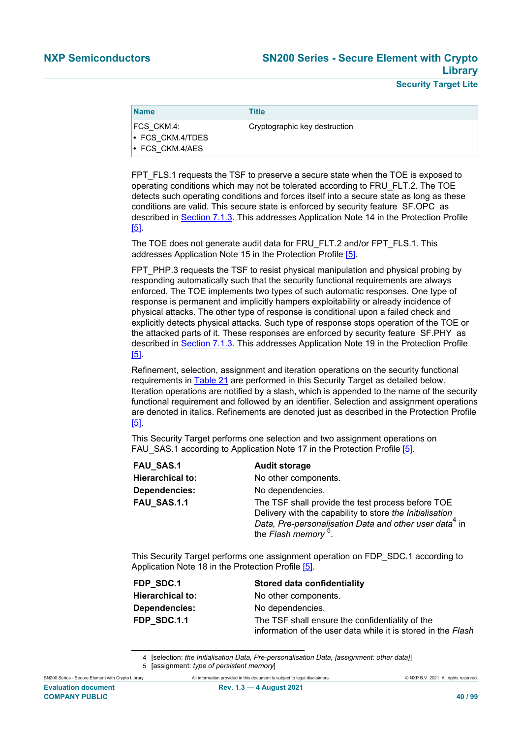| Name | Title |
|---|---|
| FCS_CKM.4:<br>• FCS_CKM.4/TDES<br>• FCS_CKM.4/AES | Cryptographic key destruction |

FPT_FLS.1 requests the TSF to preserve a secure state when the TOE is exposed to operating conditions which may not be tolerated according to FRU_FLT.2. The TOE detects such operating conditions and forces itself into a secure state as long as these conditions are valid. This secure state is enforced by security feature SF.OPC as described in Section 7.1.3. This addresses Application Note 14 in the Protection Profile [5].

The TOE does not generate audit data for FRU_FLT.2 and/or FPT_FLS.1. This addresses Application Note 15 in the Protection Profile [5].

FPT_PHP.3 requests the TSF to resist physical manipulation and physical probing by responding automatically such that the security functional requirements are always enforced. The TOE implements two types of such automatic responses. One type of response is permanent and implicitly hampers exploitability or already incidence of physical attacks. The other type of response is conditional upon a failed check and explicitly detects physical attacks. Such type of response stops operation of the TOE or the attacked parts of it. These responses are enforced by security feature SF.PHY as described in Section 7.1.3. This addresses Application Note 19 in the Protection Profile [5].

Refinement, selection, assignment and iteration operations on the security functional requirements in Table 21 are performed in this Security Target as detailed below. Iteration operations are notified by a slash, which is appended to the name of the security functional requirement and followed by an identifier. Selection and assignment operations are denoted in italics. Refinements are denoted just as described in the Protection Profile [5].

This Security Target performs one selection and two assignment operations on FAU_SAS.1 according to Application Note 17 in the Protection Profile [5].

| | |
|---|---|
| **FAU_SAS.1** | **Audit storage** |
| **Hierarchical to:** | No other components. |
| **Dependencies:** | No dependencies. |
| **FAU_SAS.1.1** | The TSF shall provide the test process before TOE Delivery with the capability to store *the Initialisation Data, Pre-personalisation Data and other user data*[4] in the *Flash memory*[5]. |

This Security Target performs one assignment operation on FDP_SDC.1 according to Application Note 18 in the Protection Profile [5].

| | |
|---|---|
| **FDP_SDC.1** | **Stored data confidentiality** |
| **Hierarchical to:** | No other components. |
| **Dependencies:** | No dependencies. |
| **FDP_SDC.1.1** | The TSF shall ensure the confidentiality of the information of the user data while it is stored in the *Flash* |

4 [selection: *the Initialisation Data, Pre-personalisation Data, [assignment: other data]*]
5 [assignment: *type of persistent memory*]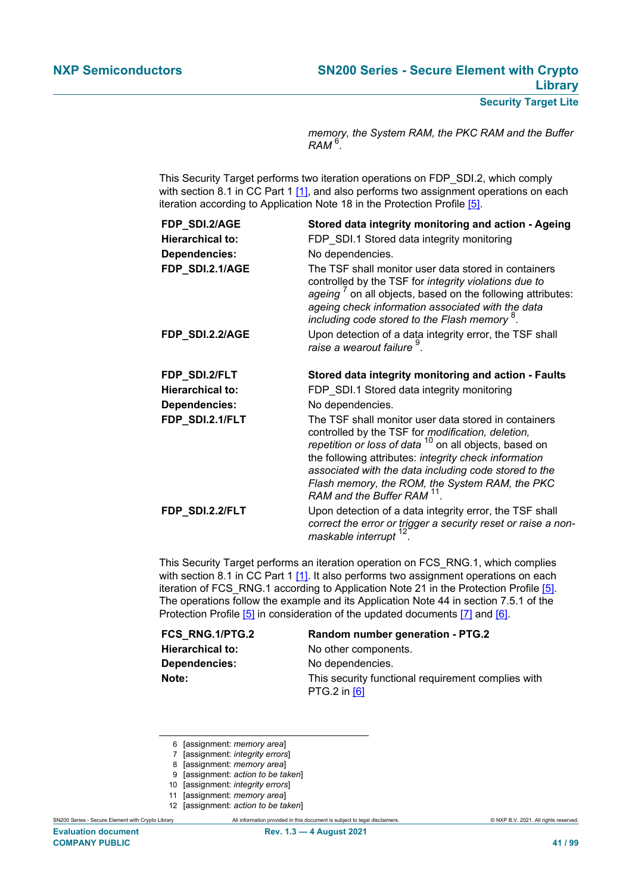*memory, the System RAM, the PKC RAM and the Buffer RAM* [6].

This Security Target performs two iteration operations on FDP_SDI.2, which comply with section 8.1 in CC Part 1 [1], and also performs two assignment operations on each iteration according to Application Note 18 in the Protection Profile [5].

| | |
|---|---|
| **FDP_SDI.2/AGE** | **Stored data integrity monitoring and action - Ageing** |
| **Hierarchical to:** | FDP_SDI.1 Stored data integrity monitoring |
| **Dependencies:** | No dependencies. |
| **FDP_SDI.2.1/AGE** | The TSF shall monitor user data stored in containers controlled by the TSF for *integrity violations due to ageing* [7] on all objects, based on the following attributes: *ageing check information associated with the data including code stored to the Flash memory* [8]. |
| **FDP_SDI.2.2/AGE** | Upon detection of a data integrity error, the TSF shall *raise a wearout failure* [9]. |

| | |
|---|---|
| **FDP_SDI.2/FLT** | **Stored data integrity monitoring and action - Faults** |
| **Hierarchical to:** | FDP_SDI.1 Stored data integrity monitoring |
| **Dependencies:** | No dependencies. |
| **FDP_SDI.2.1/FLT** | The TSF shall monitor user data stored in containers controlled by the TSF for *modification, deletion, repetition or loss of data* [10] on all objects, based on the following attributes: *integrity check information associated with the data including code stored to the Flash memory, the ROM, the System RAM, the PKC RAM and the Buffer RAM* [11]. |
| **FDP_SDI.2.2/FLT** | Upon detection of a data integrity error, the TSF shall *correct the error or trigger a security reset or raise a non-maskable interrupt* [12]. |

This Security Target performs an iteration operation on FCS_RNG.1, which complies with section 8.1 in CC Part 1 [1]. It also performs two assignment operations on each iteration of FCS_RNG.1 according to Application Note 21 in the Protection Profile [5]. The operations follow the example and its Application Note 44 in section 7.5.1 of the Protection Profile [5] in consideration of the updated documents [7] and [6].

| | |
|---|---|
| **FCS_RNG.1/PTG.2** | **Random number generation - PTG.2** |
| **Hierarchical to:** | No other components. |
| **Dependencies:** | No dependencies. |
| **Note:** | This security functional requirement complies with PTG.2 in [6] |

---

6 [assignment: *memory area*]
7 [assignment: *integrity errors*]
8 [assignment: *memory area*]
9 [assignment: *action to be taken*]
10 [assignment: *integrity errors*]
11 [assignment: *memory area*]
12 [assignment: *action to be taken*]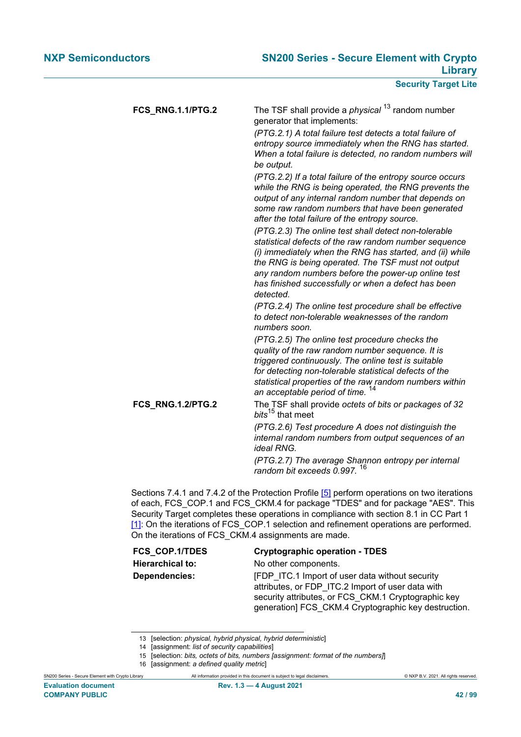| | |
|---|---|
| **FCS_RNG.1.1/PTG.2** | The TSF shall provide a *physical* [13] random number generator that implements:<br>*(PTG.2.1) A total failure test detects a total failure of entropy source immediately when the RNG has started. When a total failure is detected, no random numbers will be output.*<br>*(PTG.2.2) If a total failure of the entropy source occurs while the RNG is being operated, the RNG prevents the output of any internal random number that depends on some raw random numbers that have been generated after the total failure of the entropy source.*<br>*(PTG.2.3) The online test shall detect non-tolerable statistical defects of the raw random number sequence (i) immediately when the RNG has started, and (ii) while the RNG is being operated. The TSF must not output any random numbers before the power-up online test has finished successfully or when a defect has been detected.*<br>*(PTG.2.4) The online test procedure shall be effective to detect non-tolerable weaknesses of the random numbers soon.*<br>*(PTG.2.5) The online test procedure checks the quality of the raw random number sequence. It is triggered continuously. The online test is suitable for detecting non-tolerable statistical defects of the statistical properties of the raw random numbers within an acceptable period of time.* [14] |
| **FCS_RNG.1.2/PTG.2** | The TSF shall provide *octets of bits or packages of 32 bits* [15] that meet<br>*(PTG.2.6) Test procedure A does not distinguish the internal random numbers from output sequences of an ideal RNG.*<br>*(PTG.2.7) The average Shannon entropy per internal random bit exceeds 0.997.* [16] |

Sections 7.4.1 and 7.4.2 of the Protection Profile [5] perform operations on two iterations of each, FCS_COP.1 and FCS_CKM.4 for package "TDES" and for package "AES". This Security Target completes these operations in compliance with section 8.1 in CC Part 1 [1]: On the iterations of FCS_COP.1 selection and refinement operations are performed. On the iterations of FCS_CKM.4 assignments are made.

| | |
|---|---|
| **FCS_COP.1/TDES** | **Cryptographic operation - TDES** |
| **Hierarchical to:** | No other components. |
| **Dependencies:** | [FDP_ITC.1 Import of user data without security attributes, or FDP_ITC.2 Import of user data with security attributes, or FCS_CKM.1 Cryptographic key generation] FCS_CKM.4 Cryptographic key destruction. |

13 [selection: *physical, hybrid physical, hybrid deterministic*]
14 [assignment: *list of security capabilities*]
15 [selection: *bits, octets of bits, numbers [assignment: format of the numbers]*]
16 [assignment: *a defined quality metric*]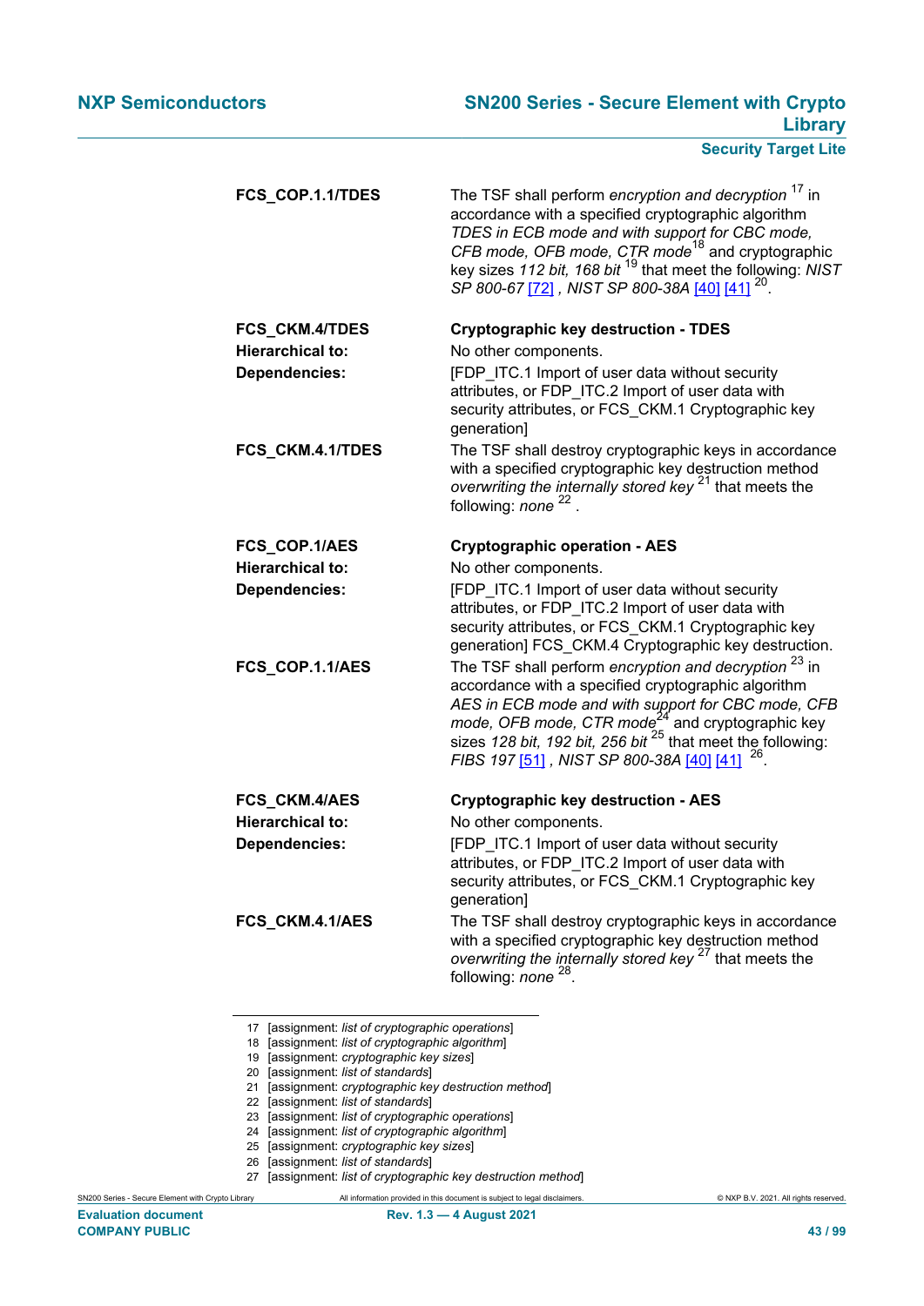| | |
|---|---|
| **FCS_COP.1.1/TDES** | The TSF shall perform *encryption and decryption* [17] in accordance with a specified cryptographic algorithm *TDES in ECB mode and with support for CBC mode, CFB mode, OFB mode, CTR mode* [18] and cryptographic key sizes *112 bit, 168 bit* [19] that meet the following: *NIST SP 800-67* [72] *, NIST SP 800-38A* [40] [41] [20]. |

| | |
|---|---|
| **FCS_CKM.4/TDES** | **Cryptographic key destruction - TDES** |
| **Hierarchical to:** | No other components. |
| **Dependencies:** | [FDP_ITC.1 Import of user data without security attributes, or FDP_ITC.2 Import of user data with security attributes, or FCS_CKM.1 Cryptographic key generation] |
| **FCS_CKM.4.1/TDES** | The TSF shall destroy cryptographic keys in accordance with a specified cryptographic key destruction method *overwriting the internally stored key* [21] that meets the following: *none* [22] . |

| | |
|---|---|
| **FCS_COP.1/AES** | **Cryptographic operation - AES** |
| **Hierarchical to:** | No other components. |
| **Dependencies:** | [FDP_ITC.1 Import of user data without security attributes, or FDP_ITC.2 Import of user data with security attributes, or FCS_CKM.1 Cryptographic key generation] FCS_CKM.4 Cryptographic key destruction. |
| **FCS_COP.1.1/AES** | The TSF shall perform *encryption and decryption* [23] in accordance with a specified cryptographic algorithm *AES in ECB mode and with support for CBC mode, CFB mode, OFB mode, CTR mode* [24] and cryptographic key sizes *128 bit, 192 bit, 256 bit* [25] that meet the following: *FIBS 197* [51] *, NIST SP 800-38A* [40] [41] [26]. |

| | |
|---|---|
| **FCS_CKM.4/AES** | **Cryptographic key destruction - AES** |
| **Hierarchical to:** | No other components. |
| **Dependencies:** | [FDP_ITC.1 Import of user data without security attributes, or FDP_ITC.2 Import of user data with security attributes, or FCS_CKM.1 Cryptographic key generation] |
| **FCS_CKM.4.1/AES** | The TSF shall destroy cryptographic keys in accordance with a specified cryptographic key destruction method *overwriting the internally stored key* [27] that meets the following: *none* [28]. |

---

17 [assignment: *list of cryptographic operations*]
18 [assignment: *list of cryptographic algorithm*]
19 [assignment: *cryptographic key sizes*]
20 [assignment: *list of standards*]
21 [assignment: *cryptographic key destruction method*]
22 [assignment: *list of standards*]
23 [assignment: *list of cryptographic operations*]
24 [assignment: *list of cryptographic algorithm*]
25 [assignment: *cryptographic key sizes*]
26 [assignment: *list of standards*]
27 [assignment: *list of cryptographic key destruction method*]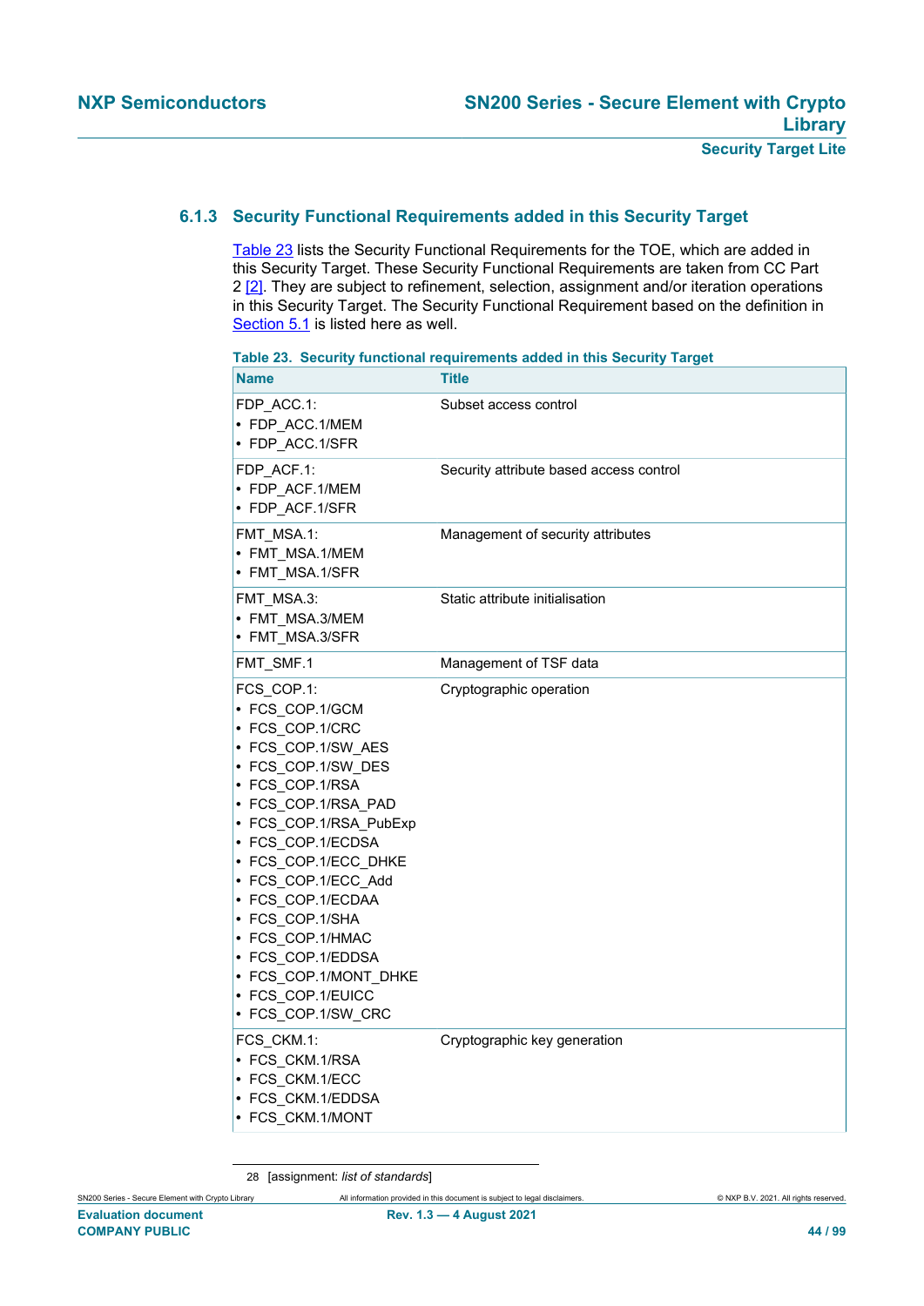### 6.1.3 Security Functional Requirements added in this Security Target

Table 23 lists the Security Functional Requirements for the TOE, which are added in this Security Target. These Security Functional Requirements are taken from CC Part 2 [2]. They are subject to refinement, selection, assignment and/or iteration operations in this Security Target. The Security Functional Requirement based on the definition in Section 5.1 is listed here as well.

**Table 23. Security functional requirements added in this Security Target**

| Name | Title |
|---|---|
| FDP_ACC.1:<br>• FDP_ACC.1/MEM<br>• FDP_ACC.1/SFR | Subset access control |
| FDP_ACF.1:<br>• FDP_ACF.1/MEM<br>• FDP_ACF.1/SFR | Security attribute based access control |
| FMT_MSA.1:<br>• FMT_MSA.1/MEM<br>• FMT_MSA.1/SFR | Management of security attributes |
| FMT_MSA.3:<br>• FMT_MSA.3/MEM<br>• FMT_MSA.3/SFR | Static attribute initialisation |
| FMT_SMF.1 | Management of TSF data |
| FCS_COP.1:<br>• FCS_COP.1/GCM<br>• FCS_COP.1/CRC<br>• FCS_COP.1/SW_AES<br>• FCS_COP.1/SW_DES<br>• FCS_COP.1/RSA<br>• FCS_COP.1/RSA_PAD<br>• FCS_COP.1/RSA_PubExp<br>• FCS_COP.1/ECDSA<br>• FCS_COP.1/ECC_DHKE<br>• FCS_COP.1/ECC_Add<br>• FCS_COP.1/ECDAA<br>• FCS_COP.1/SHA<br>• FCS_COP.1/HMAC<br>• FCS_COP.1/EDDSA<br>• FCS_COP.1/MONT_DHKE<br>• FCS_COP.1/EUICC<br>• FCS_COP.1/SW_CRC | Cryptographic operation |
| FCS_CKM.1:<br>• FCS_CKM.1/RSA<br>• FCS_CKM.1/ECC<br>• FCS_CKM.1/EDDSA<br>• FCS_CKM.1/MONT | Cryptographic key generation |

28 [assignment: *list of standards*]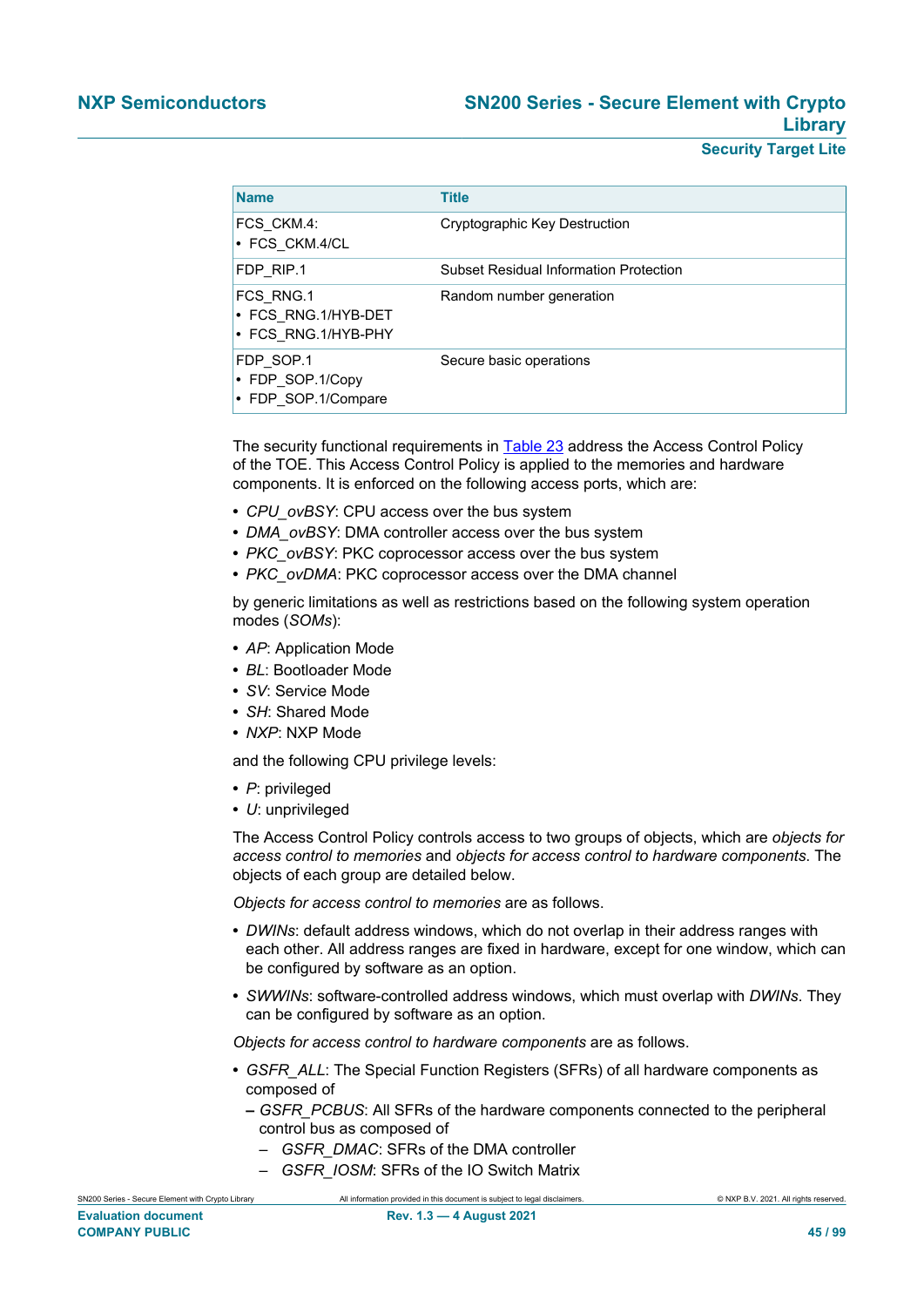| Name | Title |
| --- | --- |
| FCS_CKM.4:<br>• FCS_CKM.4/CL | Cryptographic Key Destruction |
| FDP_RIP.1 | Subset Residual Information Protection |
| FCS_RNG.1<br>• FCS_RNG.1/HYB-DET<br>• FCS_RNG.1/HYB-PHY | Random number generation |
| FDP_SOP.1<br>• FDP_SOP.1/Copy<br>• FDP_SOP.1/Compare | Secure basic operations |

The security functional requirements in Table 23 address the Access Control Policy of the TOE. This Access Control Policy is applied to the memories and hardware components. It is enforced on the following access ports, which are:

- *CPU_ovBSY*: CPU access over the bus system
- *DMA_ovBSY*: DMA controller access over the bus system
- *PKC_ovBSY*: PKC coprocessor access over the bus system
- *PKC_ovDMA*: PKC coprocessor access over the DMA channel

by generic limitations as well as restrictions based on the following system operation modes (*SOMs*):

- *AP*: Application Mode
- *BL*: Bootloader Mode
- *SV*: Service Mode
- *SH*: Shared Mode
- *NXP*: NXP Mode

and the following CPU privilege levels:

- *P*: privileged
- *U*: unprivileged

The Access Control Policy controls access to two groups of objects, which are *objects for access control to memories* and *objects for access control to hardware components*. The objects of each group are detailed below.

*Objects for access control to memories* are as follows.

- *DWINs*: default address windows, which do not overlap in their address ranges with each other. All address ranges are fixed in hardware, except for one window, which can be configured by software as an option.
- *SWWINs*: software-controlled address windows, which must overlap with *DWINs*. They can be configured by software as an option.

*Objects for access control to hardware components* are as follows.

- *GSFR_ALL*: The Special Function Registers (SFRs) of all hardware components as composed of
  - *GSFR_PCBUS*: All SFRs of the hardware components connected to the peripheral control bus as composed of
    - *GSFR_DMAC*: SFRs of the DMA controller
    - *GSFR_IOSM*: SFRs of the IO Switch Matrix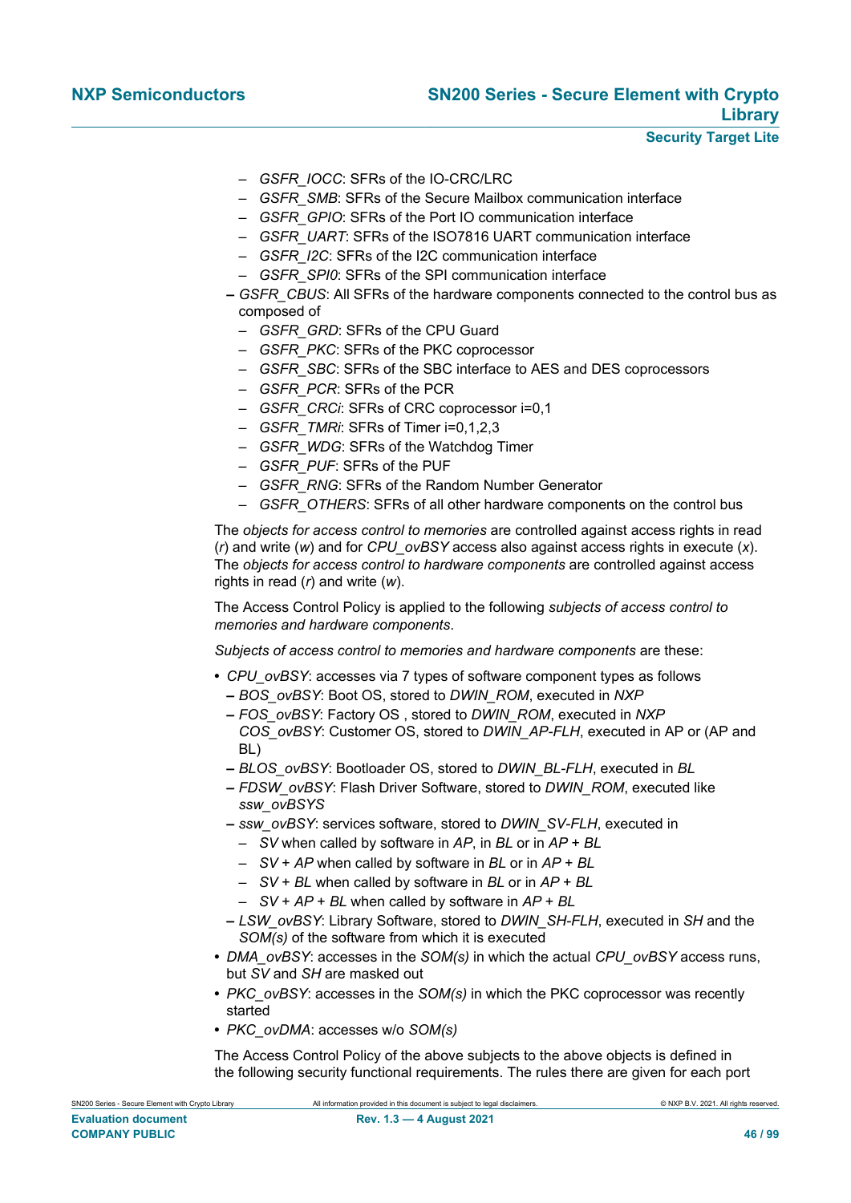- *GSFR_IOCC*: SFRs of the IO-CRC/LRC
  - *GSFR_SMB*: SFRs of the Secure Mailbox communication interface
  - *GSFR_GPIO*: SFRs of the Port IO communication interface
  - *GSFR_UART*: SFRs of the ISO7816 UART communication interface
  - *GSFR_I2C*: SFRs of the I2C communication interface
  - *GSFR_SPI0*: SFRs of the SPI communication interface
- *GSFR_CBUS*: All SFRs of the hardware components connected to the control bus as composed of
  - *GSFR_GRD*: SFRs of the CPU Guard
  - *GSFR_PKC*: SFRs of the PKC coprocessor
  - *GSFR_SBC*: SFRs of the SBC interface to AES and DES coprocessors
  - *GSFR_PCR*: SFRs of the PCR
  - *GSFR_CRCi*: SFRs of CRC coprocessor i=0,1
  - *GSFR_TMRi*: SFRs of Timer i=0,1,2,3
  - *GSFR_WDG*: SFRs of the Watchdog Timer
  - *GSFR_PUF*: SFRs of the PUF
  - *GSFR_RNG*: SFRs of the Random Number Generator
  - *GSFR_OTHERS*: SFRs of all other hardware components on the control bus

The *objects for access control to memories* are controlled against access rights in read (*r*) and write (*w*) and for *CPU_ovBSY* access also against access rights in execute (*x*). The *objects for access control to hardware components* are controlled against access rights in read (*r*) and write (*w*).

The Access Control Policy is applied to the following *subjects of access control to memories and hardware components*.

*Subjects of access control to memories and hardware components* are these:

- *CPU_ovBSY*: accesses via 7 types of software component types as follows
  - *BOS_ovBSY*: Boot OS, stored to *DWIN_ROM*, executed in *NXP*
  - *FOS_ovBSY*: Factory OS , stored to *DWIN_ROM*, executed in *NXP* *COS_ovBSY*: Customer OS, stored to *DWIN_AP-FLH*, executed in AP or (AP and BL)
  - *BLOS_ovBSY*: Bootloader OS, stored to *DWIN_BL-FLH*, executed in *BL*
  - *FDSW_ovBSY*: Flash Driver Software, stored to *DWIN_ROM*, executed like *ssw_ovBSYS*
  - *ssw_ovBSY*: services software, stored to *DWIN_SV-FLH*, executed in
    - *SV* when called by software in *AP*, in *BL* or in *AP* + *BL*
    - *SV* + *AP* when called by software in *BL* or in *AP* + *BL*
    - *SV* + *BL* when called by software in *BL* or in *AP* + *BL*
    - *SV* + *AP* + *BL* when called by software in *AP* + *BL*
  - *LSW_ovBSY*: Library Software, stored to *DWIN_SH-FLH*, executed in *SH* and the *SOM(s)* of the software from which it is executed
- *DMA_ovBSY*: accesses in the *SOM(s)* in which the actual *CPU_ovBSY* access runs, but *SV* and *SH* are masked out
- *PKC_ovBSY*: accesses in the *SOM(s)* in which the PKC coprocessor was recently started
- *PKC_ovDMA*: accesses w/o *SOM(s)*

The Access Control Policy of the above subjects to the above objects is defined in the following security functional requirements. The rules there are given for each port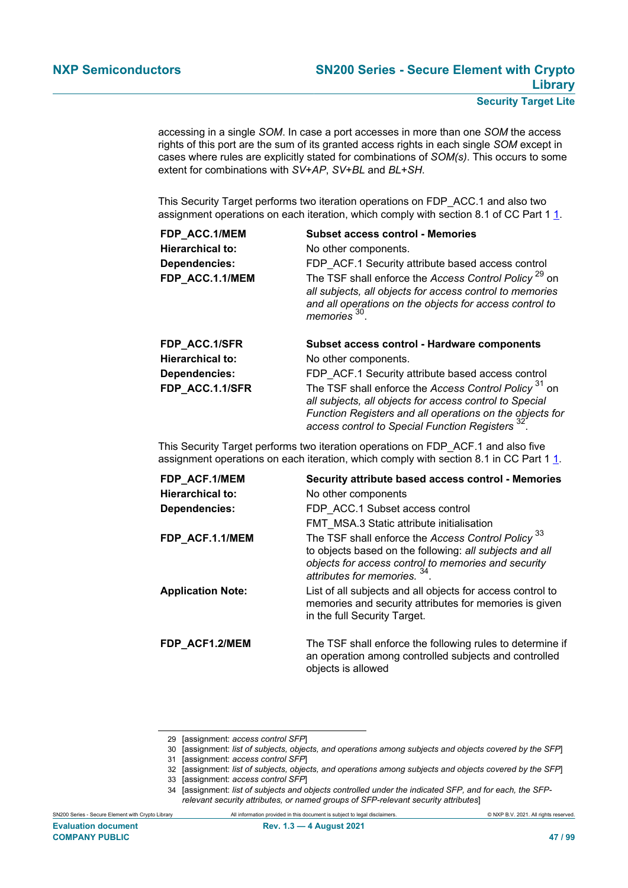accessing in a single *SOM*. In case a port accesses in more than one *SOM* the access rights of this port are the sum of its granted access rights in each single *SOM* except in cases where rules are explicitly stated for combinations of *SOM(s)*. This occurs to some extent for combinations with *SV+AP*, *SV+BL* and *BL+SH*.

This Security Target performs two iteration operations on FDP_ACC.1 and also two assignment operations on each iteration, which comply with section 8.1 of CC Part 1 1.

| | |
|---|---|
| **FDP_ACC.1/MEM** | **Subset access control - Memories** |
| **Hierarchical to:** | No other components. |
| **Dependencies:** | FDP_ACF.1 Security attribute based access control |
| **FDP_ACC.1.1/MEM** | The TSF shall enforce the *Access Control Policy* [29] on *all subjects, all objects for access control to memories and all operations on the objects for access control to memories* [30]. |

| | |
|---|---|
| **FDP_ACC.1/SFR** | **Subset access control - Hardware components** |
| **Hierarchical to:** | No other components. |
| **Dependencies:** | FDP_ACF.1 Security attribute based access control |
| **FDP_ACC.1.1/SFR** | The TSF shall enforce the *Access Control Policy* [31] on *all subjects, all objects for access control to Special Function Registers and all operations on the objects for access control to Special Function Registers* [32]. |

This Security Target performs two iteration operations on FDP_ACF.1 and also five assignment operations on each iteration, which comply with section 8.1 in CC Part 1 1.

| | |
|---|---|
| **FDP_ACF.1/MEM** | **Security attribute based access control - Memories** |
| **Hierarchical to:** | No other components |
| **Dependencies:** | FDP_ACC.1 Subset access control<br>FMT_MSA.3 Static attribute initialisation |
| **FDP_ACF.1.1/MEM** | The TSF shall enforce the *Access Control Policy* [33] to objects based on the following: *all subjects and all objects for access control to memories and security attributes for memories.* [34]. |
| **Application Note:** | List of all subjects and all objects for access control to memories and security attributes for memories is given in the full Security Target. |
| **FDP_ACF1.2/MEM** | The TSF shall enforce the following rules to determine if an operation among controlled subjects and controlled objects is allowed |

29 [assignment: *access control SFP*]
30 [assignment: *list of subjects, objects, and operations among subjects and objects covered by the SFP*]
31 [assignment: *access control SFP*]
32 [assignment: *list of subjects, objects, and operations among subjects and objects covered by the SFP*]
33 [assignment: *access control SFP*]
34 [assignment: *list of subjects and objects controlled under the indicated SFP, and for each, the SFP-relevant security attributes, or named groups of SFP-relevant security attributes*]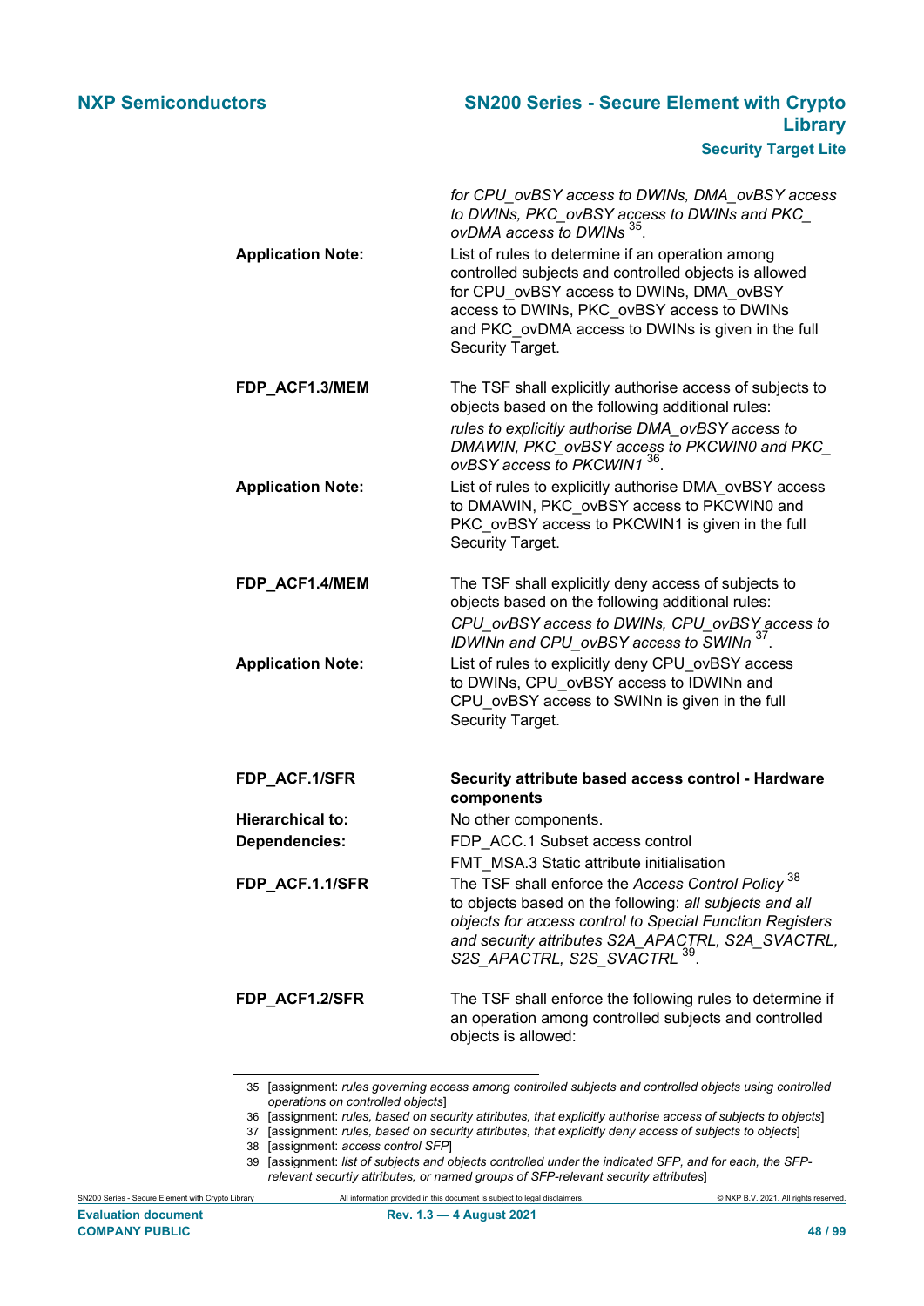| | |
|---|---|
| | *for CPU_ovBSY access to DWINs, DMA_ovBSY access to DWINs, PKC_ovBSY access to DWINs and PKC_ovDMA access to DWINs* [35]. |
| **Application Note:** | List of rules to determine if an operation among controlled subjects and controlled objects is allowed for CPU_ovBSY access to DWINs, DMA_ovBSY access to DWINs, PKC_ovBSY access to DWINs and PKC_ovDMA access to DWINs is given in the full Security Target. |
| **FDP_ACF1.3/MEM** | The TSF shall explicitly authorise access of subjects to objects based on the following additional rules: *rules to explicitly authorise DMA_ovBSY access to DMAWIN, PKC_ovBSY access to PKCWIN0 and PKC_ovBSY access to PKCWIN1* [36]. |
| **Application Note:** | List of rules to explicitly authorise DMA_ovBSY access to DMAWIN, PKC_ovBSY access to PKCWIN0 and PKC_ovBSY access to PKCWIN1 is given in the full Security Target. |
| **FDP_ACF1.4/MEM** | The TSF shall explicitly deny access of subjects to objects based on the following additional rules: *CPU_ovBSY access to DWINs, CPU_ovBSY access to IDWINn and CPU_ovBSY access to SWINn* [37]. |
| **Application Note:** | List of rules to explicitly deny CPU_ovBSY access to DWINs, CPU_ovBSY access to IDWINn and CPU_ovBSY access to SWINn is given in the full Security Target. |
| **FDP_ACF.1/SFR** | **Security attribute based access control - Hardware components** |
| **Hierarchical to:** | No other components. |
| **Dependencies:** | FDP_ACC.1 Subset access control<br>FMT_MSA.3 Static attribute initialisation |
| **FDP_ACF.1.1/SFR** | The TSF shall enforce the *Access Control Policy* [38] to objects based on the following: *all subjects and all objects for access control to Special Function Registers and security attributes S2A_APACTRL, S2A_SVACTRL, S2S_APACTRL, S2S_SVACTRL* [39]. |
| **FDP_ACF1.2/SFR** | The TSF shall enforce the following rules to determine if an operation among controlled subjects and controlled objects is allowed: |

---

35 [assignment: *rules governing access among controlled subjects and controlled objects using controlled operations on controlled objects*]

36 [assignment: *rules, based on security attributes, that explicitly authorise access of subjects to objects*]

37 [assignment: *rules, based on security attributes, that explicitly deny access of subjects to objects*]

38 [assignment: *access control SFP*]

39 [assignment: *list of subjects and objects controlled under the indicated SFP, and for each, the SFP-relevant securtiy attributes, or named groups of SFP-relevant security attributes*]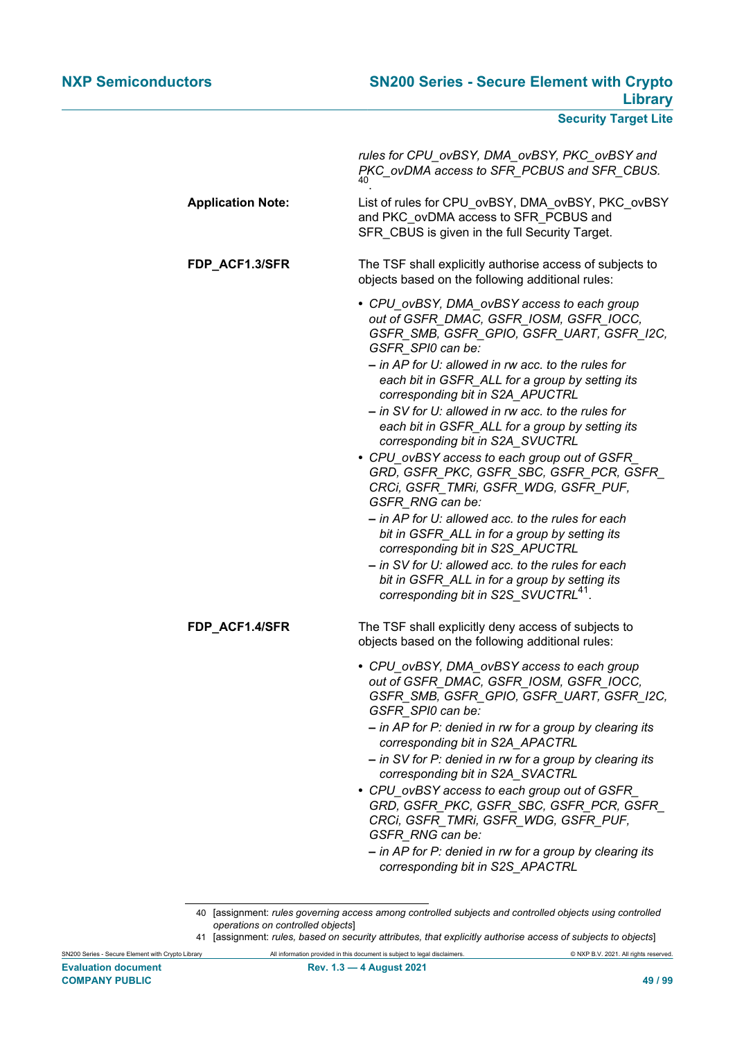*rules for CPU_ovBSY, DMA_ovBSY, PKC_ovBSY and PKC_ovDMA access to SFR_PCBUS and SFR_CBUS.*[40]

**Application Note:** List of rules for CPU_ovBSY, DMA_ovBSY, PKC_ovBSY and PKC_ovDMA access to SFR_PCBUS and SFR_CBUS is given in the full Security Target.

**FDP_ACF1.3/SFR** The TSF shall explicitly authorise access of subjects to objects based on the following additional rules:

- *CPU_ovBSY, DMA_ovBSY access to each group out of GSFR_DMAC, GSFR_IOSM, GSFR_IOCC, GSFR_SMB, GSFR_GPIO, GSFR_UART, GSFR_I2C, GSFR_SPI0 can be:*
  - *in AP for U: allowed in rw acc. to the rules for each bit in GSFR_ALL for a group by setting its corresponding bit in S2A_APUCTRL*
  - *in SV for U: allowed in rw acc. to the rules for each bit in GSFR_ALL for a group by setting its corresponding bit in S2A_SVUCTRL*
- *CPU_ovBSY access to each group out of GSFR_GRD, GSFR_PKC, GSFR_SBC, GSFR_PCR, GSFR_CRCi, GSFR_TMRi, GSFR_WDG, GSFR_PUF, GSFR_RNG can be:*
  - *in AP for U: allowed acc. to the rules for each bit in GSFR_ALL in for a group by setting its corresponding bit in S2S_APUCTRL*
  - *in SV for U: allowed acc. to the rules for each bit in GSFR_ALL in for a group by setting its corresponding bit in S2S_SVUCTRL*[41].

**FDP_ACF1.4/SFR** The TSF shall explicitly deny access of subjects to objects based on the following additional rules:

- *CPU_ovBSY, DMA_ovBSY access to each group out of GSFR_DMAC, GSFR_IOSM, GSFR_IOCC, GSFR_SMB, GSFR_GPIO, GSFR_UART, GSFR_I2C, GSFR_SPI0 can be:*
  - *in AP for P: denied in rw for a group by clearing its corresponding bit in S2A_APACTRL*
  - *in SV for P: denied in rw for a group by clearing its corresponding bit in S2A_SVACTRL*
- *CPU_ovBSY access to each group out of GSFR_GRD, GSFR_PKC, GSFR_SBC, GSFR_PCR, GSFR_CRCi, GSFR_TMRi, GSFR_WDG, GSFR_PUF, GSFR_RNG can be:*
  - *in AP for P: denied in rw for a group by clearing its corresponding bit in S2S_APACTRL*

---

40 [assignment: *rules governing access among controlled subjects and controlled objects using controlled operations on controlled objects*]

41 [assignment: *rules, based on security attributes, that explicitly authorise access of subjects to objects*]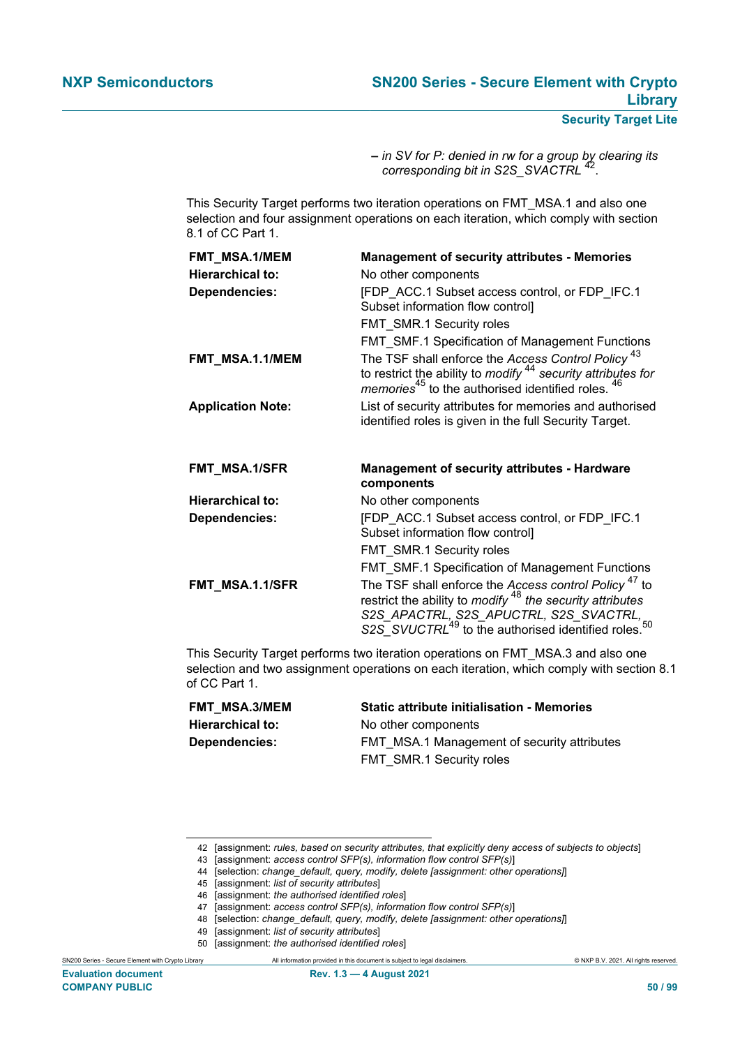– *in SV for P: denied in rw for a group by clearing its corresponding bit in S2S_SVACTRL* [42].

This Security Target performs two iteration operations on FMT_MSA.1 and also one selection and four assignment operations on each iteration, which comply with section 8.1 of CC Part 1.

| | |
|---|---|
| **FMT_MSA.1/MEM** | **Management of security attributes - Memories** |
| **Hierarchical to:** | No other components |
| **Dependencies:** | [FDP_ACC.1 Subset access control, or FDP_IFC.1 Subset information flow control]<br>FMT_SMR.1 Security roles<br>FMT_SMF.1 Specification of Management Functions |
| **FMT_MSA.1.1/MEM** | The TSF shall enforce the *Access Control Policy* [43] to restrict the ability to *modify* [44] *security attributes for memories*[45] to the authorised identified roles. [46] |
| **Application Note:** | List of security attributes for memories and authorised identified roles is given in the full Security Target. |

| | |
|---|---|
| **FMT_MSA.1/SFR** | **Management of security attributes - Hardware components** |
| **Hierarchical to:** | No other components |
| **Dependencies:** | [FDP_ACC.1 Subset access control, or FDP_IFC.1 Subset information flow control]<br>FMT_SMR.1 Security roles<br>FMT_SMF.1 Specification of Management Functions |
| **FMT_MSA.1.1/SFR** | The TSF shall enforce the *Access control Policy* [47] to restrict the ability to *modify* [48] *the security attributes S2S_APACTRL, S2S_APUCTRL, S2S_SVACTRL, S2S_SVUCTRL*[49] to the authorised identified roles.[50] |

This Security Target performs two iteration operations on FMT_MSA.3 and also one selection and two assignment operations on each iteration, which comply with section 8.1 of CC Part 1.

| | |
|---|---|
| **FMT_MSA.3/MEM** | **Static attribute initialisation - Memories** |
| **Hierarchical to:** | No other components |
| **Dependencies:** | FMT_MSA.1 Management of security attributes<br>FMT_SMR.1 Security roles |

---

42 [assignment: *rules, based on security attributes, that explicitly deny access of subjects to objects*]
43 [assignment: *access control SFP(s), information flow control SFP(s)*]
44 [selection: *change_default, query, modify, delete [assignment: other operations]*]
45 [assignment: *list of security attributes*]
46 [assignment: *the authorised identified roles*]
47 [assignment: *access control SFP(s), information flow control SFP(s)*]
48 [selection: *change_default, query, modify, delete [assignment: other operations]*]
49 [assignment: *list of security attributes*]
50 [assignment: *the authorised identified roles*]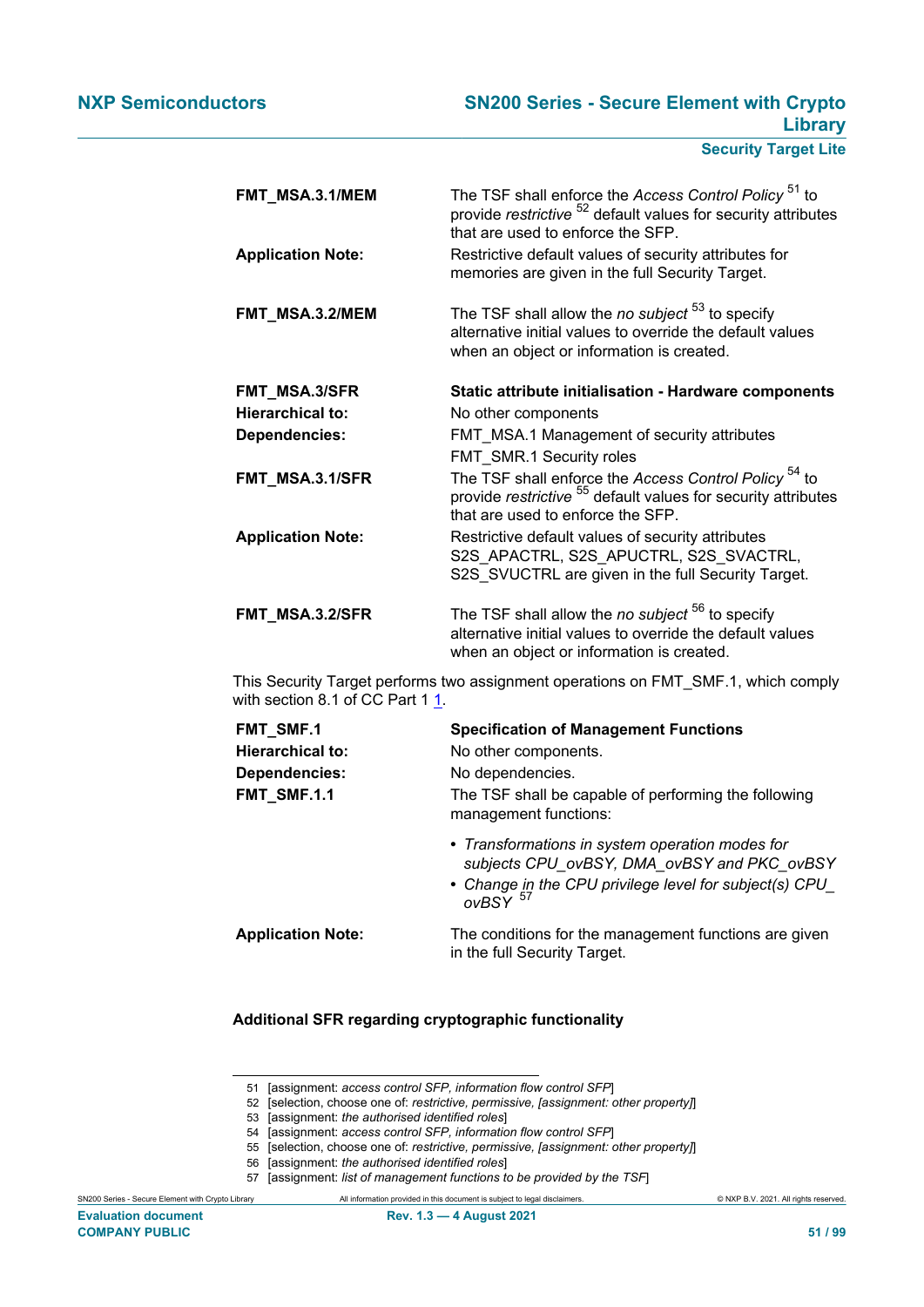| | |
|---|---|
| **FMT_MSA.3.1/MEM** | The TSF shall enforce the *Access Control Policy* [51] to provide *restrictive* [52] default values for security attributes that are used to enforce the SFP. |
| **Application Note:** | Restrictive default values of security attributes for memories are given in the full Security Target. |
| **FMT_MSA.3.2/MEM** | The TSF shall allow the *no subject* [53] to specify alternative initial values to override the default values when an object or information is created. |

| | |
|---|---|
| **FMT_MSA.3/SFR** | **Static attribute initialisation - Hardware components** |
| **Hierarchical to:** | No other components |
| **Dependencies:** | FMT_MSA.1 Management of security attributes<br>FMT_SMR.1 Security roles |
| **FMT_MSA.3.1/SFR** | The TSF shall enforce the *Access Control Policy* [54] to provide *restrictive* [55] default values for security attributes that are used to enforce the SFP. |
| **Application Note:** | Restrictive default values of security attributes S2S_APACTRL, S2S_APUCTRL, S2S_SVACTRL, S2S_SVUCTRL are given in the full Security Target. |
| **FMT_MSA.3.2/SFR** | The TSF shall allow the *no subject* [56] to specify alternative initial values to override the default values when an object or information is created. |

This Security Target performs two assignment operations on FMT_SMF.1, which comply with section 8.1 of CC Part 1 1.

| | |
|---|---|
| **FMT_SMF.1** | **Specification of Management Functions** |
| **Hierarchical to:** | No other components. |
| **Dependencies:** | No dependencies. |
| **FMT_SMF.1.1** | The TSF shall be capable of performing the following management functions:<br>• *Transformations in system operation modes for subjects CPU_ovBSY, DMA_ovBSY and PKC_ovBSY*<br>• *Change in the CPU privilege level for subject(s) CPU_ovBSY* [57] |
| **Application Note:** | The conditions for the management functions are given in the full Security Target. |

**Additional SFR regarding cryptographic functionality**

51 [assignment: *access control SFP, information flow control SFP*]
52 [selection, choose one of: *restrictive, permissive, [assignment: other property]*]
53 [assignment: *the authorised identified roles*]
54 [assignment: *access control SFP, information flow control SFP*]
55 [selection, choose one of: *restrictive, permissive, [assignment: other property]*]
56 [assignment: *the authorised identified roles*]
57 [assignment: *list of management functions to be provided by the TSF*]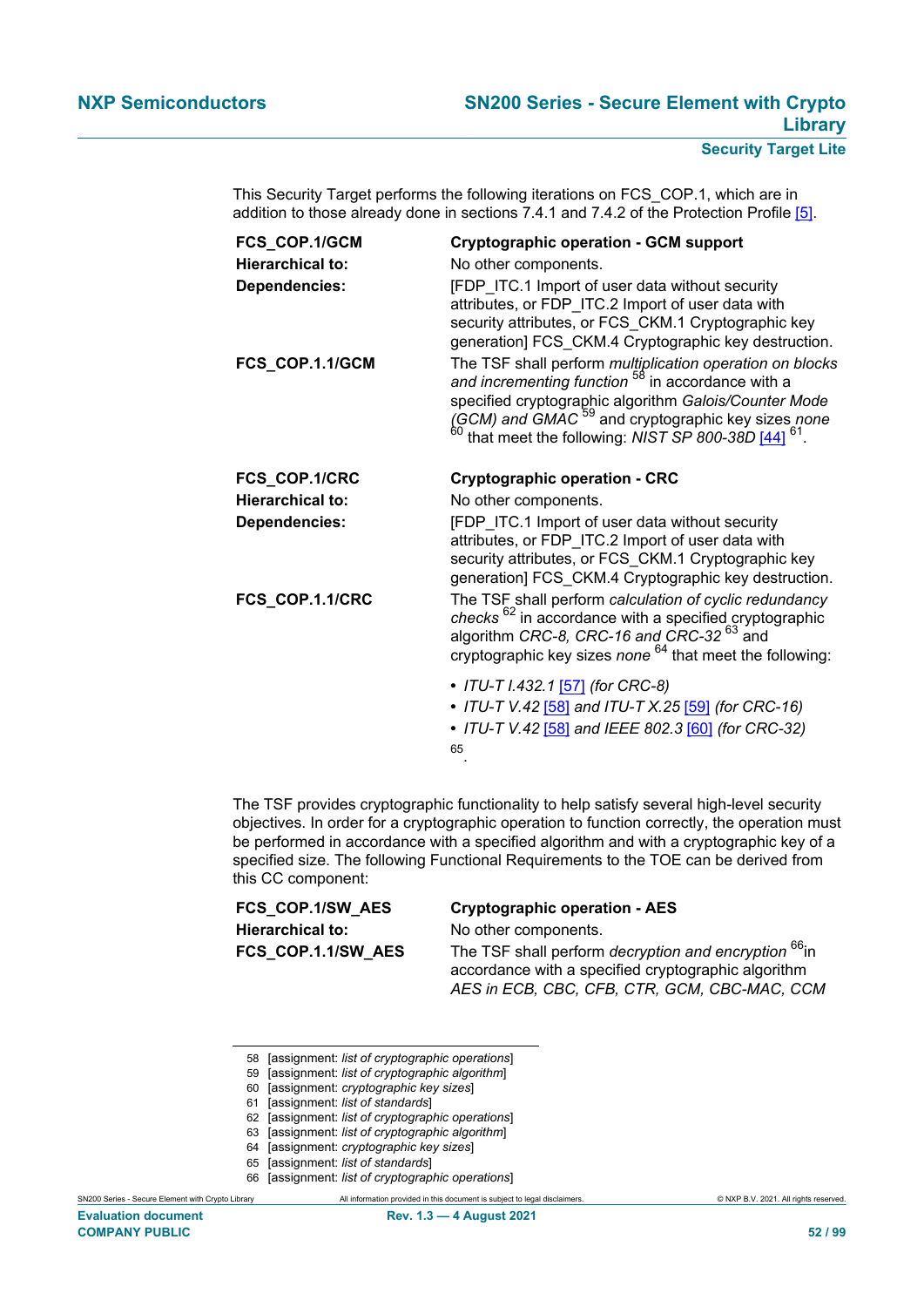This Security Target performs the following iterations on FCS_COP.1, which are in addition to those already done in sections 7.4.1 and 7.4.2 of the Protection Profile [5].

| | |
|---|---|
| **FCS_COP.1/GCM** | **Cryptographic operation - GCM support** |
| **Hierarchical to:** | No other components. |
| **Dependencies:** | [FDP_ITC.1 Import of user data without security attributes, or FDP_ITC.2 Import of user data with security attributes, or FCS_CKM.1 Cryptographic key generation] FCS_CKM.4 Cryptographic key destruction. |
| **FCS_COP.1.1/GCM** | The TSF shall perform *multiplication operation on blocks and incrementing function* [58] in accordance with a specified cryptographic algorithm *Galois/Counter Mode (GCM) and GMAC* [59] and cryptographic key sizes *none* [60] that meet the following: *NIST SP 800-38D* [44] [61]. |

| | |
|---|---|
| **FCS_COP.1/CRC** | **Cryptographic operation - CRC** |
| **Hierarchical to:** | No other components. |
| **Dependencies:** | [FDP_ITC.1 Import of user data without security attributes, or FDP_ITC.2 Import of user data with security attributes, or FCS_CKM.1 Cryptographic key generation] FCS_CKM.4 Cryptographic key destruction. |
| **FCS_COP.1.1/CRC** | The TSF shall perform *calculation of cyclic redundancy checks* [62] in accordance with a specified cryptographic algorithm *CRC-8, CRC-16 and CRC-32* [63] and cryptographic key sizes *none* [64] that meet the following: <br>• *ITU-T I.432.1* [57] *(for CRC-8)* <br>• *ITU-T V.42* [58] *and ITU-T X.25* [59] *(for CRC-16)* <br>• *ITU-T V.42* [58] *and IEEE 802.3* [60] *(for CRC-32)* <br>[65]. |

The TSF provides cryptographic functionality to help satisfy several high-level security objectives. In order for a cryptographic operation to function correctly, the operation must be performed in accordance with a specified algorithm and with a cryptographic key of a specified size. The following Functional Requirements to the TOE can be derived from this CC component:

| | |
|---|---|
| **FCS_COP.1/SW_AES** | **Cryptographic operation - AES** |
| **Hierarchical to:** | No other components. |
| **FCS_COP.1.1/SW_AES** | The TSF shall perform *decryption and encryption* [66] in accordance with a specified cryptographic algorithm *AES in ECB, CBC, CFB, CTR, GCM, CBC-MAC, CCM* |

58 [assignment: *list of cryptographic operations*]
59 [assignment: *list of cryptographic algorithm*]
60 [assignment: *cryptographic key sizes*]
61 [assignment: *list of standards*]
62 [assignment: *list of cryptographic operations*]
63 [assignment: *list of cryptographic algorithm*]
64 [assignment: *cryptographic key sizes*]
65 [assignment: *list of standards*]
66 [assignment: *list of cryptographic operations*]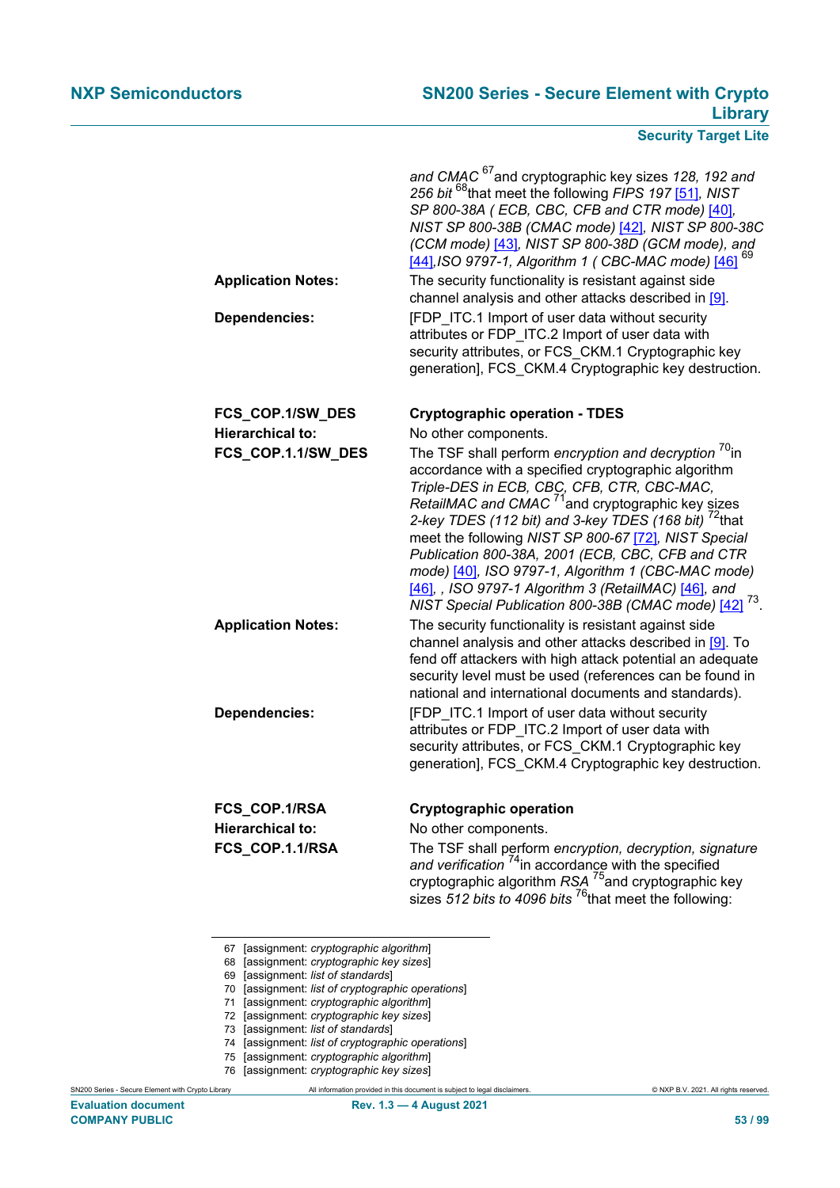*and CMAC* [67] and cryptographic key sizes *128, 192 and 256 bit* [68] that meet the following *FIPS 197* [51], *NIST SP 800-38A ( ECB, CBC, CFB and CTR mode)* [40], *NIST SP 800-38B (CMAC mode)* [42], *NIST SP 800-38C (CCM mode)* [43], *NIST SP 800-38D (GCM mode), and* [44], *ISO 9797-1, Algorithm 1 ( CBC-MAC mode)* [46] [69]

**Application Notes:** The security functionality is resistant against side channel analysis and other attacks described in [9].

**Dependencies:** [FDP_ITC.1 Import of user data without security attributes or FDP_ITC.2 Import of user data with security attributes, or FCS_CKM.1 Cryptographic key generation], FCS_CKM.4 Cryptographic key destruction.

**FCS_COP.1/SW_DES** **Cryptographic operation - TDES**

**Hierarchical to:** No other components.

**FCS_COP.1.1/SW_DES** The TSF shall perform *encryption and decryption* [70] in accordance with a specified cryptographic algorithm *Triple-DES in ECB, CBC, CFB, CTR, CBC-MAC, RetailMAC and CMAC* [71] and cryptographic key sizes *2-key TDES (112 bit) and 3-key TDES (168 bit)* [72] that meet the following *NIST SP 800-67* [72], *NIST Special Publication 800-38A, 2001 (ECB, CBC, CFB and CTR mode)* [40], *ISO 9797-1, Algorithm 1 (CBC-MAC mode)* [46], *, ISO 9797-1 Algorithm 3 (RetailMAC)* [46], *and NIST Special Publication 800-38B (CMAC mode)* [42] [73].

**Application Notes:** The security functionality is resistant against side channel analysis and other attacks described in [9]. To fend off attackers with high attack potential an adequate security level must be used (references can be found in national and international documents and standards).

**Dependencies:** [FDP_ITC.1 Import of user data without security attributes or FDP_ITC.2 Import of user data with security attributes, or FCS_CKM.1 Cryptographic key generation], FCS_CKM.4 Cryptographic key destruction.

**FCS_COP.1/RSA** **Cryptographic operation**

**Hierarchical to:** No other components.

**FCS_COP.1.1/RSA** The TSF shall perform *encryption, decryption, signature and verification* [74] in accordance with the specified cryptographic algorithm *RSA* [75] and cryptographic key sizes *512 bits to 4096 bits* [76] that meet the following:

---

67 [assignment: *cryptographic algorithm*]
68 [assignment: *cryptographic key sizes*]
69 [assignment: *list of standards*]
70 [assignment: *list of cryptographic operations*]
71 [assignment: *cryptographic algorithm*]
72 [assignment: *cryptographic key sizes*]
73 [assignment: *list of standards*]
74 [assignment: *list of cryptographic operations*]
75 [assignment: *cryptographic algorithm*]
76 [assignment: *cryptographic key sizes*]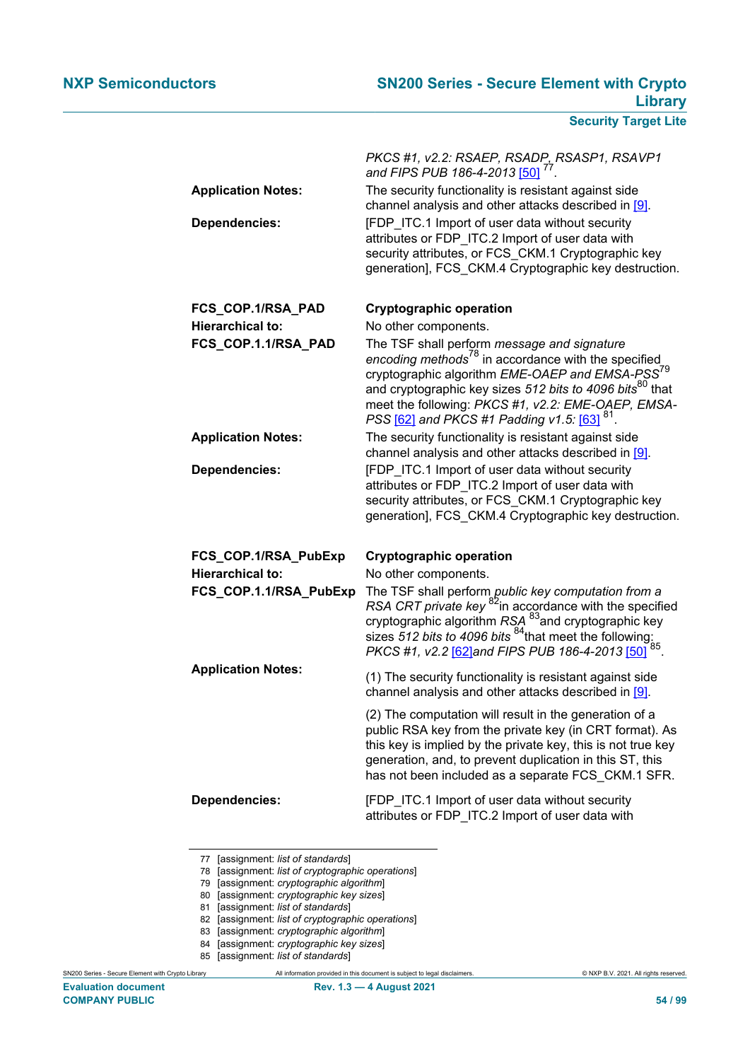| | |
|---|---|
| | *PKCS #1, v2.2: RSAEP, RSADP, RSASP1, RSAVP1 and FIPS PUB 186-4-2013* [50] [77]. |
| **Application Notes:** | The security functionality is resistant against side channel analysis and other attacks described in [9]. |
| **Dependencies:** | [FDP_ITC.1 Import of user data without security attributes or FDP_ITC.2 Import of user data with security attributes, or FCS_CKM.1 Cryptographic key generation], FCS_CKM.4 Cryptographic key destruction. |

| | |
|---|---|
| **FCS_COP.1/RSA_PAD** | **Cryptographic operation** |
| **Hierarchical to:** | No other components. |
| **FCS_COP.1.1/RSA_PAD** | The TSF shall perform *message and signature encoding methods* [78] in accordance with the specified cryptographic algorithm *EME-OAEP and EMSA-PSS* [79] and cryptographic key sizes *512 bits to 4096 bits* [80] that meet the following: *PKCS #1, v2.2: EME-OAEP, EMSA-PSS* [62] *and PKCS #1 Padding v1.5:* [63] [81]. |
| **Application Notes:** | The security functionality is resistant against side channel analysis and other attacks described in [9]. |
| **Dependencies:** | [FDP_ITC.1 Import of user data without security attributes or FDP_ITC.2 Import of user data with security attributes, or FCS_CKM.1 Cryptographic key generation], FCS_CKM.4 Cryptographic key destruction. |

| | |
|---|---|
| **FCS_COP.1/RSA_PubExp** | **Cryptographic operation** |
| **Hierarchical to:** | No other components. |
| **FCS_COP.1.1/RSA_PubExp** | The TSF shall perform *public key computation from a RSA CRT private key* [82] in accordance with the specified cryptographic algorithm *RSA* [83] and cryptographic key sizes *512 bits to 4096 bits* [84] that meet the following: *PKCS #1, v2.2* [62] *and FIPS PUB 186-4-2013* [50] [85]. |
| **Application Notes:** | (1) The security functionality is resistant against side channel analysis and other attacks described in [9].<br><br>(2) The computation will result in the generation of a public RSA key from the private key (in CRT format). As this key is implied by the private key, this is not true key generation, and, to prevent duplication in this ST, this has not been included as a separate FCS_CKM.1 SFR. |
| **Dependencies:** | [FDP_ITC.1 Import of user data without security attributes or FDP_ITC.2 Import of user data with |

---

77 [assignment: *list of standards*]
78 [assignment: *list of cryptographic operations*]
79 [assignment: *cryptographic algorithm*]
80 [assignment: *cryptographic key sizes*]
81 [assignment: *list of standards*]
82 [assignment: *list of cryptographic operations*]
83 [assignment: *cryptographic algorithm*]
84 [assignment: *cryptographic key sizes*]
85 [assignment: *list of standards*]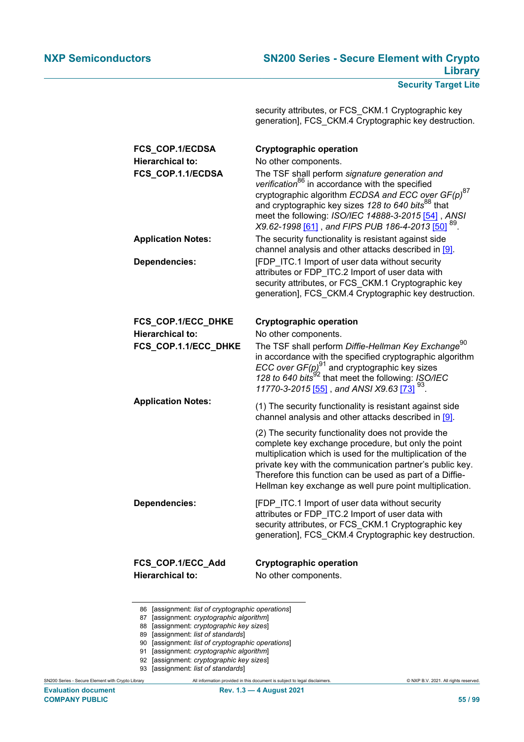security attributes, or FCS_CKM.1 Cryptographic key generation], FCS_CKM.4 Cryptographic key destruction.

| | |
|---|---|
| **FCS_COP.1/ECDSA** | **Cryptographic operation** |
| **Hierarchical to:** | No other components. |
| **FCS_COP.1.1/ECDSA** | The TSF shall perform *signature generation and verification*[86] in accordance with the specified cryptographic algorithm *ECDSA and ECC over GF(p)*[87] and cryptographic key sizes *128 to 640 bits*[88] that meet the following: *ISO/IEC 14888-3-2015* [54] , *ANSI X9.62-1998* [61] , *and FIPS PUB 186-4-2013* [50] [89]. |
| **Application Notes:** | The security functionality is resistant against side channel analysis and other attacks described in [9]. |
| **Dependencies:** | [FDP_ITC.1 Import of user data without security attributes or FDP_ITC.2 Import of user data with security attributes, or FCS_CKM.1 Cryptographic key generation], FCS_CKM.4 Cryptographic key destruction. |

| | |
|---|---|
| **FCS_COP.1/ECC_DHKE** | **Cryptographic operation** |
| **Hierarchical to:** | No other components. |
| **FCS_COP.1.1/ECC_DHKE** | The TSF shall perform *Diffie-Hellman Key Exchange*[90] in accordance with the specified cryptographic algorithm *ECC over GF(p)*[91] and cryptographic key sizes *128 to 640 bits*[92] that meet the following: *ISO/IEC 11770-3-2015* [55] , *and ANSI X9.63* [73] [93]. |
| **Application Notes:** | (1) The security functionality is resistant against side channel analysis and other attacks described in [9]. (2) The security functionality does not provide the complete key exchange procedure, but only the point multiplication which is used for the multiplication of the private key with the communication partner's public key. Therefore this function can be used as part of a Diffie-Hellman key exchange as well pure point multiplication. |
| **Dependencies:** | [FDP_ITC.1 Import of user data without security attributes or FDP_ITC.2 Import of user data with security attributes, or FCS_CKM.1 Cryptographic key generation], FCS_CKM.4 Cryptographic key destruction. |

| | |
|---|---|
| **FCS_COP.1/ECC_Add** | **Cryptographic operation** |
| **Hierarchical to:** | No other components. |

86 [assignment: *list of cryptographic operations*]
87 [assignment: *cryptographic algorithm*]
88 [assignment: *cryptographic key sizes*]
89 [assignment: *list of standards*]
90 [assignment: *list of cryptographic operations*]
91 [assignment: *cryptographic algorithm*]
92 [assignment: *cryptographic key sizes*]
93 [assignment: *list of standards*]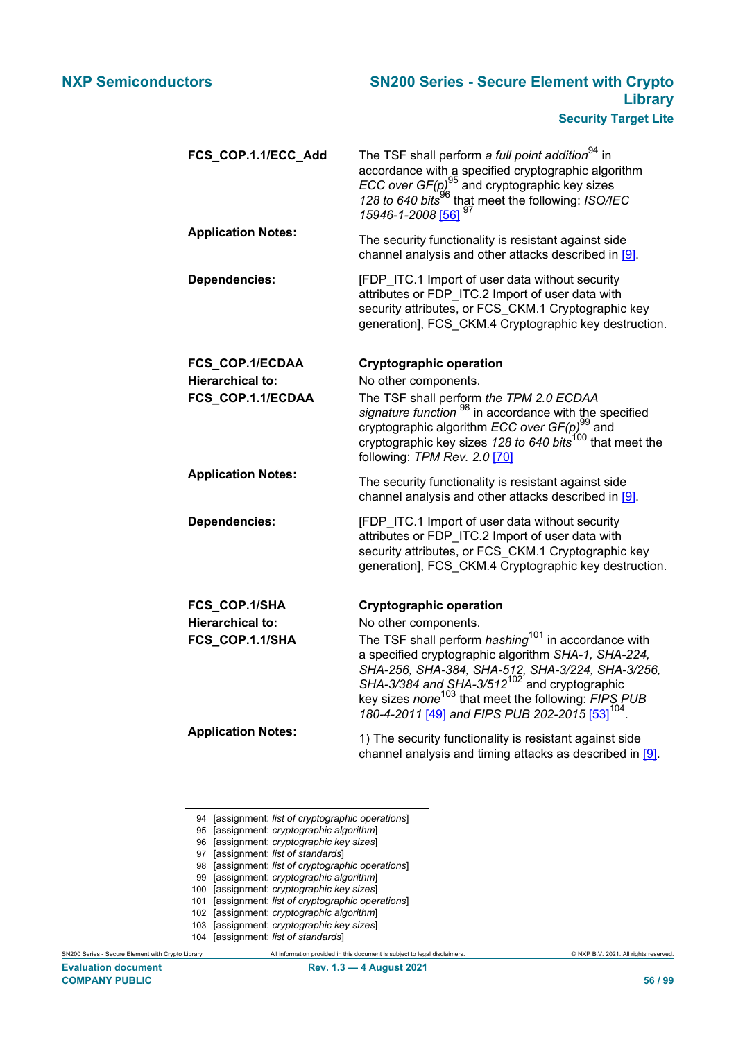**FCS_COP.1.1/ECC_Add** — The TSF shall perform *a full point addition*[94] in accordance with a specified cryptographic algorithm *ECC over GF(p)*[95] and cryptographic key sizes *128 to 640 bits*[96] that meet the following: *ISO/IEC 15946-1-2008* [56] [97]

**Application Notes:** The security functionality is resistant against side channel analysis and other attacks described in [9].

**Dependencies:** [FDP_ITC.1 Import of user data without security attributes or FDP_ITC.2 Import of user data with security attributes, or FCS_CKM.1 Cryptographic key generation], FCS_CKM.4 Cryptographic key destruction.

**FCS_COP.1/ECDAA** — **Cryptographic operation**

**Hierarchical to:** No other components.

**FCS_COP.1.1/ECDAA** — The TSF shall perform *the TPM 2.0 ECDAA signature function* [98] in accordance with the specified cryptographic algorithm *ECC over GF(p)*[99] and cryptographic key sizes *128 to 640 bits*[100] that meet the following: *TPM Rev. 2.0* [70]

**Application Notes:** The security functionality is resistant against side channel analysis and other attacks described in [9].

**Dependencies:** [FDP_ITC.1 Import of user data without security attributes or FDP_ITC.2 Import of user data with security attributes, or FCS_CKM.1 Cryptographic key generation], FCS_CKM.4 Cryptographic key destruction.

**FCS_COP.1/SHA** — **Cryptographic operation**

**Hierarchical to:** No other components.

**FCS_COP.1.1/SHA** — The TSF shall perform *hashing*[101] in accordance with a specified cryptographic algorithm *SHA-1, SHA-224, SHA-256, SHA-384, SHA-512, SHA-3/224, SHA-3/256, SHA-3/384 and SHA-3/512*[102] and cryptographic key sizes *none*[103] that meet the following: *FIPS PUB 180-4-2011* [49] *and FIPS PUB 202-2015* [53][104].

**Application Notes:** 1) The security functionality is resistant against side channel analysis and timing attacks as described in [9].

---

94 [assignment: *list of cryptographic operations*]
95 [assignment: *cryptographic algorithm*]
96 [assignment: *cryptographic key sizes*]
97 [assignment: *list of standards*]
98 [assignment: *list of cryptographic operations*]
99 [assignment: *cryptographic algorithm*]
100 [assignment: *cryptographic key sizes*]
101 [assignment: *list of cryptographic operations*]
102 [assignment: *cryptographic algorithm*]
103 [assignment: *cryptographic key sizes*]
104 [assignment: *list of standards*]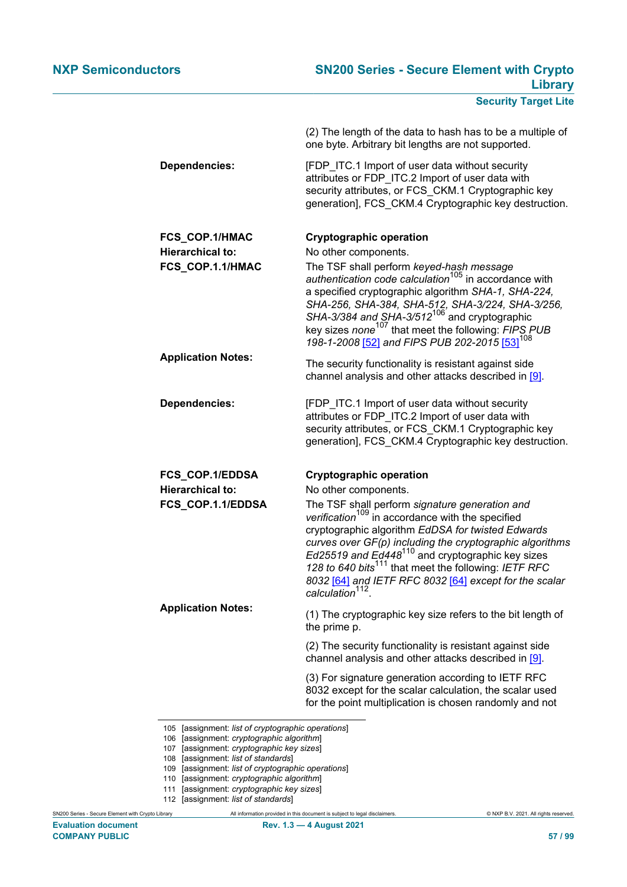(2) The length of the data to hash has to be a multiple of one byte. Arbitrary bit lengths are not supported.

**Dependencies:** [FDP_ITC.1 Import of user data without security attributes or FDP_ITC.2 Import of user data with security attributes, or FCS_CKM.1 Cryptographic key generation], FCS_CKM.4 Cryptographic key destruction.

**FCS_COP.1/HMAC** **Cryptographic operation**

**Hierarchical to:** No other components.

**FCS_COP.1.1/HMAC** The TSF shall perform *keyed-hash message authentication code calculation*[105] in accordance with a specified cryptographic algorithm *SHA-1, SHA-224, SHA-256, SHA-384, SHA-512, SHA-3/224, SHA-3/256, SHA-3/384 and SHA-3/512*[106] and cryptographic key sizes *none*[107] that meet the following: *FIPS PUB 198-1-2008* [52] *and FIPS PUB 202-2015* [53][108]

**Application Notes:** The security functionality is resistant against side channel analysis and other attacks described in [9].

**Dependencies:** [FDP_ITC.1 Import of user data without security attributes or FDP_ITC.2 Import of user data with security attributes, or FCS_CKM.1 Cryptographic key generation], FCS_CKM.4 Cryptographic key destruction.

**FCS_COP.1/EDDSA** **Cryptographic operation**

**Hierarchical to:** No other components.

**FCS_COP.1.1/EDDSA** The TSF shall perform *signature generation and verification*[109] in accordance with the specified cryptographic algorithm *EdDSA for twisted Edwards curves over GF(p) including the cryptographic algorithms Ed25519 and Ed448*[110] and cryptographic key sizes *128 to 640 bits*[111] that meet the following: *IETF RFC 8032* [64] *and IETF RFC 8032* [64] *except for the scalar calculation*[112].

**Application Notes:**

(1) The cryptographic key size refers to the bit length of the prime p.

(2) The security functionality is resistant against side channel analysis and other attacks described in [9].

(3) For signature generation according to IETF RFC 8032 except for the scalar calculation, the scalar used for the point multiplication is chosen randomly and not

---

105 [assignment: *list of cryptographic operations*]
106 [assignment: *cryptographic algorithm*]
107 [assignment: *cryptographic key sizes*]
108 [assignment: *list of standards*]
109 [assignment: *list of cryptographic operations*]
110 [assignment: *cryptographic algorithm*]
111 [assignment: *cryptographic key sizes*]
112 [assignment: *list of standards*]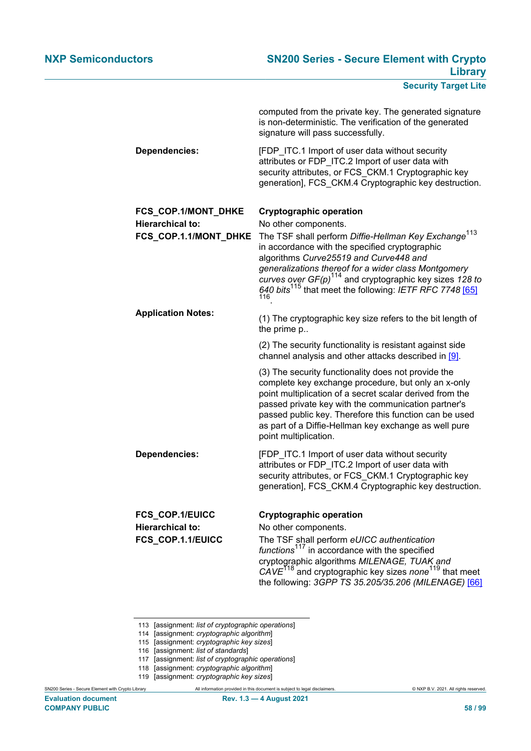computed from the private key. The generated signature is non-deterministic. The verification of the generated signature will pass successfully.

**Dependencies:** [FDP_ITC.1 Import of user data without security attributes or FDP_ITC.2 Import of user data with security attributes, or FCS_CKM.1 Cryptographic key generation], FCS_CKM.4 Cryptographic key destruction.

**FCS_COP.1/MONT_DHKE** **Cryptographic operation**

**Hierarchical to:** No other components.

**FCS_COP.1.1/MONT_DHKE** The TSF shall perform *Diffie-Hellman Key Exchange*[113] in accordance with the specified cryptographic algorithms *Curve25519 and Curve448 and generalizations thereof for a wider class Montgomery curves over GF(p)*[114] and cryptographic key sizes *128 to 640 bits*[115] that meet the following: *IETF RFC 7748* [65][116].

**Application Notes:**

(1) The cryptographic key size refers to the bit length of the prime p..

(2) The security functionality is resistant against side channel analysis and other attacks described in [9].

(3) The security functionality does not provide the complete key exchange procedure, but only an x-only point multiplication of a secret scalar derived from the passed private key with the communication partner's passed public key. Therefore this function can be used as part of a Diffie-Hellman key exchange as well pure point multiplication.

**Dependencies:** [FDP_ITC.1 Import of user data without security attributes or FDP_ITC.2 Import of user data with security attributes, or FCS_CKM.1 Cryptographic key generation], FCS_CKM.4 Cryptographic key destruction.

**FCS_COP.1/EUICC** **Cryptographic operation**

**Hierarchical to:** No other components.

**FCS_COP.1.1/EUICC** The TSF shall perform *eUICC authentication functions*[117] in accordance with the specified cryptographic algorithms *MILENAGE, TUAK and CAVE*[118] and cryptographic key sizes *none*[119] that meet the following: *3GPP TS 35.205/35.206 (MILENAGE)* [66]

113 [assignment: *list of cryptographic operations*]
114 [assignment: *cryptographic algorithm*]
115 [assignment: *cryptographic key sizes*]
116 [assignment: *list of standards*]
117 [assignment: *list of cryptographic operations*]
118 [assignment: *cryptographic algorithm*]
119 [assignment: *cryptographic key sizes*]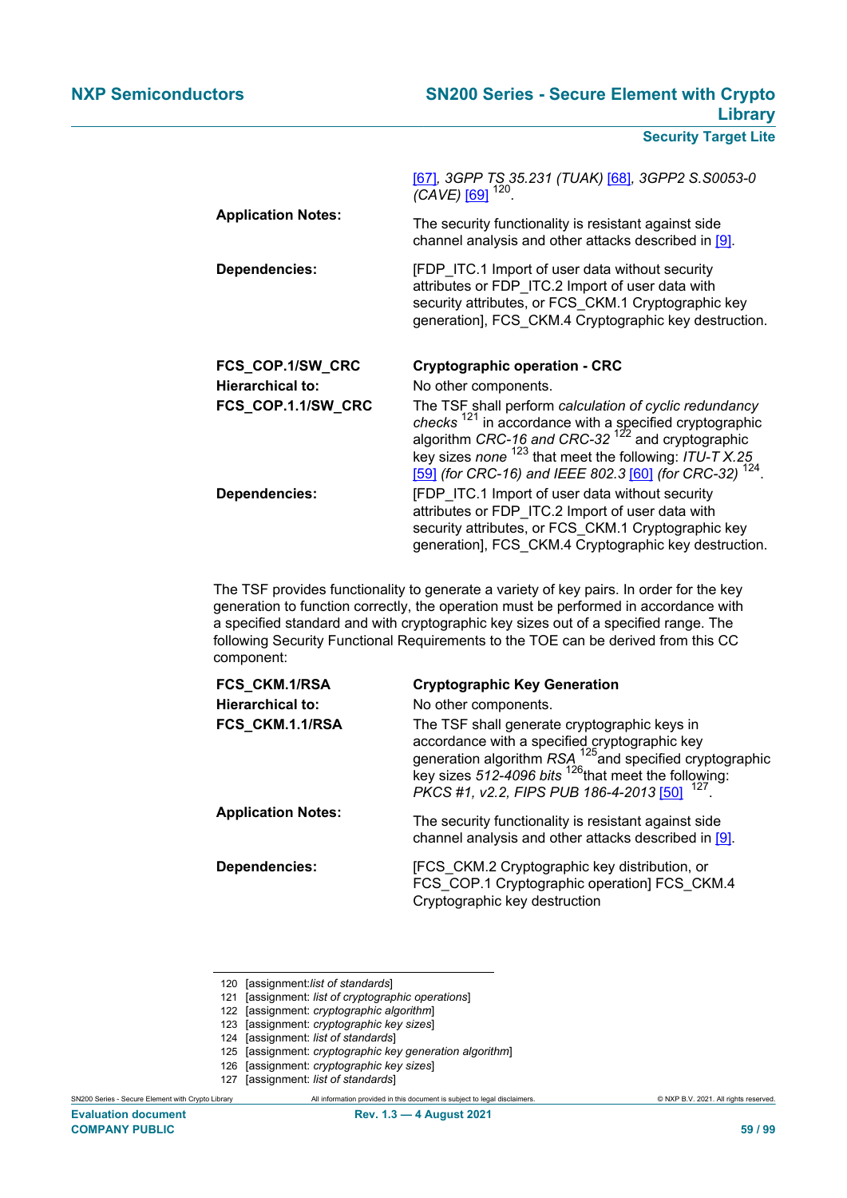| | |
|---|---|
| | [67], *3GPP TS 35.231 (TUAK)* [68], *3GPP2 S.S0053-0 (CAVE)* [69] [120]. |
| **Application Notes:** | The security functionality is resistant against side channel analysis and other attacks described in [9]. |
| **Dependencies:** | [FDP_ITC.1 Import of user data without security attributes or FDP_ITC.2 Import of user data with security attributes, or FCS_CKM.1 Cryptographic key generation], FCS_CKM.4 Cryptographic key destruction. |

| | |
|---|---|
| **FCS_COP.1/SW_CRC** | **Cryptographic operation - CRC** |
| **Hierarchical to:** | No other components. |
| **FCS_COP.1.1/SW_CRC** | The TSF shall perform *calculation of cyclic redundancy checks* [121] in accordance with a specified cryptographic algorithm *CRC-16 and CRC-32* [122] and cryptographic key sizes *none* [123] that meet the following: *ITU-T X.25* [59] *(for CRC-16) and IEEE 802.3* [60] *(for CRC-32)* [124]. |
| **Dependencies:** | [FDP_ITC.1 Import of user data without security attributes or FDP_ITC.2 Import of user data with security attributes, or FCS_CKM.1 Cryptographic key generation], FCS_CKM.4 Cryptographic key destruction. |

The TSF provides functionality to generate a variety of key pairs. In order for the key generation to function correctly, the operation must be performed in accordance with a specified standard and with cryptographic key sizes out of a specified range. The following Security Functional Requirements to the TOE can be derived from this CC component:

| | |
|---|---|
| **FCS_CKM.1/RSA** | **Cryptographic Key Generation** |
| **Hierarchical to:** | No other components. |
| **FCS_CKM.1.1/RSA** | The TSF shall generate cryptographic keys in accordance with a specified cryptographic key generation algorithm *RSA* [125] and specified cryptographic key sizes *512-4096 bits* [126] that meet the following: *PKCS #1, v2.2, FIPS PUB 186-4-2013* [50] [127]. |
| **Application Notes:** | The security functionality is resistant against side channel analysis and other attacks described in [9]. |
| **Dependencies:** | [FCS_CKM.2 Cryptographic key distribution, or FCS_COP.1 Cryptographic operation] FCS_CKM.4 Cryptographic key destruction |

120 [assignment:*list of standards*]
121 [assignment: *list of cryptographic operations*]
122 [assignment: *cryptographic algorithm*]
123 [assignment: *cryptographic key sizes*]
124 [assignment: *list of standards*]
125 [assignment: *cryptographic key generation algorithm*]
126 [assignment: *cryptographic key sizes*]
127 [assignment: *list of standards*]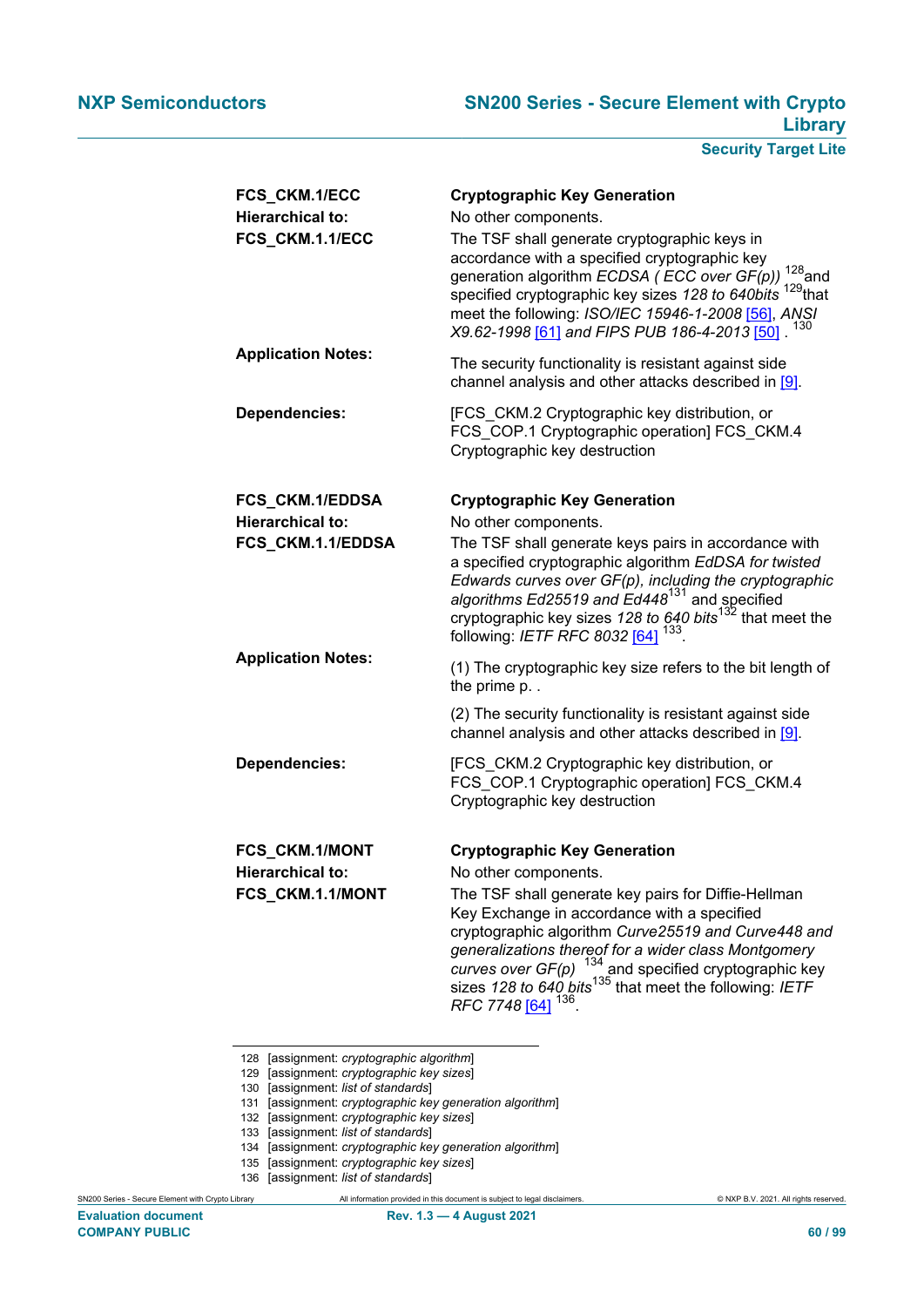| | |
|---|---|
| **FCS_CKM.1/ECC** | **Cryptographic Key Generation** |
| **Hierarchical to:** | No other components. |
| **FCS_CKM.1.1/ECC** | The TSF shall generate cryptographic keys in accordance with a specified cryptographic key generation algorithm *ECDSA ( ECC over GF(p))* [128]and specified cryptographic key sizes *128 to 640bits* [129]that meet the following: *ISO/IEC 15946-1-2008* [56], *ANSI X9.62-1998* [61] *and FIPS PUB 186-4-2013* [50] . [130] |
| **Application Notes:** | The security functionality is resistant against side channel analysis and other attacks described in [9]. |
| **Dependencies:** | [FCS_CKM.2 Cryptographic key distribution, or FCS_COP.1 Cryptographic operation] FCS_CKM.4 Cryptographic key destruction |

| | |
|---|---|
| **FCS_CKM.1/EDDSA** | **Cryptographic Key Generation** |
| **Hierarchical to:** | No other components. |
| **FCS_CKM.1.1/EDDSA** | The TSF shall generate keys pairs in accordance with a specified cryptographic algorithm *EdDSA for twisted Edwards curves over GF(p), including the cryptographic algorithms Ed25519 and Ed448*[131] and specified cryptographic key sizes *128 to 640 bits*[132] that meet the following: *IETF RFC 8032* [64] [133]. |
| **Application Notes:** | (1) The cryptographic key size refers to the bit length of the prime p. .<br><br>(2) The security functionality is resistant against side channel analysis and other attacks described in [9]. |
| **Dependencies:** | [FCS_CKM.2 Cryptographic key distribution, or FCS_COP.1 Cryptographic operation] FCS_CKM.4 Cryptographic key destruction |

| | |
|---|---|
| **FCS_CKM.1/MONT** | **Cryptographic Key Generation** |
| **Hierarchical to:** | No other components. |
| **FCS_CKM.1.1/MONT** | The TSF shall generate key pairs for Diffie-Hellman Key Exchange in accordance with a specified cryptographic algorithm *Curve25519 and Curve448 and generalizations thereof for a wider class Montgomery curves over GF(p)* [134] and specified cryptographic key sizes *128 to 640 bits*[135] that meet the following: *IETF RFC 7748* [64] [136]. |

128 [assignment: *cryptographic algorithm*]
129 [assignment: *cryptographic key sizes*]
130 [assignment: *list of standards*]
131 [assignment: *cryptographic key generation algorithm*]
132 [assignment: *cryptographic key sizes*]
133 [assignment: *list of standards*]
134 [assignment: *cryptographic key generation algorithm*]
135 [assignment: *cryptographic key sizes*]
136 [assignment: *list of standards*]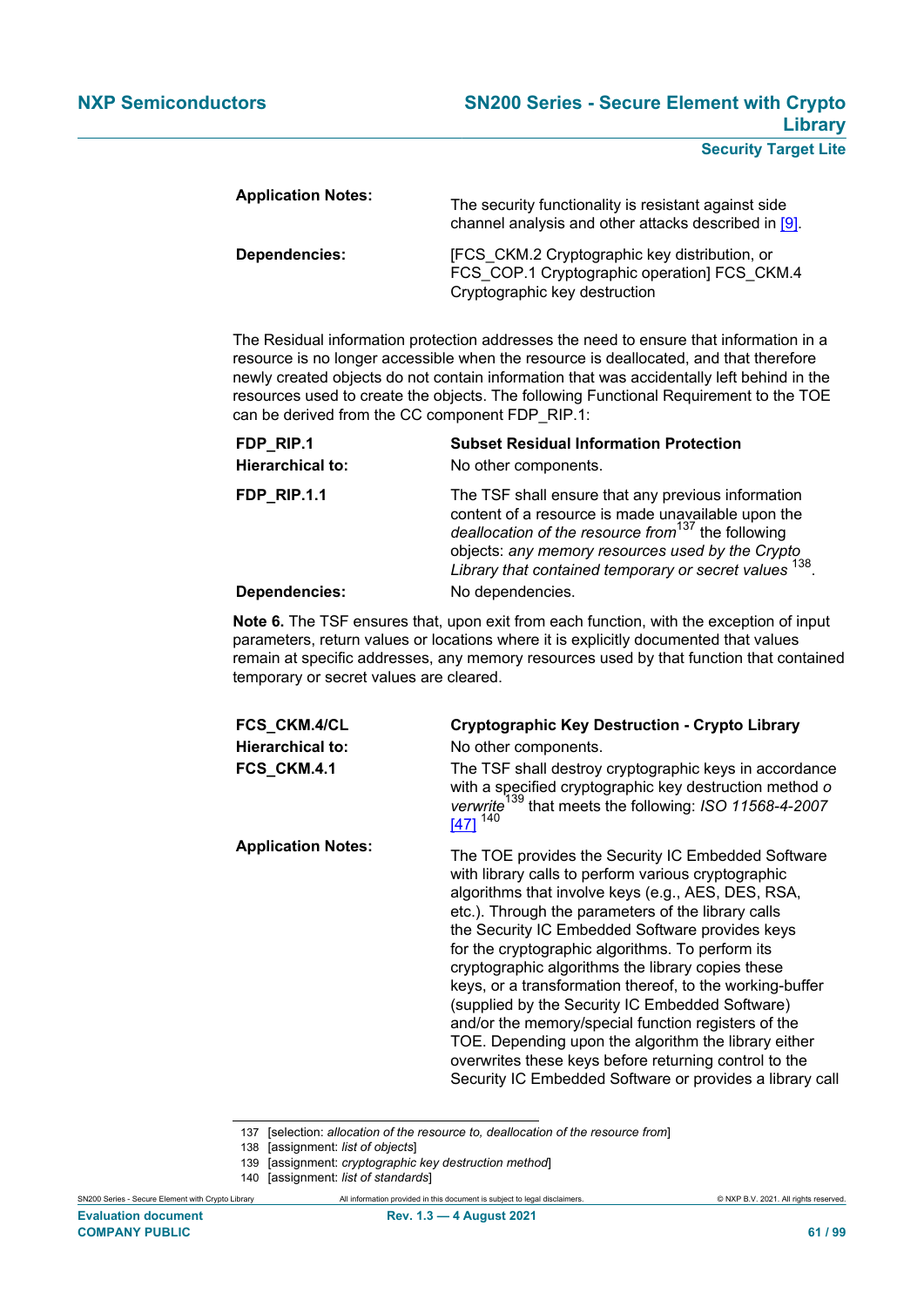| | |
|---|---|
| **Application Notes:** | The security functionality is resistant against side channel analysis and other attacks described in [9]. |
| **Dependencies:** | [FCS_CKM.2 Cryptographic key distribution, or FCS_COP.1 Cryptographic operation] FCS_CKM.4 Cryptographic key destruction |

The Residual information protection addresses the need to ensure that information in a resource is no longer accessible when the resource is deallocated, and that therefore newly created objects do not contain information that was accidentally left behind in the resources used to create the objects. The following Functional Requirement to the TOE can be derived from the CC component FDP_RIP.1:

| | |
|---|---|
| **FDP_RIP.1** | **Subset Residual Information Protection** |
| **Hierarchical to:** | No other components. |
| **FDP_RIP.1.1** | The TSF shall ensure that any previous information content of a resource is made unavailable upon the *deallocation of the resource from*[137] the following objects: *any memory resources used by the Crypto Library that contained temporary or secret values* [138]. |
| **Dependencies:** | No dependencies. |

**Note 6.** The TSF ensures that, upon exit from each function, with the exception of input parameters, return values or locations where it is explicitly documented that values remain at specific addresses, any memory resources used by that function that contained temporary or secret values are cleared.

| | |
|---|---|
| **FCS_CKM.4/CL** | **Cryptographic Key Destruction - Crypto Library** |
| **Hierarchical to:** | No other components. |
| **FCS_CKM.4.1** | The TSF shall destroy cryptographic keys in accordance with a specified cryptographic key destruction method *o verwrite*[139] that meets the following: *ISO 11568-4-2007* [47] [140] |
| **Application Notes:** | The TOE provides the Security IC Embedded Software with library calls to perform various cryptographic algorithms that involve keys (e.g., AES, DES, RSA, etc.). Through the parameters of the library calls the Security IC Embedded Software provides keys for the cryptographic algorithms. To perform its cryptographic algorithms the library copies these keys, or a transformation thereof, to the working-buffer (supplied by the Security IC Embedded Software) and/or the memory/special function registers of the TOE. Depending upon the algorithm the library either overwrites these keys before returning control to the Security IC Embedded Software or provides a library call |

137 [selection: *allocation of the resource to, deallocation of the resource from*]
138 [assignment: *list of objects*]
139 [assignment: *cryptographic key destruction method*]
140 [assignment: *list of standards*]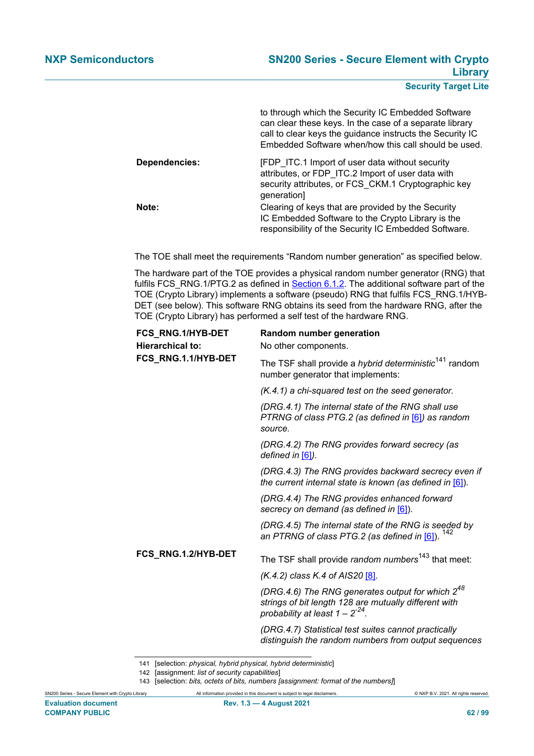to through which the Security IC Embedded Software can clear these keys. In the case of a separate library call to clear keys the guidance instructs the Security IC Embedded Software when/how this call should be used.

**Dependencies:** [FDP_ITC.1 Import of user data without security attributes, or FDP_ITC.2 Import of user data with security attributes, or FCS_CKM.1 Cryptographic key generation]

**Note:** Clearing of keys that are provided by the Security IC Embedded Software to the Crypto Library is the responsibility of the Security IC Embedded Software.

The TOE shall meet the requirements "Random number generation" as specified below.

The hardware part of the TOE provides a physical random number generator (RNG) that fulfils FCS_RNG.1/PTG.2 as defined in Section 6.1.2. The additional software part of the TOE (Crypto Library) implements a software (pseudo) RNG that fulfils FCS_RNG.1/HYB-DET (see below). This software RNG obtains its seed from the hardware RNG, after the TOE (Crypto Library) has performed a self test of the hardware RNG.

**FCS_RNG.1/HYB-DET** **Random number generation**

**Hierarchical to:** No other components.

**FCS_RNG.1.1/HYB-DET** The TSF shall provide a *hybrid deterministic*[141] random number generator that implements:

*(K.4.1) a chi-squared test on the seed generator.*

*(DRG.4.1) The internal state of the RNG shall use PTRNG of class PTG.2 (as defined in [6]) as random source.*

*(DRG.4.2) The RNG provides forward secrecy (as defined in [6]).*

*(DRG.4.3) The RNG provides backward secrecy even if the current internal state is known (as defined in [6]).*

*(DRG.4.4) The RNG provides enhanced forward secrecy on demand (as defined in [6]).*

*(DRG.4.5) The internal state of the RNG is seeded by an PTRNG of class PTG.2 (as defined in [6]).* [142]

**FCS_RNG.1.2/HYB-DET** The TSF shall provide *random numbers*[143] that meet:

*(K.4.2) class K.4 of AIS20 [8].*

*(DRG.4.6) The RNG generates output for which $2^{48}$ strings of bit length 128 are mutually different with probability at least $1 - 2^{-24}$.*

*(DRG.4.7) Statistical test suites cannot practically distinguish the random numbers from output sequences*

---

141 [selection: *physical, hybrid physical, hybrid deterministic*]

142 [assignment: *list of security capabilities*]

143 [selection: *bits, octets of bits, numbers [assignment: format of the numbers]*]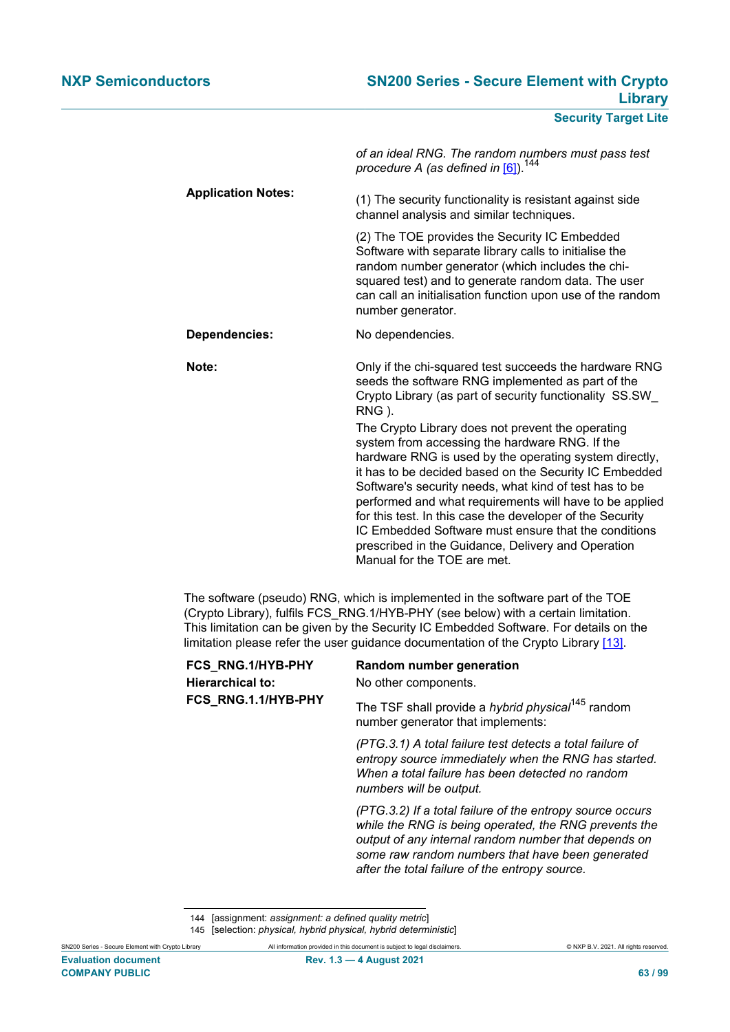| | |
|---|---|
| | *of an ideal RNG. The random numbers must pass test procedure A (as defined in* [6]*).*[144] |
| **Application Notes:** | (1) The security functionality is resistant against side channel analysis and similar techniques.<br><br>(2) The TOE provides the Security IC Embedded Software with separate library calls to initialise the random number generator (which includes the chi-squared test) and to generate random data. The user can call an initialisation function upon use of the random number generator. |
| **Dependencies:** | No dependencies. |
| **Note:** | Only if the chi-squared test succeeds the hardware RNG seeds the software RNG implemented as part of the Crypto Library (as part of security functionality SS.SW_RNG ).<br><br>The Crypto Library does not prevent the operating system from accessing the hardware RNG. If the hardware RNG is used by the operating system directly, it has to be decided based on the Security IC Embedded Software's security needs, what kind of test has to be performed and what requirements will have to be applied for this test. In this case the developer of the Security IC Embedded Software must ensure that the conditions prescribed in the Guidance, Delivery and Operation Manual for the TOE are met. |

The software (pseudo) RNG, which is implemented in the software part of the TOE (Crypto Library), fulfils FCS_RNG.1/HYB-PHY (see below) with a certain limitation. This limitation can be given by the Security IC Embedded Software. For details on the limitation please refer the user guidance documentation of the Crypto Library [13].

| | |
|---|---|
| **FCS_RNG.1/HYB-PHY** | **Random number generation** |
| **Hierarchical to:** | No other components. |
| **FCS_RNG.1.1/HYB-PHY** | The TSF shall provide a *hybrid physical*[145] random number generator that implements:<br><br>*(PTG.3.1) A total failure test detects a total failure of entropy source immediately when the RNG has started. When a total failure has been detected no random numbers will be output.*<br><br>*(PTG.3.2) If a total failure of the entropy source occurs while the RNG is being operated, the RNG prevents the output of any internal random number that depends on some raw random numbers that have been generated after the total failure of the entropy source.* |

144 [assignment: *assignment: a defined quality metric*]

145 [selection: *physical, hybrid physical, hybrid deterministic*]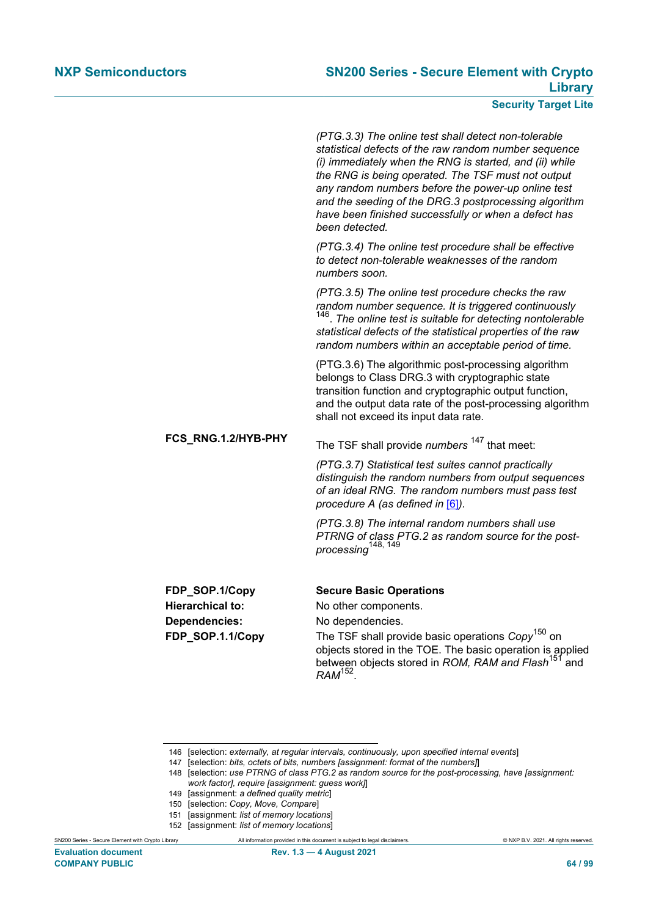*(PTG.3.3) The online test shall detect non-tolerable statistical defects of the raw random number sequence (i) immediately when the RNG is started, and (ii) while the RNG is being operated. The TSF must not output any random numbers before the power-up online test and the seeding of the DRG.3 postprocessing algorithm have been finished successfully or when a defect has been detected.*

*(PTG.3.4) The online test procedure shall be effective to detect non-tolerable weaknesses of the random numbers soon.*

*(PTG.3.5) The online test procedure checks the raw random number sequence. It is triggered continuously* [146]*. The online test is suitable for detecting nontolerable statistical defects of the statistical properties of the raw random numbers within an acceptable period of time.*

(PTG.3.6) The algorithmic post-processing algorithm belongs to Class DRG.3 with cryptographic state transition function and cryptographic output function, and the output data rate of the post-processing algorithm shall not exceed its input data rate.

**FCS_RNG.1.2/HYB-PHY** The TSF shall provide *numbers* [147] that meet:

*(PTG.3.7) Statistical test suites cannot practically distinguish the random numbers from output sequences of an ideal RNG. The random numbers must pass test procedure A (as defined in* [6]*).*

*(PTG.3.8) The internal random numbers shall use PTRNG of class PTG.2 as random source for the post-processing*[148, 149]

**FDP_SOP.1/Copy** **Secure Basic Operations**

**Hierarchical to:** No other components.

**Dependencies:** No dependencies.

**FDP_SOP.1.1/Copy** The TSF shall provide basic operations *Copy*[150] on objects stored in the TOE. The basic operation is applied between objects stored in *ROM, RAM and Flash*[151] and *RAM*[152].

---

146 [selection: *externally, at regular intervals, continuously, upon specified internal events*]

147 [selection: *bits, octets of bits, numbers [assignment: format of the numbers]*]

148 [selection: *use PTRNG of class PTG.2 as random source for the post-processing, have [assignment: work factor], require [assignment: guess work]*]

149 [assignment: *a defined quality metric*]

150 [selection: *Copy, Move, Compare*]

151 [assignment: *list of memory locations*]

152 [assignment: *list of memory locations*]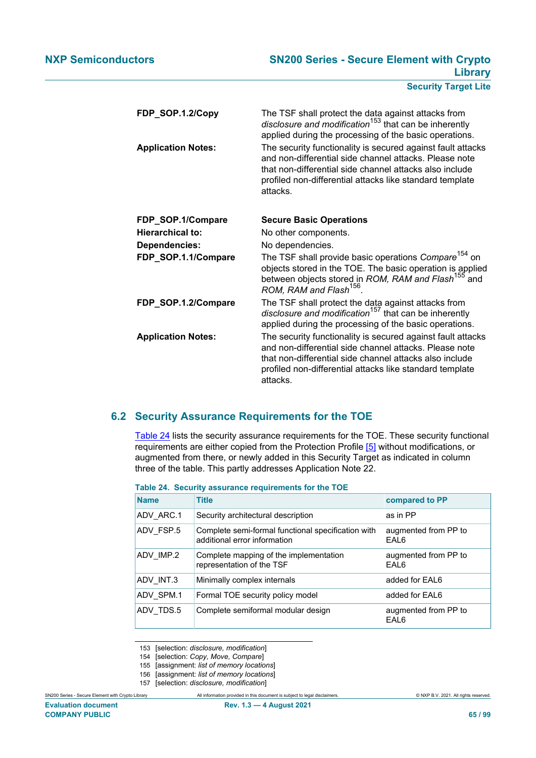**FDP_SOP.1.2/Copy** The TSF shall protect the data against attacks from *disclosure and modification*[153] that can be inherently applied during the processing of the basic operations.

**Application Notes:** The security functionality is secured against fault attacks and non-differential side channel attacks. Please note that non-differential side channel attacks also include profiled non-differential attacks like standard template attacks.

**FDP_SOP.1/Compare** **Secure Basic Operations**

**Hierarchical to:** No other components.

**Dependencies:** No dependencies.

**FDP_SOP.1.1/Compare** The TSF shall provide basic operations *Compare*[154] on objects stored in the TOE. The basic operation is applied between objects stored in *ROM, RAM and Flash*[155] and *ROM, RAM and Flash*[156].

**FDP_SOP.1.2/Compare** The TSF shall protect the data against attacks from *disclosure and modification*[157] that can be inherently applied during the processing of the basic operations.

**Application Notes:** The security functionality is secured against fault attacks and non-differential side channel attacks. Please note that non-differential side channel attacks also include profiled non-differential attacks like standard template attacks.

## 6.2 Security Assurance Requirements for the TOE

Table 24 lists the security assurance requirements for the TOE. These security functional requirements are either copied from the Protection Profile [5] without modifications, or augmented from there, or newly added in this Security Target as indicated in column three of the table. This partly addresses Application Note 22.

**Table 24. Security assurance requirements for the TOE**

| Name | Title | compared to PP |
|---|---|---|
| ADV_ARC.1 | Security architectural description | as in PP |
| ADV_FSP.5 | Complete semi-formal functional specification with additional error information | augmented from PP to EAL6 |
| ADV_IMP.2 | Complete mapping of the implementation representation of the TSF | augmented from PP to EAL6 |
| ADV_INT.3 | Minimally complex internals | added for EAL6 |
| ADV_SPM.1 | Formal TOE security policy model | added for EAL6 |
| ADV_TDS.5 | Complete semiformal modular design | augmented from PP to EAL6 |

153 [selection: *disclosure, modification*]
154 [selection: *Copy, Move, Compare*]
155 [assignment: *list of memory locations*]
156 [assignment: *list of memory locations*]
157 [selection: *disclosure, modification*]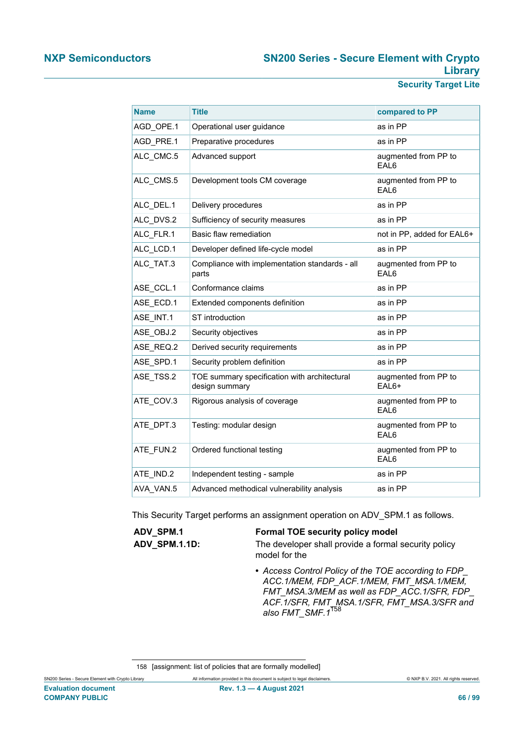| Name | Title | compared to PP |
|---|---|---|
| AGD_OPE.1 | Operational user guidance | as in PP |
| AGD_PRE.1 | Preparative procedures | as in PP |
| ALC_CMC.5 | Advanced support | augmented from PP to EAL6 |
| ALC_CMS.5 | Development tools CM coverage | augmented from PP to EAL6 |
| ALC_DEL.1 | Delivery procedures | as in PP |
| ALC_DVS.2 | Sufficiency of security measures | as in PP |
| ALC_FLR.1 | Basic flaw remediation | not in PP, added for EAL6+ |
| ALC_LCD.1 | Developer defined life-cycle model | as in PP |
| ALC_TAT.3 | Compliance with implementation standards - all parts | augmented from PP to EAL6 |
| ASE_CCL.1 | Conformance claims | as in PP |
| ASE_ECD.1 | Extended components definition | as in PP |
| ASE_INT.1 | ST introduction | as in PP |
| ASE_OBJ.2 | Security objectives | as in PP |
| ASE_REQ.2 | Derived security requirements | as in PP |
| ASE_SPD.1 | Security problem definition | as in PP |
| ASE_TSS.2 | TOE summary specification with architectural design summary | augmented from PP to EAL6+ |
| ATE_COV.3 | Rigorous analysis of coverage | augmented from PP to EAL6 |
| ATE_DPT.3 | Testing: modular design | augmented from PP to EAL6 |
| ATE_FUN.2 | Ordered functional testing | augmented from PP to EAL6 |
| ATE_IND.2 | Independent testing - sample | as in PP |
| AVA_VAN.5 | Advanced methodical vulnerability analysis | as in PP |

This Security Target performs an assignment operation on ADV_SPM.1 as follows.

**ADV_SPM.1** **Formal TOE security policy model**

**ADV_SPM.1.1D:** The developer shall provide a formal security policy model for the

- *Access Control Policy of the TOE according to FDP_ACC.1/MEM, FDP_ACF.1/MEM, FMT_MSA.1/MEM, FMT_MSA.3/MEM as well as FDP_ACC.1/SFR, FDP_ACF.1/SFR, FMT_MSA.1/SFR, FMT_MSA.3/SFR and also FMT_SMF.1*[158]

158 [assignment: list of policies that are formally modelled]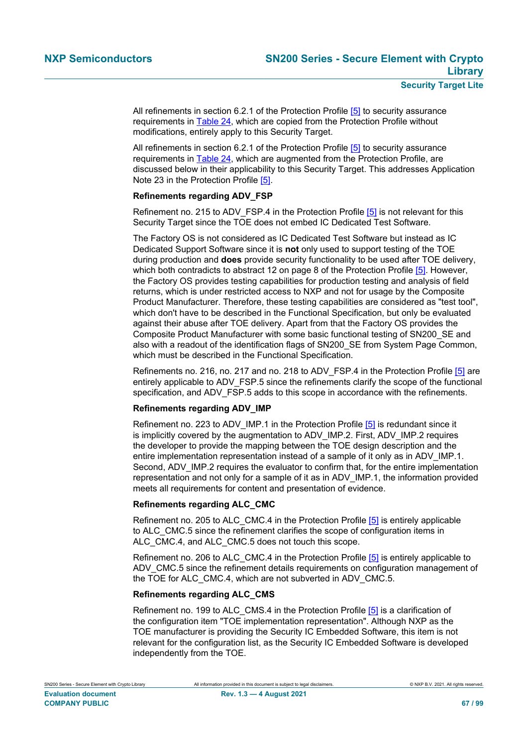All refinements in section 6.2.1 of the Protection Profile [5] to security assurance requirements in Table 24, which are copied from the Protection Profile without modifications, entirely apply to this Security Target.

All refinements in section 6.2.1 of the Protection Profile [5] to security assurance requirements in Table 24, which are augmented from the Protection Profile, are discussed below in their applicability to this Security Target. This addresses Application Note 23 in the Protection Profile [5].

**Refinements regarding ADV_FSP**

Refinement no. 215 to ADV_FSP.4 in the Protection Profile [5] is not relevant for this Security Target since the TOE does not embed IC Dedicated Test Software.

The Factory OS is not considered as IC Dedicated Test Software but instead as IC Dedicated Support Software since it is **not** only used to support testing of the TOE during production and **does** provide security functionality to be used after TOE delivery, which both contradicts to abstract 12 on page 8 of the Protection Profile [5]. However, the Factory OS provides testing capabilities for production testing and analysis of field returns, which is under restricted access to NXP and not for usage by the Composite Product Manufacturer. Therefore, these testing capabilities are considered as "test tool", which don't have to be described in the Functional Specification, but only be evaluated against their abuse after TOE delivery. Apart from that the Factory OS provides the Composite Product Manufacturer with some basic functional testing of SN200_SE and also with a readout of the identification flags of SN200_SE from System Page Common, which must be described in the Functional Specification.

Refinements no. 216, no. 217 and no. 218 to ADV_FSP.4 in the Protection Profile [5] are entirely applicable to ADV_FSP.5 since the refinements clarify the scope of the functional specification, and ADV_FSP.5 adds to this scope in accordance with the refinements.

**Refinements regarding ADV_IMP**

Refinement no. 223 to ADV_IMP.1 in the Protection Profile [5] is redundant since it is implicitly covered by the augmentation to ADV_IMP.2. First, ADV_IMP.2 requires the developer to provide the mapping between the TOE design description and the entire implementation representation instead of a sample of it only as in ADV_IMP.1. Second, ADV_IMP.2 requires the evaluator to confirm that, for the entire implementation representation and not only for a sample of it as in ADV_IMP.1, the information provided meets all requirements for content and presentation of evidence.

**Refinements regarding ALC_CMC**

Refinement no. 205 to ALC_CMC.4 in the Protection Profile [5] is entirely applicable to ALC_CMC.5 since the refinement clarifies the scope of configuration items in ALC_CMC.4, and ALC_CMC.5 does not touch this scope.

Refinement no. 206 to ALC_CMC.4 in the Protection Profile [5] is entirely applicable to ADV_CMC.5 since the refinement details requirements on configuration management of the TOE for ALC_CMC.4, which are not subverted in ADV_CMC.5.

**Refinements regarding ALC_CMS**

Refinement no. 199 to ALC_CMS.4 in the Protection Profile [5] is a clarification of the configuration item "TOE implementation representation". Although NXP as the TOE manufacturer is providing the Security IC Embedded Software, this item is not relevant for the configuration list, as the Security IC Embedded Software is developed independently from the TOE.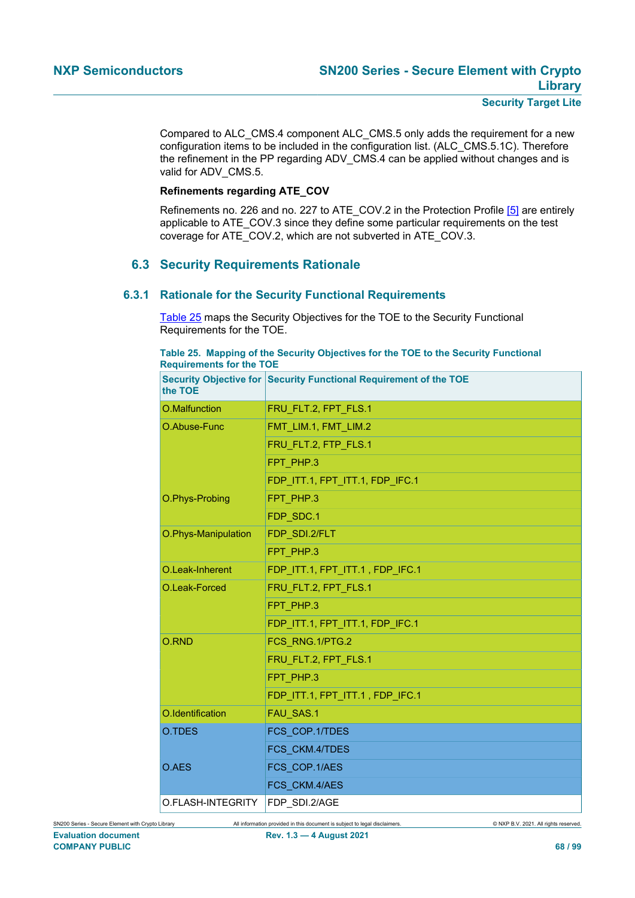Compared to ALC_CMS.4 component ALC_CMS.5 only adds the requirement for a new configuration items to be included in the configuration list. (ALC_CMS.5.1C). Therefore the refinement in the PP regarding ADV_CMS.4 can be applied without changes and is valid for ADV_CMS.5.

**Refinements regarding ATE_COV**

Refinements no. 226 and no. 227 to ATE_COV.2 in the Protection Profile [5] are entirely applicable to ATE_COV.3 since they define some particular requirements on the test coverage for ATE_COV.2, which are not subverted in ATE_COV.3.

## 6.3 Security Requirements Rationale

### 6.3.1 Rationale for the Security Functional Requirements

Table 25 maps the Security Objectives for the TOE to the Security Functional Requirements for the TOE.

**Table 25. Mapping of the Security Objectives for the TOE to the Security Functional Requirements for the TOE**

| Security Objective for the TOE | Security Functional Requirement of the TOE |
|---|---|
| O.Malfunction | FRU_FLT.2, FPT_FLS.1 |
| O.Abuse-Func | FMT_LIM.1, FMT_LIM.2 |
| | FRU_FLT.2, FTP_FLS.1 |
| | FPT_PHP.3 |
| | FDP_ITT.1, FPT_ITT.1, FDP_IFC.1 |
| O.Phys-Probing | FPT_PHP.3 |
| | FDP_SDC.1 |
| O.Phys-Manipulation | FDP_SDI.2/FLT |
| | FPT_PHP.3 |
| O.Leak-Inherent | FDP_ITT.1, FPT_ITT.1 , FDP_IFC.1 |
| O.Leak-Forced | FRU_FLT.2, FPT_FLS.1 |
| | FPT_PHP.3 |
| | FDP_ITT.1, FPT_ITT.1, FDP_IFC.1 |
| O.RND | FCS_RNG.1/PTG.2 |
| | FRU_FLT.2, FPT_FLS.1 |
| | FPT_PHP.3 |
| | FDP_ITT.1, FPT_ITT.1 , FDP_IFC.1 |
| O.Identification | FAU_SAS.1 |
| O.TDES | FCS_COP.1/TDES |
| | FCS_CKM.4/TDES |
| O.AES | FCS_COP.1/AES |
| | FCS_CKM.4/AES |
| O.FLASH-INTEGRITY | FDP_SDI.2/AGE |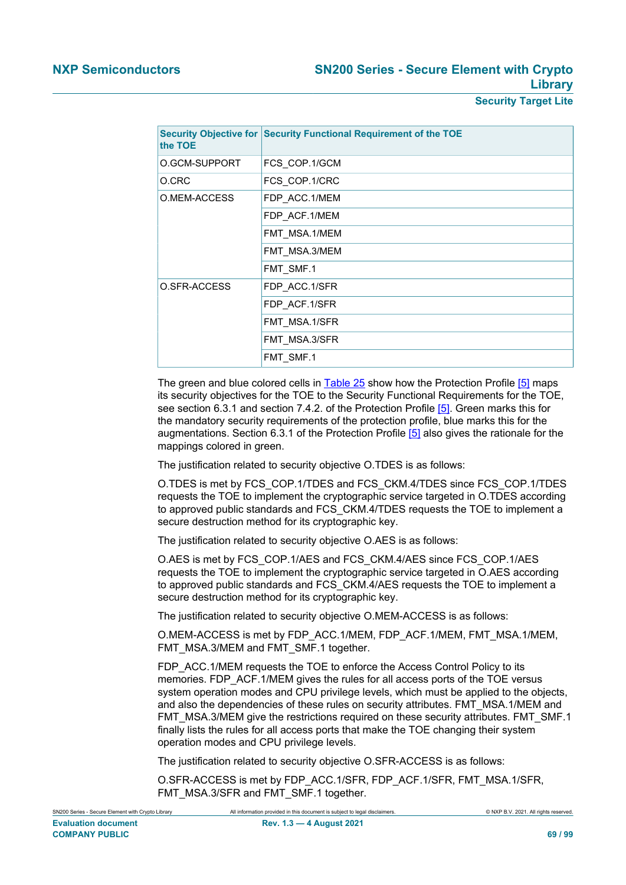| Security Objective for the TOE | Security Functional Requirement of the TOE |
|---|---|
| O.GCM-SUPPORT | FCS_COP.1/GCM |
| O.CRC | FCS_COP.1/CRC |
| O.MEM-ACCESS | FDP_ACC.1/MEM |
| | FDP_ACF.1/MEM |
| | FMT_MSA.1/MEM |
| | FMT_MSA.3/MEM |
| | FMT_SMF.1 |
| O.SFR-ACCESS | FDP_ACC.1/SFR |
| | FDP_ACF.1/SFR |
| | FMT_MSA.1/SFR |
| | FMT_MSA.3/SFR |
| | FMT_SMF.1 |

The green and blue colored cells in Table 25 show how the Protection Profile [5] maps its security objectives for the TOE to the Security Functional Requirements for the TOE, see section 6.3.1 and section 7.4.2. of the Protection Profile [5]. Green marks this for the mandatory security requirements of the protection profile, blue marks this for the augmentations. Section 6.3.1 of the Protection Profile [5] also gives the rationale for the mappings colored in green.

The justification related to security objective O.TDES is as follows:

O.TDES is met by FCS_COP.1/TDES and FCS_CKM.4/TDES since FCS_COP.1/TDES requests the TOE to implement the cryptographic service targeted in O.TDES according to approved public standards and FCS_CKM.4/TDES requests the TOE to implement a secure destruction method for its cryptographic key.

The justification related to security objective O.AES is as follows:

O.AES is met by FCS_COP.1/AES and FCS_CKM.4/AES since FCS_COP.1/AES requests the TOE to implement the cryptographic service targeted in O.AES according to approved public standards and FCS_CKM.4/AES requests the TOE to implement a secure destruction method for its cryptographic key.

The justification related to security objective O.MEM-ACCESS is as follows:

O.MEM-ACCESS is met by FDP_ACC.1/MEM, FDP_ACF.1/MEM, FMT_MSA.1/MEM, FMT_MSA.3/MEM and FMT_SMF.1 together.

FDP_ACC.1/MEM requests the TOE to enforce the Access Control Policy to its memories. FDP_ACF.1/MEM gives the rules for all access ports of the TOE versus system operation modes and CPU privilege levels, which must be applied to the objects, and also the dependencies of these rules on security attributes. FMT_MSA.1/MEM and FMT_MSA.3/MEM give the restrictions required on these security attributes. FMT_SMF.1 finally lists the rules for all access ports that make the TOE changing their system operation modes and CPU privilege levels.

The justification related to security objective O.SFR-ACCESS is as follows:

O.SFR-ACCESS is met by FDP_ACC.1/SFR, FDP_ACF.1/SFR, FMT_MSA.1/SFR, FMT_MSA.3/SFR and FMT_SMF.1 together.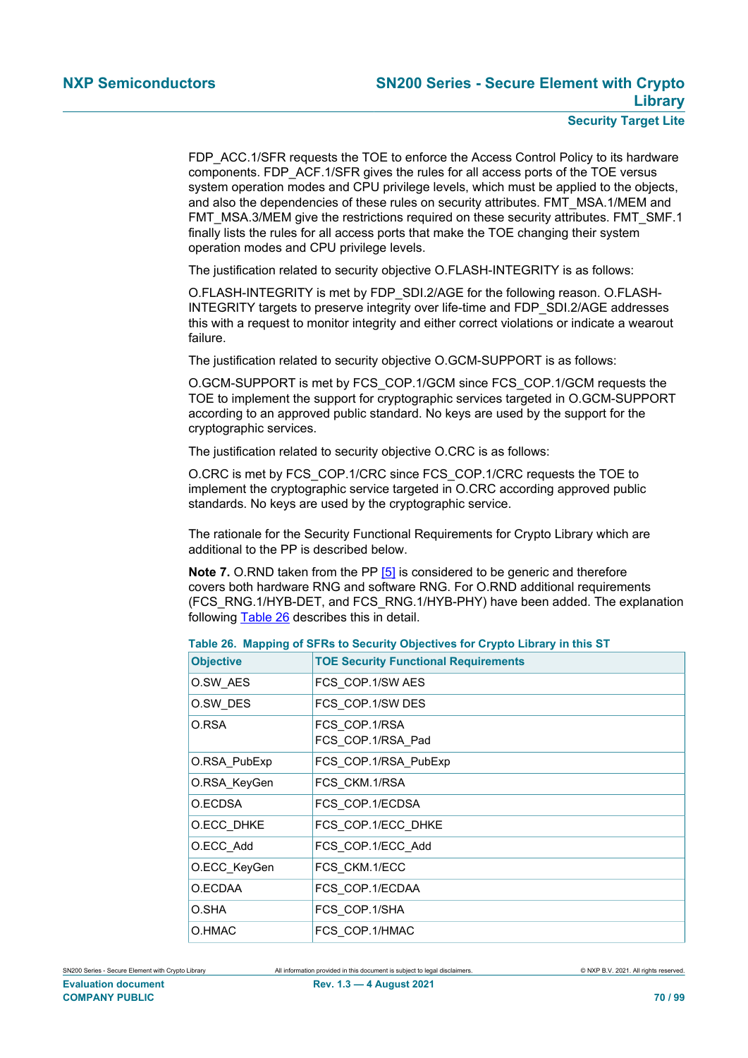FDP_ACC.1/SFR requests the TOE to enforce the Access Control Policy to its hardware components. FDP_ACF.1/SFR gives the rules for all access ports of the TOE versus system operation modes and CPU privilege levels, which must be applied to the objects, and also the dependencies of these rules on security attributes. FMT_MSA.1/MEM and FMT_MSA.3/MEM give the restrictions required on these security attributes. FMT_SMF.1 finally lists the rules for all access ports that make the TOE changing their system operation modes and CPU privilege levels.

The justification related to security objective O.FLASH-INTEGRITY is as follows:

O.FLASH-INTEGRITY is met by FDP_SDI.2/AGE for the following reason. O.FLASH-INTEGRITY targets to preserve integrity over life-time and FDP_SDI.2/AGE addresses this with a request to monitor integrity and either correct violations or indicate a wearout failure.

The justification related to security objective O.GCM-SUPPORT is as follows:

O.GCM-SUPPORT is met by FCS_COP.1/GCM since FCS_COP.1/GCM requests the TOE to implement the support for cryptographic services targeted in O.GCM-SUPPORT according to an approved public standard. No keys are used by the support for the cryptographic services.

The justification related to security objective O.CRC is as follows:

O.CRC is met by FCS_COP.1/CRC since FCS_COP.1/CRC requests the TOE to implement the cryptographic service targeted in O.CRC according approved public standards. No keys are used by the cryptographic service.

The rationale for the Security Functional Requirements for Crypto Library which are additional to the PP is described below.

**Note 7.** O.RND taken from the PP [5] is considered to be generic and therefore covers both hardware RNG and software RNG. For O.RND additional requirements (FCS_RNG.1/HYB-DET, and FCS_RNG.1/HYB-PHY) have been added. The explanation following Table 26 describes this in detail.

**Table 26. Mapping of SFRs to Security Objectives for Crypto Library in this ST**

| Objective | TOE Security Functional Requirements |
|---|---|
| O.SW_AES | FCS_COP.1/SW AES |
| O.SW_DES | FCS_COP.1/SW DES |
| O.RSA | FCS_COP.1/RSA<br>FCS_COP.1/RSA_Pad |
| O.RSA_PubExp | FCS_COP.1/RSA_PubExp |
| O.RSA_KeyGen | FCS_CKM.1/RSA |
| O.ECDSA | FCS_COP.1/ECDSA |
| O.ECC_DHKE | FCS_COP.1/ECC_DHKE |
| O.ECC_Add | FCS_COP.1/ECC_Add |
| O.ECC_KeyGen | FCS_CKM.1/ECC |
| O.ECDAA | FCS_COP.1/ECDAA |
| O.SHA | FCS_COP.1/SHA |
| O.HMAC | FCS_COP.1/HMAC |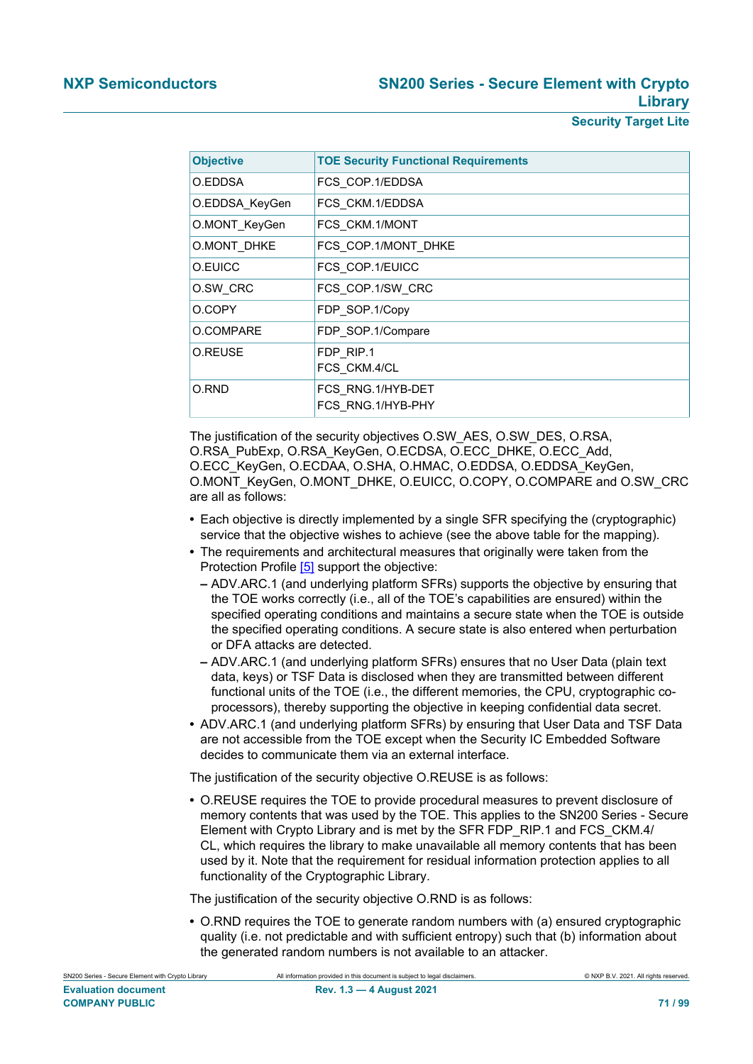| Objective | TOE Security Functional Requirements |
| --- | --- |
| O.EDDSA | FCS_COP.1/EDDSA |
| O.EDDSA_KeyGen | FCS_CKM.1/EDDSA |
| O.MONT_KeyGen | FCS_CKM.1/MONT |
| O.MONT_DHKE | FCS_COP.1/MONT_DHKE |
| O.EUICC | FCS_COP.1/EUICC |
| O.SW_CRC | FCS_COP.1/SW_CRC |
| O.COPY | FDP_SOP.1/Copy |
| O.COMPARE | FDP_SOP.1/Compare |
| O.REUSE | FDP_RIP.1<br>FCS_CKM.4/CL |
| O.RND | FCS_RNG.1/HYB-DET<br>FCS_RNG.1/HYB-PHY |

The justification of the security objectives O.SW_AES, O.SW_DES, O.RSA, O.RSA_PubExp, O.RSA_KeyGen, O.ECDSA, O.ECC_DHKE, O.ECC_Add, O.ECC_KeyGen, O.ECDAA, O.SHA, O.HMAC, O.EDDSA, O.EDDSA_KeyGen, O.MONT_KeyGen, O.MONT_DHKE, O.EUICC, O.COPY, O.COMPARE and O.SW_CRC are all as follows:

- Each objective is directly implemented by a single SFR specifying the (cryptographic) service that the objective wishes to achieve (see the above table for the mapping).
- The requirements and architectural measures that originally were taken from the Protection Profile [5] support the objective:
  - ADV.ARC.1 (and underlying platform SFRs) supports the objective by ensuring that the TOE works correctly (i.e., all of the TOE's capabilities are ensured) within the specified operating conditions and maintains a secure state when the TOE is outside the specified operating conditions. A secure state is also entered when perturbation or DFA attacks are detected.
  - ADV.ARC.1 (and underlying platform SFRs) ensures that no User Data (plain text data, keys) or TSF Data is disclosed when they are transmitted between different functional units of the TOE (i.e., the different memories, the CPU, cryptographic co-processors), thereby supporting the objective in keeping confidential data secret.
- ADV.ARC.1 (and underlying platform SFRs) by ensuring that User Data and TSF Data are not accessible from the TOE except when the Security IC Embedded Software decides to communicate them via an external interface.

The justification of the security objective O.REUSE is as follows:

- O.REUSE requires the TOE to provide procedural measures to prevent disclosure of memory contents that was used by the TOE. This applies to the SN200 Series - Secure Element with Crypto Library and is met by the SFR FDP_RIP.1 and FCS_CKM.4/CL, which requires the library to make unavailable all memory contents that has been used by it. Note that the requirement for residual information protection applies to all functionality of the Cryptographic Library.

The justification of the security objective O.RND is as follows:

- O.RND requires the TOE to generate random numbers with (a) ensured cryptographic quality (i.e. not predictable and with sufficient entropy) such that (b) information about the generated random numbers is not available to an attacker.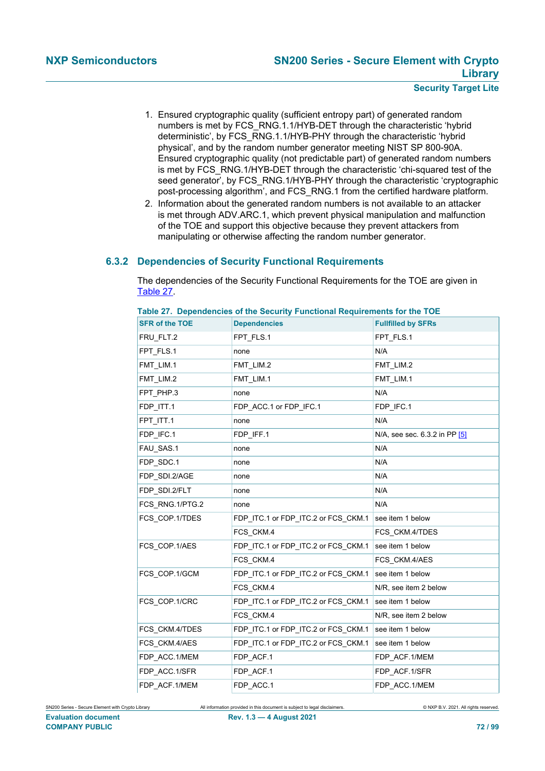1. Ensured cryptographic quality (sufficient entropy part) of generated random numbers is met by FCS_RNG.1.1/HYB-DET through the characteristic 'hybrid deterministic', by FCS_RNG.1.1/HYB-PHY through the characteristic 'hybrid physical', and by the random number generator meeting NIST SP 800-90A. Ensured cryptographic quality (not predictable part) of generated random numbers is met by FCS_RNG.1/HYB-DET through the characteristic 'chi-squared test of the seed generator', by FCS_RNG.1/HYB-PHY through the characteristic 'cryptographic post-processing algorithm', and FCS_RNG.1 from the certified hardware platform.
2. Information about the generated random numbers is not available to an attacker is met through ADV.ARC.1, which prevent physical manipulation and malfunction of the TOE and support this objective because they prevent attackers from manipulating or otherwise affecting the random number generator.

### 6.3.2 Dependencies of Security Functional Requirements

The dependencies of the Security Functional Requirements for the TOE are given in Table 27.

**Table 27. Dependencies of the Security Functional Requirements for the TOE**

| SFR of the TOE | Dependencies | Fullfilled by SFRs |
|---|---|---|
| FRU_FLT.2 | FPT_FLS.1 | FPT_FLS.1 |
| FPT_FLS.1 | none | N/A |
| FMT_LIM.1 | FMT_LIM.2 | FMT_LIM.2 |
| FMT_LIM.2 | FMT_LIM.1 | FMT_LIM.1 |
| FPT_PHP.3 | none | N/A |
| FDP_ITT.1 | FDP_ACC.1 or FDP_IFC.1 | FDP_IFC.1 |
| FPT_ITT.1 | none | N/A |
| FDP_IFC.1 | FDP_IFF.1 | N/A, see sec. 6.3.2 in PP [5] |
| FAU_SAS.1 | none | N/A |
| FDP_SDC.1 | none | N/A |
| FDP_SDI.2/AGE | none | N/A |
| FDP_SDI.2/FLT | none | N/A |
| FCS_RNG.1/PTG.2 | none | N/A |
| FCS_COP.1/TDES | FDP_ITC.1 or FDP_ITC.2 or FCS_CKM.1 | see item 1 below |
| | FCS_CKM.4 | FCS_CKM.4/TDES |
| FCS_COP.1/AES | FDP_ITC.1 or FDP_ITC.2 or FCS_CKM.1 | see item 1 below |
| | FCS_CKM.4 | FCS_CKM.4/AES |
| FCS_COP.1/GCM | FDP_ITC.1 or FDP_ITC.2 or FCS_CKM.1 | see item 1 below |
| | FCS_CKM.4 | N/R, see item 2 below |
| FCS_COP.1/CRC | FDP_ITC.1 or FDP_ITC.2 or FCS_CKM.1 | see item 1 below |
| | FCS_CKM.4 | N/R, see item 2 below |
| FCS_CKM.4/TDES | FDP_ITC.1 or FDP_ITC.2 or FCS_CKM.1 | see item 1 below |
| FCS_CKM.4/AES | FDP_ITC.1 or FDP_ITC.2 or FCS_CKM.1 | see item 1 below |
| FDP_ACC.1/MEM | FDP_ACF.1 | FDP_ACF.1/MEM |
| FDP_ACC.1/SFR | FDP_ACF.1 | FDP_ACF.1/SFR |
| FDP_ACF.1/MEM | FDP_ACC.1 | FDP_ACC.1/MEM |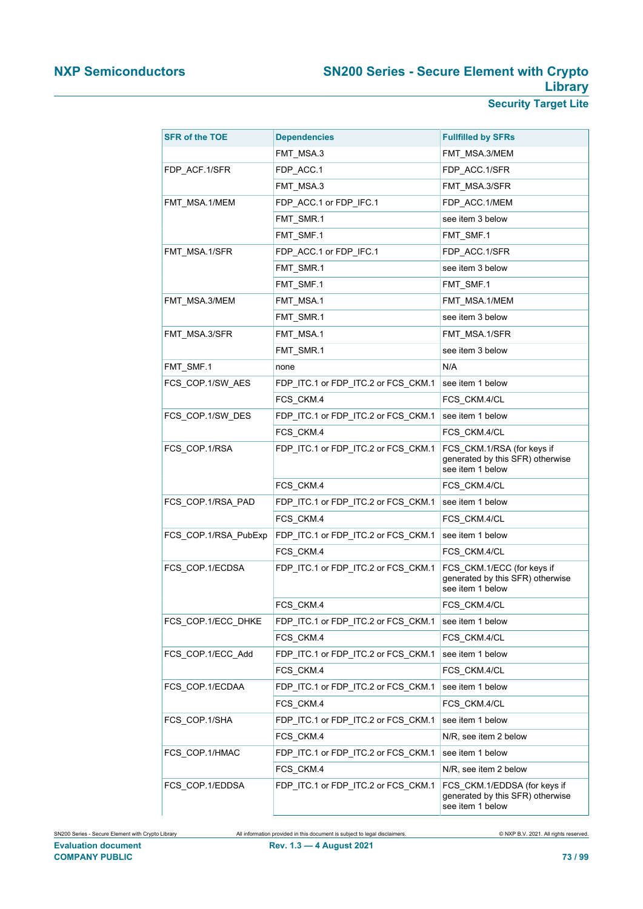| SFR of the TOE | Dependencies | Fullfilled by SFRs |
|---|---|---|
| | FMT_MSA.3 | FMT_MSA.3/MEM |
| FDP_ACF.1/SFR | FDP_ACC.1 | FDP_ACC.1/SFR |
| | FMT_MSA.3 | FMT_MSA.3/SFR |
| FMT_MSA.1/MEM | FDP_ACC.1 or FDP_IFC.1 | FDP_ACC.1/MEM |
| | FMT_SMR.1 | see item 3 below |
| | FMT_SMF.1 | FMT_SMF.1 |
| FMT_MSA.1/SFR | FDP_ACC.1 or FDP_IFC.1 | FDP_ACC.1/SFR |
| | FMT_SMR.1 | see item 3 below |
| | FMT_SMF.1 | FMT_SMF.1 |
| FMT_MSA.3/MEM | FMT_MSA.1 | FMT_MSA.1/MEM |
| | FMT_SMR.1 | see item 3 below |
| FMT_MSA.3/SFR | FMT_MSA.1 | FMT_MSA.1/SFR |
| | FMT_SMR.1 | see item 3 below |
| FMT_SMF.1 | none | N/A |
| FCS_COP.1/SW_AES | FDP_ITC.1 or FDP_ITC.2 or FCS_CKM.1 | see item 1 below |
| | FCS_CKM.4 | FCS_CKM.4/CL |
| FCS_COP.1/SW_DES | FDP_ITC.1 or FDP_ITC.2 or FCS_CKM.1 | see item 1 below |
| | FCS_CKM.4 | FCS_CKM.4/CL |
| FCS_COP.1/RSA | FDP_ITC.1 or FDP_ITC.2 or FCS_CKM.1 | FCS_CKM.1/RSA (for keys if generated by this SFR) otherwise see item 1 below |
| | FCS_CKM.4 | FCS_CKM.4/CL |
| FCS_COP.1/RSA_PAD | FDP_ITC.1 or FDP_ITC.2 or FCS_CKM.1 | see item 1 below |
| | FCS_CKM.4 | FCS_CKM.4/CL |
| FCS_COP.1/RSA_PubExp | FDP_ITC.1 or FDP_ITC.2 or FCS_CKM.1 | see item 1 below |
| | FCS_CKM.4 | FCS_CKM.4/CL |
| FCS_COP.1/ECDSA | FDP_ITC.1 or FDP_ITC.2 or FCS_CKM.1 | FCS_CKM.1/ECC (for keys if generated by this SFR) otherwise see item 1 below |
| | FCS_CKM.4 | FCS_CKM.4/CL |
| FCS_COP.1/ECC_DHKE | FDP_ITC.1 or FDP_ITC.2 or FCS_CKM.1 | see item 1 below |
| | FCS_CKM.4 | FCS_CKM.4/CL |
| FCS_COP.1/ECC_Add | FDP_ITC.1 or FDP_ITC.2 or FCS_CKM.1 | see item 1 below |
| | FCS_CKM.4 | FCS_CKM.4/CL |
| FCS_COP.1/ECDAA | FDP_ITC.1 or FDP_ITC.2 or FCS_CKM.1 | see item 1 below |
| | FCS_CKM.4 | FCS_CKM.4/CL |
| FCS_COP.1/SHA | FDP_ITC.1 or FDP_ITC.2 or FCS_CKM.1 | see item 1 below |
| | FCS_CKM.4 | N/R, see item 2 below |
| FCS_COP.1/HMAC | FDP_ITC.1 or FDP_ITC.2 or FCS_CKM.1 | see item 1 below |
| | FCS_CKM.4 | N/R, see item 2 below |
| FCS_COP.1/EDDSA | FDP_ITC.1 or FDP_ITC.2 or FCS_CKM.1 | FCS_CKM.1/EDDSA (for keys if generated by this SFR) otherwise see item 1 below |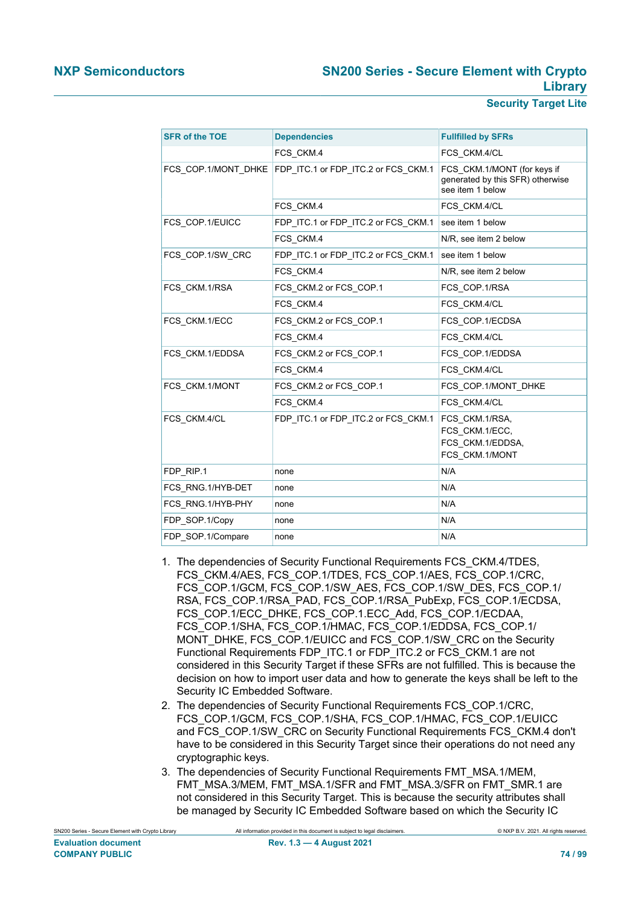| SFR of the TOE | Dependencies | Fullfilled by SFRs |
|---|---|---|
| | FCS_CKM.4 | FCS_CKM.4/CL |
| FCS_COP.1/MONT_DHKE | FDP_ITC.1 or FDP_ITC.2 or FCS_CKM.1 | FCS_CKM.1/MONT (for keys if generated by this SFR) otherwise see item 1 below |
| | FCS_CKM.4 | FCS_CKM.4/CL |
| FCS_COP.1/EUICC | FDP_ITC.1 or FDP_ITC.2 or FCS_CKM.1 | see item 1 below |
| | FCS_CKM.4 | N/R, see item 2 below |
| FCS_COP.1/SW_CRC | FDP_ITC.1 or FDP_ITC.2 or FCS_CKM.1 | see item 1 below |
| | FCS_CKM.4 | N/R, see item 2 below |
| FCS_CKM.1/RSA | FCS_CKM.2 or FCS_COP.1 | FCS_COP.1/RSA |
| | FCS_CKM.4 | FCS_CKM.4/CL |
| FCS_CKM.1/ECC | FCS_CKM.2 or FCS_COP.1 | FCS_COP.1/ECDSA |
| | FCS_CKM.4 | FCS_CKM.4/CL |
| FCS_CKM.1/EDDSA | FCS_CKM.2 or FCS_COP.1 | FCS_COP.1/EDDSA |
| | FCS_CKM.4 | FCS_CKM.4/CL |
| FCS_CKM.1/MONT | FCS_CKM.2 or FCS_COP.1 | FCS_COP.1/MONT_DHKE |
| | FCS_CKM.4 | FCS_CKM.4/CL |
| FCS_CKM.4/CL | FDP_ITC.1 or FDP_ITC.2 or FCS_CKM.1 | FCS_CKM.1/RSA, FCS_CKM.1/ECC, FCS_CKM.1/EDDSA, FCS_CKM.1/MONT |
| FDP_RIP.1 | none | N/A |
| FCS_RNG.1/HYB-DET | none | N/A |
| FCS_RNG.1/HYB-PHY | none | N/A |
| FDP_SOP.1/Copy | none | N/A |
| FDP_SOP.1/Compare | none | N/A |

1. The dependencies of Security Functional Requirements FCS_CKM.4/TDES, FCS_CKM.4/AES, FCS_COP.1/TDES, FCS_COP.1/AES, FCS_COP.1/CRC, FCS_COP.1/GCM, FCS_COP.1/SW_AES, FCS_COP.1/SW_DES, FCS_COP.1/RSA, FCS_COP.1/RSA_PAD, FCS_COP.1/RSA_PubExp, FCS_COP.1/ECDSA, FCS_COP.1/ECC_DHKE, FCS_COP.1.ECC_Add, FCS_COP.1/ECDAA, FCS_COP.1/SHA, FCS_COP.1/HMAC, FCS_COP.1/EDDSA, FCS_COP.1/MONT_DHKE, FCS_COP.1/EUICC and FCS_COP.1/SW_CRC on the Security Functional Requirements FDP_ITC.1 or FDP_ITC.2 or FCS_CKM.1 are not considered in this Security Target if these SFRs are not fulfilled. This is because the decision on how to import user data and how to generate the keys shall be left to the Security IC Embedded Software.
2. The dependencies of Security Functional Requirements FCS_COP.1/CRC, FCS_COP.1/GCM, FCS_COP.1/SHA, FCS_COP.1/HMAC, FCS_COP.1/EUICC and FCS_COP.1/SW_CRC on Security Functional Requirements FCS_CKM.4 don't have to be considered in this Security Target since their operations do not need any cryptographic keys.
3. The dependencies of Security Functional Requirements FMT_MSA.1/MEM, FMT_MSA.3/MEM, FMT_MSA.1/SFR and FMT_MSA.3/SFR on FMT_SMR.1 are not considered in this Security Target. This is because the security attributes shall be managed by Security IC Embedded Software based on which the Security IC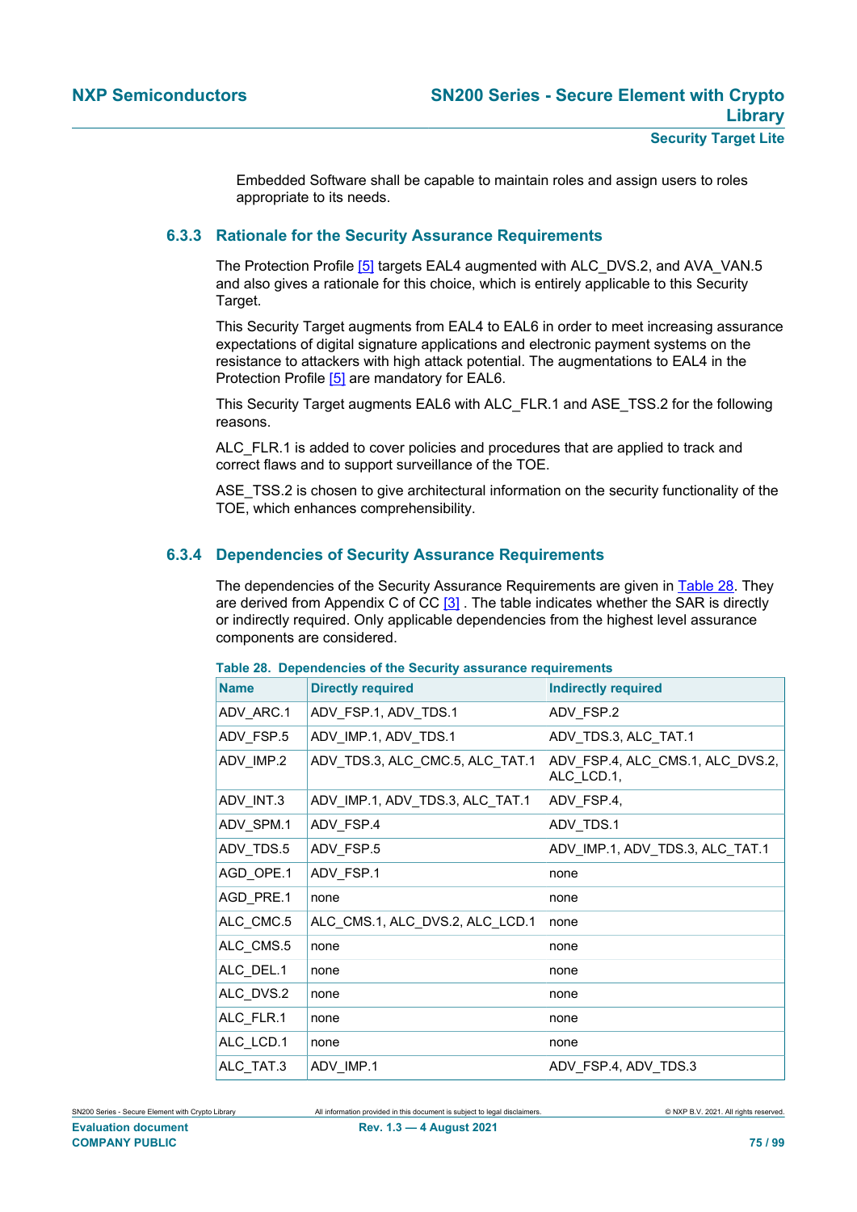Embedded Software shall be capable to maintain roles and assign users to roles appropriate to its needs.

### 6.3.3 Rationale for the Security Assurance Requirements

The Protection Profile [5] targets EAL4 augmented with ALC_DVS.2, and AVA_VAN.5 and also gives a rationale for this choice, which is entirely applicable to this Security Target.

This Security Target augments from EAL4 to EAL6 in order to meet increasing assurance expectations of digital signature applications and electronic payment systems on the resistance to attackers with high attack potential. The augmentations to EAL4 in the Protection Profile [5] are mandatory for EAL6.

This Security Target augments EAL6 with ALC_FLR.1 and ASE_TSS.2 for the following reasons.

ALC_FLR.1 is added to cover policies and procedures that are applied to track and correct flaws and to support surveillance of the TOE.

ASE_TSS.2 is chosen to give architectural information on the security functionality of the TOE, which enhances comprehensibility.

### 6.3.4 Dependencies of Security Assurance Requirements

The dependencies of the Security Assurance Requirements are given in Table 28. They are derived from Appendix C of CC [3] . The table indicates whether the SAR is directly or indirectly required. Only applicable dependencies from the highest level assurance components are considered.

**Table 28. Dependencies of the Security assurance requirements**

| Name | Directly required | Indirectly required |
|---|---|---|
| ADV_ARC.1 | ADV_FSP.1, ADV_TDS.1 | ADV_FSP.2 |
| ADV_FSP.5 | ADV_IMP.1, ADV_TDS.1 | ADV_TDS.3, ALC_TAT.1 |
| ADV_IMP.2 | ADV_TDS.3, ALC_CMC.5, ALC_TAT.1 | ADV_FSP.4, ALC_CMS.1, ALC_DVS.2, ALC_LCD.1, |
| ADV_INT.3 | ADV_IMP.1, ADV_TDS.3, ALC_TAT.1 | ADV_FSP.4, |
| ADV_SPM.1 | ADV_FSP.4 | ADV_TDS.1 |
| ADV_TDS.5 | ADV_FSP.5 | ADV_IMP.1, ADV_TDS.3, ALC_TAT.1 |
| AGD_OPE.1 | ADV_FSP.1 | none |
| AGD_PRE.1 | none | none |
| ALC_CMC.5 | ALC_CMS.1, ALC_DVS.2, ALC_LCD.1 | none |
| ALC_CMS.5 | none | none |
| ALC_DEL.1 | none | none |
| ALC_DVS.2 | none | none |
| ALC_FLR.1 | none | none |
| ALC_LCD.1 | none | none |
| ALC_TAT.3 | ADV_IMP.1 | ADV_FSP.4, ADV_TDS.3 |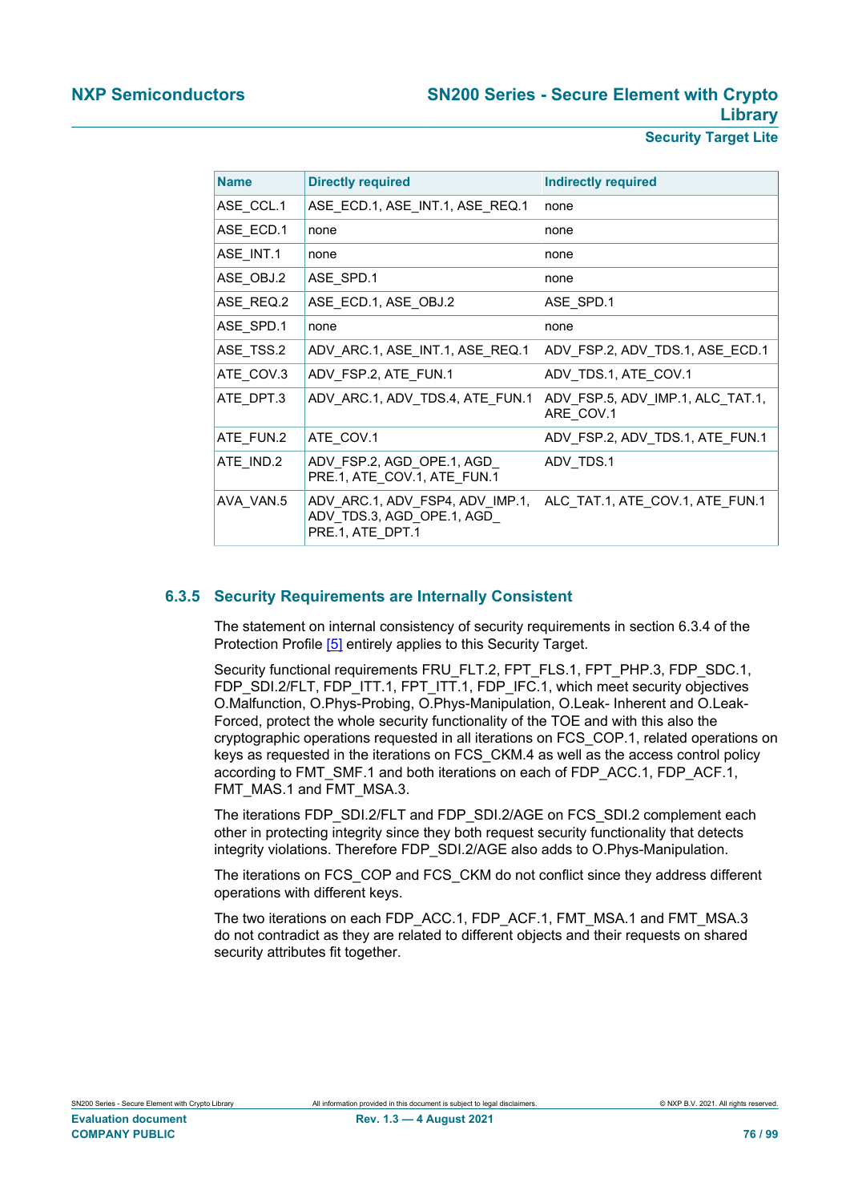| Name | Directly required | Indirectly required |
| --- | --- | --- |
| ASE_CCL.1 | ASE_ECD.1, ASE_INT.1, ASE_REQ.1 | none |
| ASE_ECD.1 | none | none |
| ASE_INT.1 | none | none |
| ASE_OBJ.2 | ASE_SPD.1 | none |
| ASE_REQ.2 | ASE_ECD.1, ASE_OBJ.2 | ASE_SPD.1 |
| ASE_SPD.1 | none | none |
| ASE_TSS.2 | ADV_ARC.1, ASE_INT.1, ASE_REQ.1 | ADV_FSP.2, ADV_TDS.1, ASE_ECD.1 |
| ATE_COV.3 | ADV_FSP.2, ATE_FUN.1 | ADV_TDS.1, ATE_COV.1 |
| ATE_DPT.3 | ADV_ARC.1, ADV_TDS.4, ATE_FUN.1 | ADV_FSP.5, ADV_IMP.1, ALC_TAT.1, ARE_COV.1 |
| ATE_FUN.2 | ATE_COV.1 | ADV_FSP.2, ADV_TDS.1, ATE_FUN.1 |
| ATE_IND.2 | ADV_FSP.2, AGD_OPE.1, AGD_PRE.1, ATE_COV.1, ATE_FUN.1 | ADV_TDS.1 |
| AVA_VAN.5 | ADV_ARC.1, ADV_FSP4, ADV_IMP.1, ADV_TDS.3, AGD_OPE.1, AGD_PRE.1, ATE_DPT.1 | ALC_TAT.1, ATE_COV.1, ATE_FUN.1 |

### 6.3.5 Security Requirements are Internally Consistent

The statement on internal consistency of security requirements in section 6.3.4 of the Protection Profile [5] entirely applies to this Security Target.

Security functional requirements FRU_FLT.2, FPT_FLS.1, FPT_PHP.3, FDP_SDC.1, FDP_SDI.2/FLT, FDP_ITT.1, FPT_ITT.1, FDP_IFC.1, which meet security objectives O.Malfunction, O.Phys-Probing, O.Phys-Manipulation, O.Leak- Inherent and O.Leak-Forced, protect the whole security functionality of the TOE and with this also the cryptographic operations requested in all iterations on FCS_COP.1, related operations on keys as requested in the iterations on FCS_CKM.4 as well as the access control policy according to FMT_SMF.1 and both iterations on each of FDP_ACC.1, FDP_ACF.1, FMT_MAS.1 and FMT_MSA.3.

The iterations FDP_SDI.2/FLT and FDP_SDI.2/AGE on FCS_SDI.2 complement each other in protecting integrity since they both request security functionality that detects integrity violations. Therefore FDP_SDI.2/AGE also adds to O.Phys-Manipulation.

The iterations on FCS_COP and FCS_CKM do not conflict since they address different operations with different keys.

The two iterations on each FDP_ACC.1, FDP_ACF.1, FMT_MSA.1 and FMT_MSA.3 do not contradict as they are related to different objects and their requests on shared security attributes fit together.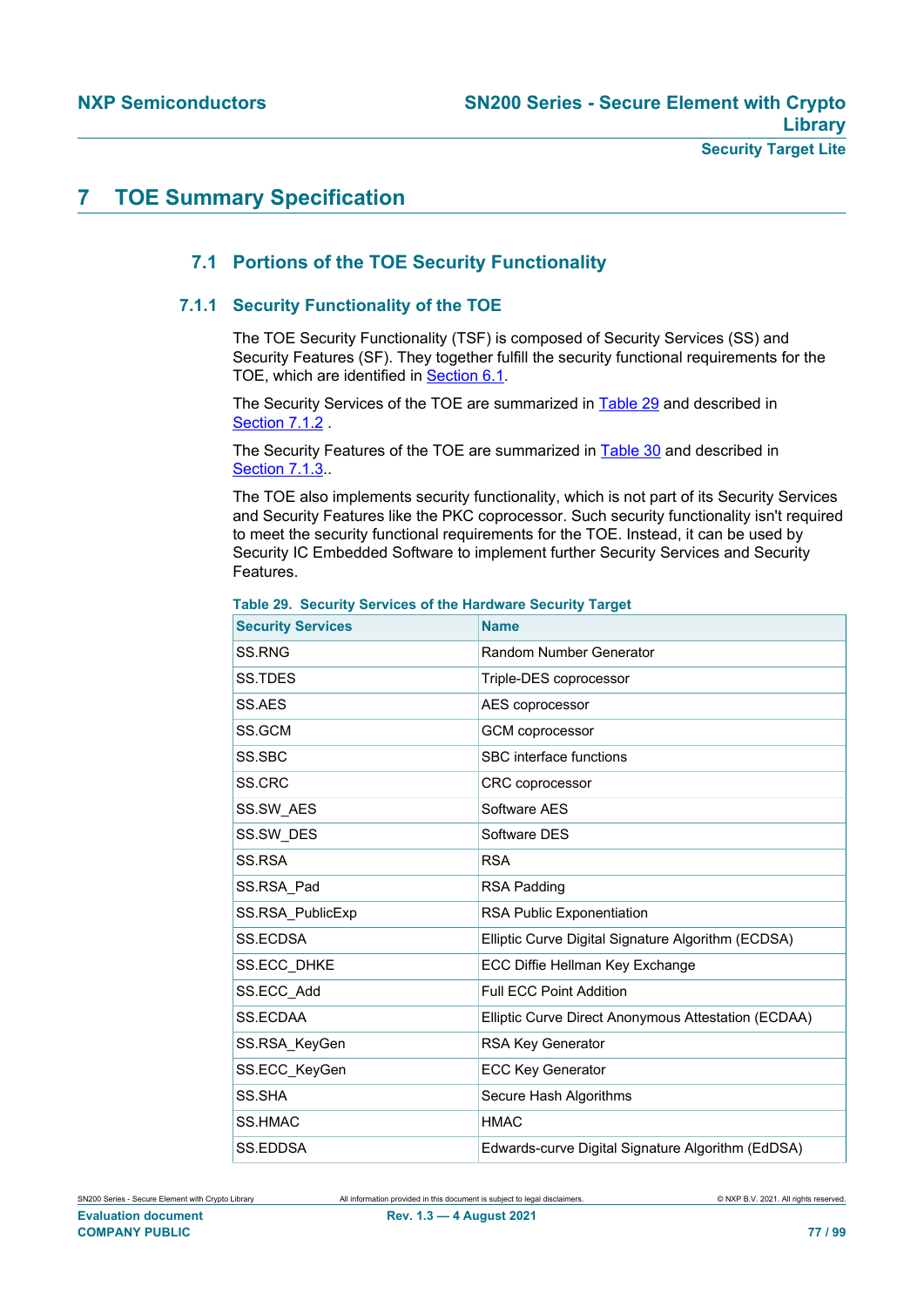# 7 TOE Summary Specification

## 7.1 Portions of the TOE Security Functionality

### 7.1.1 Security Functionality of the TOE

The TOE Security Functionality (TSF) is composed of Security Services (SS) and Security Features (SF). They together fulfill the security functional requirements for the TOE, which are identified in Section 6.1.

The Security Services of the TOE are summarized in Table 29 and described in Section 7.1.2 .

The Security Features of the TOE are summarized in Table 30 and described in Section 7.1.3..

The TOE also implements security functionality, which is not part of its Security Services and Security Features like the PKC coprocessor. Such security functionality isn't required to meet the security functional requirements for the TOE. Instead, it can be used by Security IC Embedded Software to implement further Security Services and Security Features.

**Table 29. Security Services of the Hardware Security Target**

| Security Services | Name |
|---|---|
| SS.RNG | Random Number Generator |
| SS.TDES | Triple-DES coprocessor |
| SS.AES | AES coprocessor |
| SS.GCM | GCM coprocessor |
| SS.SBC | SBC interface functions |
| SS.CRC | CRC coprocessor |
| SS.SW_AES | Software AES |
| SS.SW_DES | Software DES |
| SS.RSA | RSA |
| SS.RSA_Pad | RSA Padding |
| SS.RSA_PublicExp | RSA Public Exponentiation |
| SS.ECDSA | Elliptic Curve Digital Signature Algorithm (ECDSA) |
| SS.ECC_DHKE | ECC Diffie Hellman Key Exchange |
| SS.ECC_Add | Full ECC Point Addition |
| SS.ECDAA | Elliptic Curve Direct Anonymous Attestation (ECDAA) |
| SS.RSA_KeyGen | RSA Key Generator |
| SS.ECC_KeyGen | ECC Key Generator |
| SS.SHA | Secure Hash Algorithms |
| SS.HMAC | HMAC |
| SS.EDDSA | Edwards-curve Digital Signature Algorithm (EdDSA) |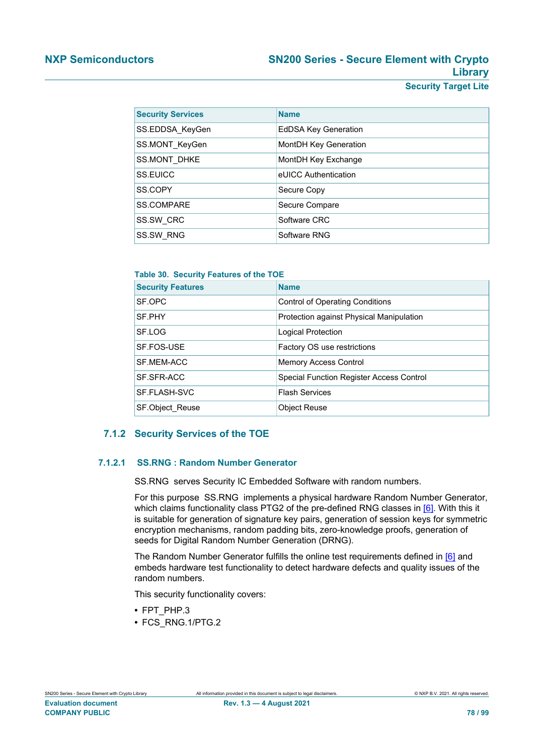| Security Services | Name |
|---|---|
| SS.EDDSA_KeyGen | EdDSA Key Generation |
| SS.MONT_KeyGen | MontDH Key Generation |
| SS.MONT_DHKE | MontDH Key Exchange |
| SS.EUICC | eUICC Authentication |
| SS.COPY | Secure Copy |
| SS.COMPARE | Secure Compare |
| SS.SW_CRC | Software CRC |
| SS.SW_RNG | Software RNG |

**Table 30. Security Features of the TOE**

| Security Features | Name |
|---|---|
| SF.OPC | Control of Operating Conditions |
| SF.PHY | Protection against Physical Manipulation |
| SF.LOG | Logical Protection |
| SF.FOS-USE | Factory OS use restrictions |
| SF.MEM-ACC | Memory Access Control |
| SF.SFR-ACC | Special Function Register Access Control |
| SF.FLASH-SVC | Flash Services |
| SF.Object_Reuse | Object Reuse |

### 7.1.2 Security Services of the TOE

#### 7.1.2.1 SS.RNG : Random Number Generator

SS.RNG serves Security IC Embedded Software with random numbers.

For this purpose SS.RNG implements a physical hardware Random Number Generator, which claims functionality class PTG2 of the pre-defined RNG classes in [6]. With this it is suitable for generation of signature key pairs, generation of session keys for symmetric encryption mechanisms, random padding bits, zero-knowledge proofs, generation of seeds for Digital Random Number Generation (DRNG).

The Random Number Generator fulfills the online test requirements defined in [6] and embeds hardware test functionality to detect hardware defects and quality issues of the random numbers.

This security functionality covers:

- FPT_PHP.3
- FCS_RNG.1/PTG.2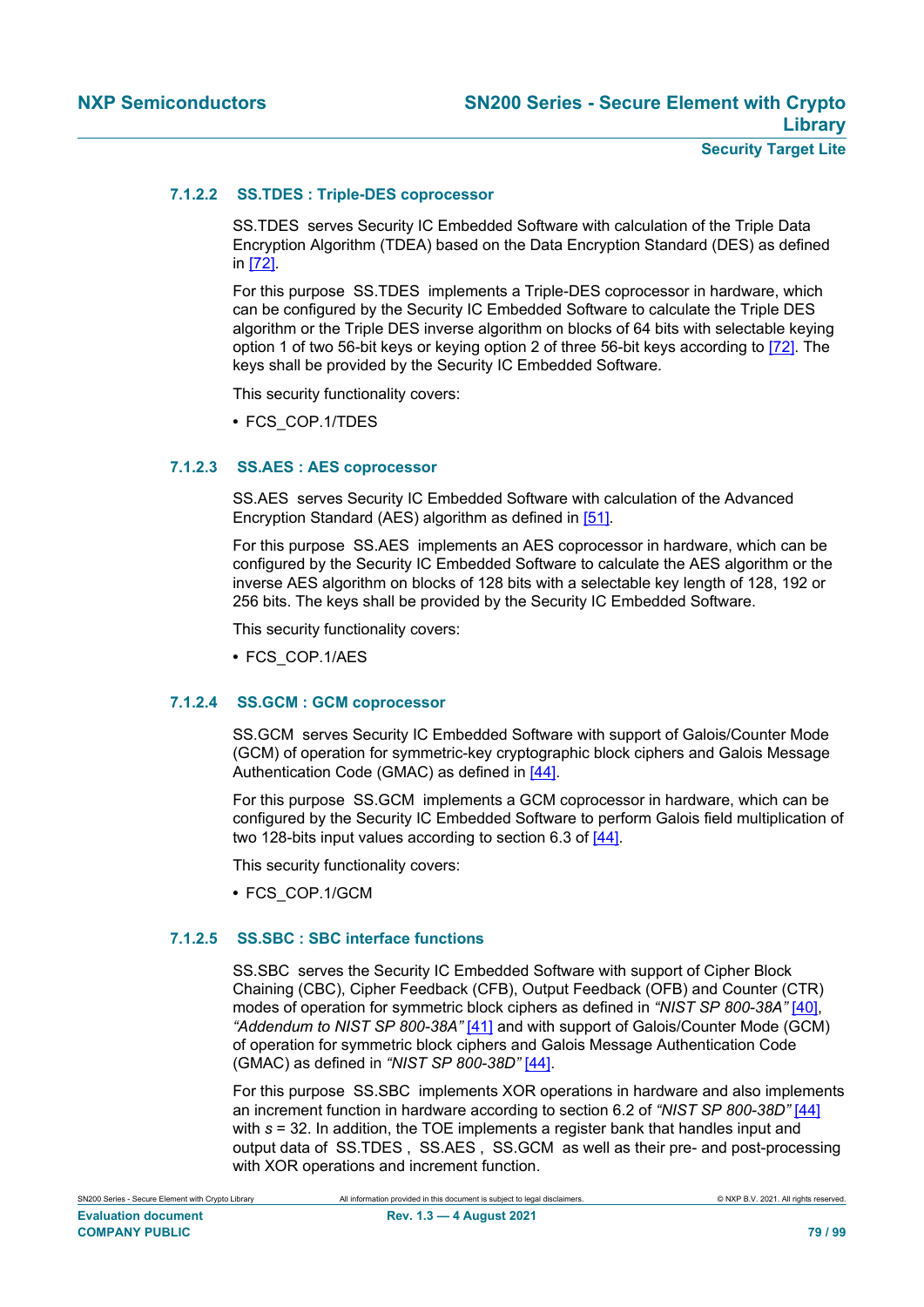#### 7.1.2.2 SS.TDES : Triple-DES coprocessor

SS.TDES serves Security IC Embedded Software with calculation of the Triple Data Encryption Algorithm (TDEA) based on the Data Encryption Standard (DES) as defined in [72].

For this purpose SS.TDES implements a Triple-DES coprocessor in hardware, which can be configured by the Security IC Embedded Software to calculate the Triple DES algorithm or the Triple DES inverse algorithm on blocks of 64 bits with selectable keying option 1 of two 56-bit keys or keying option 2 of three 56-bit keys according to [72]. The keys shall be provided by the Security IC Embedded Software.

This security functionality covers:

- FCS_COP.1/TDES

#### 7.1.2.3 SS.AES : AES coprocessor

SS.AES serves Security IC Embedded Software with calculation of the Advanced Encryption Standard (AES) algorithm as defined in [51].

For this purpose SS.AES implements an AES coprocessor in hardware, which can be configured by the Security IC Embedded Software to calculate the AES algorithm or the inverse AES algorithm on blocks of 128 bits with a selectable key length of 128, 192 or 256 bits. The keys shall be provided by the Security IC Embedded Software.

This security functionality covers:

- FCS_COP.1/AES

#### 7.1.2.4 SS.GCM : GCM coprocessor

SS.GCM serves Security IC Embedded Software with support of Galois/Counter Mode (GCM) of operation for symmetric-key cryptographic block ciphers and Galois Message Authentication Code (GMAC) as defined in [44].

For this purpose SS.GCM implements a GCM coprocessor in hardware, which can be configured by the Security IC Embedded Software to perform Galois field multiplication of two 128-bits input values according to section 6.3 of [44].

This security functionality covers:

- FCS_COP.1/GCM

#### 7.1.2.5 SS.SBC : SBC interface functions

SS.SBC serves the Security IC Embedded Software with support of Cipher Block Chaining (CBC), Cipher Feedback (CFB), Output Feedback (OFB) and Counter (CTR) modes of operation for symmetric block ciphers as defined in *"NIST SP 800-38A"* [40], *"Addendum to NIST SP 800-38A"* [41] and with support of Galois/Counter Mode (GCM) of operation for symmetric block ciphers and Galois Message Authentication Code (GMAC) as defined in *"NIST SP 800-38D"* [44].

For this purpose SS.SBC implements XOR operations in hardware and also implements an increment function in hardware according to section 6.2 of *"NIST SP 800-38D"* [44] with $s = 32$. In addition, the TOE implements a register bank that handles input and output data of SS.TDES , SS.AES , SS.GCM as well as their pre- and post-processing with XOR operations and increment function.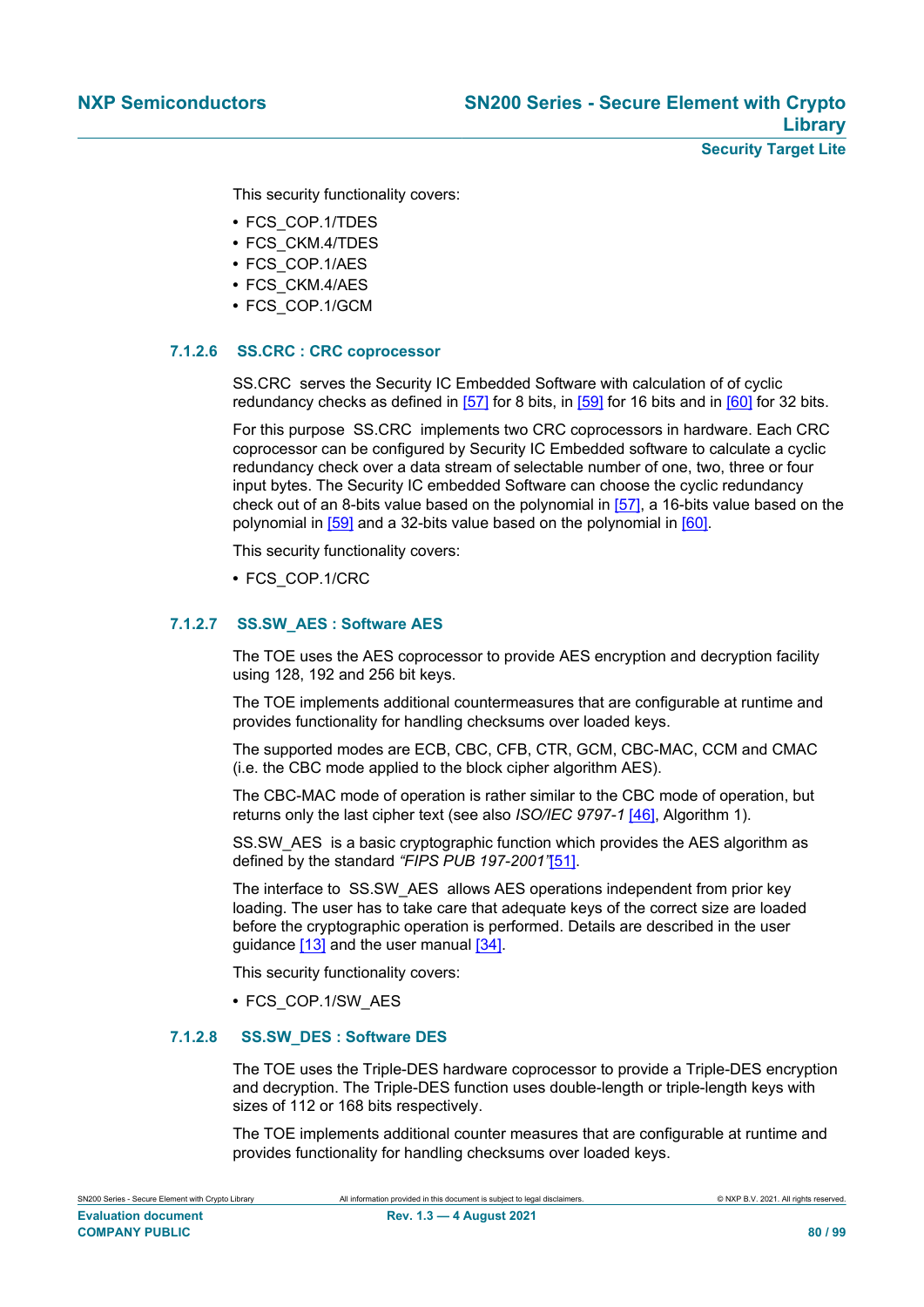This security functionality covers:

- FCS_COP.1/TDES
- FCS_CKM.4/TDES
- FCS_COP.1/AES
- FCS_CKM.4/AES
- FCS_COP.1/GCM

#### 7.1.2.6 SS.CRC : CRC coprocessor

SS.CRC serves the Security IC Embedded Software with calculation of of cyclic redundancy checks as defined in [57] for 8 bits, in [59] for 16 bits and in [60] for 32 bits.

For this purpose SS.CRC implements two CRC coprocessors in hardware. Each CRC coprocessor can be configured by Security IC Embedded software to calculate a cyclic redundancy check over a data stream of selectable number of one, two, three or four input bytes. The Security IC embedded Software can choose the cyclic redundancy check out of an 8-bits value based on the polynomial in [57], a 16-bits value based on the polynomial in [59] and a 32-bits value based on the polynomial in [60].

This security functionality covers:

- FCS_COP.1/CRC

#### 7.1.2.7 SS.SW_AES : Software AES

The TOE uses the AES coprocessor to provide AES encryption and decryption facility using 128, 192 and 256 bit keys.

The TOE implements additional countermeasures that are configurable at runtime and provides functionality for handling checksums over loaded keys.

The supported modes are ECB, CBC, CFB, CTR, GCM, CBC-MAC, CCM and CMAC (i.e. the CBC mode applied to the block cipher algorithm AES).

The CBC-MAC mode of operation is rather similar to the CBC mode of operation, but returns only the last cipher text (see also *ISO/IEC 9797-1* [46], Algorithm 1).

SS.SW_AES is a basic cryptographic function which provides the AES algorithm as defined by the standard *"FIPS PUB 197-2001"*[51].

The interface to SS.SW_AES allows AES operations independent from prior key loading. The user has to take care that adequate keys of the correct size are loaded before the cryptographic operation is performed. Details are described in the user guidance [13] and the user manual [34].

This security functionality covers:

- FCS_COP.1/SW_AES

#### 7.1.2.8 SS.SW_DES : Software DES

The TOE uses the Triple-DES hardware coprocessor to provide a Triple-DES encryption and decryption. The Triple-DES function uses double-length or triple-length keys with sizes of 112 or 168 bits respectively.

The TOE implements additional counter measures that are configurable at runtime and provides functionality for handling checksums over loaded keys.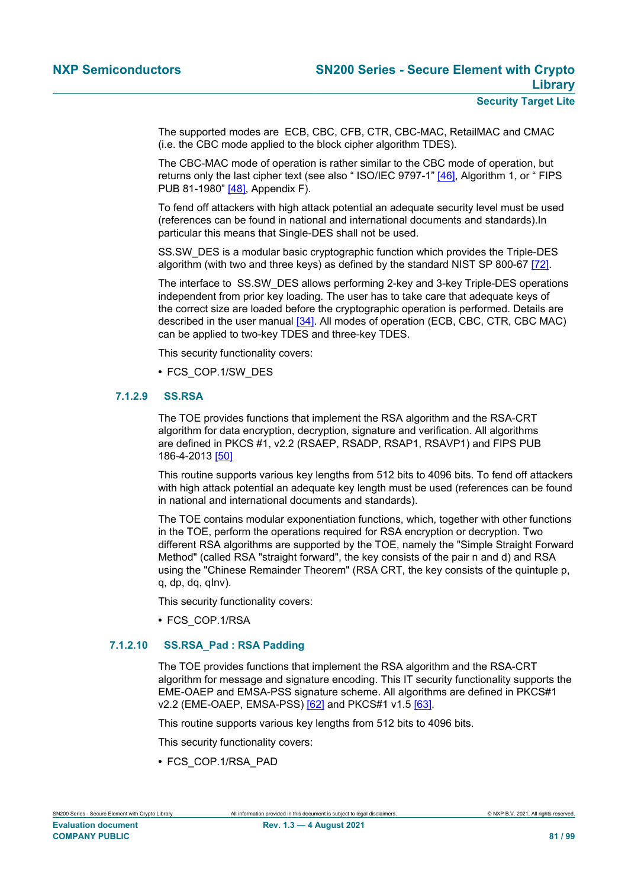The supported modes are ECB, CBC, CFB, CTR, CBC-MAC, RetailMAC and CMAC (i.e. the CBC mode applied to the block cipher algorithm TDES).

The CBC-MAC mode of operation is rather similar to the CBC mode of operation, but returns only the last cipher text (see also " ISO/IEC 9797-1" [46], Algorithm 1, or " FIPS PUB 81-1980" [48], Appendix F).

To fend off attackers with high attack potential an adequate security level must be used (references can be found in national and international documents and standards).In particular this means that Single-DES shall not be used.

SS.SW_DES is a modular basic cryptographic function which provides the Triple-DES algorithm (with two and three keys) as defined by the standard NIST SP 800-67 [72].

The interface to SS.SW_DES allows performing 2-key and 3-key Triple-DES operations independent from prior key loading. The user has to take care that adequate keys of the correct size are loaded before the cryptographic operation is performed. Details are described in the user manual [34]. All modes of operation (ECB, CBC, CTR, CBC MAC) can be applied to two-key TDES and three-key TDES.

This security functionality covers:

- FCS_COP.1/SW_DES

#### 7.1.2.9 SS.RSA

The TOE provides functions that implement the RSA algorithm and the RSA-CRT algorithm for data encryption, decryption, signature and verification. All algorithms are defined in PKCS #1, v2.2 (RSAEP, RSADP, RSAP1, RSAVP1) and FIPS PUB 186-4-2013 [50]

This routine supports various key lengths from 512 bits to 4096 bits. To fend off attackers with high attack potential an adequate key length must be used (references can be found in national and international documents and standards).

The TOE contains modular exponentiation functions, which, together with other functions in the TOE, perform the operations required for RSA encryption or decryption. Two different RSA algorithms are supported by the TOE, namely the "Simple Straight Forward Method" (called RSA "straight forward", the key consists of the pair n and d) and RSA using the "Chinese Remainder Theorem" (RSA CRT, the key consists of the quintuple p, q, dp, dq, qInv).

This security functionality covers:

- FCS_COP.1/RSA

#### 7.1.2.10 SS.RSA_Pad : RSA Padding

The TOE provides functions that implement the RSA algorithm and the RSA-CRT algorithm for message and signature encoding. This IT security functionality supports the EME-OAEP and EMSA-PSS signature scheme. All algorithms are defined in PKCS#1 v2.2 (EME-OAEP, EMSA-PSS) [62] and PKCS#1 v1.5 [63].

This routine supports various key lengths from 512 bits to 4096 bits.

This security functionality covers:

- FCS_COP.1/RSA_PAD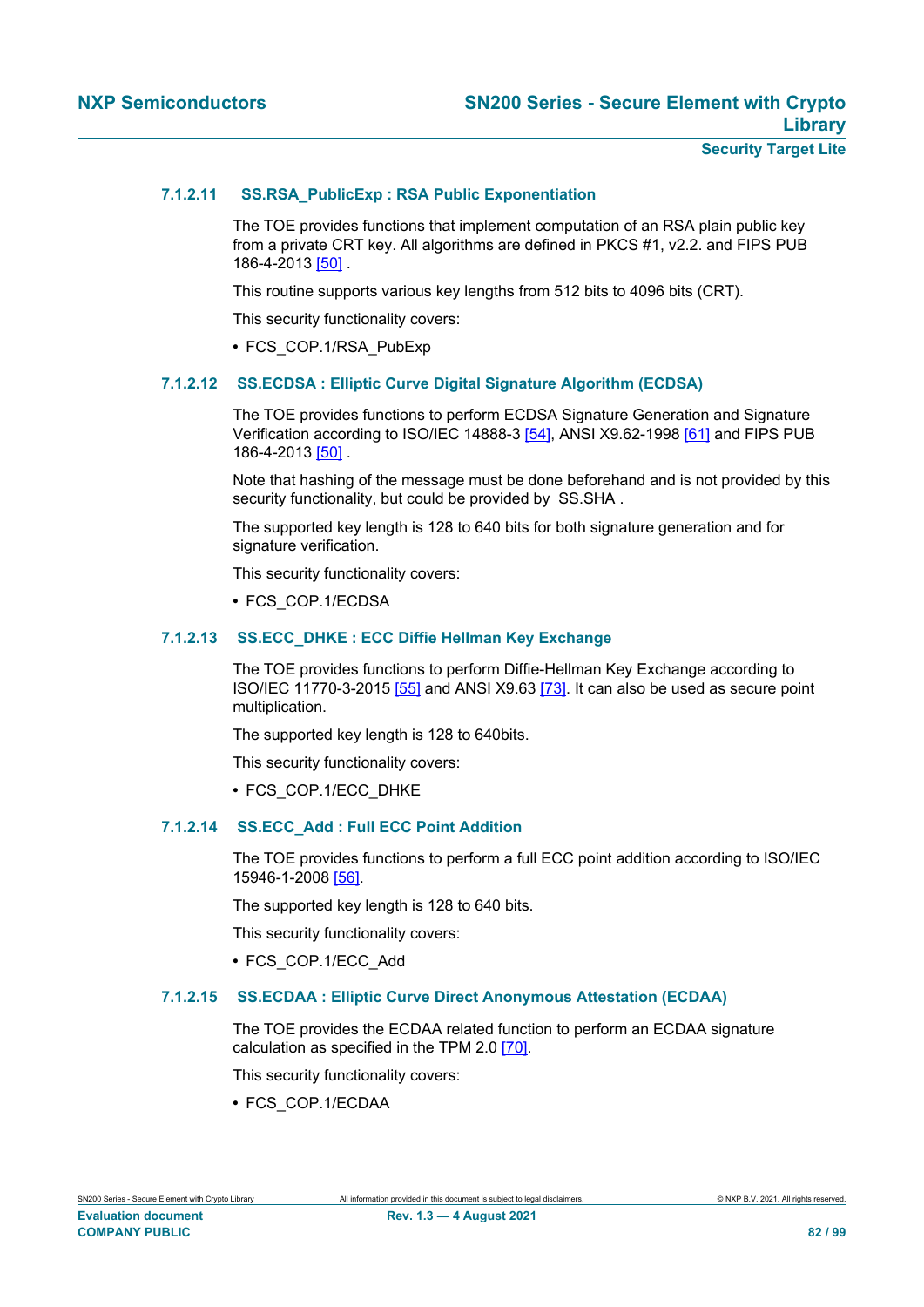#### 7.1.2.11 SS.RSA_PublicExp : RSA Public Exponentiation

The TOE provides functions that implement computation of an RSA plain public key from a private CRT key. All algorithms are defined in PKCS #1, v2.2. and FIPS PUB 186-4-2013 [50] .

This routine supports various key lengths from 512 bits to 4096 bits (CRT).

This security functionality covers:

- FCS_COP.1/RSA_PubExp

#### 7.1.2.12 SS.ECDSA : Elliptic Curve Digital Signature Algorithm (ECDSA)

The TOE provides functions to perform ECDSA Signature Generation and Signature Verification according to ISO/IEC 14888-3 [54], ANSI X9.62-1998 [61] and FIPS PUB 186-4-2013 [50] .

Note that hashing of the message must be done beforehand and is not provided by this security functionality, but could be provided by SS.SHA .

The supported key length is 128 to 640 bits for both signature generation and for signature verification.

This security functionality covers:

- FCS_COP.1/ECDSA

#### 7.1.2.13 SS.ECC_DHKE : ECC Diffie Hellman Key Exchange

The TOE provides functions to perform Diffie-Hellman Key Exchange according to ISO/IEC 11770-3-2015 [55] and ANSI X9.63 [73]. It can also be used as secure point multiplication.

The supported key length is 128 to 640bits.

This security functionality covers:

- FCS_COP.1/ECC_DHKE

#### 7.1.2.14 SS.ECC_Add : Full ECC Point Addition

The TOE provides functions to perform a full ECC point addition according to ISO/IEC 15946-1-2008 [56].

The supported key length is 128 to 640 bits.

This security functionality covers:

- FCS_COP.1/ECC_Add

#### 7.1.2.15 SS.ECDAA : Elliptic Curve Direct Anonymous Attestation (ECDAA)

The TOE provides the ECDAA related function to perform an ECDAA signature calculation as specified in the TPM 2.0 [70].

This security functionality covers:

- FCS_COP.1/ECDAA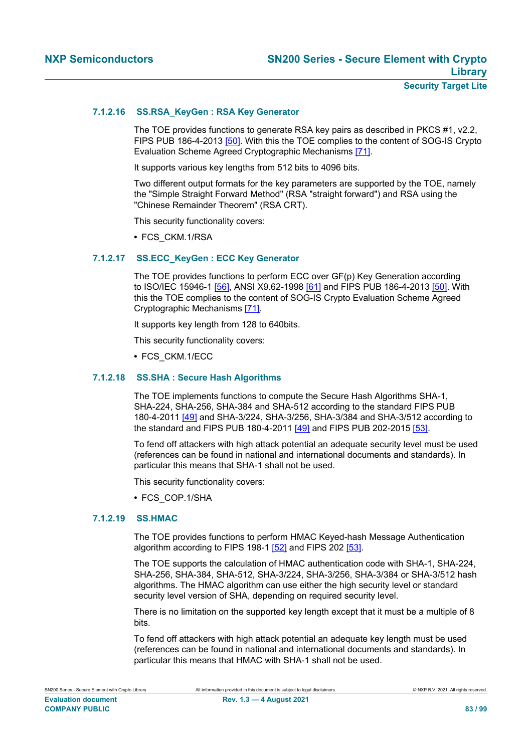#### 7.1.2.16 SS.RSA_KeyGen : RSA Key Generator

The TOE provides functions to generate RSA key pairs as described in PKCS #1, v2.2, FIPS PUB 186-4-2013 [50]. With this the TOE complies to the content of SOG-IS Crypto Evaluation Scheme Agreed Cryptographic Mechanisms [71].

It supports various key lengths from 512 bits to 4096 bits.

Two different output formats for the key parameters are supported by the TOE, namely the "Simple Straight Forward Method" (RSA "straight forward") and RSA using the "Chinese Remainder Theorem" (RSA CRT).

This security functionality covers:

- FCS_CKM.1/RSA

#### 7.1.2.17 SS.ECC_KeyGen : ECC Key Generator

The TOE provides functions to perform ECC over GF(p) Key Generation according to ISO/IEC 15946-1 [56], ANSI X9.62-1998 [61] and FIPS PUB 186-4-2013 [50]. With this the TOE complies to the content of SOG-IS Crypto Evaluation Scheme Agreed Cryptographic Mechanisms [71].

It supports key length from 128 to 640bits.

This security functionality covers:

- FCS_CKM.1/ECC

#### 7.1.2.18 SS.SHA : Secure Hash Algorithms

The TOE implements functions to compute the Secure Hash Algorithms SHA-1, SHA-224, SHA-256, SHA-384 and SHA-512 according to the standard FIPS PUB 180-4-2011 [49] and SHA-3/224, SHA-3/256, SHA-3/384 and SHA-3/512 according to the standard and FIPS PUB 180-4-2011 [49] and FIPS PUB 202-2015 [53].

To fend off attackers with high attack potential an adequate security level must be used (references can be found in national and international documents and standards). In particular this means that SHA-1 shall not be used.

This security functionality covers:

- FCS_COP.1/SHA

#### 7.1.2.19 SS.HMAC

The TOE provides functions to perform HMAC Keyed-hash Message Authentication algorithm according to FIPS 198-1 [52] and FIPS 202 [53].

The TOE supports the calculation of HMAC authentication code with SHA-1, SHA-224, SHA-256, SHA-384, SHA-512, SHA-3/224, SHA-3/256, SHA-3/384 or SHA-3/512 hash algorithms. The HMAC algorithm can use either the high security level or standard security level version of SHA, depending on required security level.

There is no limitation on the supported key length except that it must be a multiple of 8 bits.

To fend off attackers with high attack potential an adequate key length must be used (references can be found in national and international documents and standards). In particular this means that HMAC with SHA-1 shall not be used.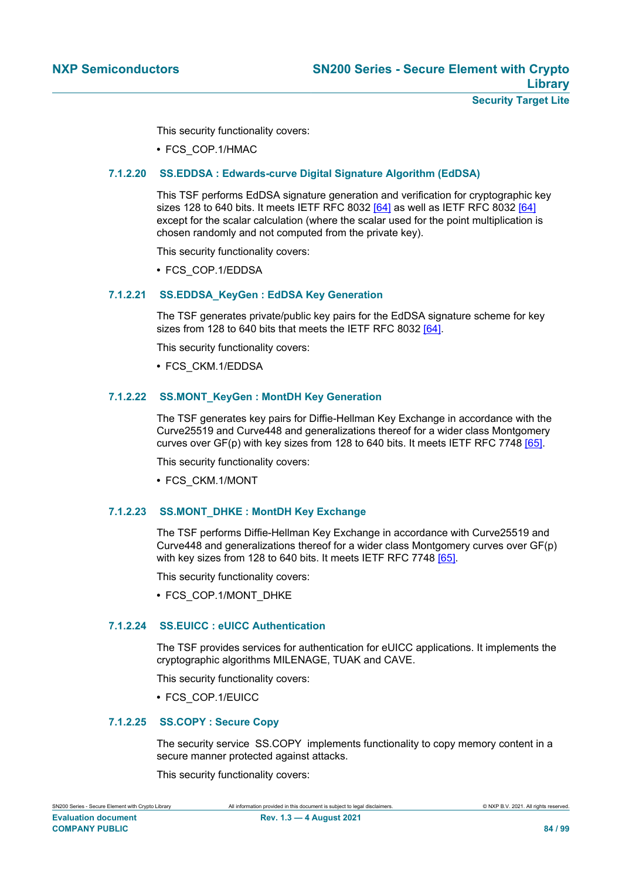This security functionality covers:

- FCS_COP.1/HMAC

#### 7.1.2.20 SS.EDDSA : Edwards-curve Digital Signature Algorithm (EdDSA)

This TSF performs EdDSA signature generation and verification for cryptographic key sizes 128 to 640 bits. It meets IETF RFC 8032 [64] as well as IETF RFC 8032 [64] except for the scalar calculation (where the scalar used for the point multiplication is chosen randomly and not computed from the private key).

This security functionality covers:

- FCS_COP.1/EDDSA

#### 7.1.2.21 SS.EDDSA_KeyGen : EdDSA Key Generation

The TSF generates private/public key pairs for the EdDSA signature scheme for key sizes from 128 to 640 bits that meets the IETF RFC 8032 [64].

This security functionality covers:

- FCS_CKM.1/EDDSA

#### 7.1.2.22 SS.MONT_KeyGen : MontDH Key Generation

The TSF generates key pairs for Diffie-Hellman Key Exchange in accordance with the Curve25519 and Curve448 and generalizations thereof for a wider class Montgomery curves over GF(p) with key sizes from 128 to 640 bits. It meets IETF RFC 7748 [65].

This security functionality covers:

- FCS_CKM.1/MONT

#### 7.1.2.23 SS.MONT_DHKE : MontDH Key Exchange

The TSF performs Diffie-Hellman Key Exchange in accordance with Curve25519 and Curve448 and generalizations thereof for a wider class Montgomery curves over GF(p) with key sizes from 128 to 640 bits. It meets IETF RFC 7748 [65].

This security functionality covers:

- FCS_COP.1/MONT_DHKE

#### 7.1.2.24 SS.EUICC : eUICC Authentication

The TSF provides services for authentication for eUICC applications. It implements the cryptographic algorithms MILENAGE, TUAK and CAVE.

This security functionality covers:

- FCS_COP.1/EUICC

#### 7.1.2.25 SS.COPY : Secure Copy

The security service SS.COPY implements functionality to copy memory content in a secure manner protected against attacks.

This security functionality covers: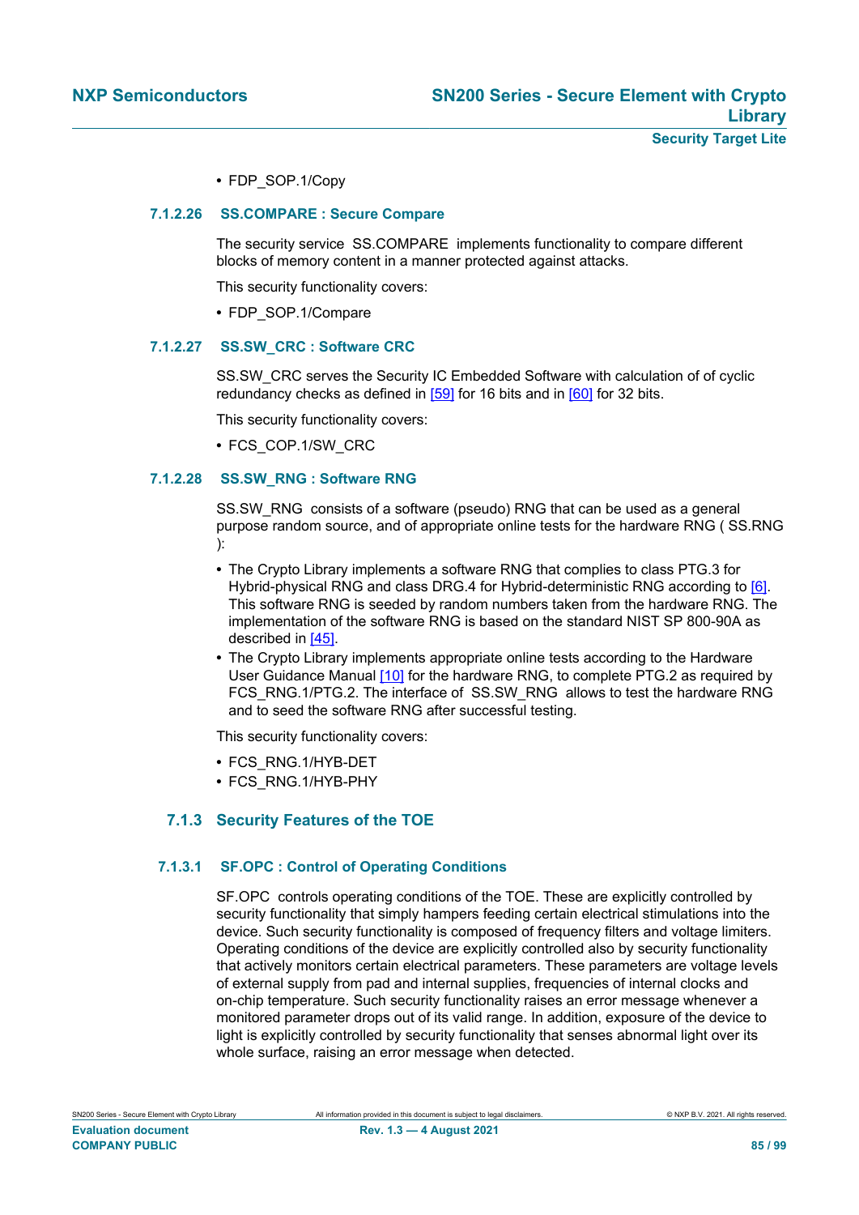- FDP_SOP.1/Copy

#### 7.1.2.26 SS.COMPARE : Secure Compare

The security service SS.COMPARE implements functionality to compare different blocks of memory content in a manner protected against attacks.

This security functionality covers:

- FDP_SOP.1/Compare

#### 7.1.2.27 SS.SW_CRC : Software CRC

SS.SW_CRC serves the Security IC Embedded Software with calculation of of cyclic redundancy checks as defined in [59] for 16 bits and in [60] for 32 bits.

This security functionality covers:

- FCS_COP.1/SW_CRC

#### 7.1.2.28 SS.SW_RNG : Software RNG

SS.SW_RNG consists of a software (pseudo) RNG that can be used as a general purpose random source, and of appropriate online tests for the hardware RNG ( SS.RNG ):

- The Crypto Library implements a software RNG that complies to class PTG.3 for Hybrid-physical RNG and class DRG.4 for Hybrid-deterministic RNG according to [6]. This software RNG is seeded by random numbers taken from the hardware RNG. The implementation of the software RNG is based on the standard NIST SP 800-90A as described in [45].
- The Crypto Library implements appropriate online tests according to the Hardware User Guidance Manual [10] for the hardware RNG, to complete PTG.2 as required by FCS_RNG.1/PTG.2. The interface of SS.SW_RNG allows to test the hardware RNG and to seed the software RNG after successful testing.

This security functionality covers:

- FCS_RNG.1/HYB-DET
- FCS_RNG.1/HYB-PHY

### 7.1.3 Security Features of the TOE

#### 7.1.3.1 SF.OPC : Control of Operating Conditions

SF.OPC controls operating conditions of the TOE. These are explicitly controlled by security functionality that simply hampers feeding certain electrical stimulations into the device. Such security functionality is composed of frequency filters and voltage limiters. Operating conditions of the device are explicitly controlled also by security functionality that actively monitors certain electrical parameters. These parameters are voltage levels of external supply from pad and internal supplies, frequencies of internal clocks and on-chip temperature. Such security functionality raises an error message whenever a monitored parameter drops out of its valid range. In addition, exposure of the device to light is explicitly controlled by security functionality that senses abnormal light over its whole surface, raising an error message when detected.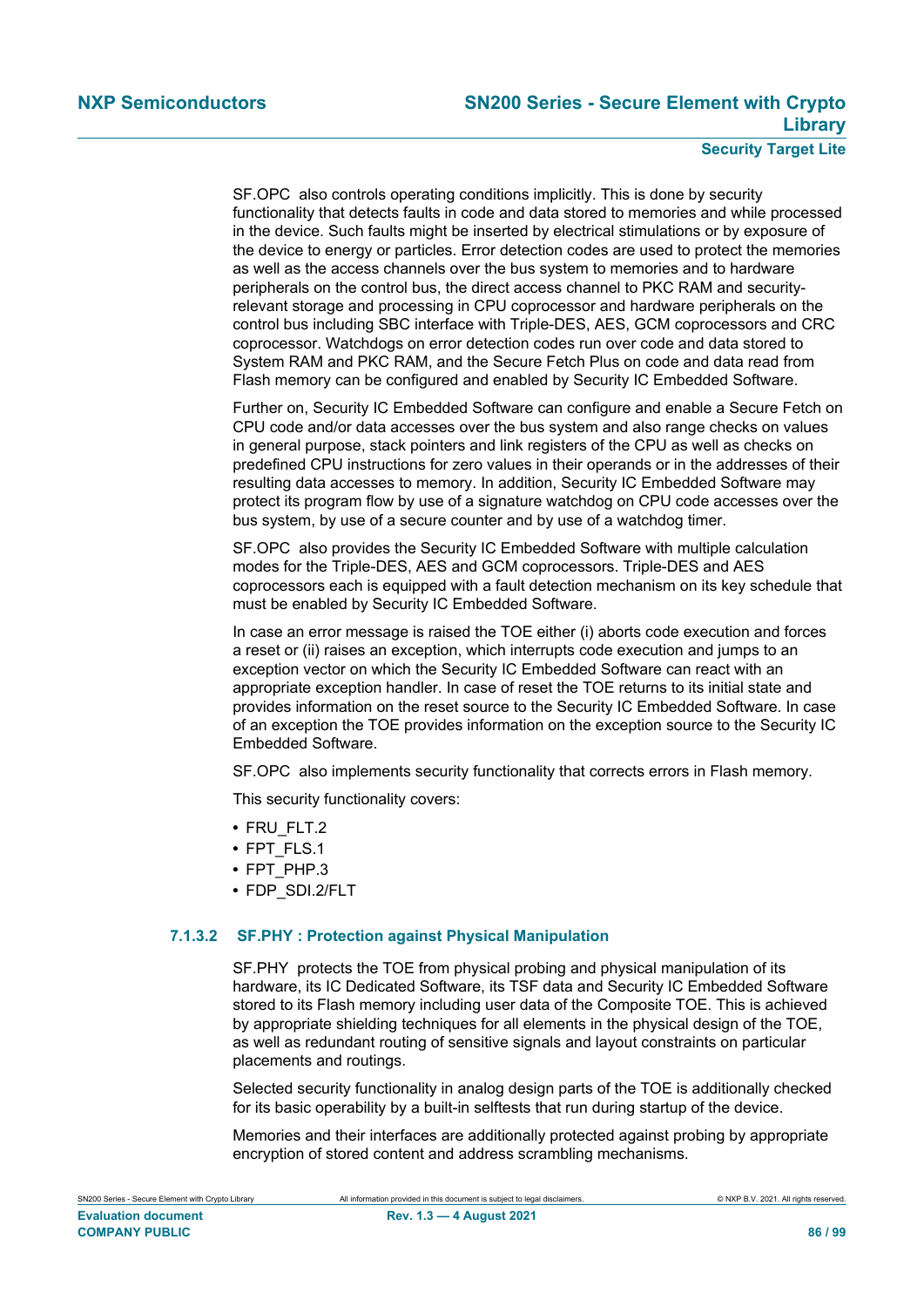SF.OPC also controls operating conditions implicitly. This is done by security functionality that detects faults in code and data stored to memories and while processed in the device. Such faults might be inserted by electrical stimulations or by exposure of the device to energy or particles. Error detection codes are used to protect the memories as well as the access channels over the bus system to memories and to hardware peripherals on the control bus, the direct access channel to PKC RAM and security-relevant storage and processing in CPU coprocessor and hardware peripherals on the control bus including SBC interface with Triple-DES, AES, GCM coprocessors and CRC coprocessor. Watchdogs on error detection codes run over code and data stored to System RAM and PKC RAM, and the Secure Fetch Plus on code and data read from Flash memory can be configured and enabled by Security IC Embedded Software.

Further on, Security IC Embedded Software can configure and enable a Secure Fetch on CPU code and/or data accesses over the bus system and also range checks on values in general purpose, stack pointers and link registers of the CPU as well as checks on predefined CPU instructions for zero values in their operands or in the addresses of their resulting data accesses to memory. In addition, Security IC Embedded Software may protect its program flow by use of a signature watchdog on CPU code accesses over the bus system, by use of a secure counter and by use of a watchdog timer.

SF.OPC also provides the Security IC Embedded Software with multiple calculation modes for the Triple-DES, AES and GCM coprocessors. Triple-DES and AES coprocessors each is equipped with a fault detection mechanism on its key schedule that must be enabled by Security IC Embedded Software.

In case an error message is raised the TOE either (i) aborts code execution and forces a reset or (ii) raises an exception, which interrupts code execution and jumps to an exception vector on which the Security IC Embedded Software can react with an appropriate exception handler. In case of reset the TOE returns to its initial state and provides information on the reset source to the Security IC Embedded Software. In case of an exception the TOE provides information on the exception source to the Security IC Embedded Software.

SF.OPC also implements security functionality that corrects errors in Flash memory.

This security functionality covers:

- FRU_FLT.2
- FPT_FLS.1
- FPT_PHP.3
- FDP_SDI.2/FLT

### 7.1.3.2 SF.PHY : Protection against Physical Manipulation

SF.PHY protects the TOE from physical probing and physical manipulation of its hardware, its IC Dedicated Software, its TSF data and Security IC Embedded Software stored to its Flash memory including user data of the Composite TOE. This is achieved by appropriate shielding techniques for all elements in the physical design of the TOE, as well as redundant routing of sensitive signals and layout constraints on particular placements and routings.

Selected security functionality in analog design parts of the TOE is additionally checked for its basic operability by a built-in selftests that run during startup of the device.

Memories and their interfaces are additionally protected against probing by appropriate encryption of stored content and address scrambling mechanisms.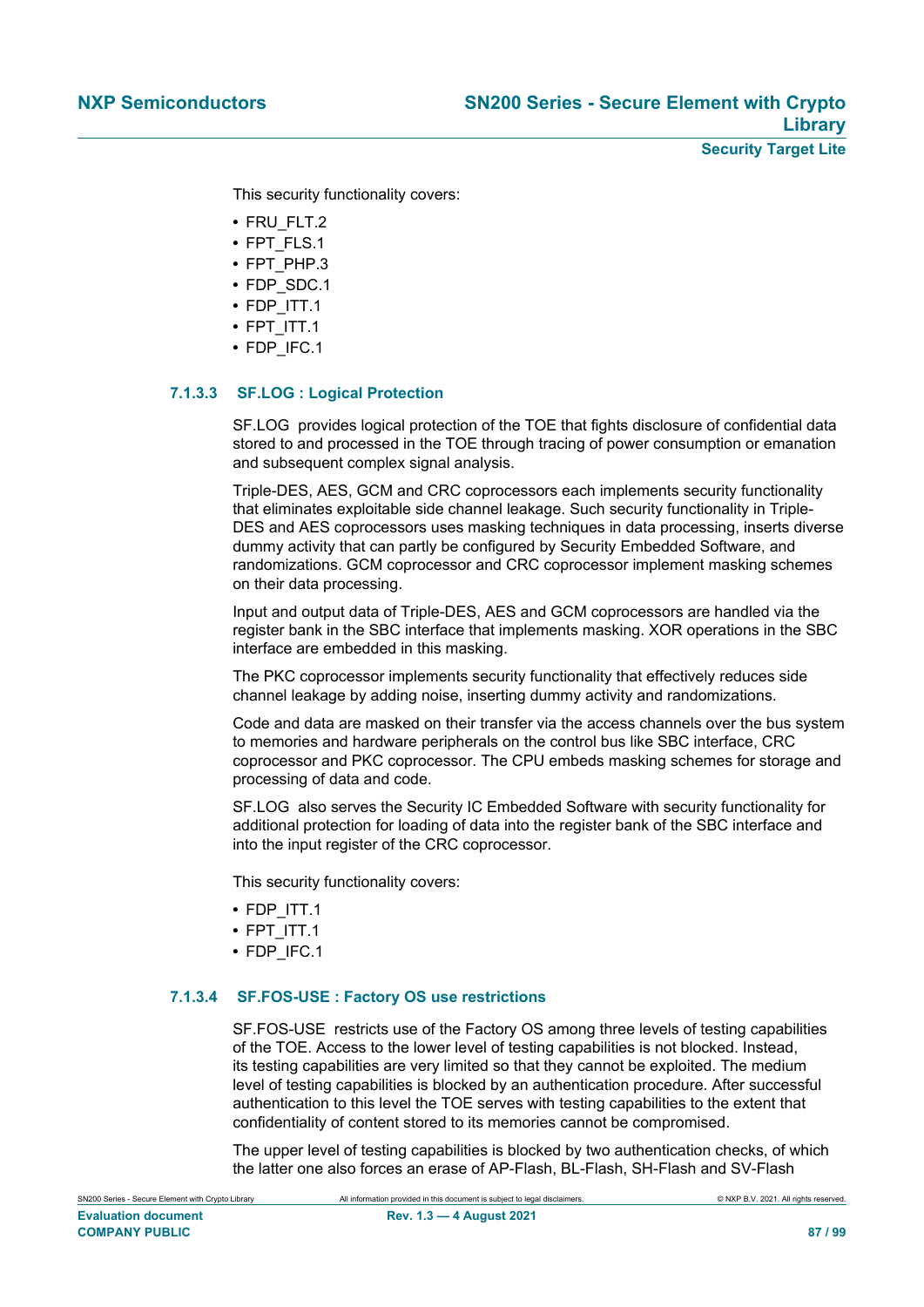This security functionality covers:

- FRU_FLT.2
- FPT_FLS.1
- FPT_PHP.3
- FDP_SDC.1
- FDP_ITT.1
- FPT_ITT.1
- FDP_IFC.1

#### 7.1.3.3 SF.LOG : Logical Protection

SF.LOG provides logical protection of the TOE that fights disclosure of confidential data stored to and processed in the TOE through tracing of power consumption or emanation and subsequent complex signal analysis.

Triple-DES, AES, GCM and CRC coprocessors each implements security functionality that eliminates exploitable side channel leakage. Such security functionality in Triple-DES and AES coprocessors uses masking techniques in data processing, inserts diverse dummy activity that can partly be configured by Security Embedded Software, and randomizations. GCM coprocessor and CRC coprocessor implement masking schemes on their data processing.

Input and output data of Triple-DES, AES and GCM coprocessors are handled via the register bank in the SBC interface that implements masking. XOR operations in the SBC interface are embedded in this masking.

The PKC coprocessor implements security functionality that effectively reduces side channel leakage by adding noise, inserting dummy activity and randomizations.

Code and data are masked on their transfer via the access channels over the bus system to memories and hardware peripherals on the control bus like SBC interface, CRC coprocessor and PKC coprocessor. The CPU embeds masking schemes for storage and processing of data and code.

SF.LOG also serves the Security IC Embedded Software with security functionality for additional protection for loading of data into the register bank of the SBC interface and into the input register of the CRC coprocessor.

This security functionality covers:

- FDP_ITT.1
- FPT_ITT.1
- FDP_IFC.1

#### 7.1.3.4 SF.FOS-USE : Factory OS use restrictions

SF.FOS-USE restricts use of the Factory OS among three levels of testing capabilities of the TOE. Access to the lower level of testing capabilities is not blocked. Instead, its testing capabilities are very limited so that they cannot be exploited. The medium level of testing capabilities is blocked by an authentication procedure. After successful authentication to this level the TOE serves with testing capabilities to the extent that confidentiality of content stored to its memories cannot be compromised.

The upper level of testing capabilities is blocked by two authentication checks, of which the latter one also forces an erase of AP-Flash, BL-Flash, SH-Flash and SV-Flash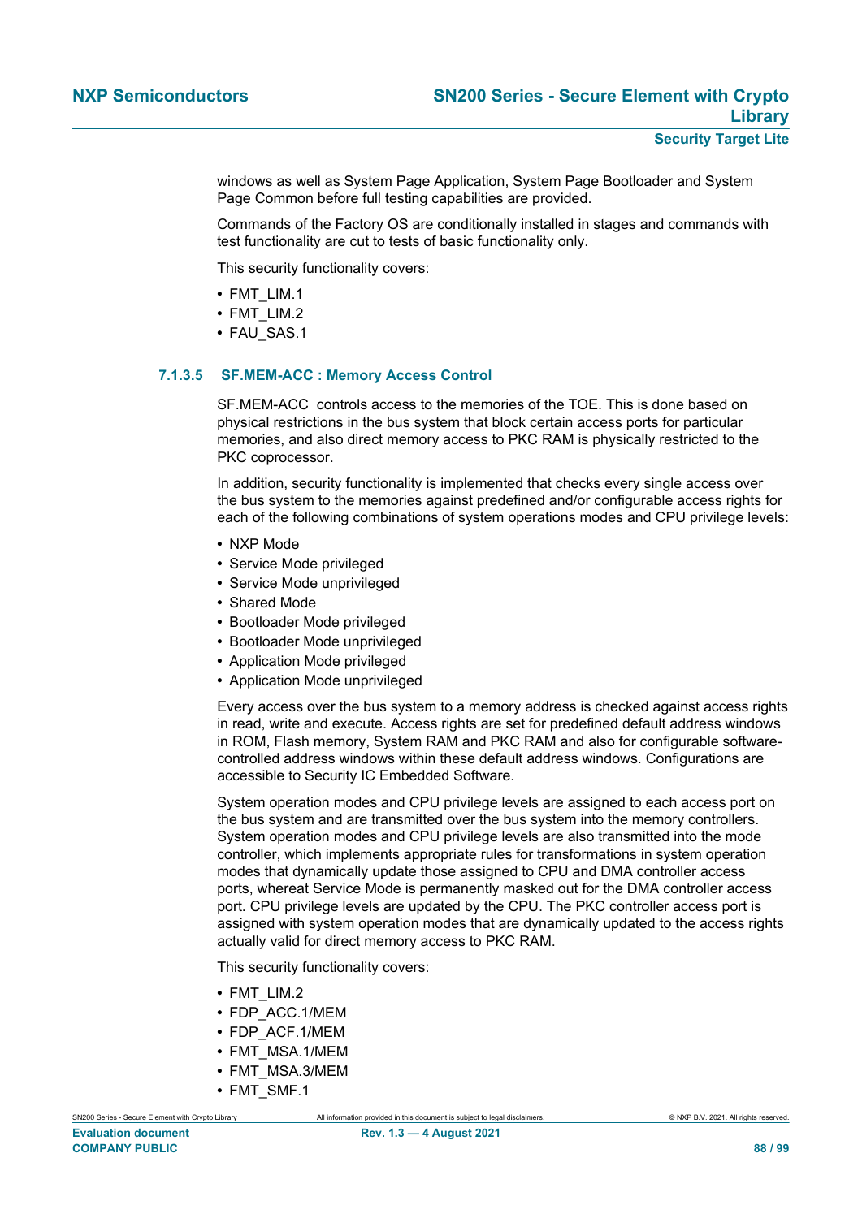windows as well as System Page Application, System Page Bootloader and System Page Common before full testing capabilities are provided.

Commands of the Factory OS are conditionally installed in stages and commands with test functionality are cut to tests of basic functionality only.

This security functionality covers:

- FMT_LIM.1
- FMT_LIM.2
- FAU_SAS.1

#### 7.1.3.5 SF.MEM-ACC : Memory Access Control

SF.MEM-ACC controls access to the memories of the TOE. This is done based on physical restrictions in the bus system that block certain access ports for particular memories, and also direct memory access to PKC RAM is physically restricted to the PKC coprocessor.

In addition, security functionality is implemented that checks every single access over the bus system to the memories against predefined and/or configurable access rights for each of the following combinations of system operations modes and CPU privilege levels:

- NXP Mode
- Service Mode privileged
- Service Mode unprivileged
- Shared Mode
- Bootloader Mode privileged
- Bootloader Mode unprivileged
- Application Mode privileged
- Application Mode unprivileged

Every access over the bus system to a memory address is checked against access rights in read, write and execute. Access rights are set for predefined default address windows in ROM, Flash memory, System RAM and PKC RAM and also for configurable software-controlled address windows within these default address windows. Configurations are accessible to Security IC Embedded Software.

System operation modes and CPU privilege levels are assigned to each access port on the bus system and are transmitted over the bus system into the memory controllers. System operation modes and CPU privilege levels are also transmitted into the mode controller, which implements appropriate rules for transformations in system operation modes that dynamically update those assigned to CPU and DMA controller access ports, whereat Service Mode is permanently masked out for the DMA controller access port. CPU privilege levels are updated by the CPU. The PKC controller access port is assigned with system operation modes that are dynamically updated to the access rights actually valid for direct memory access to PKC RAM.

This security functionality covers:

- FMT_LIM.2
- FDP_ACC.1/MEM
- FDP_ACF.1/MEM
- FMT_MSA.1/MEM
- FMT_MSA.3/MEM
- FMT_SMF.1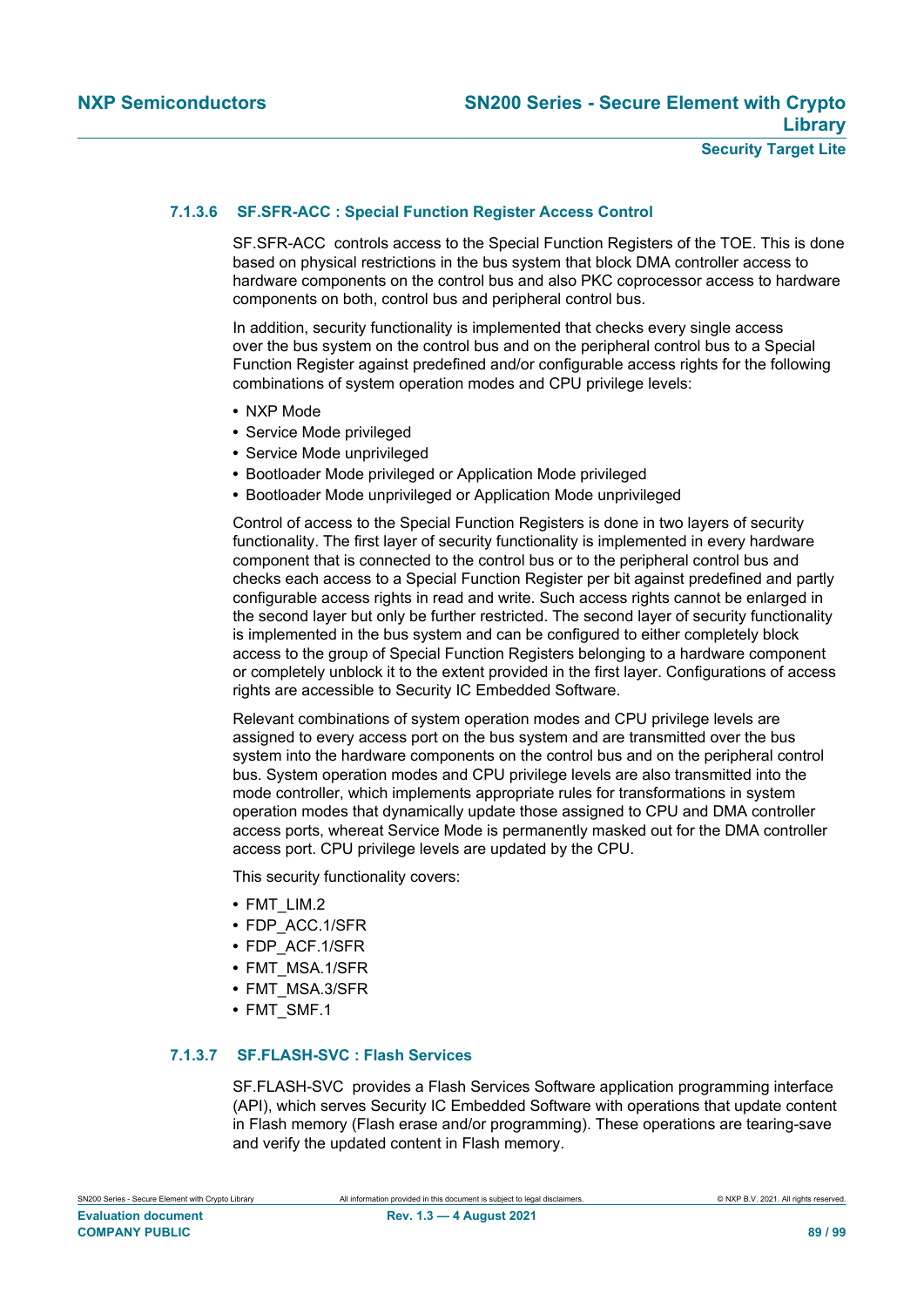#### 7.1.3.6 SF.SFR-ACC : Special Function Register Access Control

SF.SFR-ACC controls access to the Special Function Registers of the TOE. This is done based on physical restrictions in the bus system that block DMA controller access to hardware components on the control bus and also PKC coprocessor access to hardware components on both, control bus and peripheral control bus.

In addition, security functionality is implemented that checks every single access over the bus system on the control bus and on the peripheral control bus to a Special Function Register against predefined and/or configurable access rights for the following combinations of system operation modes and CPU privilege levels:

- NXP Mode
- Service Mode privileged
- Service Mode unprivileged
- Bootloader Mode privileged or Application Mode privileged
- Bootloader Mode unprivileged or Application Mode unprivileged

Control of access to the Special Function Registers is done in two layers of security functionality. The first layer of security functionality is implemented in every hardware component that is connected to the control bus or to the peripheral control bus and checks each access to a Special Function Register per bit against predefined and partly configurable access rights in read and write. Such access rights cannot be enlarged in the second layer but only be further restricted. The second layer of security functionality is implemented in the bus system and can be configured to either completely block access to the group of Special Function Registers belonging to a hardware component or completely unblock it to the extent provided in the first layer. Configurations of access rights are accessible to Security IC Embedded Software.

Relevant combinations of system operation modes and CPU privilege levels are assigned to every access port on the bus system and are transmitted over the bus system into the hardware components on the control bus and on the peripheral control bus. System operation modes and CPU privilege levels are also transmitted into the mode controller, which implements appropriate rules for transformations in system operation modes that dynamically update those assigned to CPU and DMA controller access ports, whereat Service Mode is permanently masked out for the DMA controller access port. CPU privilege levels are updated by the CPU.

This security functionality covers:

- FMT_LIM.2
- FDP_ACC.1/SFR
- FDP_ACF.1/SFR
- FMT_MSA.1/SFR
- FMT_MSA.3/SFR
- FMT_SMF.1

#### 7.1.3.7 SF.FLASH-SVC : Flash Services

SF.FLASH-SVC provides a Flash Services Software application programming interface (API), which serves Security IC Embedded Software with operations that update content in Flash memory (Flash erase and/or programming). These operations are tearing-save and verify the updated content in Flash memory.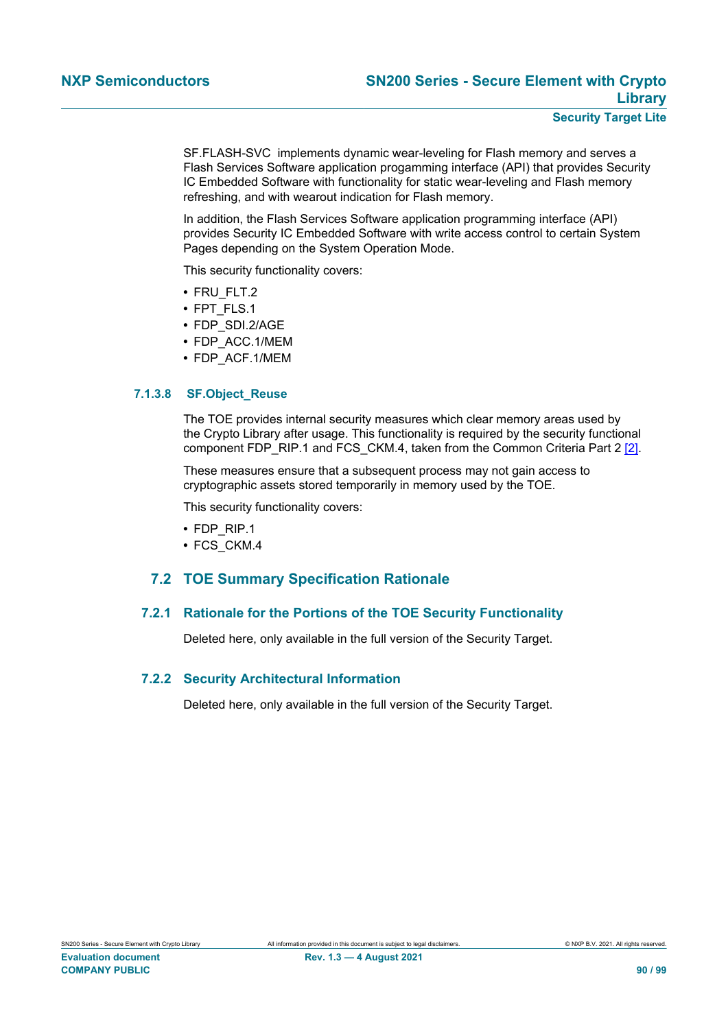SF.FLASH-SVC implements dynamic wear-leveling for Flash memory and serves a Flash Services Software application progamming interface (API) that provides Security IC Embedded Software with functionality for static wear-leveling and Flash memory refreshing, and with wearout indication for Flash memory.

In addition, the Flash Services Software application programming interface (API) provides Security IC Embedded Software with write access control to certain System Pages depending on the System Operation Mode.

This security functionality covers:

- FRU_FLT.2
- FPT_FLS.1
- FDP_SDI.2/AGE
- FDP_ACC.1/MEM
- FDP_ACF.1/MEM

#### 7.1.3.8 SF.Object_Reuse

The TOE provides internal security measures which clear memory areas used by the Crypto Library after usage. This functionality is required by the security functional component FDP_RIP.1 and FCS_CKM.4, taken from the Common Criteria Part 2 [2].

These measures ensure that a subsequent process may not gain access to cryptographic assets stored temporarily in memory used by the TOE.

This security functionality covers:

- FDP_RIP.1
- FCS_CKM.4

## 7.2 TOE Summary Specification Rationale

### 7.2.1 Rationale for the Portions of the TOE Security Functionality

Deleted here, only available in the full version of the Security Target.

### 7.2.2 Security Architectural Information

Deleted here, only available in the full version of the Security Target.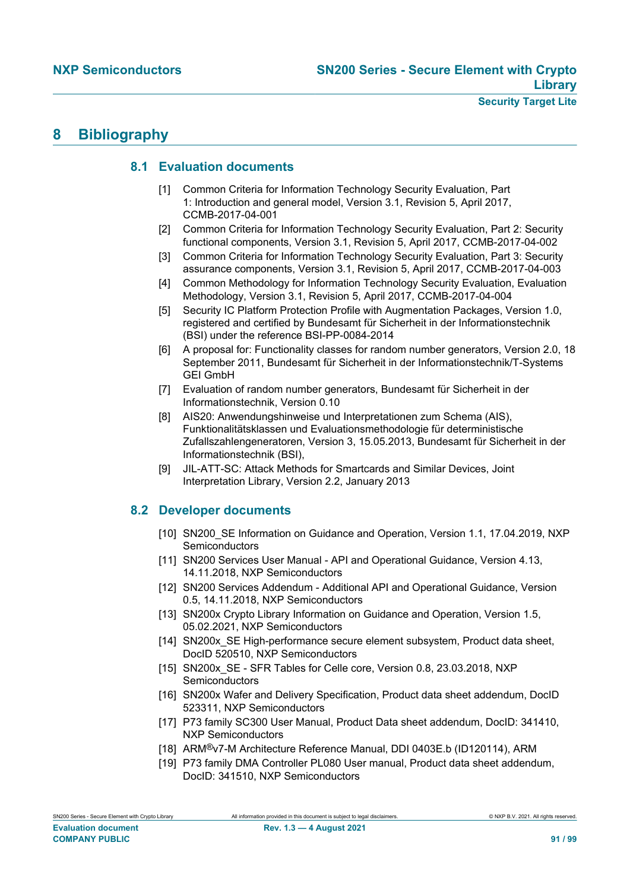# 8 Bibliography

## 8.1 Evaluation documents

[1] Common Criteria for Information Technology Security Evaluation, Part 1: Introduction and general model, Version 3.1, Revision 5, April 2017, CCMB-2017-04-001

[2] Common Criteria for Information Technology Security Evaluation, Part 2: Security functional components, Version 3.1, Revision 5, April 2017, CCMB-2017-04-002

[3] Common Criteria for Information Technology Security Evaluation, Part 3: Security assurance components, Version 3.1, Revision 5, April 2017, CCMB-2017-04-003

[4] Common Methodology for Information Technology Security Evaluation, Evaluation Methodology, Version 3.1, Revision 5, April 2017, CCMB-2017-04-004

[5] Security IC Platform Protection Profile with Augmentation Packages, Version 1.0, registered and certified by Bundesamt für Sicherheit in der Informationstechnik (BSI) under the reference BSI-PP-0084-2014

[6] A proposal for: Functionality classes for random number generators, Version 2.0, 18 September 2011, Bundesamt für Sicherheit in der Informationstechnik/T-Systems GEI GmbH

[7] Evaluation of random number generators, Bundesamt für Sicherheit in der Informationstechnik, Version 0.10

[8] AIS20: Anwendungshinweise und Interpretationen zum Schema (AIS), Funktionalitätsklassen und Evaluationsmethodologie für deterministische Zufallszahlengeneratoren, Version 3, 15.05.2013, Bundesamt für Sicherheit in der Informationstechnik (BSI),

[9] JIL-ATT-SC: Attack Methods for Smartcards and Similar Devices, Joint Interpretation Library, Version 2.2, January 2013

## 8.2 Developer documents

[10] SN200_SE Information on Guidance and Operation, Version 1.1, 17.04.2019, NXP Semiconductors

[11] SN200 Services User Manual - API and Operational Guidance, Version 4.13, 14.11.2018, NXP Semiconductors

[12] SN200 Services Addendum - Additional API and Operational Guidance, Version 0.5, 14.11.2018, NXP Semiconductors

[13] SN200x Crypto Library Information on Guidance and Operation, Version 1.5, 05.02.2021, NXP Semiconductors

[14] SN200x_SE High-performance secure element subsystem, Product data sheet, DocID 520510, NXP Semiconductors

[15] SN200x_SE - SFR Tables for Celle core, Version 0.8, 23.03.2018, NXP Semiconductors

[16] SN200x Wafer and Delivery Specification, Product data sheet addendum, DocID 523311, NXP Semiconductors

[17] P73 family SC300 User Manual, Product Data sheet addendum, DocID: 341410, NXP Semiconductors

[18] ARM®v7-M Architecture Reference Manual, DDI 0403E.b (ID120114), ARM

[19] P73 family DMA Controller PL080 User manual, Product data sheet addendum, DocID: 341510, NXP Semiconductors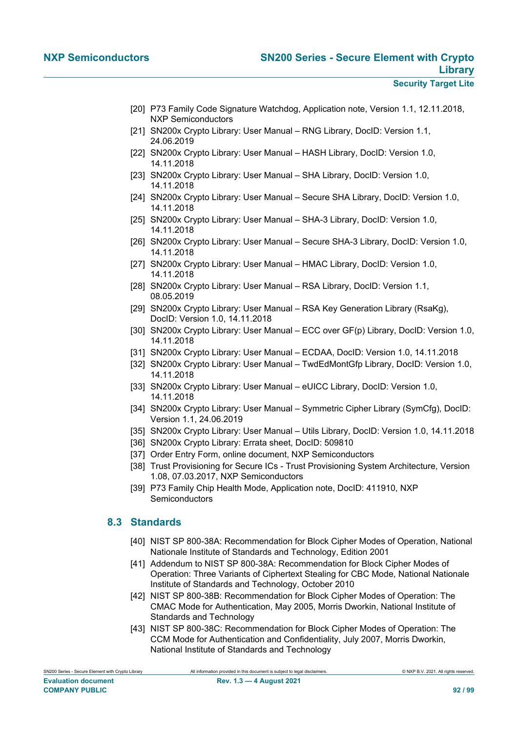[20] P73 Family Code Signature Watchdog, Application note, Version 1.1, 12.11.2018, NXP Semiconductors

[21] SN200x Crypto Library: User Manual – RNG Library, DocID: Version 1.1, 24.06.2019

[22] SN200x Crypto Library: User Manual – HASH Library, DocID: Version 1.0, 14.11.2018

[23] SN200x Crypto Library: User Manual – SHA Library, DocID: Version 1.0, 14.11.2018

[24] SN200x Crypto Library: User Manual – Secure SHA Library, DocID: Version 1.0, 14.11.2018

[25] SN200x Crypto Library: User Manual – SHA-3 Library, DocID: Version 1.0, 14.11.2018

[26] SN200x Crypto Library: User Manual – Secure SHA-3 Library, DocID: Version 1.0, 14.11.2018

[27] SN200x Crypto Library: User Manual – HMAC Library, DocID: Version 1.0, 14.11.2018

[28] SN200x Crypto Library: User Manual – RSA Library, DocID: Version 1.1, 08.05.2019

[29] SN200x Crypto Library: User Manual – RSA Key Generation Library (RsaKg), DocID: Version 1.0, 14.11.2018

[30] SN200x Crypto Library: User Manual – ECC over GF(p) Library, DocID: Version 1.0, 14.11.2018

[31] SN200x Crypto Library: User Manual – ECDAA, DocID: Version 1.0, 14.11.2018

[32] SN200x Crypto Library: User Manual – TwdEdMontGfp Library, DocID: Version 1.0, 14.11.2018

[33] SN200x Crypto Library: User Manual – eUICC Library, DocID: Version 1.0, 14.11.2018

[34] SN200x Crypto Library: User Manual – Symmetric Cipher Library (SymCfg), DocID: Version 1.1, 24.06.2019

[35] SN200x Crypto Library: User Manual – Utils Library, DocID: Version 1.0, 14.11.2018

[36] SN200x Crypto Library: Errata sheet, DocID: 509810

[37] Order Entry Form, online document, NXP Semiconductors

[38] Trust Provisioning for Secure ICs - Trust Provisioning System Architecture, Version 1.08, 07.03.2017, NXP Semiconductors

[39] P73 Family Chip Health Mode, Application note, DocID: 411910, NXP Semiconductors

## 8.3 Standards

[40] NIST SP 800-38A: Recommendation for Block Cipher Modes of Operation, National Nationale Institute of Standards and Technology, Edition 2001

[41] Addendum to NIST SP 800-38A: Recommendation for Block Cipher Modes of Operation: Three Variants of Ciphertext Stealing for CBC Mode, National Nationale Institute of Standards and Technology, October 2010

[42] NIST SP 800-38B: Recommendation for Block Cipher Modes of Operation: The CMAC Mode for Authentication, May 2005, Morris Dworkin, National Institute of Standards and Technology

[43] NIST SP 800-38C: Recommendation for Block Cipher Modes of Operation: The CCM Mode for Authentication and Confidentiality, July 2007, Morris Dworkin, National Institute of Standards and Technology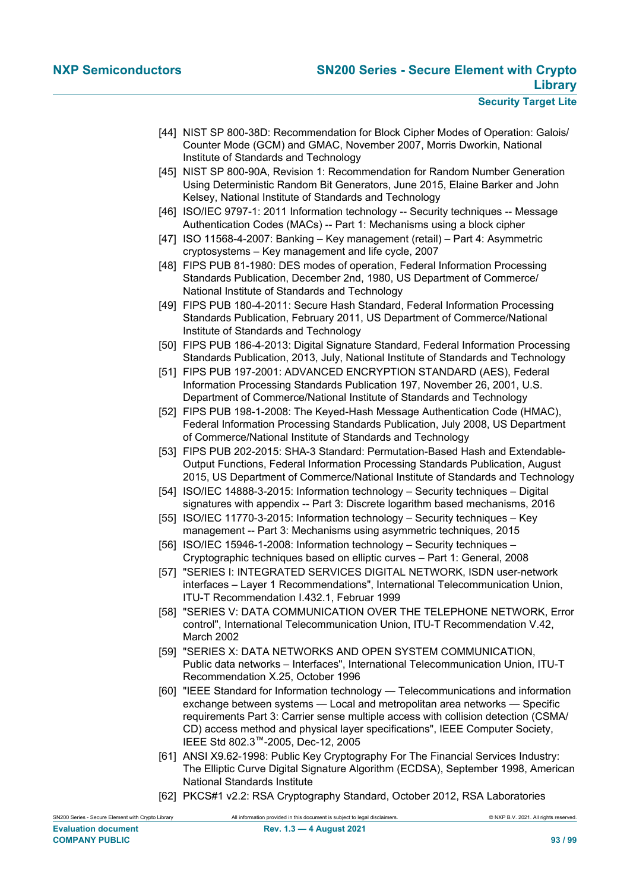[44] NIST SP 800-38D: Recommendation for Block Cipher Modes of Operation: Galois/ Counter Mode (GCM) and GMAC, November 2007, Morris Dworkin, National Institute of Standards and Technology

[45] NIST SP 800-90A, Revision 1: Recommendation for Random Number Generation Using Deterministic Random Bit Generators, June 2015, Elaine Barker and John Kelsey, National Institute of Standards and Technology

[46] ISO/IEC 9797-1: 2011 Information technology -- Security techniques -- Message Authentication Codes (MACs) -- Part 1: Mechanisms using a block cipher

[47] ISO 11568-4-2007: Banking – Key management (retail) – Part 4: Asymmetric cryptosystems – Key management and life cycle, 2007

[48] FIPS PUB 81-1980: DES modes of operation, Federal Information Processing Standards Publication, December 2nd, 1980, US Department of Commerce/ National Institute of Standards and Technology

[49] FIPS PUB 180-4-2011: Secure Hash Standard, Federal Information Processing Standards Publication, February 2011, US Department of Commerce/National Institute of Standards and Technology

[50] FIPS PUB 186-4-2013: Digital Signature Standard, Federal Information Processing Standards Publication, 2013, July, National Institute of Standards and Technology

[51] FIPS PUB 197-2001: ADVANCED ENCRYPTION STANDARD (AES), Federal Information Processing Standards Publication 197, November 26, 2001, U.S. Department of Commerce/National Institute of Standards and Technology

[52] FIPS PUB 198-1-2008: The Keyed-Hash Message Authentication Code (HMAC), Federal Information Processing Standards Publication, July 2008, US Department of Commerce/National Institute of Standards and Technology

[53] FIPS PUB 202-2015: SHA-3 Standard: Permutation-Based Hash and Extendable-Output Functions, Federal Information Processing Standards Publication, August 2015, US Department of Commerce/National Institute of Standards and Technology

[54] ISO/IEC 14888-3-2015: Information technology – Security techniques – Digital signatures with appendix -- Part 3: Discrete logarithm based mechanisms, 2016

[55] ISO/IEC 11770-3-2015: Information technology – Security techniques – Key management -- Part 3: Mechanisms using asymmetric techniques, 2015

[56] ISO/IEC 15946-1-2008: Information technology – Security techniques – Cryptographic techniques based on elliptic curves – Part 1: General, 2008

[57] "SERIES I: INTEGRATED SERVICES DIGITAL NETWORK, ISDN user-network interfaces – Layer 1 Recommendations", International Telecommunication Union, ITU-T Recommendation I.432.1, Februar 1999

[58] "SERIES V: DATA COMMUNICATION OVER THE TELEPHONE NETWORK, Error control", International Telecommunication Union, ITU-T Recommendation V.42, March 2002

[59] "SERIES X: DATA NETWORKS AND OPEN SYSTEM COMMUNICATION, Public data networks – Interfaces", International Telecommunication Union, ITU-T Recommendation X.25, October 1996

[60] "IEEE Standard for Information technology — Telecommunications and information exchange between systems — Local and metropolitan area networks — Specific requirements Part 3: Carrier sense multiple access with collision detection (CSMA/ CD) access method and physical layer specifications", IEEE Computer Society, IEEE Std 802.3™-2005, Dec-12, 2005

[61] ANSI X9.62-1998: Public Key Cryptography For The Financial Services Industry: The Elliptic Curve Digital Signature Algorithm (ECDSA), September 1998, American National Standards Institute

[62] PKCS#1 v2.2: RSA Cryptography Standard, October 2012, RSA Laboratories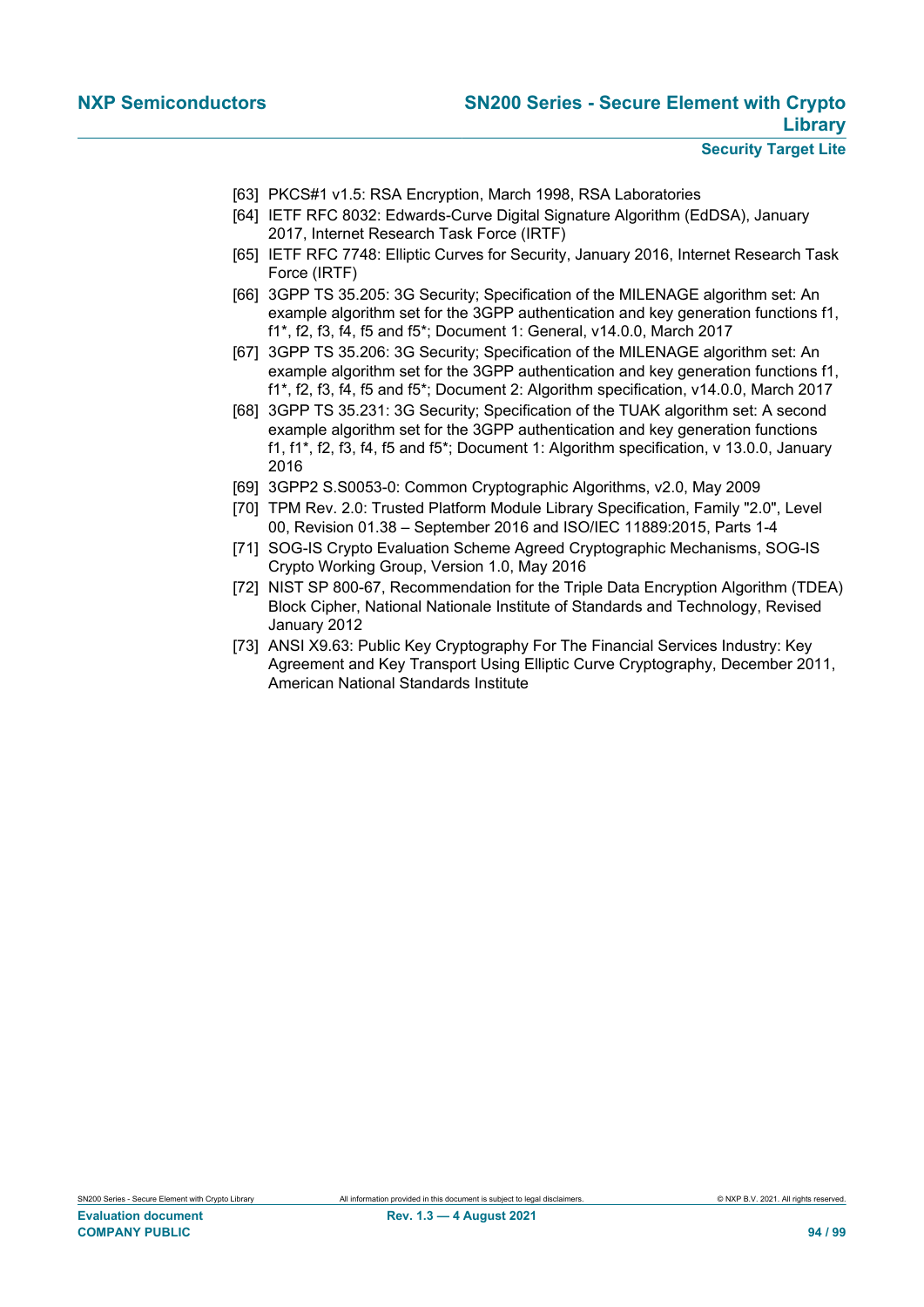[63] PKCS#1 v1.5: RSA Encryption, March 1998, RSA Laboratories

[64] IETF RFC 8032: Edwards-Curve Digital Signature Algorithm (EdDSA), January 2017, Internet Research Task Force (IRTF)

[65] IETF RFC 7748: Elliptic Curves for Security, January 2016, Internet Research Task Force (IRTF)

[66] 3GPP TS 35.205: 3G Security; Specification of the MILENAGE algorithm set: An example algorithm set for the 3GPP authentication and key generation functions f1, f1*, f2, f3, f4, f5 and f5*; Document 1: General, v14.0.0, March 2017

[67] 3GPP TS 35.206: 3G Security; Specification of the MILENAGE algorithm set: An example algorithm set for the 3GPP authentication and key generation functions f1, f1*, f2, f3, f4, f5 and f5*; Document 2: Algorithm specification, v14.0.0, March 2017

[68] 3GPP TS 35.231: 3G Security; Specification of the TUAK algorithm set: A second example algorithm set for the 3GPP authentication and key generation functions f1, f1*, f2, f3, f4, f5 and f5*; Document 1: Algorithm specification, v 13.0.0, January 2016

[69] 3GPP2 S.S0053-0: Common Cryptographic Algorithms, v2.0, May 2009

[70] TPM Rev. 2.0: Trusted Platform Module Library Specification, Family "2.0", Level 00, Revision 01.38 – September 2016 and ISO/IEC 11889:2015, Parts 1-4

[71] SOG-IS Crypto Evaluation Scheme Agreed Cryptographic Mechanisms, SOG-IS Crypto Working Group, Version 1.0, May 2016

[72] NIST SP 800-67, Recommendation for the Triple Data Encryption Algorithm (TDEA) Block Cipher, National Nationale Institute of Standards and Technology, Revised January 2012

[73] ANSI X9.63: Public Key Cryptography For The Financial Services Industry: Key Agreement and Key Transport Using Elliptic Curve Cryptography, December 2011, American National Standards Institute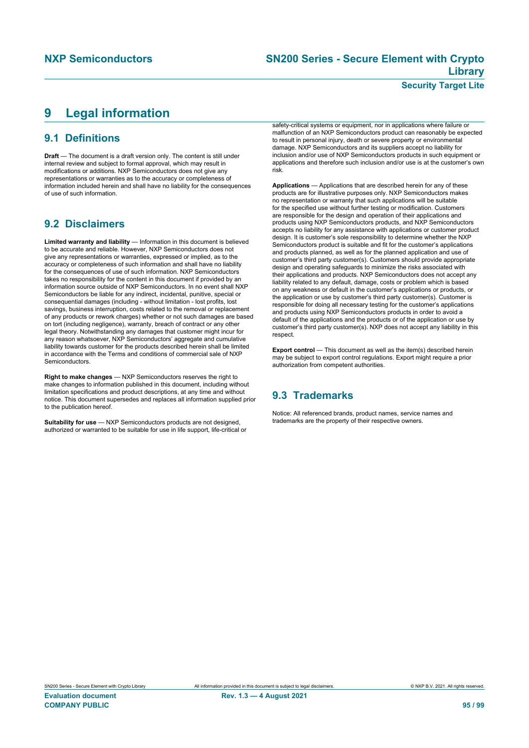# 9 Legal information

## 9.1 Definitions

**Draft** — The document is a draft version only. The content is still under internal review and subject to formal approval, which may result in modifications or additions. NXP Semiconductors does not give any representations or warranties as to the accuracy or completeness of information included herein and shall have no liability for the consequences of use of such information.

## 9.2 Disclaimers

**Limited warranty and liability** — Information in this document is believed to be accurate and reliable. However, NXP Semiconductors does not give any representations or warranties, expressed or implied, as to the accuracy or completeness of such information and shall have no liability for the consequences of use of such information. NXP Semiconductors takes no responsibility for the content in this document if provided by an information source outside of NXP Semiconductors. In no event shall NXP Semiconductors be liable for any indirect, incidental, punitive, special or consequential damages (including - without limitation - lost profits, lost savings, business interruption, costs related to the removal or replacement of any products or rework charges) whether or not such damages are based on tort (including negligence), warranty, breach of contract or any other legal theory. Notwithstanding any damages that customer might incur for any reason whatsoever, NXP Semiconductors' aggregate and cumulative liability towards customer for the products described herein shall be limited in accordance with the Terms and conditions of commercial sale of NXP Semiconductors.

**Right to make changes** — NXP Semiconductors reserves the right to make changes to information published in this document, including without limitation specifications and product descriptions, at any time and without notice. This document supersedes and replaces all information supplied prior to the publication hereof.

**Suitability for use** — NXP Semiconductors products are not designed, authorized or warranted to be suitable for use in life support, life-critical or safety-critical systems or equipment, nor in applications where failure or malfunction of an NXP Semiconductors product can reasonably be expected to result in personal injury, death or severe property or environmental damage. NXP Semiconductors and its suppliers accept no liability for inclusion and/or use of NXP Semiconductors products in such equipment or applications and therefore such inclusion and/or use is at the customer's own risk.

**Applications** — Applications that are described herein for any of these products are for illustrative purposes only. NXP Semiconductors makes no representation or warranty that such applications will be suitable for the specified use without further testing or modification. Customers are responsible for the design and operation of their applications and products using NXP Semiconductors products, and NXP Semiconductors accepts no liability for any assistance with applications or customer product design. It is customer's sole responsibility to determine whether the NXP Semiconductors product is suitable and fit for the customer's applications and products planned, as well as for the planned application and use of customer's third party customer(s). Customers should provide appropriate design and operating safeguards to minimize the risks associated with their applications and products. NXP Semiconductors does not accept any liability related to any default, damage, costs or problem which is based on any weakness or default in the customer's applications or products, or the application or use by customer's third party customer(s). Customer is responsible for doing all necessary testing for the customer's applications and products using NXP Semiconductors products in order to avoid a default of the applications and the products or of the application or use by customer's third party customer(s). NXP does not accept any liability in this respect.

**Export control** — This document as well as the item(s) described herein may be subject to export control regulations. Export might require a prior authorization from competent authorities.

## 9.3 Trademarks

Notice: All referenced brands, product names, service names and trademarks are the property of their respective owners.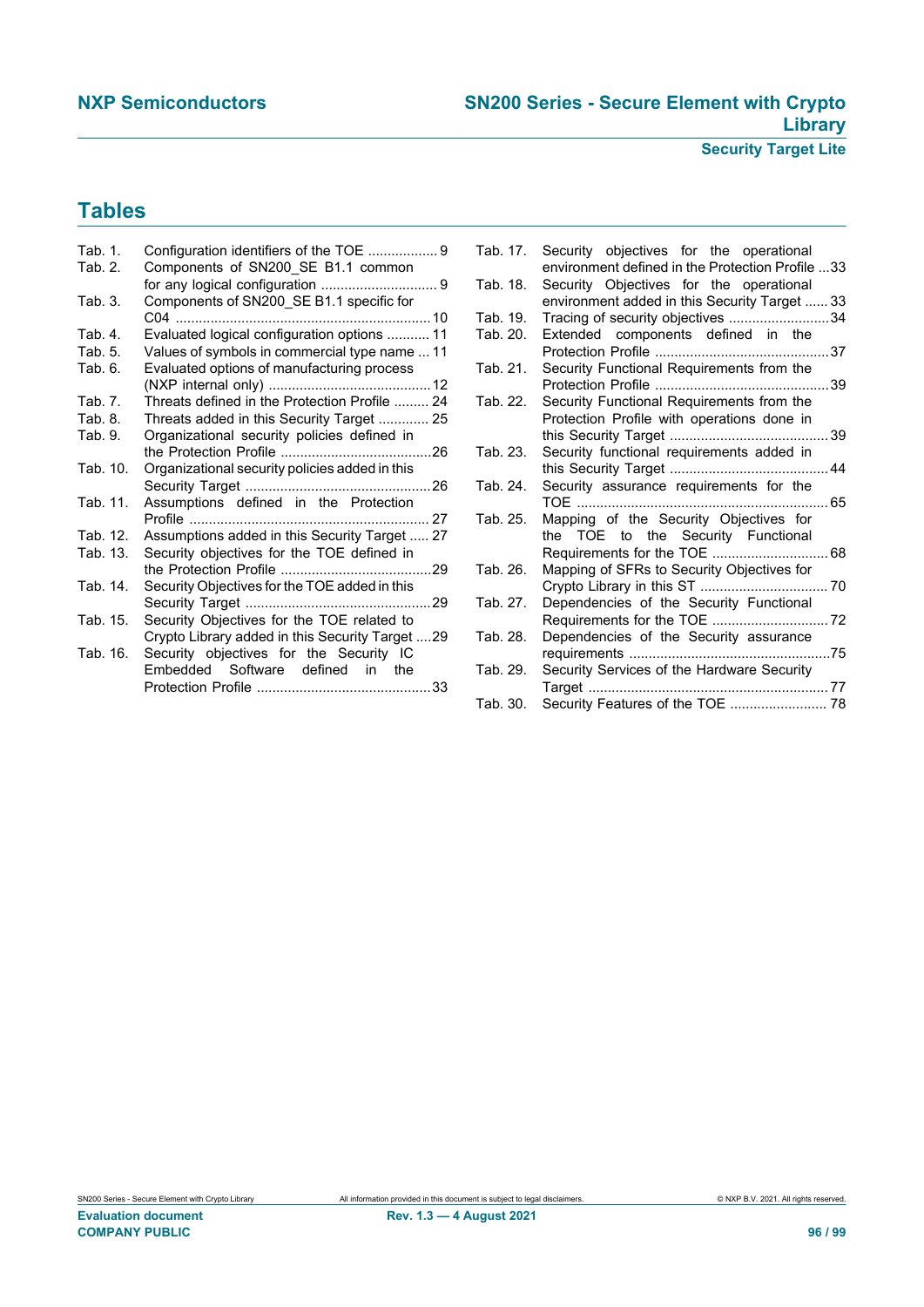# Tables

Tab. 1. Configuration identifiers of the TOE .................. 9
Tab. 2. Components of SN200_SE B1.1 common for any logical configuration .............................. 9
Tab. 3. Components of SN200_SE B1.1 specific for C04 ................................................................. 10
Tab. 4. Evaluated logical configuration options ........... 11
Tab. 5. Values of symbols in commercial type name ... 11
Tab. 6. Evaluated options of manufacturing process (NXP internal only) .......................................... 12
Tab. 7. Threats defined in the Protection Profile ......... 24
Tab. 8. Threats added in this Security Target ............. 25
Tab. 9. Organizational security policies defined in the Protection Profile .......................................26
Tab. 10. Organizational security policies added in this Security Target ................................................26
Tab. 11. Assumptions defined in the Protection Profile .............................................................. 27
Tab. 12. Assumptions added in this Security Target ..... 27
Tab. 13. Security objectives for the TOE defined in the Protection Profile .......................................29
Tab. 14. Security Objectives for the TOE added in this Security Target ................................................29
Tab. 15. Security Objectives for the TOE related to Crypto Library added in this Security Target ....29
Tab. 16. Security objectives for the Security IC Embedded Software defined in the Protection Profile .............................................33
Tab. 17. Security objectives for the operational environment defined in the Protection Profile ...33
Tab. 18. Security Objectives for the operational environment added in this Security Target ...... 33
Tab. 19. Tracing of security objectives ..........................34
Tab. 20. Extended components defined in the Protection Profile .............................................37
Tab. 21. Security Functional Requirements from the Protection Profile .............................................39
Tab. 22. Security Functional Requirements from the Protection Profile with operations done in this Security Target .........................................39
Tab. 23. Security functional requirements added in this Security Target .........................................44
Tab. 24. Security assurance requirements for the TOE .................................................................65
Tab. 25. Mapping of the Security Objectives for the TOE to the Security Functional Requirements for the TOE .............................. 68
Tab. 26. Mapping of SFRs to Security Objectives for Crypto Library in this ST ................................. 70
Tab. 27. Dependencies of the Security Functional Requirements for the TOE ..............................72
Tab. 28. Dependencies of the Security assurance requirements ....................................................75
Tab. 29. Security Services of the Hardware Security Target .............................................................. 77
Tab. 30. Security Features of the TOE ......................... 78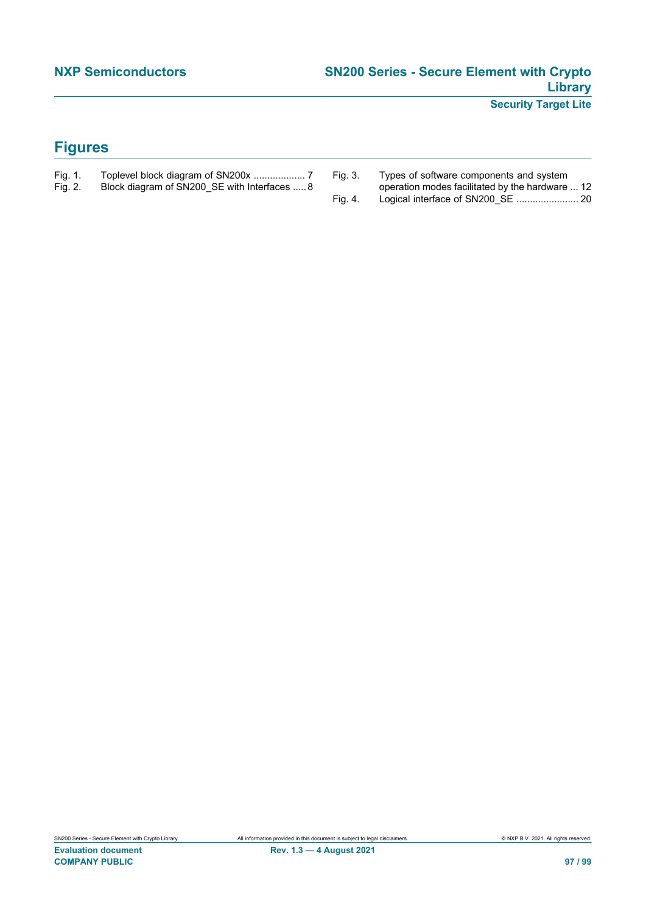# Figures

Fig. 1. Toplevel block diagram of SN200x ................... 7

Fig. 2. Block diagram of SN200_SE with Interfaces ..... 8

Fig. 3. Types of software components and system operation modes facilitated by the hardware ... 12

Fig. 4. Logical interface of SN200_SE ....................... 20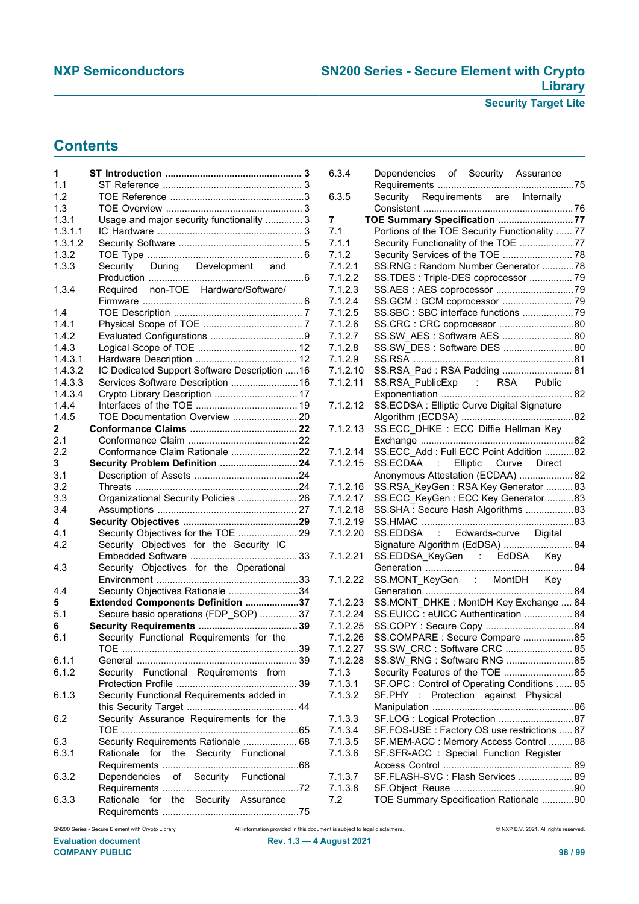## Contents

1 **ST Introduction** ... 3
1.1 ST Reference ... 3
1.2 TOE Reference ... 3
1.3 TOE Overview ... 3
1.3.1 Usage and major security functionality ... 3
1.3.1.1 IC Hardware ... 3
1.3.1.2 Security Software ... 5
1.3.2 TOE Type ... 6
1.3.3 Security During Development and Production ... 6
1.3.4 Required non-TOE Hardware/Software/ Firmware ... 6
1.4 TOE Description ... 7
1.4.1 Physical Scope of TOE ... 7
1.4.2 Evaluated Configurations ... 9
1.4.3 Logical Scope of TOE ... 12
1.4.3.1 Hardware Description ... 12
1.4.3.2 IC Dedicated Support Software Description ... 16
1.4.3.3 Services Software Description ... 16
1.4.3.4 Crypto Library Description ... 17
1.4.4 Interfaces of the TOE ... 19
1.4.5 TOE Documentation Overview ... 20
2 **Conformance Claims** ... 22
2.1 Conformance Claim ... 22
2.2 Conformance Claim Rationale ... 22
3 **Security Problem Definition** ... 24
3.1 Description of Assets ... 24
3.2 Threats ... 24
3.3 Organizational Security Policies ... 26
3.4 Assumptions ... 27
4 **Security Objectives** ... 29
4.1 Security Objectives for the TOE ... 29
4.2 Security Objectives for the Security IC Embedded Software ... 33
4.3 Security Objectives for the Operational Environment ... 33
4.4 Security Objectives Rationale ... 34
5 **Extended Components Definition** ... 37
5.1 Secure basic operations (FDP_SOP) ... 37
6 **Security Requirements** ... 39
6.1 Security Functional Requirements for the TOE ... 39
6.1.1 General ... 39
6.1.2 Security Functional Requirements from Protection Profile ... 39
6.1.3 Security Functional Requirements added in this Security Target ... 44
6.2 Security Assurance Requirements for the TOE ... 65
6.3 Security Requirements Rationale ... 68
6.3.1 Rationale for the Security Functional Requirements ... 68
6.3.2 Dependencies of Security Functional Requirements ... 72
6.3.3 Rationale for the Security Assurance Requirements ... 75
6.3.4 Dependencies of Security Assurance Requirements ... 75
6.3.5 Security Requirements are Internally Consistent ... 76
7 **TOE Summary Specification** ... 77
7.1 Portions of the TOE Security Functionality ... 77
7.1.1 Security Functionality of the TOE ... 77
7.1.2 Security Services of the TOE ... 78
7.1.2.1 SS.RNG : Random Number Generator ... 78
7.1.2.2 SS.TDES : Triple-DES coprocessor ... 79
7.1.2.3 SS.AES : AES coprocessor ... 79
7.1.2.4 SS.GCM : GCM coprocessor ... 79
7.1.2.5 SS.SBC : SBC interface functions ... 79
7.1.2.6 SS.CRC : CRC coprocessor ... 80
7.1.2.7 SS.SW_AES : Software AES ... 80
7.1.2.8 SS.SW_DES : Software DES ... 80
7.1.2.9 SS.RSA ... 81
7.1.2.10 SS.RSA_Pad : RSA Padding ... 81
7.1.2.11 SS.RSA_PublicExp : RSA Public Exponentiation ... 82
7.1.2.12 SS.ECDSA : Elliptic Curve Digital Signature Algorithm (ECDSA) ... 82
7.1.2.13 SS.ECC_DHKE : ECC Diffie Hellman Key Exchange ... 82
7.1.2.14 SS.ECC_Add : Full ECC Point Addition ... 82
7.1.2.15 SS.ECDAA : Elliptic Curve Direct Anonymous Attestation (ECDAA) ... 82
7.1.2.16 SS.RSA_KeyGen : RSA Key Generator ... 83
7.1.2.17 SS.ECC_KeyGen : ECC Key Generator ... 83
7.1.2.18 SS.SHA : Secure Hash Algorithms ... 83
7.1.2.19 SS.HMAC ... 83
7.1.2.20 SS.EDDSA : Edwards-curve Digital Signature Algorithm (EdDSA) ... 84
7.1.2.21 SS.EDDSA_KeyGen : EdDSA Key Generation ... 84
7.1.2.22 SS.MONT_KeyGen : MontDH Key Generation ... 84
7.1.2.23 SS.MONT_DHKE : MontDH Key Exchange ... 84
7.1.2.24 SS.EUICC : eUICC Authentication ... 84
7.1.2.25 SS.COPY : Secure Copy ... 84
7.1.2.26 SS.COMPARE : Secure Compare ... 85
7.1.2.27 SS.SW_CRC : Software CRC ... 85
7.1.2.28 SS.SW_RNG : Software RNG ... 85
7.1.3 Security Features of the TOE ... 85
7.1.3.1 SF.OPC : Control of Operating Conditions ... 85
7.1.3.2 SF.PHY : Protection against Physical Manipulation ... 86
7.1.3.3 SF.LOG : Logical Protection ... 87
7.1.3.4 SF.FOS-USE : Factory OS use restrictions ... 87
7.1.3.5 SF.MEM-ACC : Memory Access Control ... 88
7.1.3.6 SF.SFR-ACC : Special Function Register Access Control ... 89
7.1.3.7 SF.FLASH-SVC : Flash Services ... 89
7.1.3.8 SF.Object_Reuse ... 90
7.2 TOE Summary Specification Rationale ... 90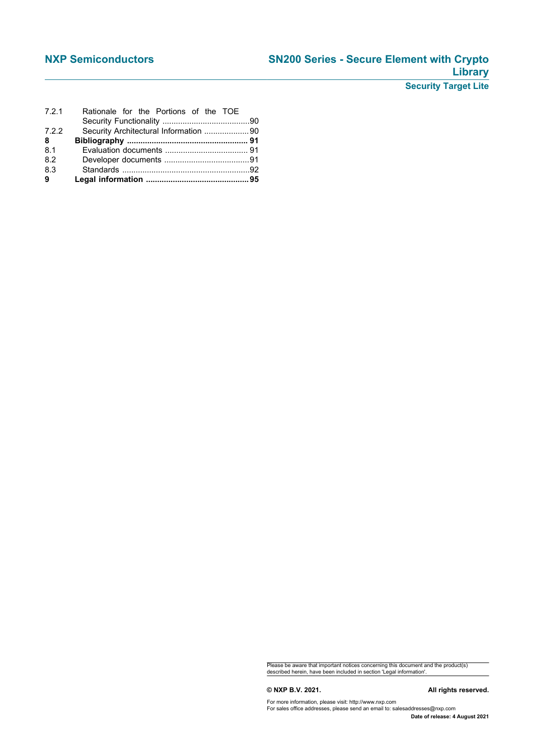7.2.1 Rationale for the Portions of the TOE Security Functionality ....................................... 90
7.2.2 Security Architectural Information .................... 90
**8 Bibliography ...................................................... 91**
8.1 Evaluation documents ..................................... 91
8.2 Developer documents ...................................... 91
8.3 Standards ......................................................... 92
**9 Legal information ............................................. 95**

Please be aware that important notices concerning this document and the product(s) described herein, have been included in section 'Legal information'.

**© NXP B.V. 2021. All rights reserved.**

For more information, please visit: http://www.nxp.com
For sales office addresses, please send an email to: salesaddresses@nxp.com

**Date of release: 4 August 2021**